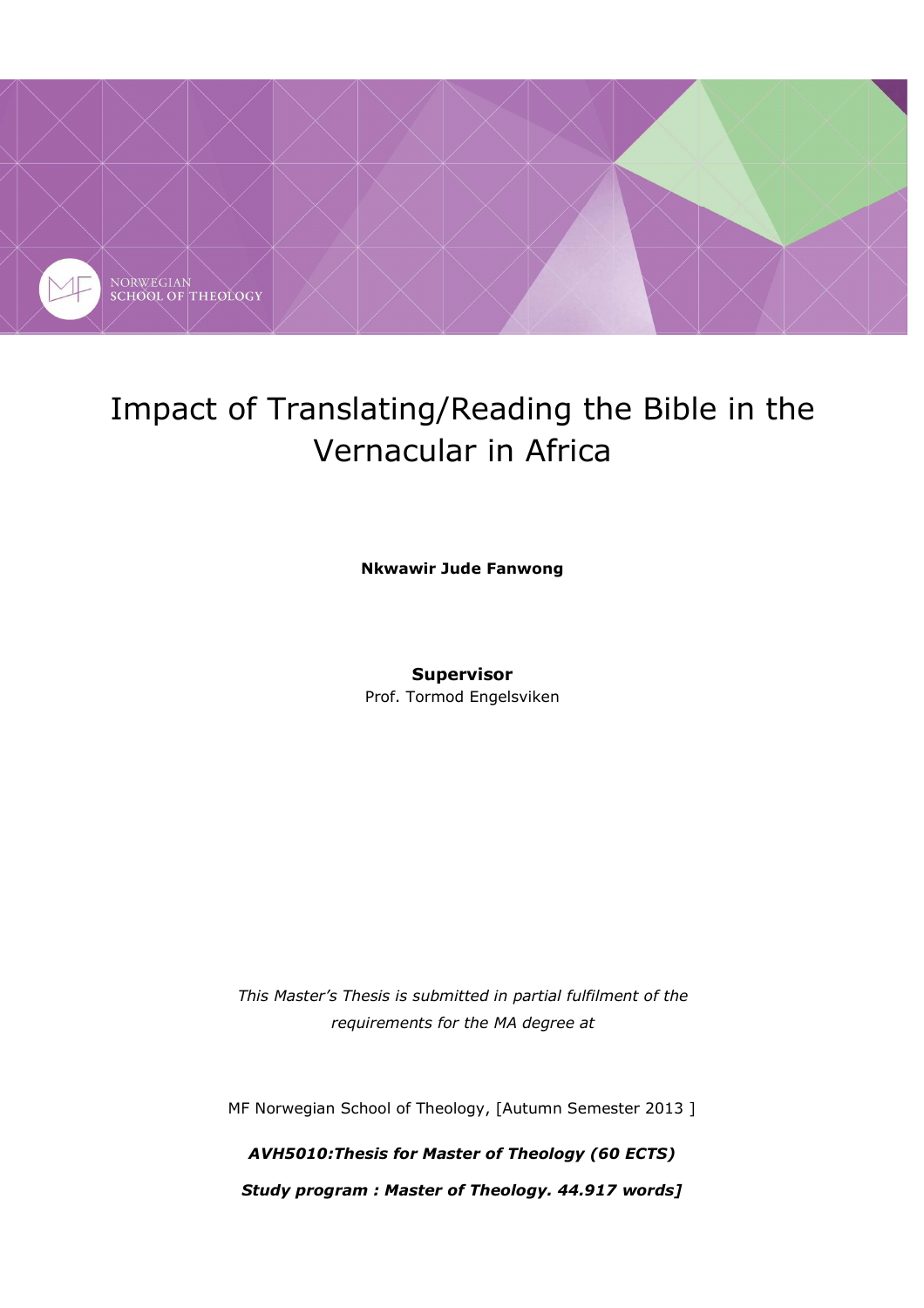NORWEGIAN SCHOOL OF THEOLOGY

# Impact of Translating/Reading the Bible in the Vernacular in Africa

**Nkwawir Jude Fanwong**

**Supervisor**
Prof. Tormod Engelsviken

*This Master's Thesis is submitted in partial fulfilment of the requirements for the MA degree at*

MF Norwegian School of Theology, [Autumn Semester 2013 ]

***AVH5010:Thesis for Master of Theology (60 ECTS)***

***Study program : Master of Theology. 44.917 words]***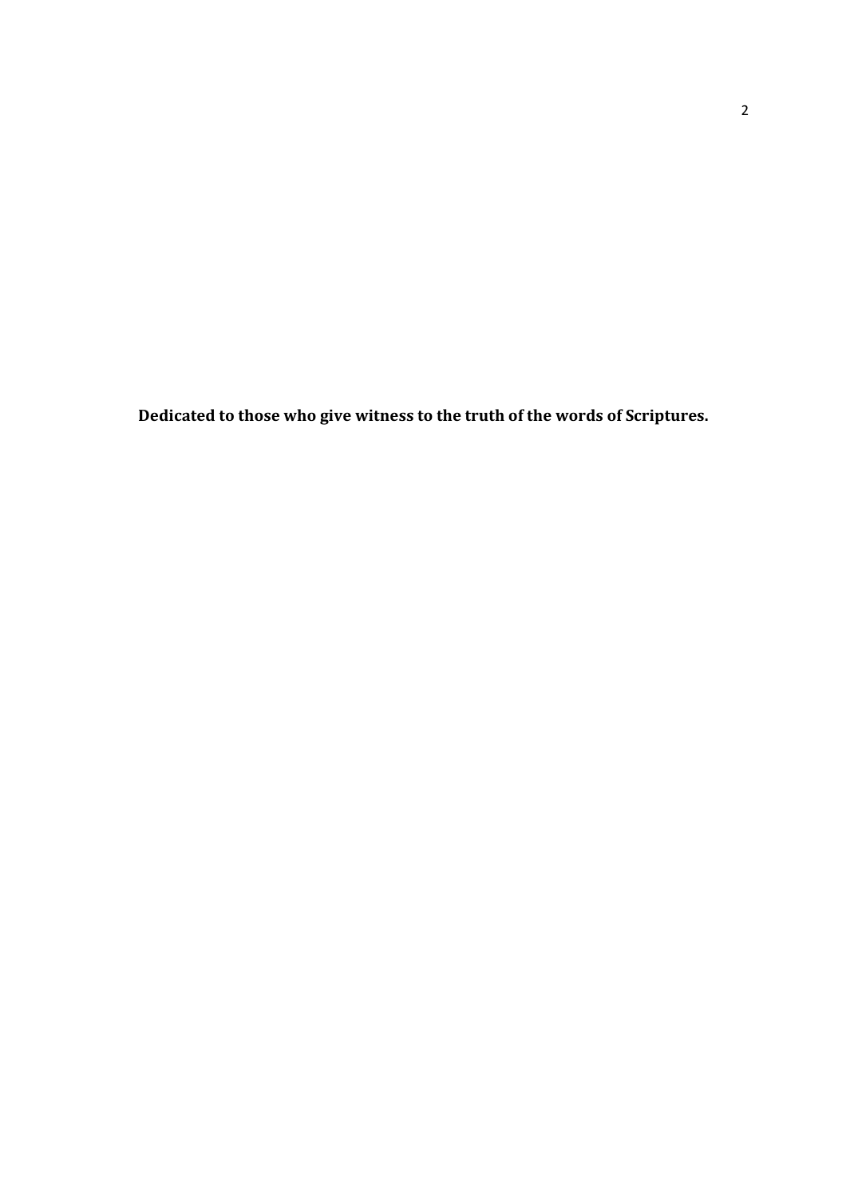**Dedicated to those who give witness to the truth of the words of Scriptures.**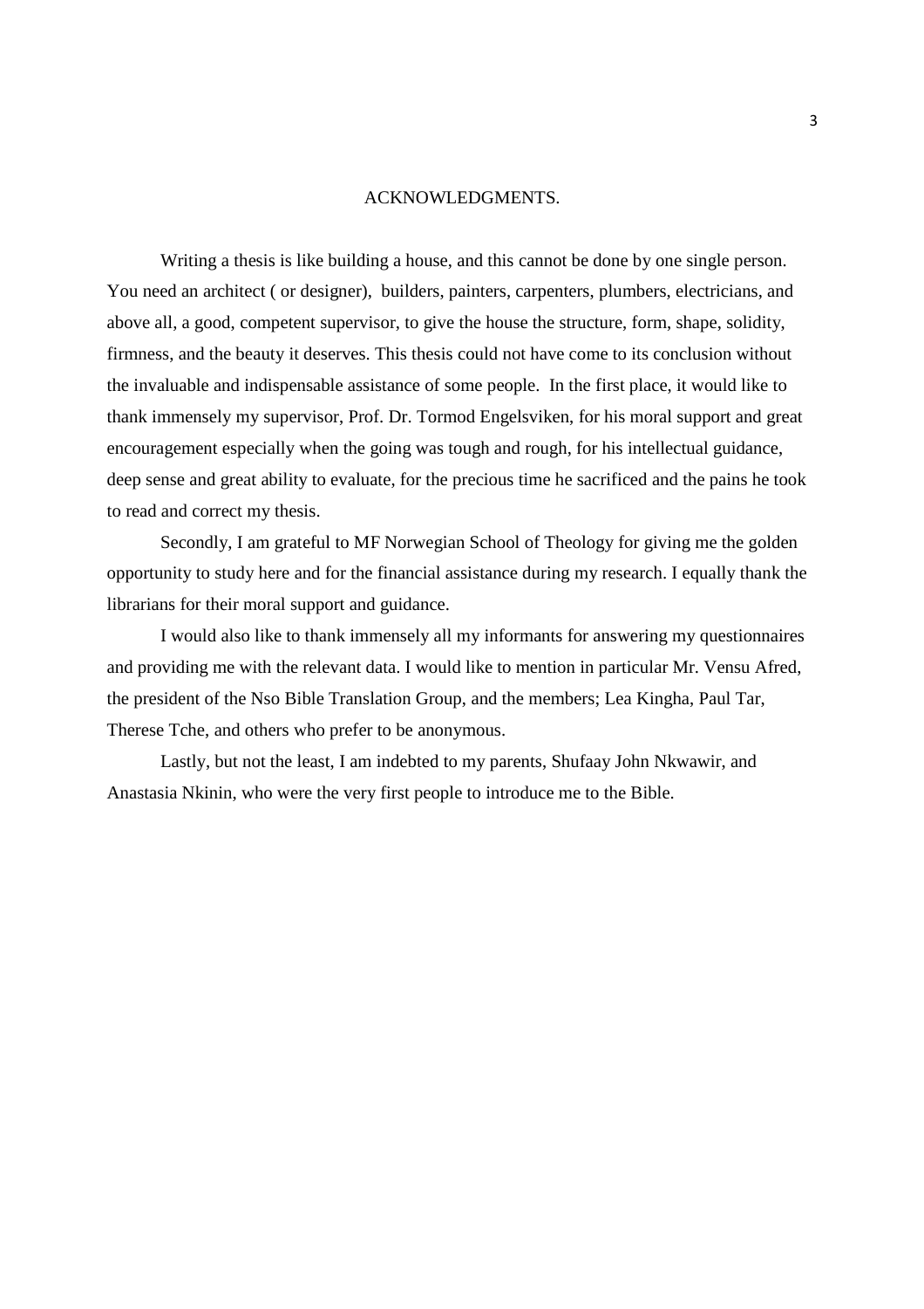# ACKNOWLEDGMENTS.

Writing a thesis is like building a house, and this cannot be done by one single person. You need an architect ( or designer), builders, painters, carpenters, plumbers, electricians, and above all, a good, competent supervisor, to give the house the structure, form, shape, solidity, firmness, and the beauty it deserves. This thesis could not have come to its conclusion without the invaluable and indispensable assistance of some people. In the first place, it would like to thank immensely my supervisor, Prof. Dr. Tormod Engelsviken, for his moral support and great encouragement especially when the going was tough and rough, for his intellectual guidance, deep sense and great ability to evaluate, for the precious time he sacrificed and the pains he took to read and correct my thesis.

Secondly, I am grateful to MF Norwegian School of Theology for giving me the golden opportunity to study here and for the financial assistance during my research. I equally thank the librarians for their moral support and guidance.

I would also like to thank immensely all my informants for answering my questionnaires and providing me with the relevant data. I would like to mention in particular Mr. Vensu Afred, the president of the Nso Bible Translation Group, and the members; Lea Kingha, Paul Tar, Therese Tche, and others who prefer to be anonymous.

Lastly, but not the least, I am indebted to my parents, Shufaay John Nkwawir, and Anastasia Nkinin, who were the very first people to introduce me to the Bible.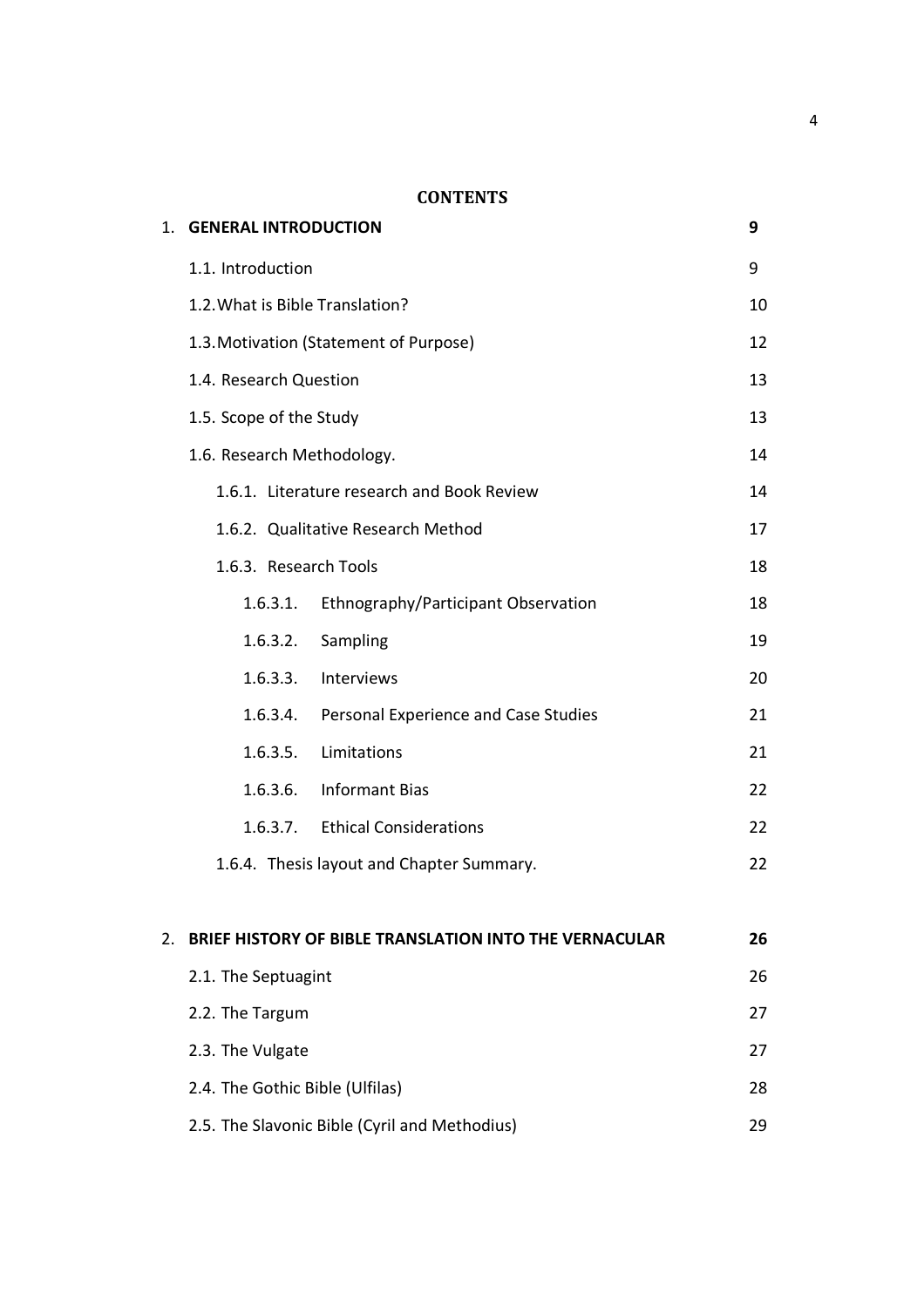# CONTENTS

| | |
|---|---|
| 1. **GENERAL INTRODUCTION** | **9** |
| 1.1. Introduction | 9 |
| 1.2. What is Bible Translation? | 10 |
| 1.3. Motivation (Statement of Purpose) | 12 |
| 1.4. Research Question | 13 |
| 1.5. Scope of the Study | 13 |
| 1.6. Research Methodology. | 14 |
| 1.6.1. Literature research and Book Review | 14 |
| 1.6.2. Qualitative Research Method | 17 |
| 1.6.3. Research Tools | 18 |
| 1.6.3.1. Ethnography/Participant Observation | 18 |
| 1.6.3.2. Sampling | 19 |
| 1.6.3.3. Interviews | 20 |
| 1.6.3.4. Personal Experience and Case Studies | 21 |
| 1.6.3.5. Limitations | 21 |
| 1.6.3.6. Informant Bias | 22 |
| 1.6.3.7. Ethical Considerations | 22 |
| 1.6.4. Thesis layout and Chapter Summary. | 22 |
| 2. **BRIEF HISTORY OF BIBLE TRANSLATION INTO THE VERNACULAR** | **26** |
| 2.1. The Septuagint | 26 |
| 2.2. The Targum | 27 |
| 2.3. The Vulgate | 27 |
| 2.4. The Gothic Bible (Ulfilas) | 28 |
| 2.5. The Slavonic Bible (Cyril and Methodius) | 29 |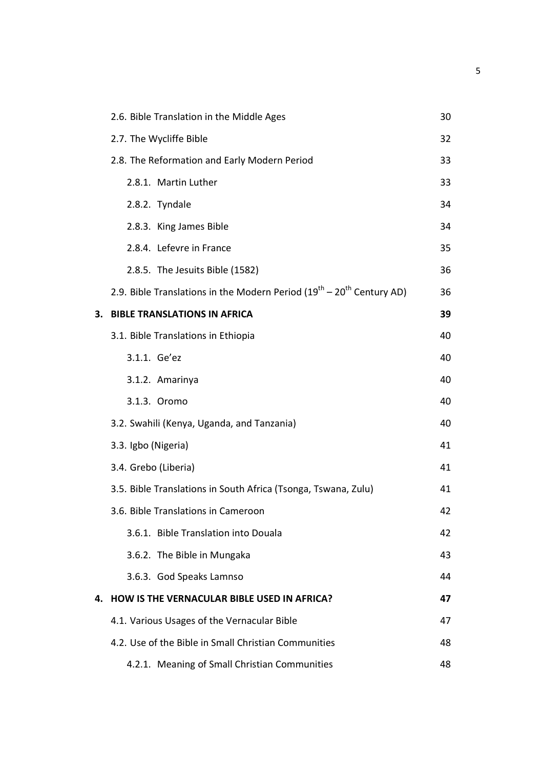| | |
|---|---|
| 2.6. Bible Translation in the Middle Ages | 30 |
| 2.7. The Wycliffe Bible | 32 |
| 2.8. The Reformation and Early Modern Period | 33 |
| 2.8.1. Martin Luther | 33 |
| 2.8.2. Tyndale | 34 |
| 2.8.3. King James Bible | 34 |
| 2.8.4. Lefevre in France | 35 |
| 2.8.5. The Jesuits Bible (1582) | 36 |
| 2.9. Bible Translations in the Modern Period (19th – 20th Century AD) | 36 |
| **3. BIBLE TRANSLATIONS IN AFRICA** | **39** |
| 3.1. Bible Translations in Ethiopia | 40 |
| 3.1.1. Ge'ez | 40 |
| 3.1.2. Amarinya | 40 |
| 3.1.3. Oromo | 40 |
| 3.2. Swahili (Kenya, Uganda, and Tanzania) | 40 |
| 3.3. Igbo (Nigeria) | 41 |
| 3.4. Grebo (Liberia) | 41 |
| 3.5. Bible Translations in South Africa (Tsonga, Tswana, Zulu) | 41 |
| 3.6. Bible Translations in Cameroon | 42 |
| 3.6.1. Bible Translation into Douala | 42 |
| 3.6.2. The Bible in Mungaka | 43 |
| 3.6.3. God Speaks Lamnso | 44 |
| **4. HOW IS THE VERNACULAR BIBLE USED IN AFRICA?** | **47** |
| 4.1. Various Usages of the Vernacular Bible | 47 |
| 4.2. Use of the Bible in Small Christian Communities | 48 |
| 4.2.1. Meaning of Small Christian Communities | 48 |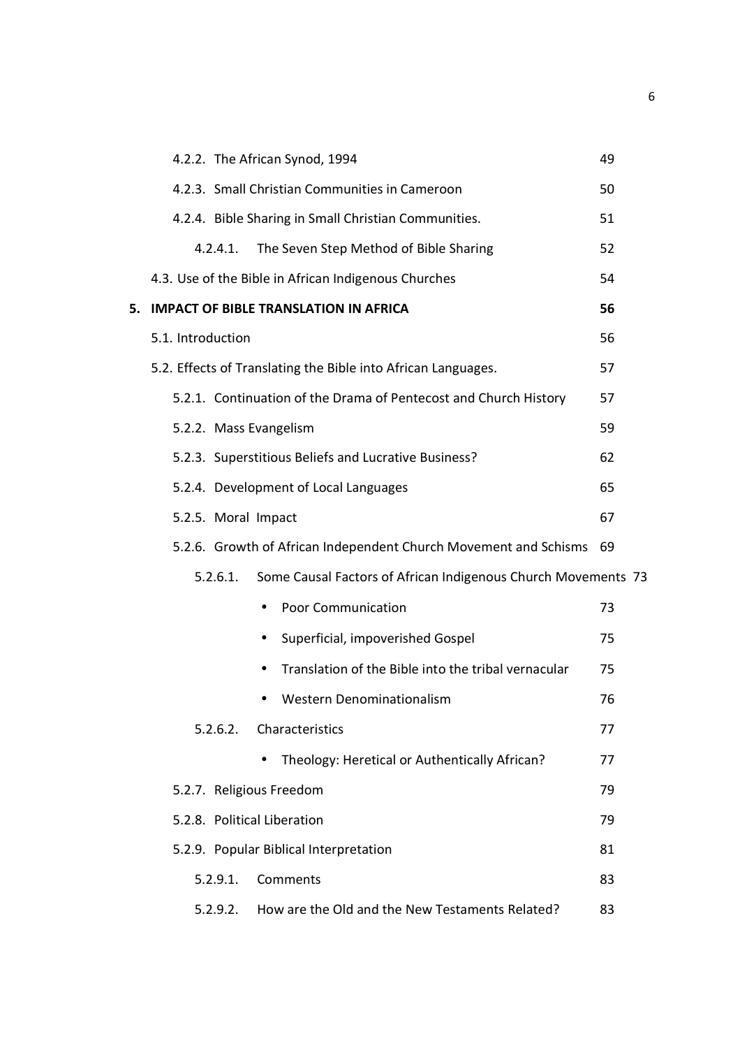| | |
|---|---|
| 4.2.2. The African Synod, 1994 | 49 |
| 4.2.3. Small Christian Communities in Cameroon | 50 |
| 4.2.4. Bible Sharing in Small Christian Communities. | 51 |
| 4.2.4.1. The Seven Step Method of Bible Sharing | 52 |
| 4.3. Use of the Bible in African Indigenous Churches | 54 |
| **5. IMPACT OF BIBLE TRANSLATION IN AFRICA** | **56** |
| 5.1. Introduction | 56 |
| 5.2. Effects of Translating the Bible into African Languages. | 57 |
| 5.2.1. Continuation of the Drama of Pentecost and Church History | 57 |
| 5.2.2. Mass Evangelism | 59 |
| 5.2.3. Superstitious Beliefs and Lucrative Business? | 62 |
| 5.2.4. Development of Local Languages | 65 |
| 5.2.5. Moral Impact | 67 |
| 5.2.6. Growth of African Independent Church Movement and Schisms | 69 |
| 5.2.6.1. Some Causal Factors of African Indigenous Church Movements | 73 |
| • Poor Communication | 73 |
| • Superficial, impoverished Gospel | 75 |
| • Translation of the Bible into the tribal vernacular | 75 |
| • Western Denominationalism | 76 |
| 5.2.6.2. Characteristics | 77 |
| • Theology: Heretical or Authentically African? | 77 |
| 5.2.7. Religious Freedom | 79 |
| 5.2.8. Political Liberation | 79 |
| 5.2.9. Popular Biblical Interpretation | 81 |
| 5.2.9.1. Comments | 83 |
| 5.2.9.2. How are the Old and the New Testaments Related? | 83 |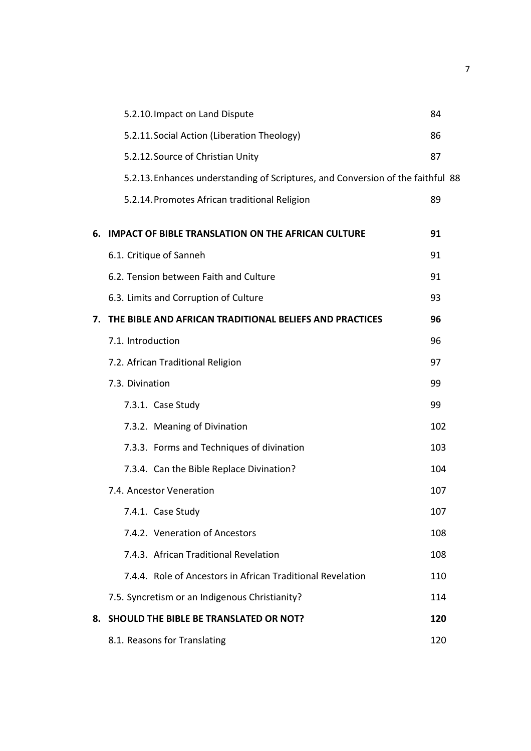| | |
|---|---|
| 5.2.10. Impact on Land Dispute | 84 |
| 5.2.11. Social Action (Liberation Theology) | 86 |
| 5.2.12. Source of Christian Unity | 87 |
| 5.2.13. Enhances understanding of Scriptures, and Conversion of the faithful | 88 |
| 5.2.14. Promotes African traditional Religion | 89 |
| **6. IMPACT OF BIBLE TRANSLATION ON THE AFRICAN CULTURE** | **91** |
| 6.1. Critique of Sanneh | 91 |
| 6.2. Tension between Faith and Culture | 91 |
| 6.3. Limits and Corruption of Culture | 93 |
| **7. THE BIBLE AND AFRICAN TRADITIONAL BELIEFS AND PRACTICES** | **96** |
| 7.1. Introduction | 96 |
| 7.2. African Traditional Religion | 97 |
| 7.3. Divination | 99 |
| 7.3.1. Case Study | 99 |
| 7.3.2. Meaning of Divination | 102 |
| 7.3.3. Forms and Techniques of divination | 103 |
| 7.3.4. Can the Bible Replace Divination? | 104 |
| 7.4. Ancestor Veneration | 107 |
| 7.4.1. Case Study | 107 |
| 7.4.2. Veneration of Ancestors | 108 |
| 7.4.3. African Traditional Revelation | 108 |
| 7.4.4. Role of Ancestors in African Traditional Revelation | 110 |
| 7.5. Syncretism or an Indigenous Christianity? | 114 |
| **8. SHOULD THE BIBLE BE TRANSLATED OR NOT?** | **120** |
| 8.1. Reasons for Translating | 120 |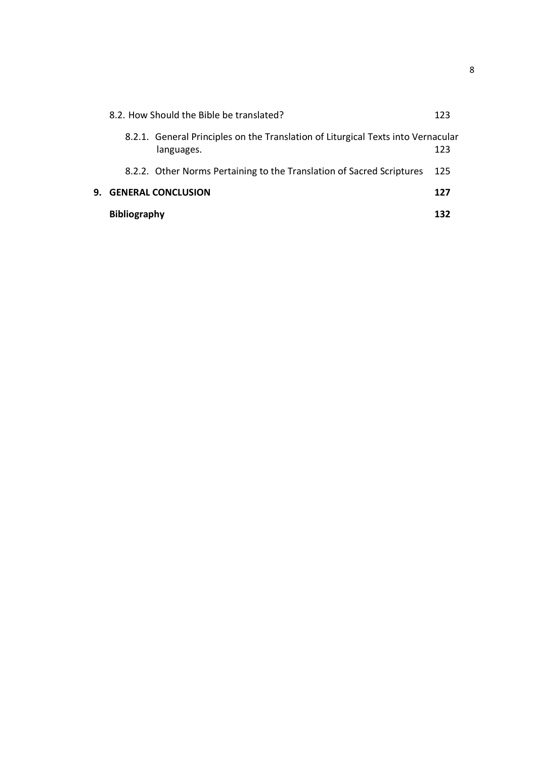8.2. How Should the Bible be translated? 123

8.2.1. General Principles on the Translation of Liturgical Texts into Vernacular languages. 123

8.2.2. Other Norms Pertaining to the Translation of Sacred Scriptures 125

**9. GENERAL CONCLUSION** **127**

**Bibliography** **132**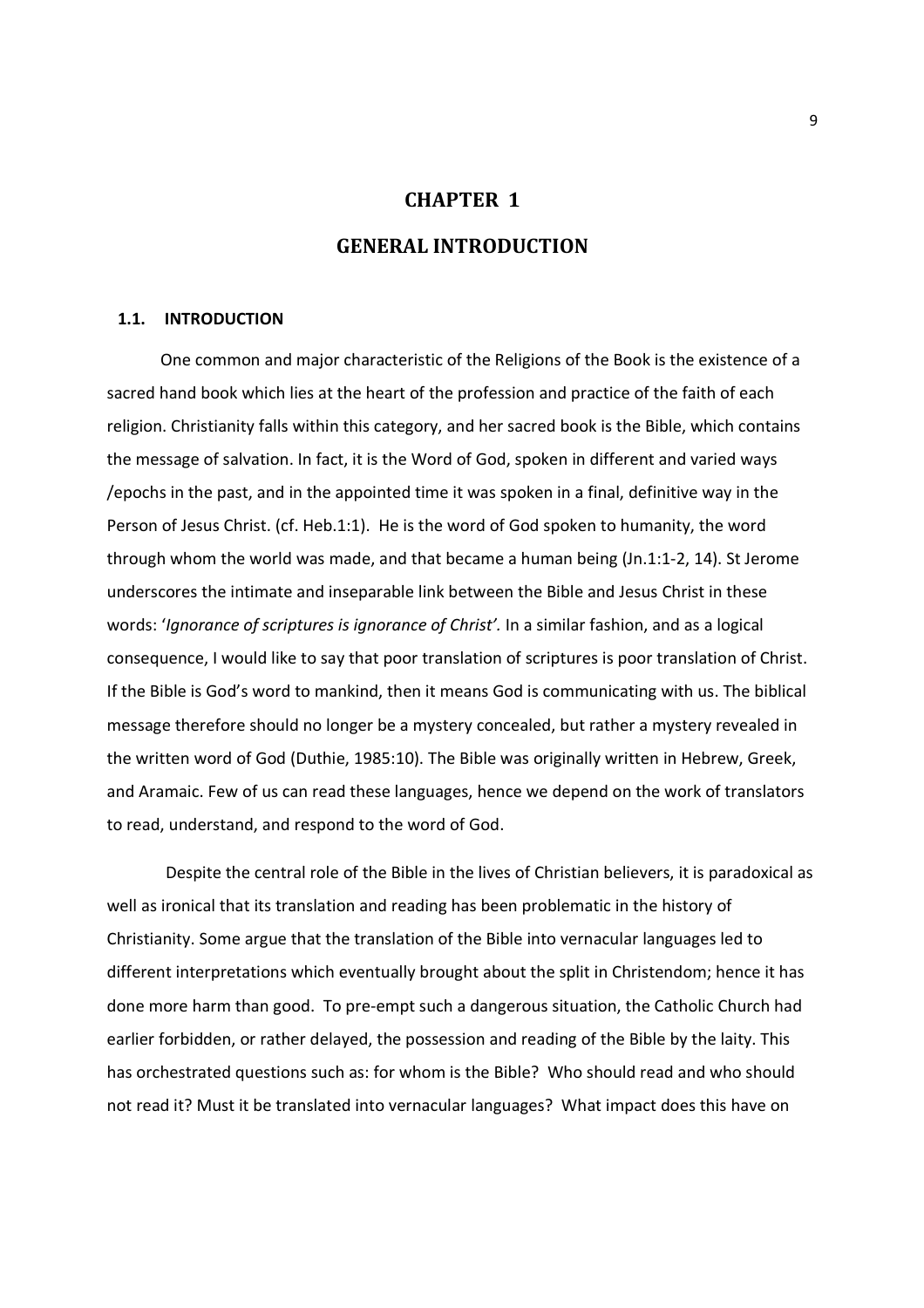# CHAPTER 1

# GENERAL INTRODUCTION

## 1.1. INTRODUCTION

One common and major characteristic of the Religions of the Book is the existence of a sacred hand book which lies at the heart of the profession and practice of the faith of each religion. Christianity falls within this category, and her sacred book is the Bible, which contains the message of salvation. In fact, it is the Word of God, spoken in different and varied ways /epochs in the past, and in the appointed time it was spoken in a final, definitive way in the Person of Jesus Christ. (cf. Heb.1:1). He is the word of God spoken to humanity, the word through whom the world was made, and that became a human being (Jn.1:1-2, 14). St Jerome underscores the intimate and inseparable link between the Bible and Jesus Christ in these words: '*Ignorance of scriptures is ignorance of Christ'.* In a similar fashion, and as a logical consequence, I would like to say that poor translation of scriptures is poor translation of Christ. If the Bible is God's word to mankind, then it means God is communicating with us. The biblical message therefore should no longer be a mystery concealed, but rather a mystery revealed in the written word of God (Duthie, 1985:10). The Bible was originally written in Hebrew, Greek, and Aramaic. Few of us can read these languages, hence we depend on the work of translators to read, understand, and respond to the word of God.

Despite the central role of the Bible in the lives of Christian believers, it is paradoxical as well as ironical that its translation and reading has been problematic in the history of Christianity. Some argue that the translation of the Bible into vernacular languages led to different interpretations which eventually brought about the split in Christendom; hence it has done more harm than good. To pre-empt such a dangerous situation, the Catholic Church had earlier forbidden, or rather delayed, the possession and reading of the Bible by the laity. This has orchestrated questions such as: for whom is the Bible? Who should read and who should not read it? Must it be translated into vernacular languages? What impact does this have on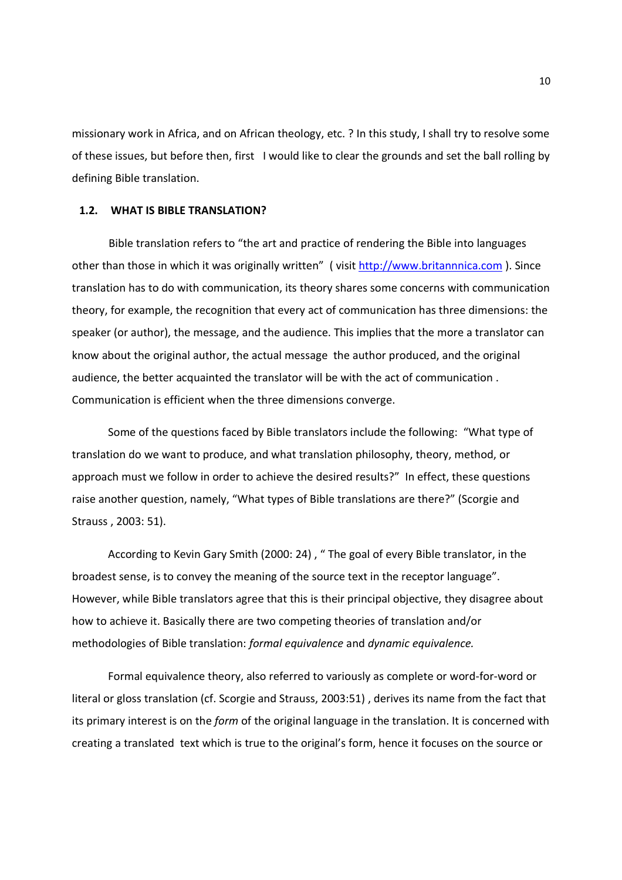missionary work in Africa, and on African theology, etc. ? In this study, I shall try to resolve some of these issues, but before then, first I would like to clear the grounds and set the ball rolling by defining Bible translation.

## 1.2. WHAT IS BIBLE TRANSLATION?

Bible translation refers to "the art and practice of rendering the Bible into languages other than those in which it was originally written" ( visit http://www.britannnica.com ). Since translation has to do with communication, its theory shares some concerns with communication theory, for example, the recognition that every act of communication has three dimensions: the speaker (or author), the message, and the audience. This implies that the more a translator can know about the original author, the actual message the author produced, and the original audience, the better acquainted the translator will be with the act of communication . Communication is efficient when the three dimensions converge.

Some of the questions faced by Bible translators include the following: "What type of translation do we want to produce, and what translation philosophy, theory, method, or approach must we follow in order to achieve the desired results?" In effect, these questions raise another question, namely, "What types of Bible translations are there?" (Scorgie and Strauss , 2003: 51).

According to Kevin Gary Smith (2000: 24) , " The goal of every Bible translator, in the broadest sense, is to convey the meaning of the source text in the receptor language". However, while Bible translators agree that this is their principal objective, they disagree about how to achieve it. Basically there are two competing theories of translation and/or methodologies of Bible translation: *formal equivalence* and *dynamic equivalence.*

Formal equivalence theory, also referred to variously as complete or word-for-word or literal or gloss translation (cf. Scorgie and Strauss, 2003:51) , derives its name from the fact that its primary interest is on the *form* of the original language in the translation. It is concerned with creating a translated text which is true to the original's form, hence it focuses on the source or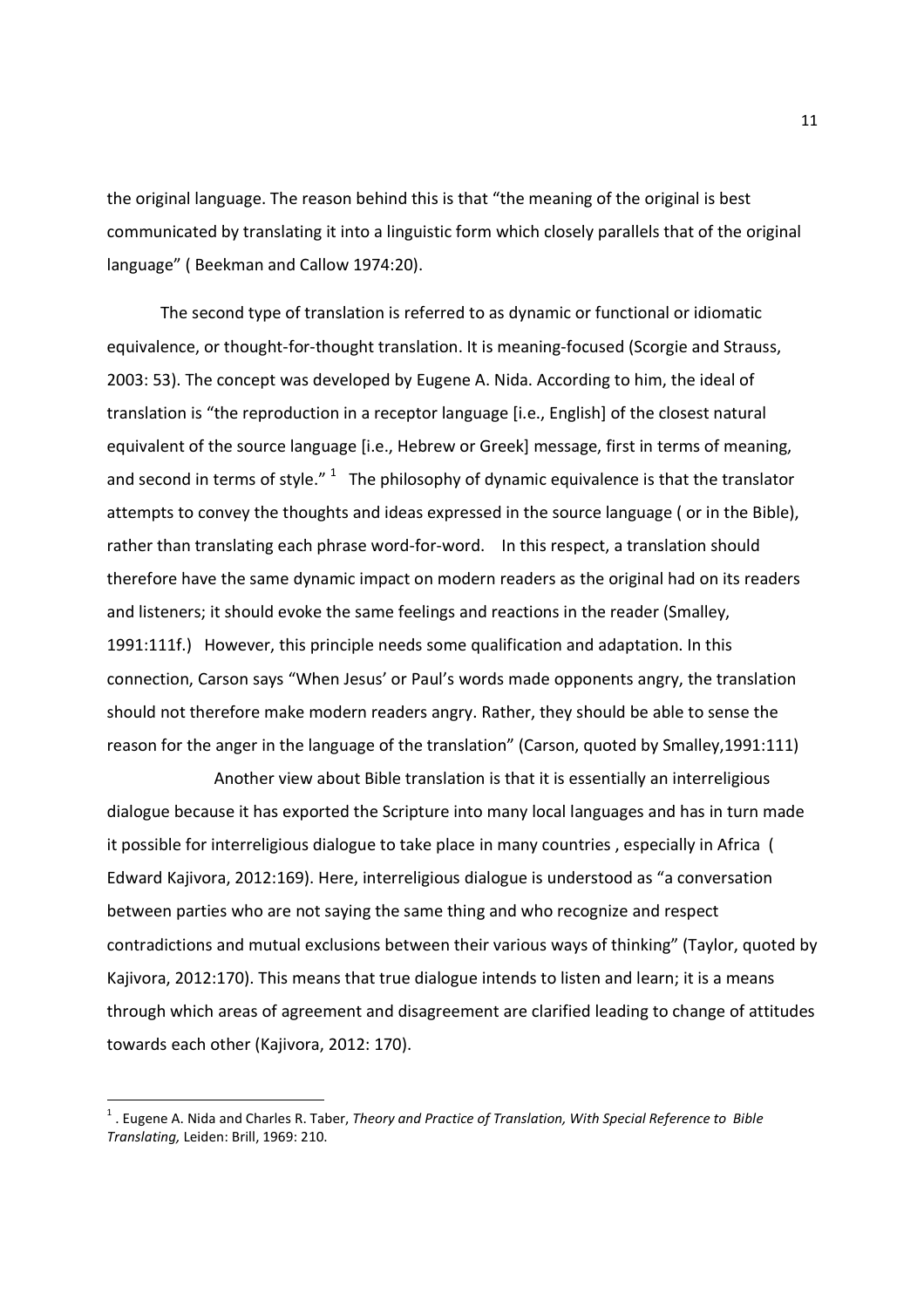the original language. The reason behind this is that "the meaning of the original is best communicated by translating it into a linguistic form which closely parallels that of the original language" ( Beekman and Callow 1974:20).

The second type of translation is referred to as dynamic or functional or idiomatic equivalence, or thought-for-thought translation. It is meaning-focused (Scorgie and Strauss, 2003: 53). The concept was developed by Eugene A. Nida. According to him, the ideal of translation is "the reproduction in a receptor language [i.e., English] of the closest natural equivalent of the source language [i.e., Hebrew or Greek] message, first in terms of meaning, and second in terms of style." [1] The philosophy of dynamic equivalence is that the translator attempts to convey the thoughts and ideas expressed in the source language ( or in the Bible), rather than translating each phrase word-for-word. In this respect, a translation should therefore have the same dynamic impact on modern readers as the original had on its readers and listeners; it should evoke the same feelings and reactions in the reader (Smalley, 1991:111f.) However, this principle needs some qualification and adaptation. In this connection, Carson says "When Jesus' or Paul's words made opponents angry, the translation should not therefore make modern readers angry. Rather, they should be able to sense the reason for the anger in the language of the translation" (Carson, quoted by Smalley,1991:111)

Another view about Bible translation is that it is essentially an interreligious dialogue because it has exported the Scripture into many local languages and has in turn made it possible for interreligious dialogue to take place in many countries , especially in Africa ( Edward Kajivora, 2012:169). Here, interreligious dialogue is understood as "a conversation between parties who are not saying the same thing and who recognize and respect contradictions and mutual exclusions between their various ways of thinking" (Taylor, quoted by Kajivora, 2012:170). This means that true dialogue intends to listen and learn; it is a means through which areas of agreement and disagreement are clarified leading to change of attitudes towards each other (Kajivora, 2012: 170).

---

[1] . Eugene A. Nida and Charles R. Taber, *Theory and Practice of Translation, With Special Reference to Bible Translating,* Leiden: Brill, 1969: 210.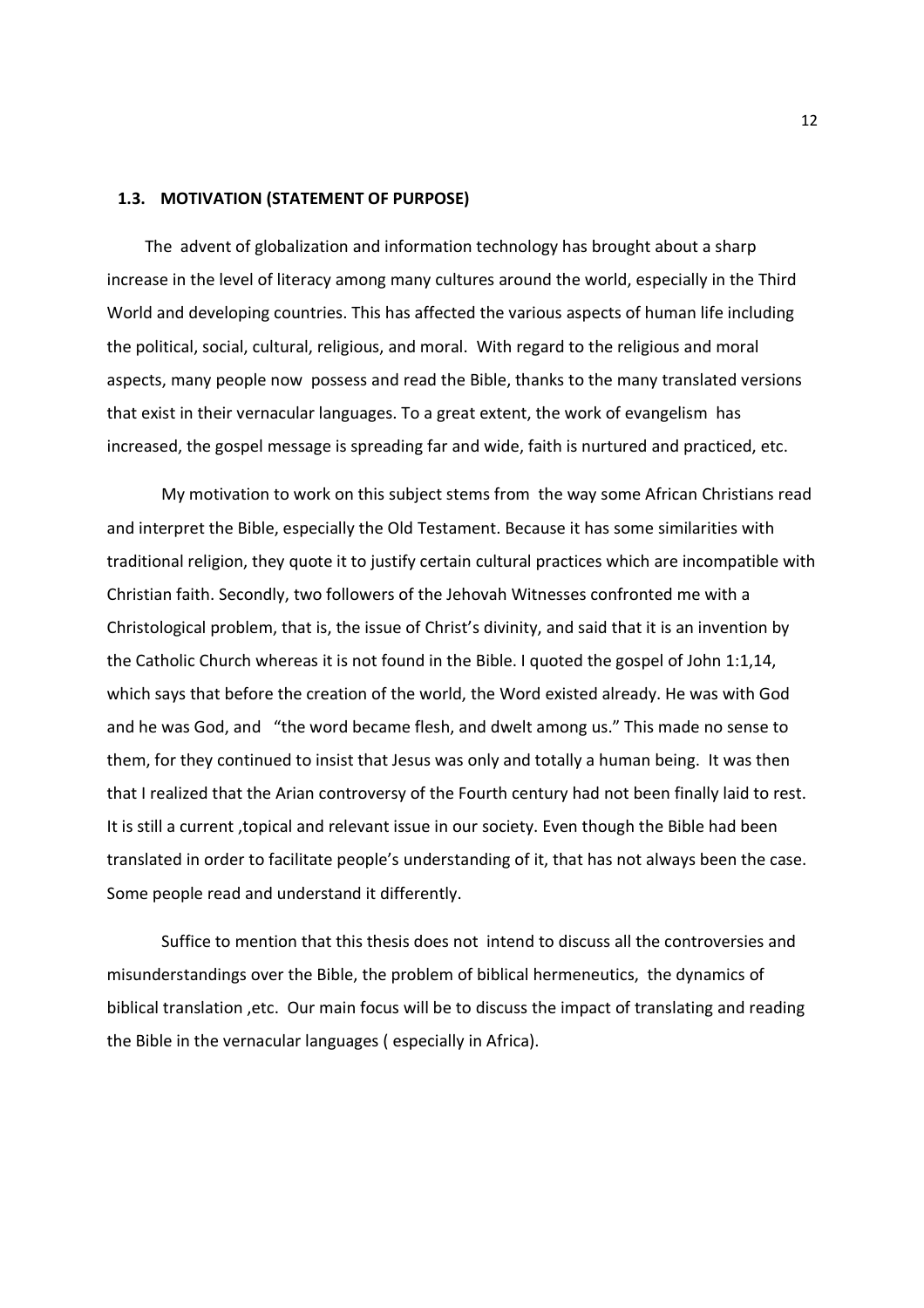## 1.3. MOTIVATION (STATEMENT OF PURPOSE)

The advent of globalization and information technology has brought about a sharp increase in the level of literacy among many cultures around the world, especially in the Third World and developing countries. This has affected the various aspects of human life including the political, social, cultural, religious, and moral. With regard to the religious and moral aspects, many people now possess and read the Bible, thanks to the many translated versions that exist in their vernacular languages. To a great extent, the work of evangelism has increased, the gospel message is spreading far and wide, faith is nurtured and practiced, etc.

My motivation to work on this subject stems from the way some African Christians read and interpret the Bible, especially the Old Testament. Because it has some similarities with traditional religion, they quote it to justify certain cultural practices which are incompatible with Christian faith. Secondly, two followers of the Jehovah Witnesses confronted me with a Christological problem, that is, the issue of Christ's divinity, and said that it is an invention by the Catholic Church whereas it is not found in the Bible. I quoted the gospel of John 1:1,14, which says that before the creation of the world, the Word existed already. He was with God and he was God, and "the word became flesh, and dwelt among us." This made no sense to them, for they continued to insist that Jesus was only and totally a human being. It was then that I realized that the Arian controversy of the Fourth century had not been finally laid to rest. It is still a current ,topical and relevant issue in our society. Even though the Bible had been translated in order to facilitate people's understanding of it, that has not always been the case. Some people read and understand it differently.

Suffice to mention that this thesis does not intend to discuss all the controversies and misunderstandings over the Bible, the problem of biblical hermeneutics, the dynamics of biblical translation ,etc. Our main focus will be to discuss the impact of translating and reading the Bible in the vernacular languages ( especially in Africa).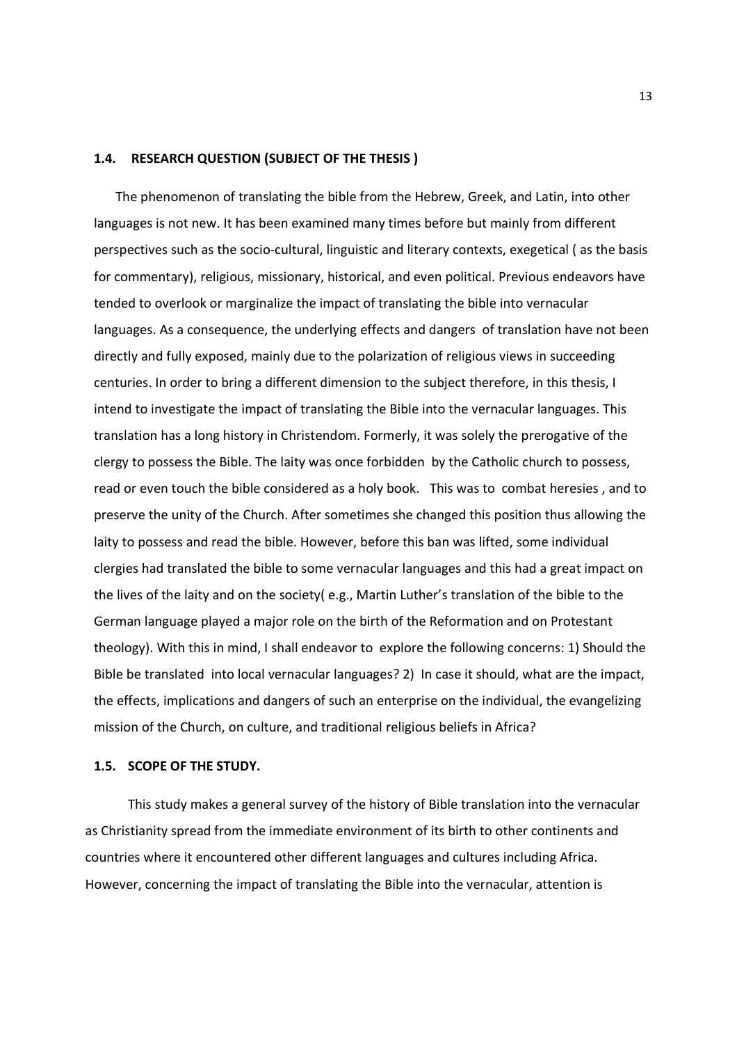### 1.4. RESEARCH QUESTION (SUBJECT OF THE THESIS )

The phenomenon of translating the bible from the Hebrew, Greek, and Latin, into other languages is not new. It has been examined many times before but mainly from different perspectives such as the socio-cultural, linguistic and literary contexts, exegetical ( as the basis for commentary), religious, missionary, historical, and even political. Previous endeavors have tended to overlook or marginalize the impact of translating the bible into vernacular languages. As a consequence, the underlying effects and dangers of translation have not been directly and fully exposed, mainly due to the polarization of religious views in succeeding centuries. In order to bring a different dimension to the subject therefore, in this thesis, I intend to investigate the impact of translating the Bible into the vernacular languages. This translation has a long history in Christendom. Formerly, it was solely the prerogative of the clergy to possess the Bible. The laity was once forbidden by the Catholic church to possess, read or even touch the bible considered as a holy book. This was to combat heresies , and to preserve the unity of the Church. After sometimes she changed this position thus allowing the laity to possess and read the bible. However, before this ban was lifted, some individual clergies had translated the bible to some vernacular languages and this had a great impact on the lives of the laity and on the society( e.g., Martin Luther's translation of the bible to the German language played a major role on the birth of the Reformation and on Protestant theology). With this in mind, I shall endeavor to explore the following concerns: 1) Should the Bible be translated into local vernacular languages? 2) In case it should, what are the impact, the effects, implications and dangers of such an enterprise on the individual, the evangelizing mission of the Church, on culture, and traditional religious beliefs in Africa?

### 1.5. SCOPE OF THE STUDY.

This study makes a general survey of the history of Bible translation into the vernacular as Christianity spread from the immediate environment of its birth to other continents and countries where it encountered other different languages and cultures including Africa. However, concerning the impact of translating the Bible into the vernacular, attention is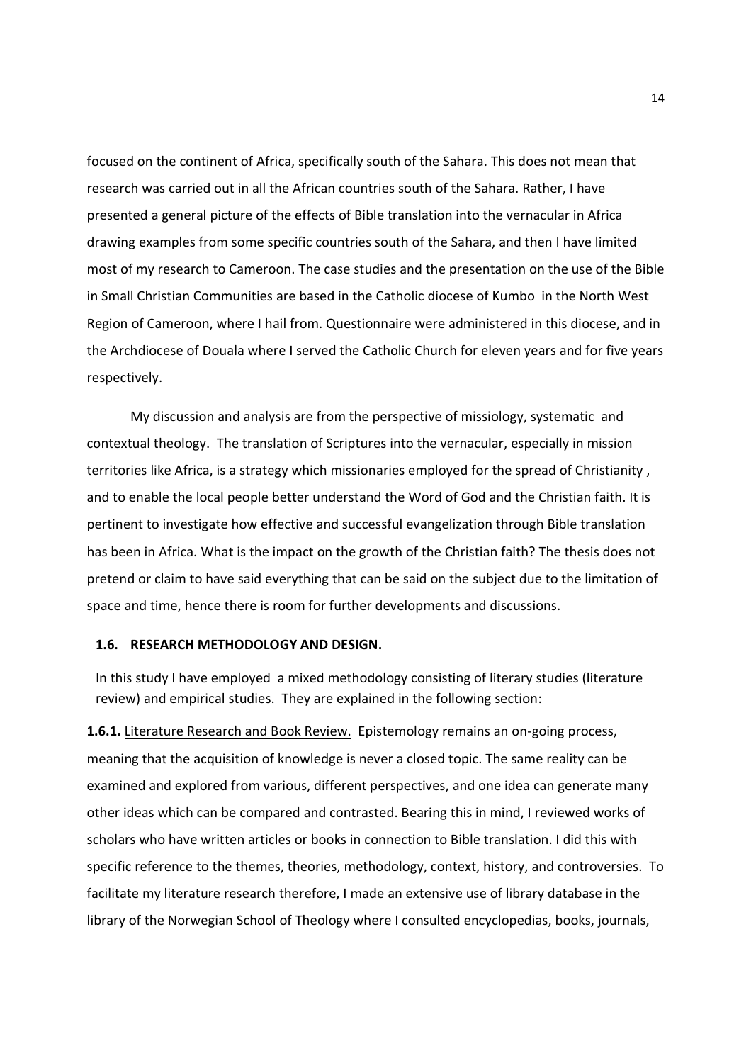focused on the continent of Africa, specifically south of the Sahara. This does not mean that research was carried out in all the African countries south of the Sahara. Rather, I have presented a general picture of the effects of Bible translation into the vernacular in Africa drawing examples from some specific countries south of the Sahara, and then I have limited most of my research to Cameroon. The case studies and the presentation on the use of the Bible in Small Christian Communities are based in the Catholic diocese of Kumbo in the North West Region of Cameroon, where I hail from. Questionnaire were administered in this diocese, and in the Archdiocese of Douala where I served the Catholic Church for eleven years and for five years respectively.

My discussion and analysis are from the perspective of missiology, systematic and contextual theology. The translation of Scriptures into the vernacular, especially in mission territories like Africa, is a strategy which missionaries employed for the spread of Christianity , and to enable the local people better understand the Word of God and the Christian faith. It is pertinent to investigate how effective and successful evangelization through Bible translation has been in Africa. What is the impact on the growth of the Christian faith? The thesis does not pretend or claim to have said everything that can be said on the subject due to the limitation of space and time, hence there is room for further developments and discussions.

### 1.6. RESEARCH METHODOLOGY AND DESIGN.

In this study I have employed a mixed methodology consisting of literary studies (literature review) and empirical studies. They are explained in the following section:

**1.6.1.** Literature Research and Book Review. Epistemology remains an on-going process, meaning that the acquisition of knowledge is never a closed topic. The same reality can be examined and explored from various, different perspectives, and one idea can generate many other ideas which can be compared and contrasted. Bearing this in mind, I reviewed works of scholars who have written articles or books in connection to Bible translation. I did this with specific reference to the themes, theories, methodology, context, history, and controversies. To facilitate my literature research therefore, I made an extensive use of library database in the library of the Norwegian School of Theology where I consulted encyclopedias, books, journals,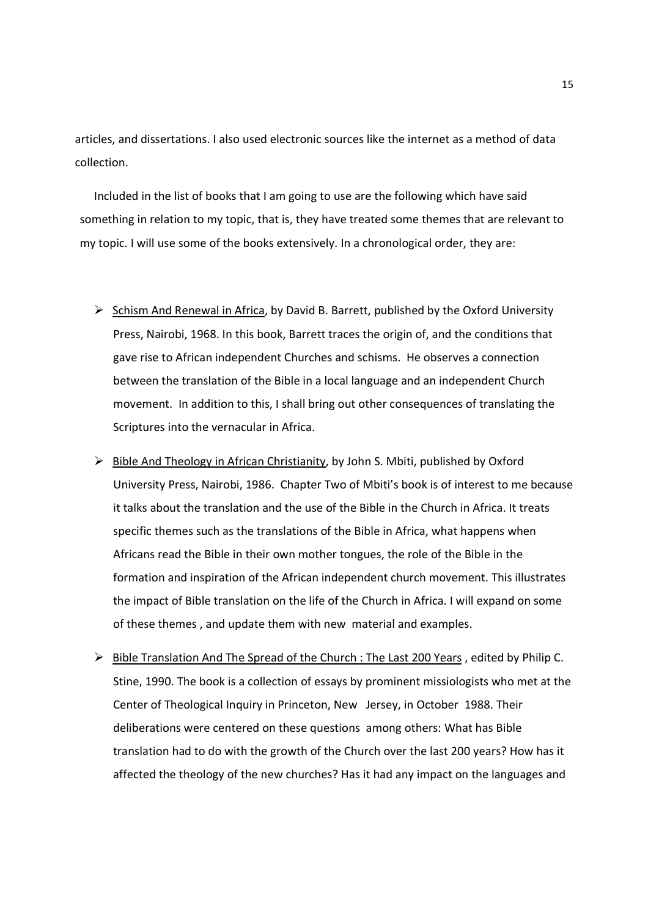articles, and dissertations. I also used electronic sources like the internet as a method of data collection.

Included in the list of books that I am going to use are the following which have said something in relation to my topic, that is, they have treated some themes that are relevant to my topic. I will use some of the books extensively. In a chronological order, they are:

- Schism And Renewal in Africa, by David B. Barrett, published by the Oxford University Press, Nairobi, 1968. In this book, Barrett traces the origin of, and the conditions that gave rise to African independent Churches and schisms. He observes a connection between the translation of the Bible in a local language and an independent Church movement. In addition to this, I shall bring out other consequences of translating the Scriptures into the vernacular in Africa.
- Bible And Theology in African Christianity, by John S. Mbiti, published by Oxford University Press, Nairobi, 1986. Chapter Two of Mbiti's book is of interest to me because it talks about the translation and the use of the Bible in the Church in Africa. It treats specific themes such as the translations of the Bible in Africa, what happens when Africans read the Bible in their own mother tongues, the role of the Bible in the formation and inspiration of the African independent church movement. This illustrates the impact of Bible translation on the life of the Church in Africa. I will expand on some of these themes , and update them with new material and examples.
- Bible Translation And The Spread of the Church : The Last 200 Years , edited by Philip C. Stine, 1990. The book is a collection of essays by prominent missiologists who met at the Center of Theological Inquiry in Princeton, New Jersey, in October 1988. Their deliberations were centered on these questions among others: What has Bible translation had to do with the growth of the Church over the last 200 years? How has it affected the theology of the new churches? Has it had any impact on the languages and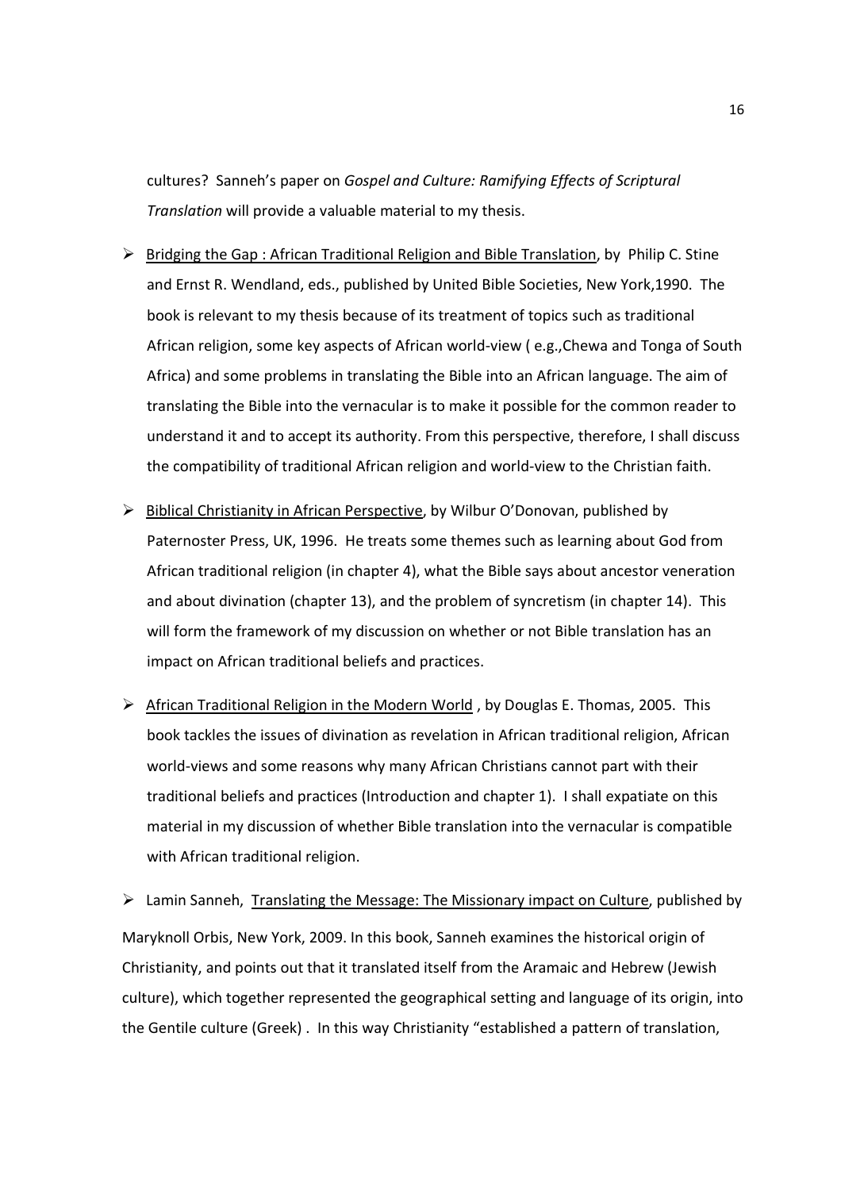cultures? Sanneh's paper on *Gospel and Culture: Ramifying Effects of Scriptural Translation* will provide a valuable material to my thesis.

- Bridging the Gap : African Traditional Religion and Bible Translation, by Philip C. Stine and Ernst R. Wendland, eds., published by United Bible Societies, New York,1990. The book is relevant to my thesis because of its treatment of topics such as traditional African religion, some key aspects of African world-view ( e.g.,Chewa and Tonga of South Africa) and some problems in translating the Bible into an African language. The aim of translating the Bible into the vernacular is to make it possible for the common reader to understand it and to accept its authority. From this perspective, therefore, I shall discuss the compatibility of traditional African religion and world-view to the Christian faith.

- Biblical Christianity in African Perspective, by Wilbur O'Donovan, published by Paternoster Press, UK, 1996. He treats some themes such as learning about God from African traditional religion (in chapter 4), what the Bible says about ancestor veneration and about divination (chapter 13), and the problem of syncretism (in chapter 14). This will form the framework of my discussion on whether or not Bible translation has an impact on African traditional beliefs and practices.

- African Traditional Religion in the Modern World , by Douglas E. Thomas, 2005. This book tackles the issues of divination as revelation in African traditional religion, African world-views and some reasons why many African Christians cannot part with their traditional beliefs and practices (Introduction and chapter 1). I shall expatiate on this material in my discussion of whether Bible translation into the vernacular is compatible with African traditional religion.

- Lamin Sanneh, Translating the Message: The Missionary impact on Culture, published by Maryknoll Orbis, New York, 2009. In this book, Sanneh examines the historical origin of Christianity, and points out that it translated itself from the Aramaic and Hebrew (Jewish culture), which together represented the geographical setting and language of its origin, into the Gentile culture (Greek) . In this way Christianity "established a pattern of translation,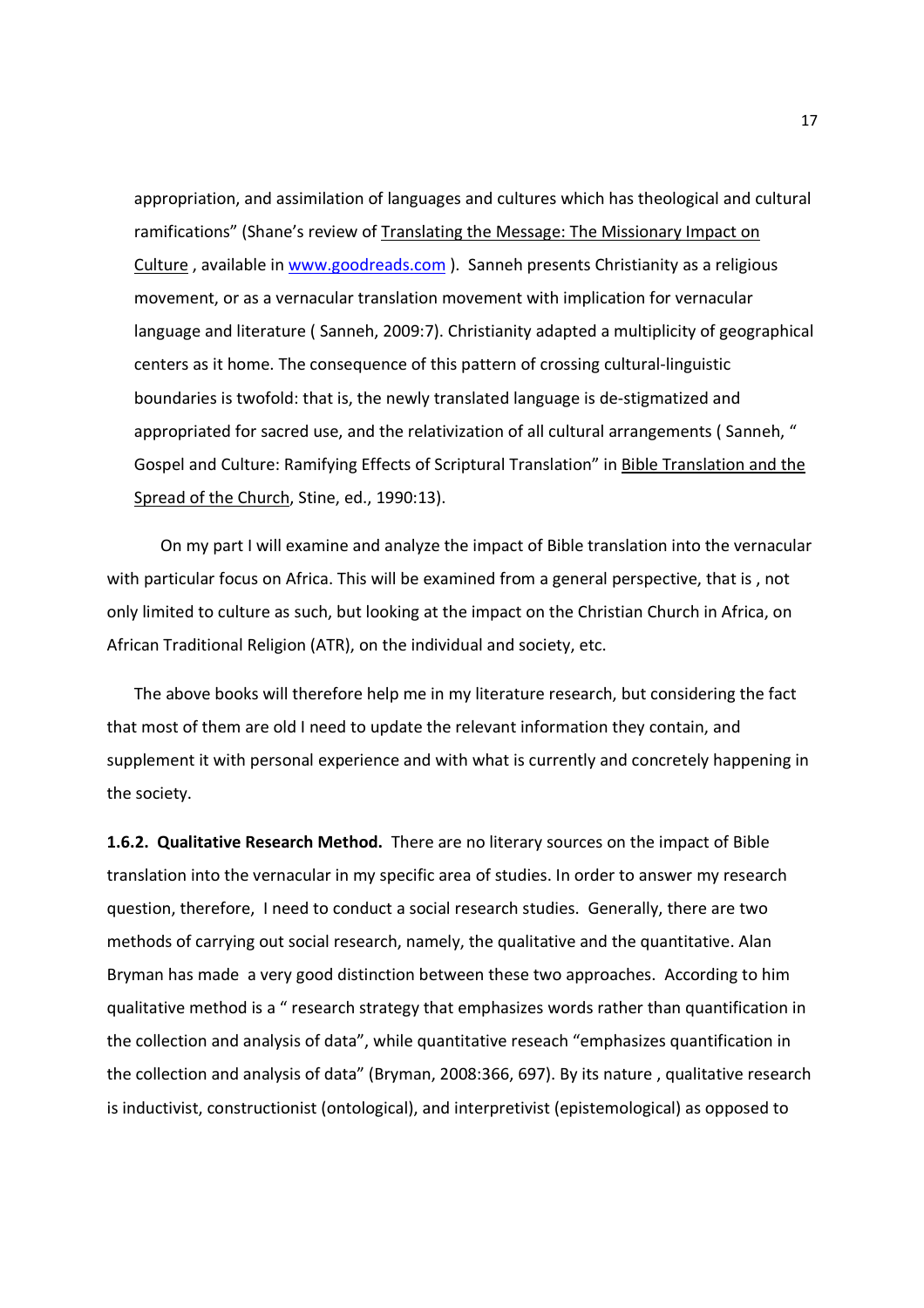appropriation, and assimilation of languages and cultures which has theological and cultural ramifications" (Shane's review of Translating the Message: The Missionary Impact on Culture , available in www.goodreads.com ). Sanneh presents Christianity as a religious movement, or as a vernacular translation movement with implication for vernacular language and literature ( Sanneh, 2009:7). Christianity adapted a multiplicity of geographical centers as it home. The consequence of this pattern of crossing cultural-linguistic boundaries is twofold: that is, the newly translated language is de-stigmatized and appropriated for sacred use, and the relativization of all cultural arrangements ( Sanneh, " Gospel and Culture: Ramifying Effects of Scriptural Translation" in Bible Translation and the Spread of the Church, Stine, ed., 1990:13).

On my part I will examine and analyze the impact of Bible translation into the vernacular with particular focus on Africa. This will be examined from a general perspective, that is , not only limited to culture as such, but looking at the impact on the Christian Church in Africa, on African Traditional Religion (ATR), on the individual and society, etc.

The above books will therefore help me in my literature research, but considering the fact that most of them are old I need to update the relevant information they contain, and supplement it with personal experience and with what is currently and concretely happening in the society.

**1.6.2. Qualitative Research Method.** There are no literary sources on the impact of Bible translation into the vernacular in my specific area of studies. In order to answer my research question, therefore, I need to conduct a social research studies. Generally, there are two methods of carrying out social research, namely, the qualitative and the quantitative. Alan Bryman has made a very good distinction between these two approaches. According to him qualitative method is a " research strategy that emphasizes words rather than quantification in the collection and analysis of data", while quantitative reseach "emphasizes quantification in the collection and analysis of data" (Bryman, 2008:366, 697). By its nature , qualitative research is inductivist, constructionist (ontological), and interpretivist (epistemological) as opposed to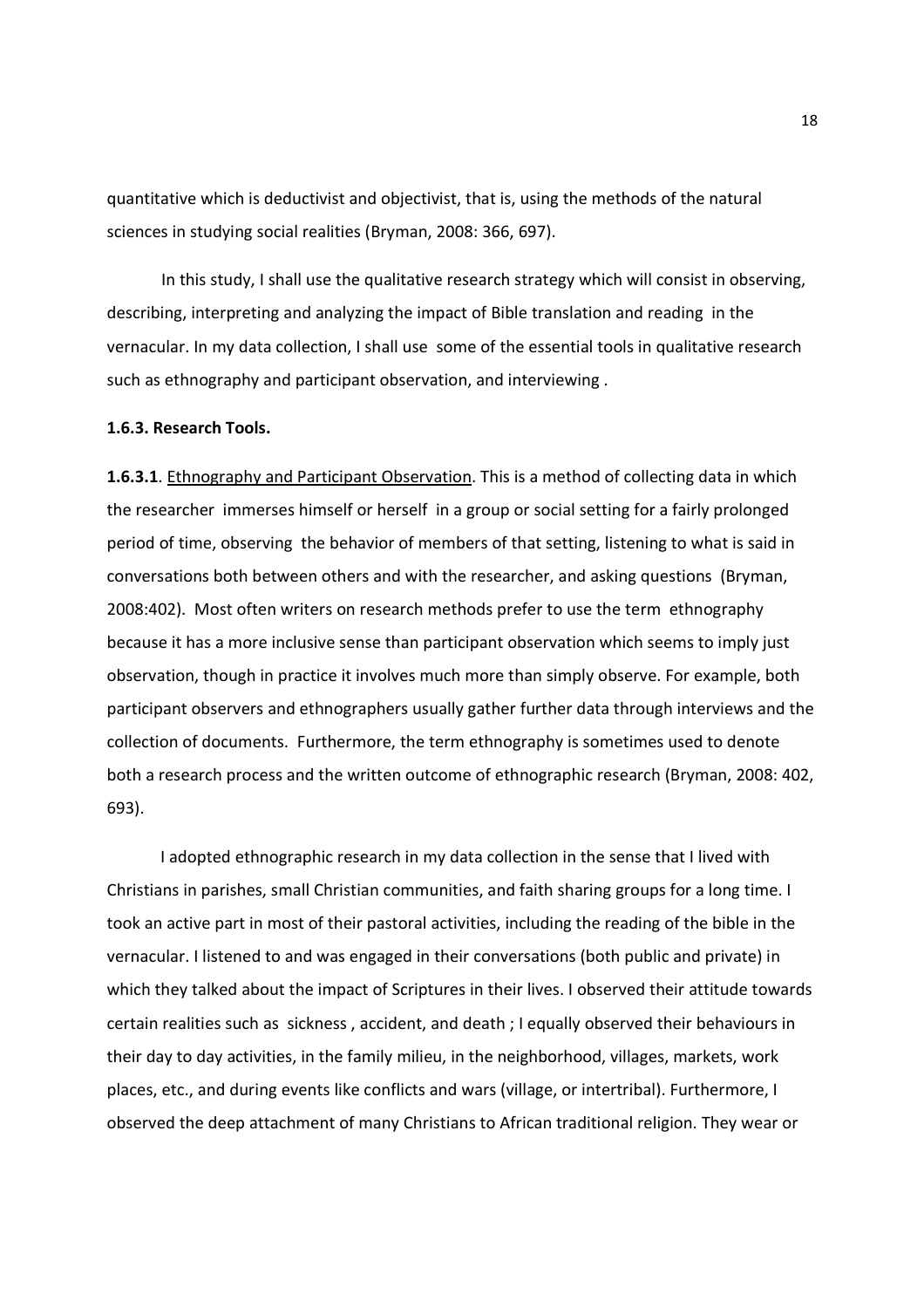quantitative which is deductivist and objectivist, that is, using the methods of the natural sciences in studying social realities (Bryman, 2008: 366, 697).

In this study, I shall use the qualitative research strategy which will consist in observing, describing, interpreting and analyzing the impact of Bible translation and reading in the vernacular. In my data collection, I shall use some of the essential tools in qualitative research such as ethnography and participant observation, and interviewing .

### 1.6.3. Research Tools.

**1.6.3.1**. Ethnography and Participant Observation. This is a method of collecting data in which the researcher immerses himself or herself in a group or social setting for a fairly prolonged period of time, observing the behavior of members of that setting, listening to what is said in conversations both between others and with the researcher, and asking questions (Bryman, 2008:402). Most often writers on research methods prefer to use the term ethnography because it has a more inclusive sense than participant observation which seems to imply just observation, though in practice it involves much more than simply observe. For example, both participant observers and ethnographers usually gather further data through interviews and the collection of documents. Furthermore, the term ethnography is sometimes used to denote both a research process and the written outcome of ethnographic research (Bryman, 2008: 402, 693).

I adopted ethnographic research in my data collection in the sense that I lived with Christians in parishes, small Christian communities, and faith sharing groups for a long time. I took an active part in most of their pastoral activities, including the reading of the bible in the vernacular. I listened to and was engaged in their conversations (both public and private) in which they talked about the impact of Scriptures in their lives. I observed their attitude towards certain realities such as sickness , accident, and death ; I equally observed their behaviours in their day to day activities, in the family milieu, in the neighborhood, villages, markets, work places, etc., and during events like conflicts and wars (village, or intertribal). Furthermore, I observed the deep attachment of many Christians to African traditional religion. They wear or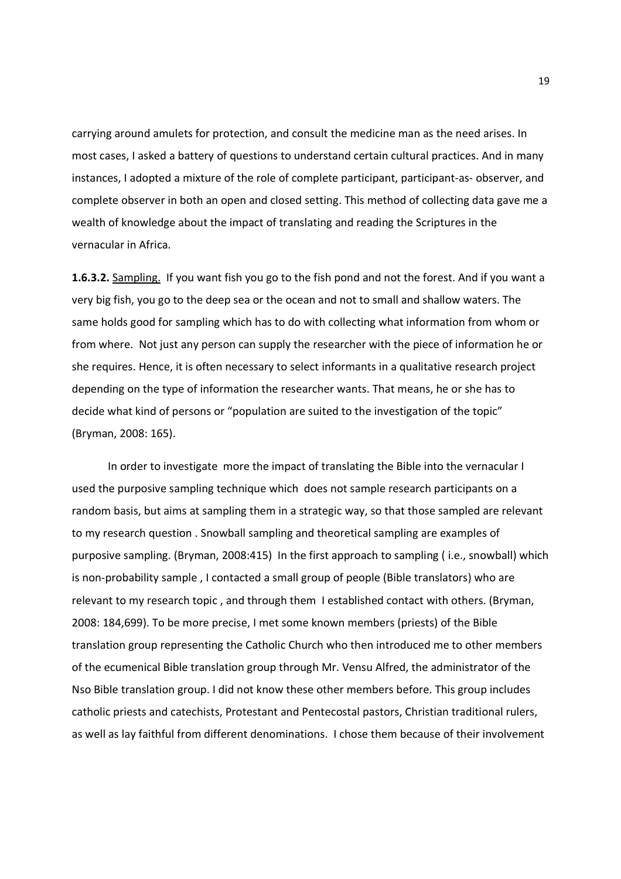carrying around amulets for protection, and consult the medicine man as the need arises. In most cases, I asked a battery of questions to understand certain cultural practices. And in many instances, I adopted a mixture of the role of complete participant, participant-as- observer, and complete observer in both an open and closed setting. This method of collecting data gave me a wealth of knowledge about the impact of translating and reading the Scriptures in the vernacular in Africa.

**1.6.3.2.** Sampling. If you want fish you go to the fish pond and not the forest. And if you want a very big fish, you go to the deep sea or the ocean and not to small and shallow waters. The same holds good for sampling which has to do with collecting what information from whom or from where. Not just any person can supply the researcher with the piece of information he or she requires. Hence, it is often necessary to select informants in a qualitative research project depending on the type of information the researcher wants. That means, he or she has to decide what kind of persons or "population are suited to the investigation of the topic" (Bryman, 2008: 165).

In order to investigate more the impact of translating the Bible into the vernacular I used the purposive sampling technique which does not sample research participants on a random basis, but aims at sampling them in a strategic way, so that those sampled are relevant to my research question . Snowball sampling and theoretical sampling are examples of purposive sampling. (Bryman, 2008:415) In the first approach to sampling ( i.e., snowball) which is non-probability sample , I contacted a small group of people (Bible translators) who are relevant to my research topic , and through them I established contact with others. (Bryman, 2008: 184,699). To be more precise, I met some known members (priests) of the Bible translation group representing the Catholic Church who then introduced me to other members of the ecumenical Bible translation group through Mr. Vensu Alfred, the administrator of the Nso Bible translation group. I did not know these other members before. This group includes catholic priests and catechists, Protestant and Pentecostal pastors, Christian traditional rulers, as well as lay faithful from different denominations. I chose them because of their involvement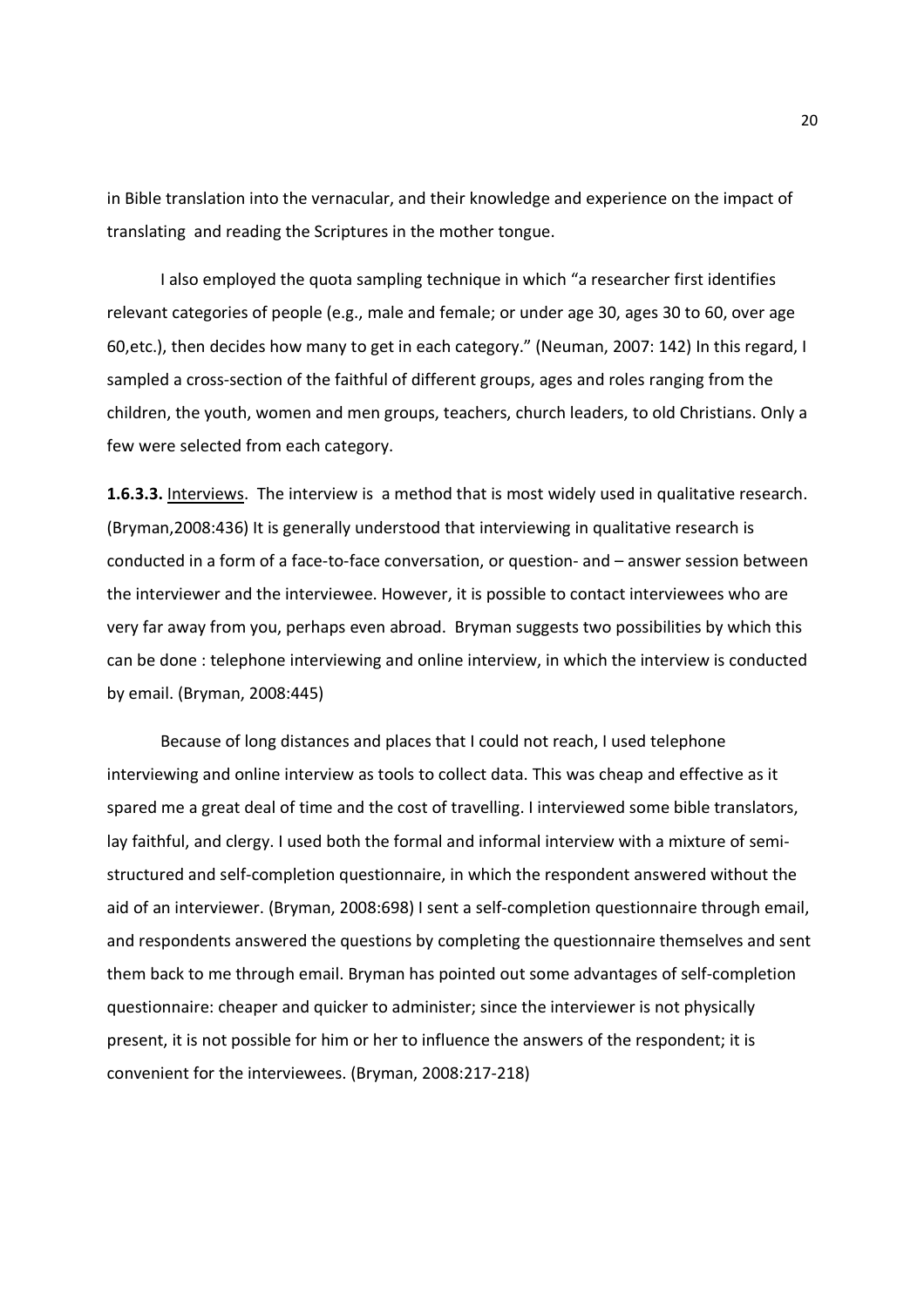in Bible translation into the vernacular, and their knowledge and experience on the impact of translating and reading the Scriptures in the mother tongue.

I also employed the quota sampling technique in which "a researcher first identifies relevant categories of people (e.g., male and female; or under age 30, ages 30 to 60, over age 60,etc.), then decides how many to get in each category." (Neuman, 2007: 142) In this regard, I sampled a cross-section of the faithful of different groups, ages and roles ranging from the children, the youth, women and men groups, teachers, church leaders, to old Christians. Only a few were selected from each category.

**1.6.3.3.** Interviews. The interview is a method that is most widely used in qualitative research. (Bryman,2008:436) It is generally understood that interviewing in qualitative research is conducted in a form of a face-to-face conversation, or question- and – answer session between the interviewer and the interviewee. However, it is possible to contact interviewees who are very far away from you, perhaps even abroad. Bryman suggests two possibilities by which this can be done : telephone interviewing and online interview, in which the interview is conducted by email. (Bryman, 2008:445)

Because of long distances and places that I could not reach, I used telephone interviewing and online interview as tools to collect data. This was cheap and effective as it spared me a great deal of time and the cost of travelling. I interviewed some bible translators, lay faithful, and clergy. I used both the formal and informal interview with a mixture of semi-structured and self-completion questionnaire, in which the respondent answered without the aid of an interviewer. (Bryman, 2008:698) I sent a self-completion questionnaire through email, and respondents answered the questions by completing the questionnaire themselves and sent them back to me through email. Bryman has pointed out some advantages of self-completion questionnaire: cheaper and quicker to administer; since the interviewer is not physically present, it is not possible for him or her to influence the answers of the respondent; it is convenient for the interviewees. (Bryman, 2008:217-218)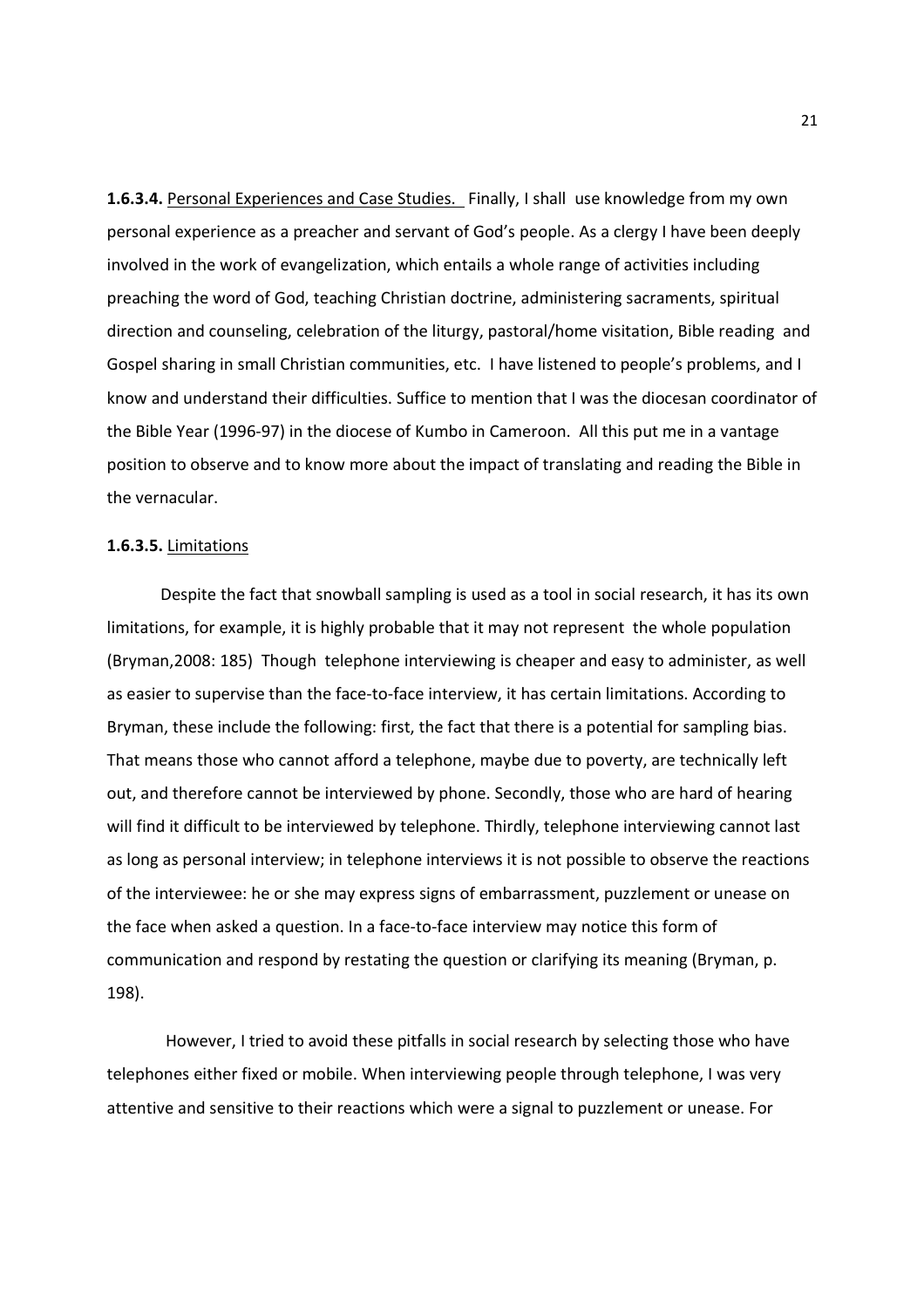**1.6.3.4.** Personal Experiences and Case Studies. Finally, I shall use knowledge from my own personal experience as a preacher and servant of God's people. As a clergy I have been deeply involved in the work of evangelization, which entails a whole range of activities including preaching the word of God, teaching Christian doctrine, administering sacraments, spiritual direction and counseling, celebration of the liturgy, pastoral/home visitation, Bible reading and Gospel sharing in small Christian communities, etc. I have listened to people's problems, and I know and understand their difficulties. Suffice to mention that I was the diocesan coordinator of the Bible Year (1996-97) in the diocese of Kumbo in Cameroon. All this put me in a vantage position to observe and to know more about the impact of translating and reading the Bible in the vernacular.

**1.6.3.5.** Limitations

Despite the fact that snowball sampling is used as a tool in social research, it has its own limitations, for example, it is highly probable that it may not represent the whole population (Bryman,2008: 185) Though telephone interviewing is cheaper and easy to administer, as well as easier to supervise than the face-to-face interview, it has certain limitations. According to Bryman, these include the following: first, the fact that there is a potential for sampling bias. That means those who cannot afford a telephone, maybe due to poverty, are technically left out, and therefore cannot be interviewed by phone. Secondly, those who are hard of hearing will find it difficult to be interviewed by telephone. Thirdly, telephone interviewing cannot last as long as personal interview; in telephone interviews it is not possible to observe the reactions of the interviewee: he or she may express signs of embarrassment, puzzlement or unease on the face when asked a question. In a face-to-face interview may notice this form of communication and respond by restating the question or clarifying its meaning (Bryman, p. 198).

However, I tried to avoid these pitfalls in social research by selecting those who have telephones either fixed or mobile. When interviewing people through telephone, I was very attentive and sensitive to their reactions which were a signal to puzzlement or unease. For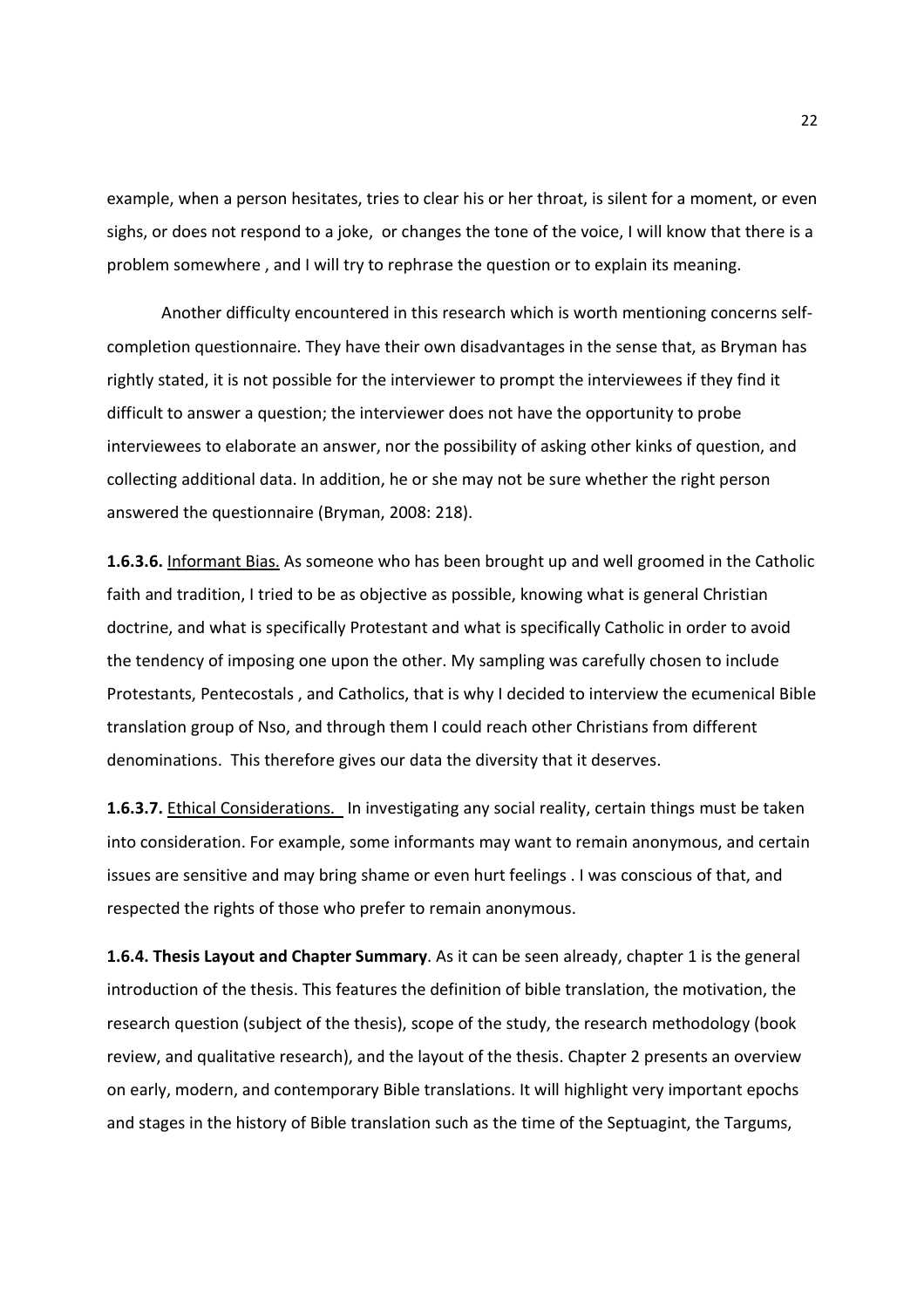example, when a person hesitates, tries to clear his or her throat, is silent for a moment, or even sighs, or does not respond to a joke,  or changes the tone of the voice, I will know that there is a problem somewhere , and I will try to rephrase the question or to explain its meaning.

Another difficulty encountered in this research which is worth mentioning concerns self-completion questionnaire. They have their own disadvantages in the sense that, as Bryman has rightly stated, it is not possible for the interviewer to prompt the interviewees if they find it difficult to answer a question; the interviewer does not have the opportunity to probe interviewees to elaborate an answer, nor the possibility of asking other kinks of question, and collecting additional data. In addition, he or she may not be sure whether the right person answered the questionnaire (Bryman, 2008: 218).

**1.6.3.6.** <u>Informant Bias.</u> As someone who has been brought up and well groomed in the Catholic faith and tradition, I tried to be as objective as possible, knowing what is general Christian doctrine, and what is specifically Protestant and what is specifically Catholic in order to avoid the tendency of imposing one upon the other. My sampling was carefully chosen to include Protestants, Pentecostals , and Catholics, that is why I decided to interview the ecumenical Bible translation group of Nso, and through them I could reach other Christians from different denominations.  This therefore gives our data the diversity that it deserves.

**1.6.3.7.** <u>Ethical Considerations.</u>  In investigating any social reality, certain things must be taken into consideration. For example, some informants may want to remain anonymous, and certain issues are sensitive and may bring shame or even hurt feelings . I was conscious of that, and respected the rights of those who prefer to remain anonymous.

**1.6.4. Thesis Layout and Chapter Summary**. As it can be seen already, chapter 1 is the general introduction of the thesis. This features the definition of bible translation, the motivation, the research question (subject of the thesis), scope of the study, the research methodology (book review, and qualitative research), and the layout of the thesis. Chapter 2 presents an overview on early, modern, and contemporary Bible translations. It will highlight very important epochs and stages in the history of Bible translation such as the time of the Septuagint, the Targums,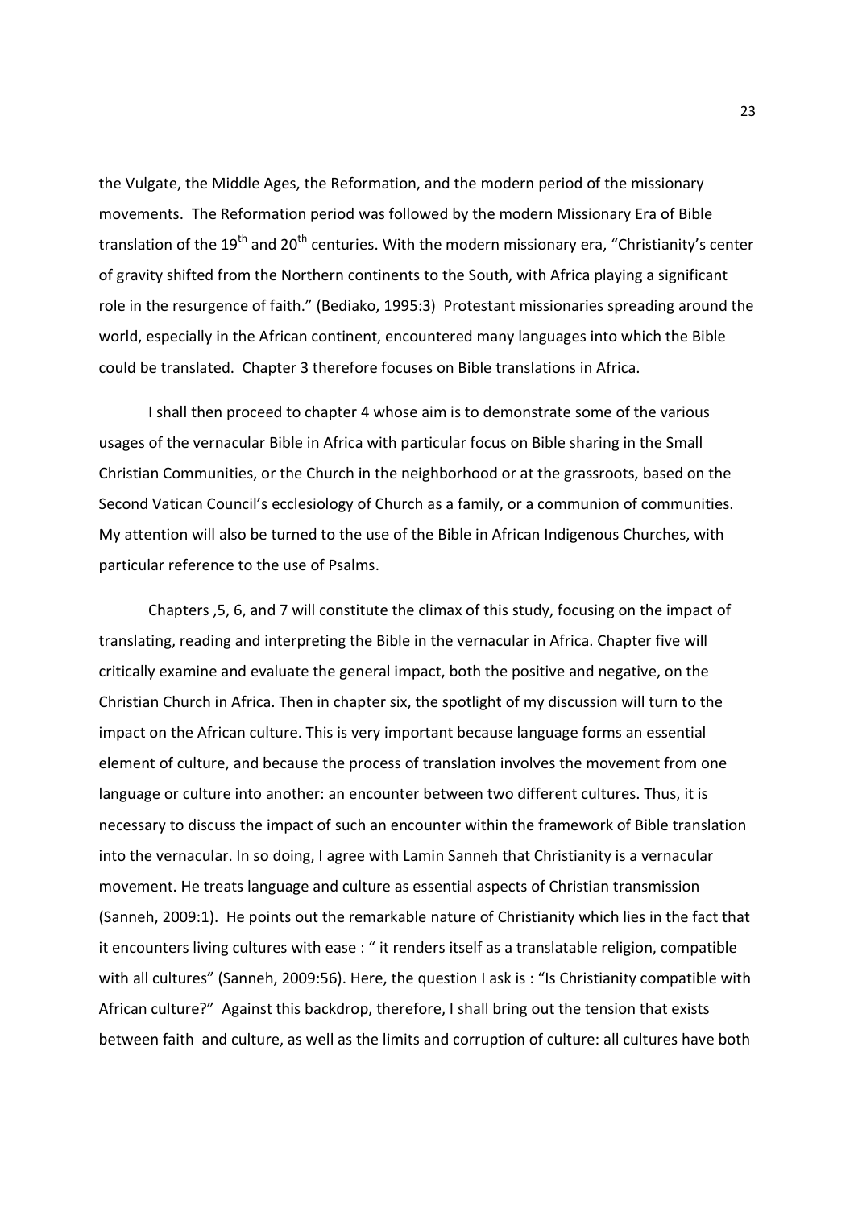the Vulgate, the Middle Ages, the Reformation, and the modern period of the missionary movements. The Reformation period was followed by the modern Missionary Era of Bible translation of the 19$^{th}$ and 20$^{th}$ centuries. With the modern missionary era, "Christianity's center of gravity shifted from the Northern continents to the South, with Africa playing a significant role in the resurgence of faith." (Bediako, 1995:3) Protestant missionaries spreading around the world, especially in the African continent, encountered many languages into which the Bible could be translated. Chapter 3 therefore focuses on Bible translations in Africa.

I shall then proceed to chapter 4 whose aim is to demonstrate some of the various usages of the vernacular Bible in Africa with particular focus on Bible sharing in the Small Christian Communities, or the Church in the neighborhood or at the grassroots, based on the Second Vatican Council's ecclesiology of Church as a family, or a communion of communities. My attention will also be turned to the use of the Bible in African Indigenous Churches, with particular reference to the use of Psalms.

Chapters ,5, 6, and 7 will constitute the climax of this study, focusing on the impact of translating, reading and interpreting the Bible in the vernacular in Africa. Chapter five will critically examine and evaluate the general impact, both the positive and negative, on the Christian Church in Africa. Then in chapter six, the spotlight of my discussion will turn to the impact on the African culture. This is very important because language forms an essential element of culture, and because the process of translation involves the movement from one language or culture into another: an encounter between two different cultures. Thus, it is necessary to discuss the impact of such an encounter within the framework of Bible translation into the vernacular. In so doing, I agree with Lamin Sanneh that Christianity is a vernacular movement. He treats language and culture as essential aspects of Christian transmission (Sanneh, 2009:1). He points out the remarkable nature of Christianity which lies in the fact that it encounters living cultures with ease : " it renders itself as a translatable religion, compatible with all cultures" (Sanneh, 2009:56). Here, the question I ask is : "Is Christianity compatible with African culture?" Against this backdrop, therefore, I shall bring out the tension that exists between faith and culture, as well as the limits and corruption of culture: all cultures have both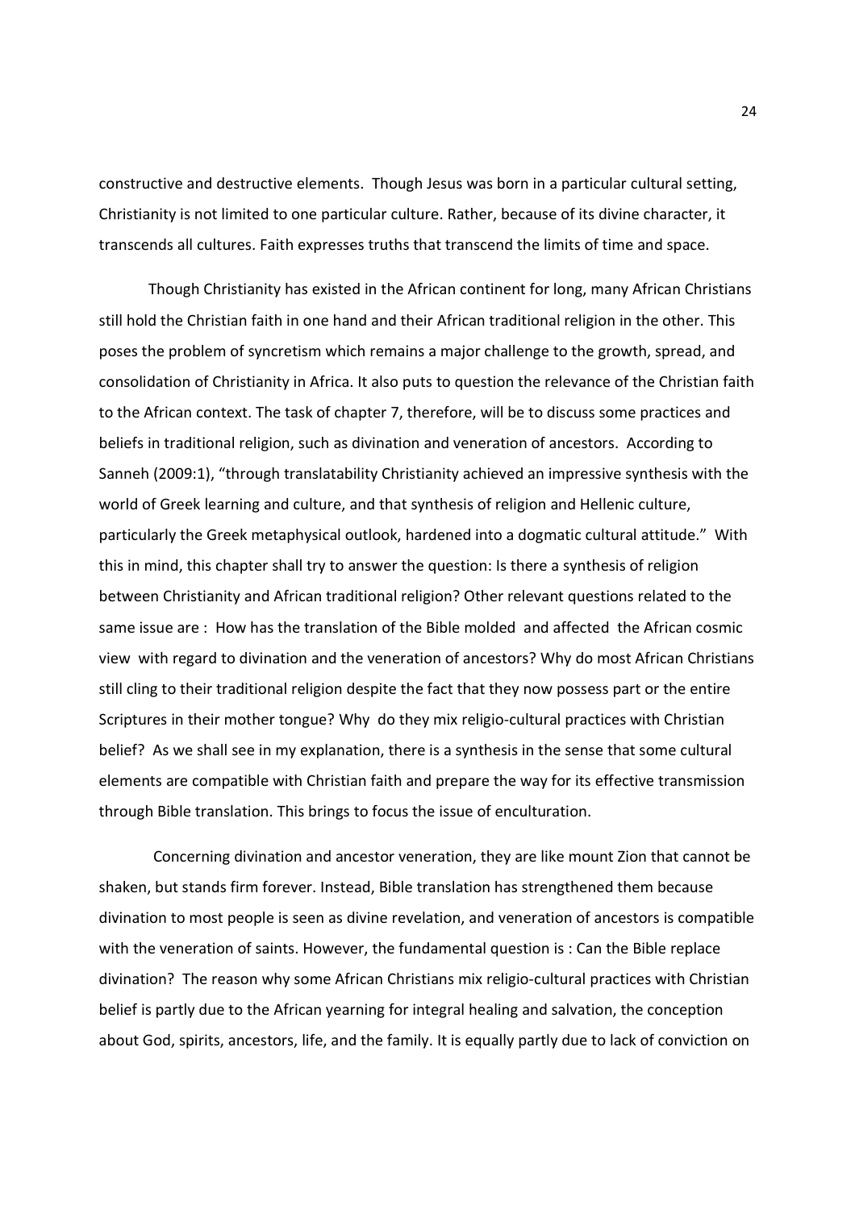constructive and destructive elements. Though Jesus was born in a particular cultural setting, Christianity is not limited to one particular culture. Rather, because of its divine character, it transcends all cultures. Faith expresses truths that transcend the limits of time and space.

Though Christianity has existed in the African continent for long, many African Christians still hold the Christian faith in one hand and their African traditional religion in the other. This poses the problem of syncretism which remains a major challenge to the growth, spread, and consolidation of Christianity in Africa. It also puts to question the relevance of the Christian faith to the African context. The task of chapter 7, therefore, will be to discuss some practices and beliefs in traditional religion, such as divination and veneration of ancestors. According to Sanneh (2009:1), "through translatability Christianity achieved an impressive synthesis with the world of Greek learning and culture, and that synthesis of religion and Hellenic culture, particularly the Greek metaphysical outlook, hardened into a dogmatic cultural attitude." With this in mind, this chapter shall try to answer the question: Is there a synthesis of religion between Christianity and African traditional religion? Other relevant questions related to the same issue are : How has the translation of the Bible molded and affected the African cosmic view with regard to divination and the veneration of ancestors? Why do most African Christians still cling to their traditional religion despite the fact that they now possess part or the entire Scriptures in their mother tongue? Why do they mix religio-cultural practices with Christian belief? As we shall see in my explanation, there is a synthesis in the sense that some cultural elements are compatible with Christian faith and prepare the way for its effective transmission through Bible translation. This brings to focus the issue of enculturation.

Concerning divination and ancestor veneration, they are like mount Zion that cannot be shaken, but stands firm forever. Instead, Bible translation has strengthened them because divination to most people is seen as divine revelation, and veneration of ancestors is compatible with the veneration of saints. However, the fundamental question is : Can the Bible replace divination? The reason why some African Christians mix religio-cultural practices with Christian belief is partly due to the African yearning for integral healing and salvation, the conception about God, spirits, ancestors, life, and the family. It is equally partly due to lack of conviction on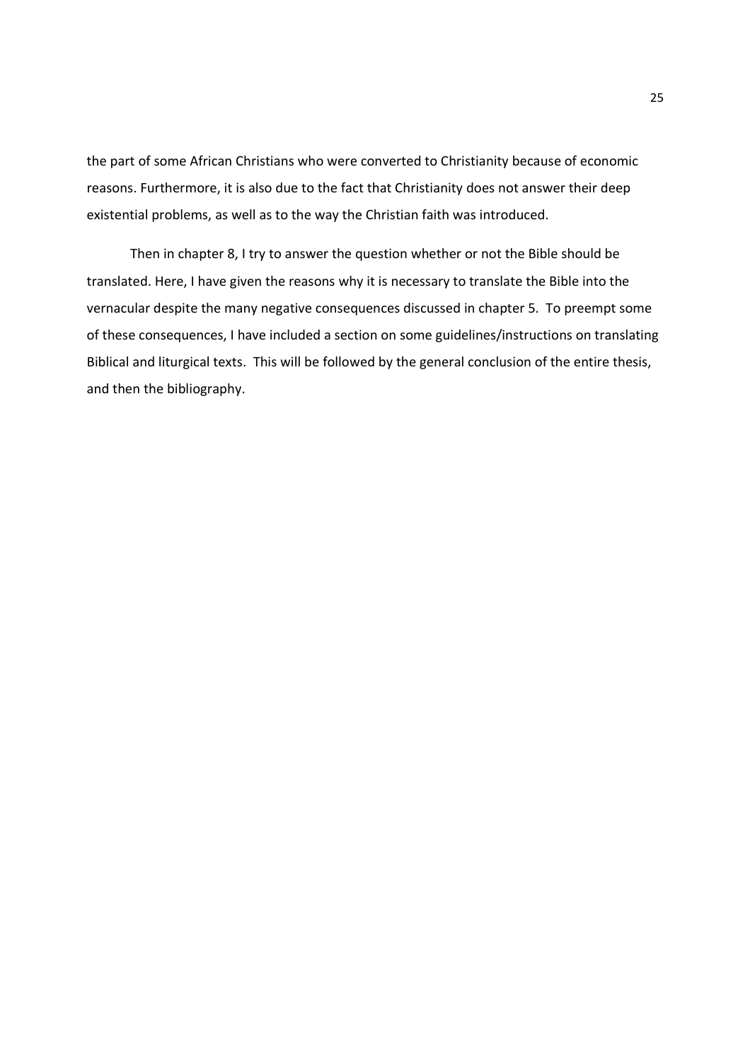the part of some African Christians who were converted to Christianity because of economic reasons. Furthermore, it is also due to the fact that Christianity does not answer their deep existential problems, as well as to the way the Christian faith was introduced.

Then in chapter 8, I try to answer the question whether or not the Bible should be translated. Here, I have given the reasons why it is necessary to translate the Bible into the vernacular despite the many negative consequences discussed in chapter 5. To preempt some of these consequences, I have included a section on some guidelines/instructions on translating Biblical and liturgical texts. This will be followed by the general conclusion of the entire thesis, and then the bibliography.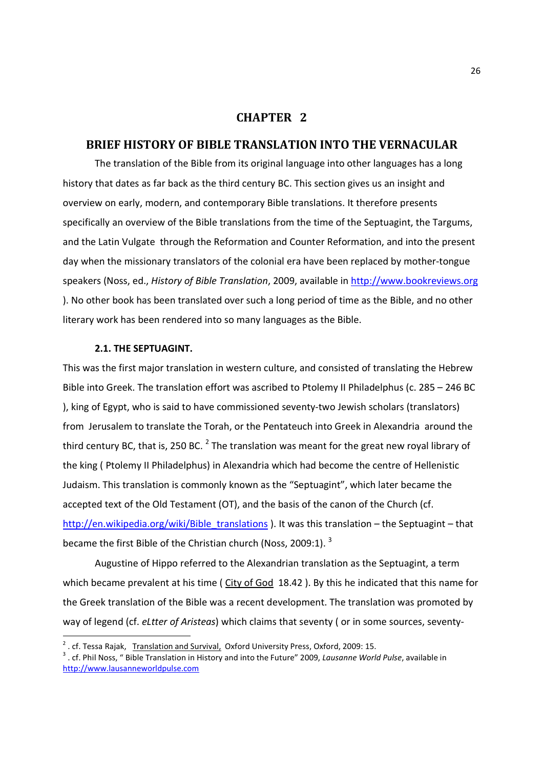# CHAPTER 2

## BRIEF HISTORY OF BIBLE TRANSLATION INTO THE VERNACULAR

The translation of the Bible from its original language into other languages has a long history that dates as far back as the third century BC. This section gives us an insight and overview on early, modern, and contemporary Bible translations. It therefore presents specifically an overview of the Bible translations from the time of the Septuagint, the Targums, and the Latin Vulgate through the Reformation and Counter Reformation, and into the present day when the missionary translators of the colonial era have been replaced by mother-tongue speakers (Noss, ed., *History of Bible Translation*, 2009, available in http://www.bookreviews.org ). No other book has been translated over such a long period of time as the Bible, and no other literary work has been rendered into so many languages as the Bible.

### 2.1. THE SEPTUAGINT.

This was the first major translation in western culture, and consisted of translating the Hebrew Bible into Greek. The translation effort was ascribed to Ptolemy II Philadelphus (c. 285 – 246 BC ), king of Egypt, who is said to have commissioned seventy-two Jewish scholars (translators) from Jerusalem to translate the Torah, or the Pentateuch into Greek in Alexandria around the third century BC, that is, 250 BC. [2] The translation was meant for the great new royal library of the king ( Ptolemy II Philadelphus) in Alexandria which had become the centre of Hellenistic Judaism. This translation is commonly known as the "Septuagint", which later became the accepted text of the Old Testament (OT), and the basis of the canon of the Church (cf. http://en.wikipedia.org/wiki/Bible_translations ). It was this translation – the Septuagint – that became the first Bible of the Christian church (Noss, 2009:1). [3]

Augustine of Hippo referred to the Alexandrian translation as the Septuagint, a term which became prevalent at his time ( City of God 18.42 ). By this he indicated that this name for the Greek translation of the Bible was a recent development. The translation was promoted by way of legend (cf. *eLtter of Aristeas*) which claims that seventy ( or in some sources, seventy-

---

[2] . cf. Tessa Rajak, Translation and Survival, Oxford University Press, Oxford, 2009: 15.

[3] . cf. Phil Noss, " Bible Translation in History and into the Future" 2009, *Lausanne World Pulse*, available in http://www.lausanneworldpulse.com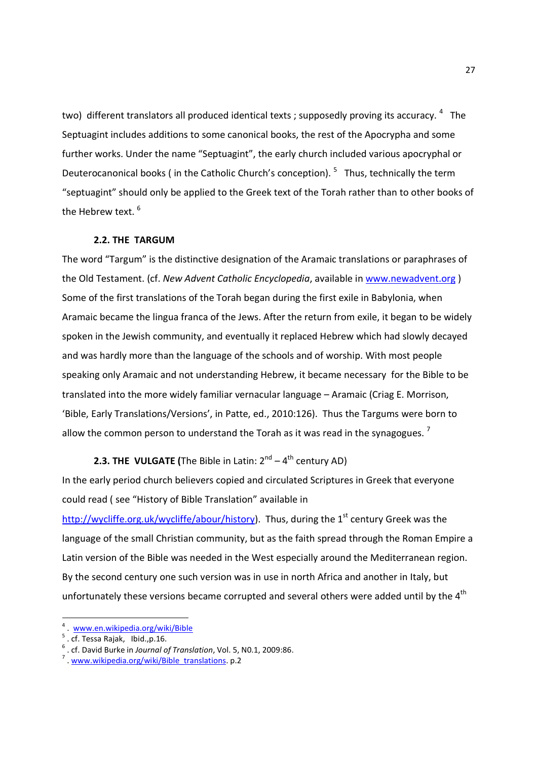two) different translators all produced identical texts ; supposedly proving its accuracy. [4] The Septuagint includes additions to some canonical books, the rest of the Apocrypha and some further works. Under the name "Septuagint", the early church included various apocryphal or Deuterocanonical books ( in the Catholic Church's conception). [5] Thus, technically the term "septuagint" should only be applied to the Greek text of the Torah rather than to other books of the Hebrew text. [6]

### 2.2. THE TARGUM

The word "Targum" is the distinctive designation of the Aramaic translations or paraphrases of the Old Testament. (cf. *New Advent Catholic Encyclopedia*, available in www.newadvent.org ) Some of the first translations of the Torah began during the first exile in Babylonia, when Aramaic became the lingua franca of the Jews. After the return from exile, it began to be widely spoken in the Jewish community, and eventually it replaced Hebrew which had slowly decayed and was hardly more than the language of the schools and of worship. With most people speaking only Aramaic and not understanding Hebrew, it became necessary for the Bible to be translated into the more widely familiar vernacular language – Aramaic (Criag E. Morrison, 'Bible, Early Translations/Versions', in Patte, ed., 2010:126). Thus the Targums were born to allow the common person to understand the Torah as it was read in the synagogues. [7]

### 2.3. THE VULGATE (The Bible in Latin: 2nd – 4th century AD)

In the early period church believers copied and circulated Scriptures in Greek that everyone could read ( see "History of Bible Translation" available in http://wycliffe.org.uk/wycliffe/abour/history). Thus, during the 1st century Greek was the language of the small Christian community, but as the faith spread through the Roman Empire a Latin version of the Bible was needed in the West especially around the Mediterranean region. By the second century one such version was in use in north Africa and another in Italy, but unfortunately these versions became corrupted and several others were added until by the 4th

---

4 . www.en.wikipedia.org/wiki/Bible

5 . cf. Tessa Rajak, Ibid.,p.16.

6 . cf. David Burke in *Journal of Translation*, Vol. 5, N0.1, 2009:86.

7 . www.wikipedia.org/wiki/Bible_translations. p.2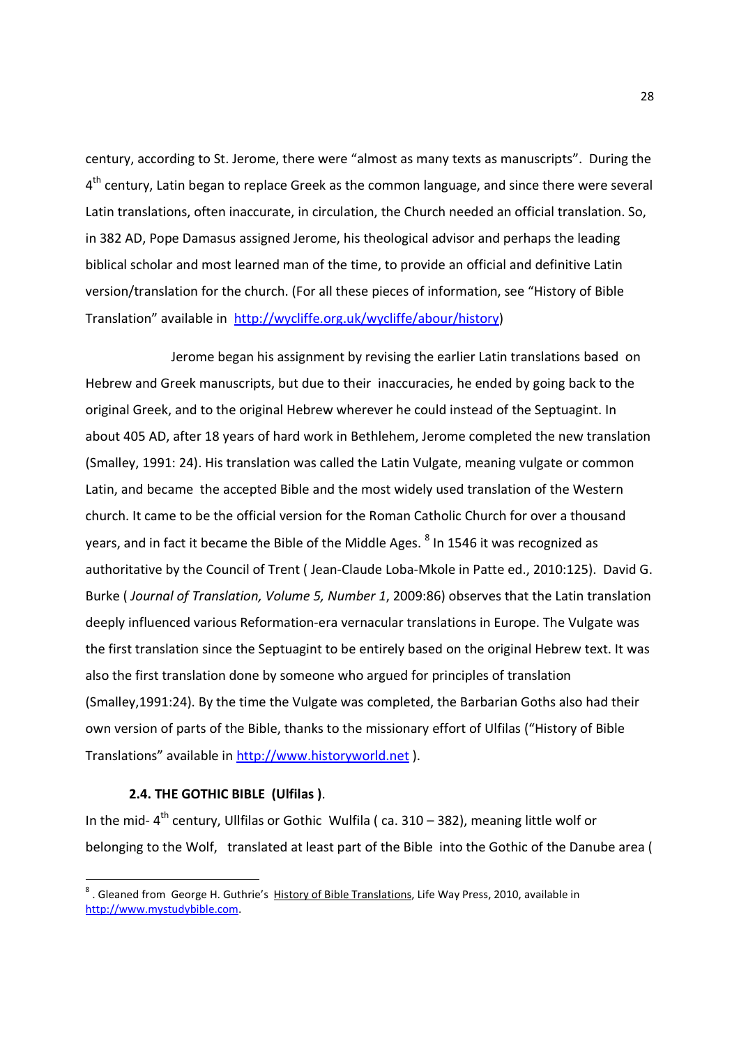century, according to St. Jerome, there were "almost as many texts as manuscripts". During the 4th century, Latin began to replace Greek as the common language, and since there were several Latin translations, often inaccurate, in circulation, the Church needed an official translation. So, in 382 AD, Pope Damasus assigned Jerome, his theological advisor and perhaps the leading biblical scholar and most learned man of the time, to provide an official and definitive Latin version/translation for the church. (For all these pieces of information, see "History of Bible Translation" available in http://wycliffe.org.uk/wycliffe/abour/history)

Jerome began his assignment by revising the earlier Latin translations based on Hebrew and Greek manuscripts, but due to their inaccuracies, he ended by going back to the original Greek, and to the original Hebrew wherever he could instead of the Septuagint. In about 405 AD, after 18 years of hard work in Bethlehem, Jerome completed the new translation (Smalley, 1991: 24). His translation was called the Latin Vulgate, meaning vulgate or common Latin, and became the accepted Bible and the most widely used translation of the Western church. It came to be the official version for the Roman Catholic Church for over a thousand years, and in fact it became the Bible of the Middle Ages. [8] In 1546 it was recognized as authoritative by the Council of Trent ( Jean-Claude Loba-Mkole in Patte ed., 2010:125). David G. Burke ( *Journal of Translation, Volume 5, Number 1*, 2009:86) observes that the Latin translation deeply influenced various Reformation-era vernacular translations in Europe. The Vulgate was the first translation since the Septuagint to be entirely based on the original Hebrew text. It was also the first translation done by someone who argued for principles of translation (Smalley,1991:24). By the time the Vulgate was completed, the Barbarian Goths also had their own version of parts of the Bible, thanks to the missionary effort of Ulfilas ("History of Bible Translations" available in http://www.historyworld.net ).

### 2.4. THE GOTHIC BIBLE (Ulfilas ).

In the mid- 4th century, Ullfilas or Gothic Wulfila ( ca. 310 – 382), meaning little wolf or belonging to the Wolf, translated at least part of the Bible into the Gothic of the Danube area (

---

[8] . Gleaned from George H. Guthrie's History of Bible Translations, Life Way Press, 2010, available in http://www.mystudybible.com.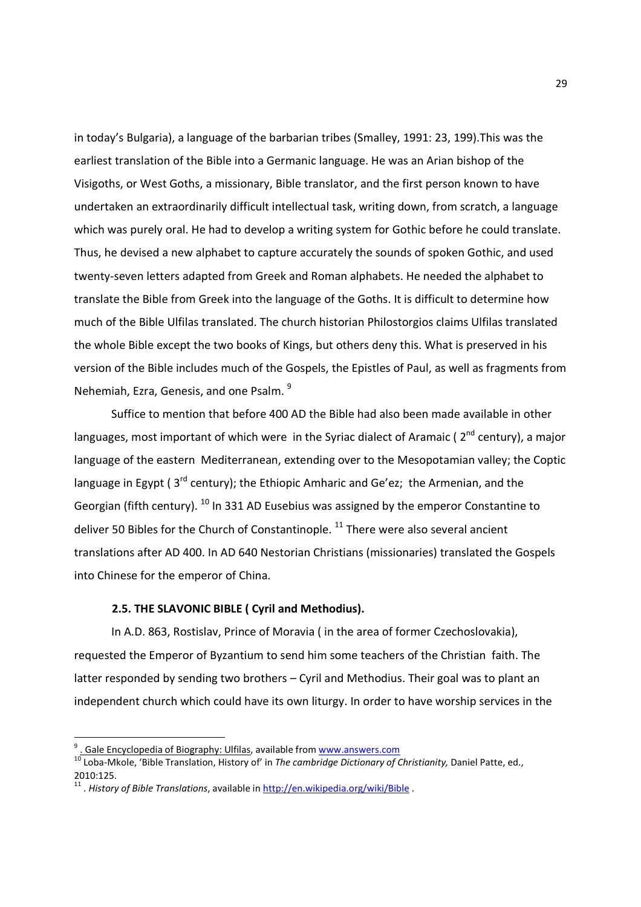in today's Bulgaria), a language of the barbarian tribes (Smalley, 1991: 23, 199).This was the earliest translation of the Bible into a Germanic language. He was an Arian bishop of the Visigoths, or West Goths, a missionary, Bible translator, and the first person known to have undertaken an extraordinarily difficult intellectual task, writing down, from scratch, a language which was purely oral. He had to develop a writing system for Gothic before he could translate. Thus, he devised a new alphabet to capture accurately the sounds of spoken Gothic, and used twenty-seven letters adapted from Greek and Roman alphabets. He needed the alphabet to translate the Bible from Greek into the language of the Goths. It is difficult to determine how much of the Bible Ulfilas translated. The church historian Philostorgios claims Ulfilas translated the whole Bible except the two books of Kings, but others deny this. What is preserved in his version of the Bible includes much of the Gospels, the Epistles of Paul, as well as fragments from Nehemiah, Ezra, Genesis, and one Psalm. [9]

Suffice to mention that before 400 AD the Bible had also been made available in other languages, most important of which were in the Syriac dialect of Aramaic ( 2nd century), a major language of the eastern Mediterranean, extending over to the Mesopotamian valley; the Coptic language in Egypt ( 3rd century); the Ethiopic Amharic and Ge'ez; the Armenian, and the Georgian (fifth century). [10] In 331 AD Eusebius was assigned by the emperor Constantine to deliver 50 Bibles for the Church of Constantinople. [11] There were also several ancient translations after AD 400. In AD 640 Nestorian Christians (missionaries) translated the Gospels into Chinese for the emperor of China.

### 2.5. THE SLAVONIC BIBLE ( Cyril and Methodius).

In A.D. 863, Rostislav, Prince of Moravia ( in the area of former Czechoslovakia), requested the Emperor of Byzantium to send him some teachers of the Christian faith. The latter responded by sending two brothers – Cyril and Methodius. Their goal was to plant an independent church which could have its own liturgy. In order to have worship services in the

---

[9] . Gale Encyclopedia of Biography: Ulfilas, available from www.answers.com

[10] Loba-Mkole, 'Bible Translation, History of' in *The cambridge Dictionary of Christianity,* Daniel Patte, ed., 2010:125.

[11] . *History of Bible Translations*, available in http://en.wikipedia.org/wiki/Bible .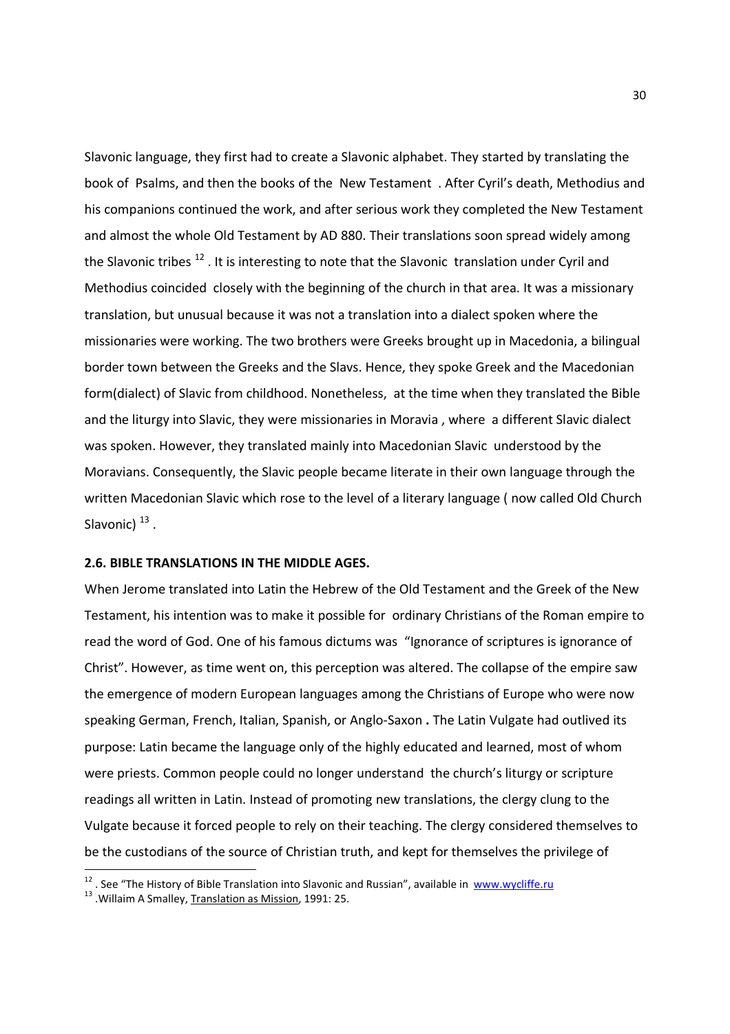Slavonic language, they first had to create a Slavonic alphabet. They started by translating the book of Psalms, and then the books of the New Testament . After Cyril's death, Methodius and his companions continued the work, and after serious work they completed the New Testament and almost the whole Old Testament by AD 880. Their translations soon spread widely among the Slavonic tribes [12] . It is interesting to note that the Slavonic translation under Cyril and Methodius coincided closely with the beginning of the church in that area. It was a missionary translation, but unusual because it was not a translation into a dialect spoken where the missionaries were working. The two brothers were Greeks brought up in Macedonia, a bilingual border town between the Greeks and the Slavs. Hence, they spoke Greek and the Macedonian form(dialect) of Slavic from childhood. Nonetheless, at the time when they translated the Bible and the liturgy into Slavic, they were missionaries in Moravia , where a different Slavic dialect was spoken. However, they translated mainly into Macedonian Slavic understood by the Moravians. Consequently, the Slavic people became literate in their own language through the written Macedonian Slavic which rose to the level of a literary language ( now called Old Church Slavonic) [13] .

## 2.6. BIBLE TRANSLATIONS IN THE MIDDLE AGES.

When Jerome translated into Latin the Hebrew of the Old Testament and the Greek of the New Testament, his intention was to make it possible for ordinary Christians of the Roman empire to read the word of God. One of his famous dictums was "Ignorance of scriptures is ignorance of Christ". However, as time went on, this perception was altered. The collapse of the empire saw the emergence of modern European languages among the Christians of Europe who were now speaking German, French, Italian, Spanish, or Anglo-Saxon **.** The Latin Vulgate had outlived its purpose: Latin became the language only of the highly educated and learned, most of whom were priests. Common people could no longer understand the church's liturgy or scripture readings all written in Latin. Instead of promoting new translations, the clergy clung to the Vulgate because it forced people to rely on their teaching. The clergy considered themselves to be the custodians of the source of Christian truth, and kept for themselves the privilege of

---

[12] . See "The History of Bible Translation into Slavonic and Russian", available in www.wycliffe.ru

[13] .Willaim A Smalley, Translation as Mission, 1991: 25.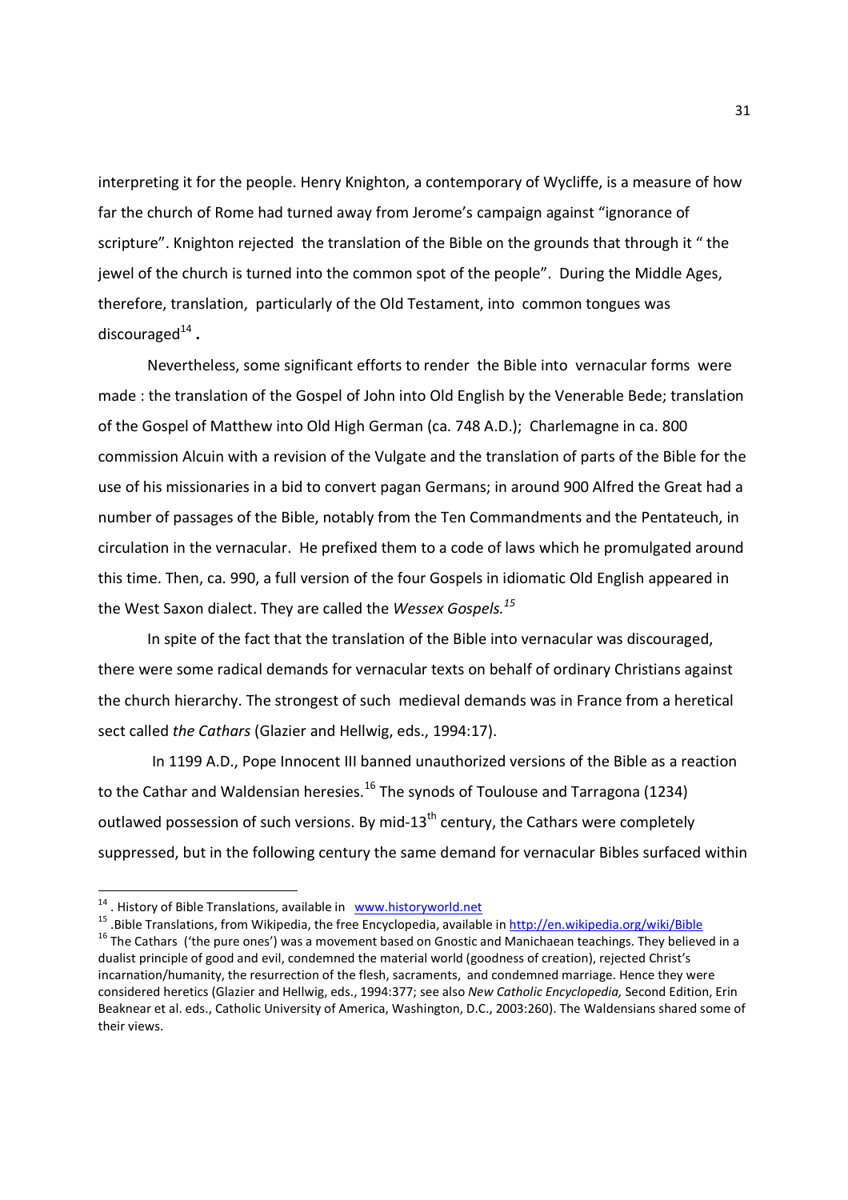interpreting it for the people. Henry Knighton, a contemporary of Wycliffe, is a measure of how far the church of Rome had turned away from Jerome's campaign against "ignorance of scripture". Knighton rejected the translation of the Bible on the grounds that through it " the jewel of the church is turned into the common spot of the people". During the Middle Ages, therefore, translation, particularly of the Old Testament, into common tongues was discouraged[14] **.**

Nevertheless, some significant efforts to render the Bible into vernacular forms were made : the translation of the Gospel of John into Old English by the Venerable Bede; translation of the Gospel of Matthew into Old High German (ca. 748 A.D.); Charlemagne in ca. 800 commission Alcuin with a revision of the Vulgate and the translation of parts of the Bible for the use of his missionaries in a bid to convert pagan Germans; in around 900 Alfred the Great had a number of passages of the Bible, notably from the Ten Commandments and the Pentateuch, in circulation in the vernacular. He prefixed them to a code of laws which he promulgated around this time. Then, ca. 990, a full version of the four Gospels in idiomatic Old English appeared in the West Saxon dialect. They are called the *Wessex Gospels.*[15]

In spite of the fact that the translation of the Bible into vernacular was discouraged, there were some radical demands for vernacular texts on behalf of ordinary Christians against the church hierarchy. The strongest of such medieval demands was in France from a heretical sect called *the Cathars* (Glazier and Hellwig, eds., 1994:17).

In 1199 A.D., Pope Innocent III banned unauthorized versions of the Bible as a reaction to the Cathar and Waldensian heresies.[16] The synods of Toulouse and Tarragona (1234) outlawed possession of such versions. By mid-13th century, the Cathars were completely suppressed, but in the following century the same demand for vernacular Bibles surfaced within

---

[14] . History of Bible Translations, available in www.historyworld.net

[15] .Bible Translations, from Wikipedia, the free Encyclopedia, available in http://en.wikipedia.org/wiki/Bible

[16] The Cathars ('the pure ones') was a movement based on Gnostic and Manichaean teachings. They believed in a dualist principle of good and evil, condemned the material world (goodness of creation), rejected Christ's incarnation/humanity, the resurrection of the flesh, sacraments, and condemned marriage. Hence they were considered heretics (Glazier and Hellwig, eds., 1994:377; see also *New Catholic Encyclopedia,* Second Edition, Erin Beaknear et al. eds., Catholic University of America, Washington, D.C., 2003:260). The Waldensians shared some of their views.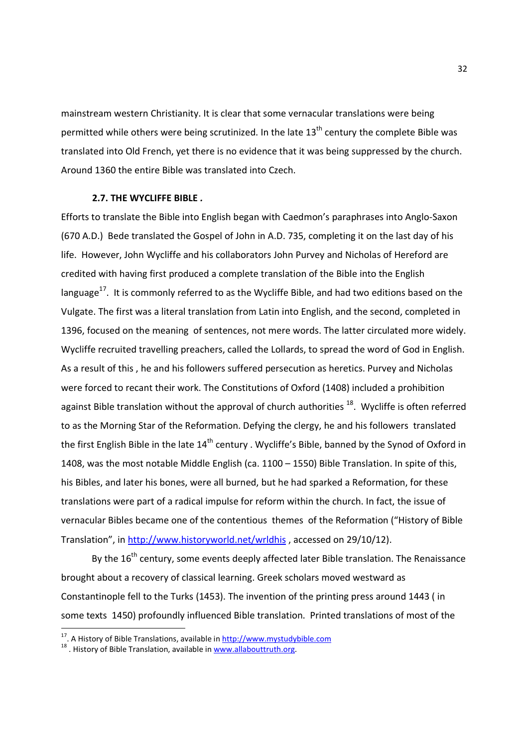mainstream western Christianity. It is clear that some vernacular translations were being permitted while others were being scrutinized. In the late 13th century the complete Bible was translated into Old French, yet there is no evidence that it was being suppressed by the church. Around 1360 the entire Bible was translated into Czech.

### 2.7. THE WYCLIFFE BIBLE .

Efforts to translate the Bible into English began with Caedmon's paraphrases into Anglo-Saxon (670 A.D.) Bede translated the Gospel of John in A.D. 735, completing it on the last day of his life. However, John Wycliffe and his collaborators John Purvey and Nicholas of Hereford are credited with having first produced a complete translation of the Bible into the English language[17]. It is commonly referred to as the Wycliffe Bible, and had two editions based on the Vulgate. The first was a literal translation from Latin into English, and the second, completed in 1396, focused on the meaning of sentences, not mere words. The latter circulated more widely. Wycliffe recruited travelling preachers, called the Lollards, to spread the word of God in English. As a result of this , he and his followers suffered persecution as heretics. Purvey and Nicholas were forced to recant their work. The Constitutions of Oxford (1408) included a prohibition against Bible translation without the approval of church authorities [18]. Wycliffe is often referred to as the Morning Star of the Reformation. Defying the clergy, he and his followers translated the first English Bible in the late 14th century . Wycliffe's Bible, banned by the Synod of Oxford in 1408, was the most notable Middle English (ca. 1100 – 1550) Bible Translation. In spite of this, his Bibles, and later his bones, were all burned, but he had sparked a Reformation, for these translations were part of a radical impulse for reform within the church. In fact, the issue of vernacular Bibles became one of the contentious themes of the Reformation ("History of Bible Translation", in http://www.historyworld.net/wrldhis , accessed on 29/10/12).

By the 16th century, some events deeply affected later Bible translation. The Renaissance brought about a recovery of classical learning. Greek scholars moved westward as Constantinople fell to the Turks (1453). The invention of the printing press around 1443 ( in some texts 1450) profoundly influenced Bible translation. Printed translations of most of the

---

[17]. A History of Bible Translations, available in http://www.mystudybible.com

[18] . History of Bible Translation, available in www.allabouttruth.org.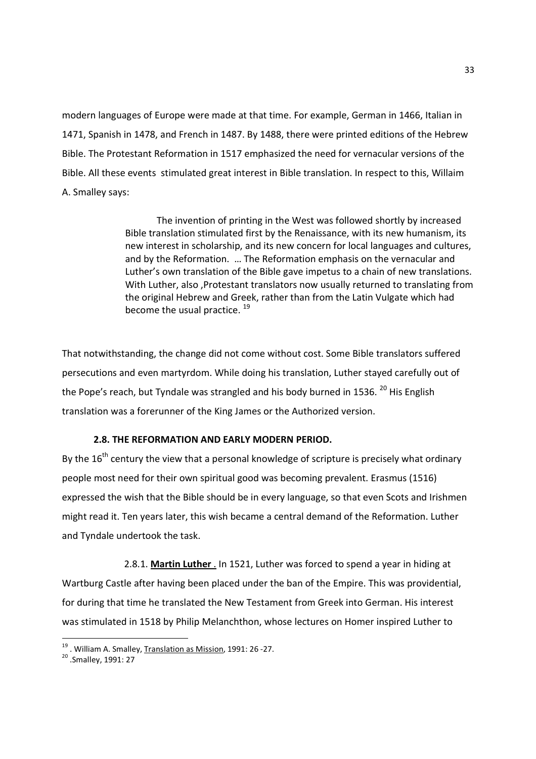modern languages of Europe were made at that time. For example, German in 1466, Italian in 1471, Spanish in 1478, and French in 1487. By 1488, there were printed editions of the Hebrew Bible. The Protestant Reformation in 1517 emphasized the need for vernacular versions of the Bible. All these events stimulated great interest in Bible translation. In respect to this, Willaim A. Smalley says:

> The invention of printing in the West was followed shortly by increased Bible translation stimulated first by the Renaissance, with its new humanism, its new interest in scholarship, and its new concern for local languages and cultures, and by the Reformation. … The Reformation emphasis on the vernacular and Luther's own translation of the Bible gave impetus to a chain of new translations. With Luther, also ,Protestant translators now usually returned to translating from the original Hebrew and Greek, rather than from the Latin Vulgate which had become the usual practice. [19]

That notwithstanding, the change did not come without cost. Some Bible translators suffered persecutions and even martyrdom. While doing his translation, Luther stayed carefully out of the Pope's reach, but Tyndale was strangled and his body burned in 1536. [20] His English translation was a forerunner of the King James or the Authorized version.

### 2.8. THE REFORMATION AND EARLY MODERN PERIOD.

By the 16$^{th}$ century the view that a personal knowledge of scripture is precisely what ordinary people most need for their own spiritual good was becoming prevalent. Erasmus (1516) expressed the wish that the Bible should be in every language, so that even Scots and Irishmen might read it. Ten years later, this wish became a central demand of the Reformation. Luther and Tyndale undertook the task.

2.8.1. **Martin Luther** . In 1521, Luther was forced to spend a year in hiding at Wartburg Castle after having been placed under the ban of the Empire. This was providential, for during that time he translated the New Testament from Greek into German. His interest was stimulated in 1518 by Philip Melanchthon, whose lectures on Homer inspired Luther to

---

[19] . William A. Smalley, Translation as Mission, 1991: 26 -27.

[20] .Smalley, 1991: 27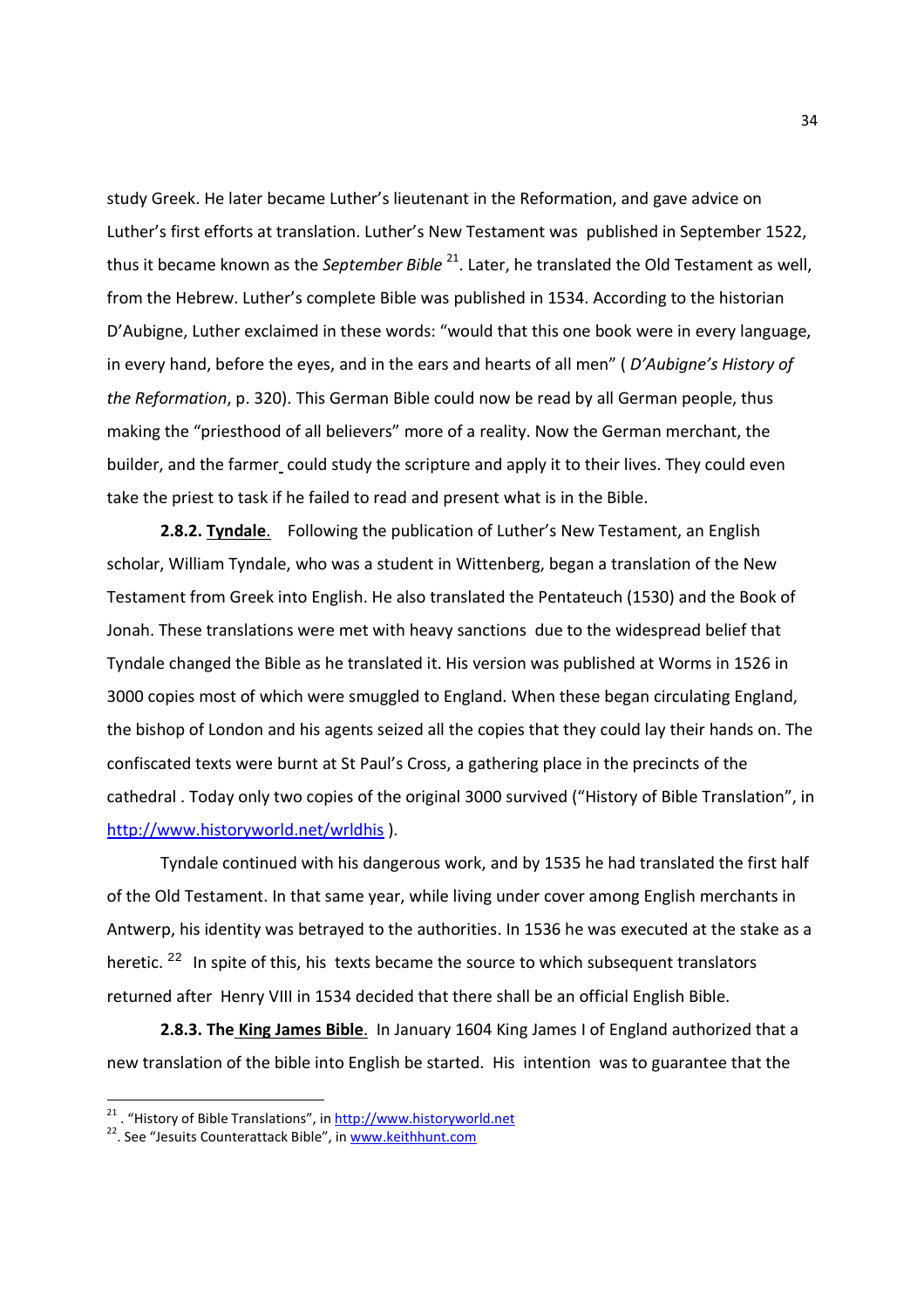study Greek. He later became Luther's lieutenant in the Reformation, and gave advice on Luther's first efforts at translation. Luther's New Testament was published in September 1522, thus it became known as the *September Bible* [21]. Later, he translated the Old Testament as well, from the Hebrew. Luther's complete Bible was published in 1534. According to the historian D'Aubigne, Luther exclaimed in these words: "would that this one book were in every language, in every hand, before the eyes, and in the ears and hearts of all men" ( *D'Aubigne's History of the Reformation*, p. 320). This German Bible could now be read by all German people, thus making the "priesthood of all believers" more of a reality. Now the German merchant, the builder, and the farmer could study the scripture and apply it to their lives. They could even take the priest to task if he failed to read and present what is in the Bible.

**2.8.2. Tyndale**. Following the publication of Luther's New Testament, an English scholar, William Tyndale, who was a student in Wittenberg, began a translation of the New Testament from Greek into English. He also translated the Pentateuch (1530) and the Book of Jonah. These translations were met with heavy sanctions due to the widespread belief that Tyndale changed the Bible as he translated it. His version was published at Worms in 1526 in 3000 copies most of which were smuggled to England. When these began circulating England, the bishop of London and his agents seized all the copies that they could lay their hands on. The confiscated texts were burnt at St Paul's Cross, a gathering place in the precincts of the cathedral . Today only two copies of the original 3000 survived ("History of Bible Translation", in http://www.historyworld.net/wrldhis ).

Tyndale continued with his dangerous work, and by 1535 he had translated the first half of the Old Testament. In that same year, while living under cover among English merchants in Antwerp, his identity was betrayed to the authorities. In 1536 he was executed at the stake as a heretic. [22] In spite of this, his texts became the source to which subsequent translators returned after Henry VIII in 1534 decided that there shall be an official English Bible.

**2.8.3. The King James Bible**. In January 1604 King James I of England authorized that a new translation of the bible into English be started. His intention was to guarantee that the

---

[21]. "History of Bible Translations", in http://www.historyworld.net

[22]. See "Jesuits Counterattack Bible", in www.keithhunt.com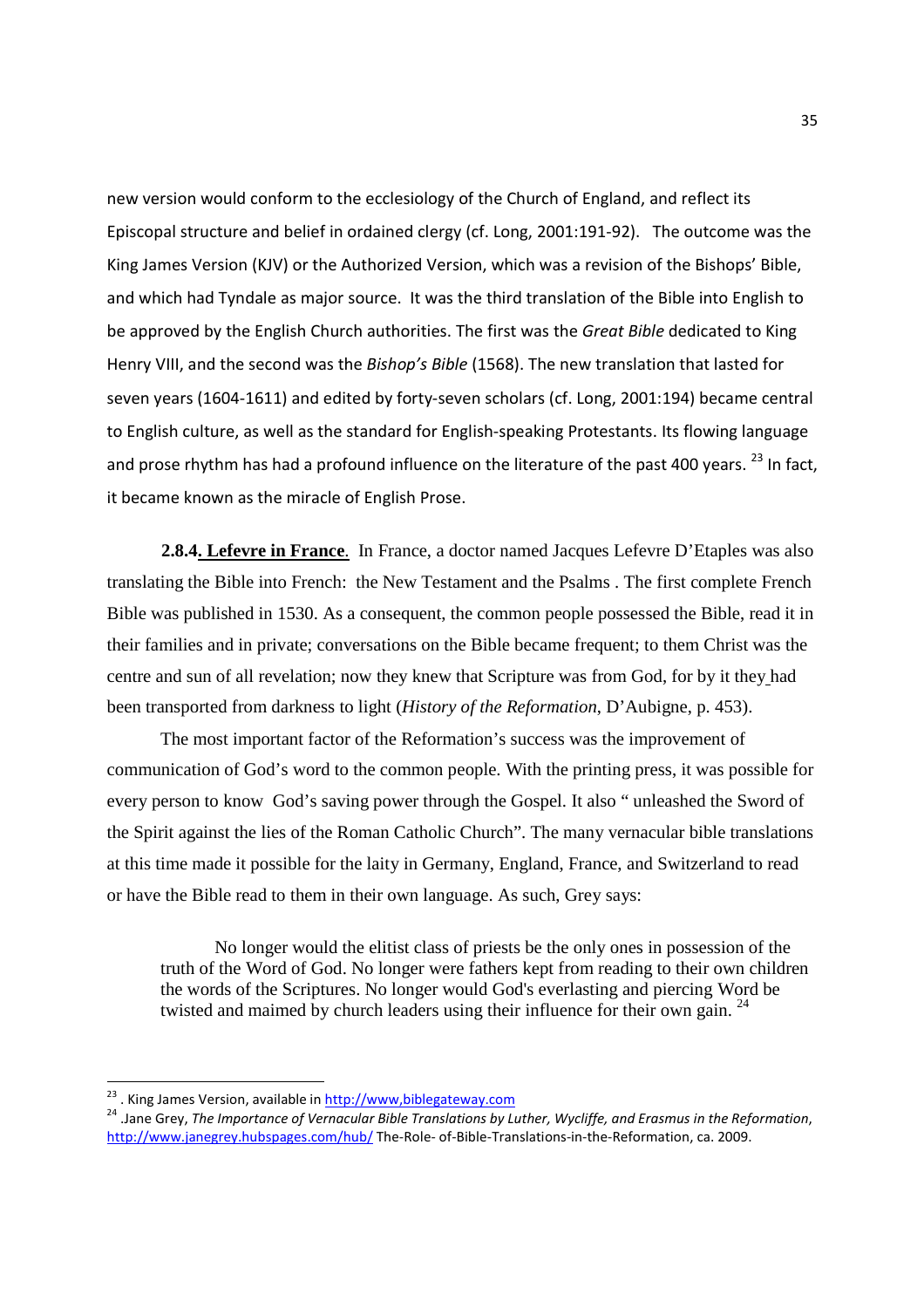new version would conform to the ecclesiology of the Church of England, and reflect its Episcopal structure and belief in ordained clergy (cf. Long, 2001:191-92). The outcome was the King James Version (KJV) or the Authorized Version, which was a revision of the Bishops' Bible, and which had Tyndale as major source. It was the third translation of the Bible into English to be approved by the English Church authorities. The first was the *Great Bible* dedicated to King Henry VIII, and the second was the *Bishop's Bible* (1568). The new translation that lasted for seven years (1604-1611) and edited by forty-seven scholars (cf. Long, 2001:194) became central to English culture, as well as the standard for English-speaking Protestants. Its flowing language and prose rhythm has had a profound influence on the literature of the past 400 years. [23] In fact, it became known as the miracle of English Prose.

**2.8.4. Lefevre in France**. In France, a doctor named Jacques Lefevre D'Etaples was also translating the Bible into French: the New Testament and the Psalms . The first complete French Bible was published in 1530. As a consequent, the common people possessed the Bible, read it in their families and in private; conversations on the Bible became frequent; to them Christ was the centre and sun of all revelation; now they knew that Scripture was from God, for by it they had been transported from darkness to light (*History of the Reformation*, D'Aubigne, p. 453).

The most important factor of the Reformation's success was the improvement of communication of God's word to the common people. With the printing press, it was possible for every person to know God's saving power through the Gospel. It also " unleashed the Sword of the Spirit against the lies of the Roman Catholic Church". The many vernacular bible translations at this time made it possible for the laity in Germany, England, France, and Switzerland to read or have the Bible read to them in their own language. As such, Grey says:

> No longer would the elitist class of priests be the only ones in possession of the truth of the Word of God. No longer were fathers kept from reading to their own children the words of the Scriptures. No longer would God's everlasting and piercing Word be twisted and maimed by church leaders using their influence for their own gain. [24]

---

[23] . King James Version, available in http://www,biblegateway.com

[24] .Jane Grey, *The Importance of Vernacular Bible Translations by Luther, Wycliffe, and Erasmus in the Reformation*, http://www.janegrey.hubspages.com/hub/ The-Role- of-Bible-Translations-in-the-Reformation, ca. 2009.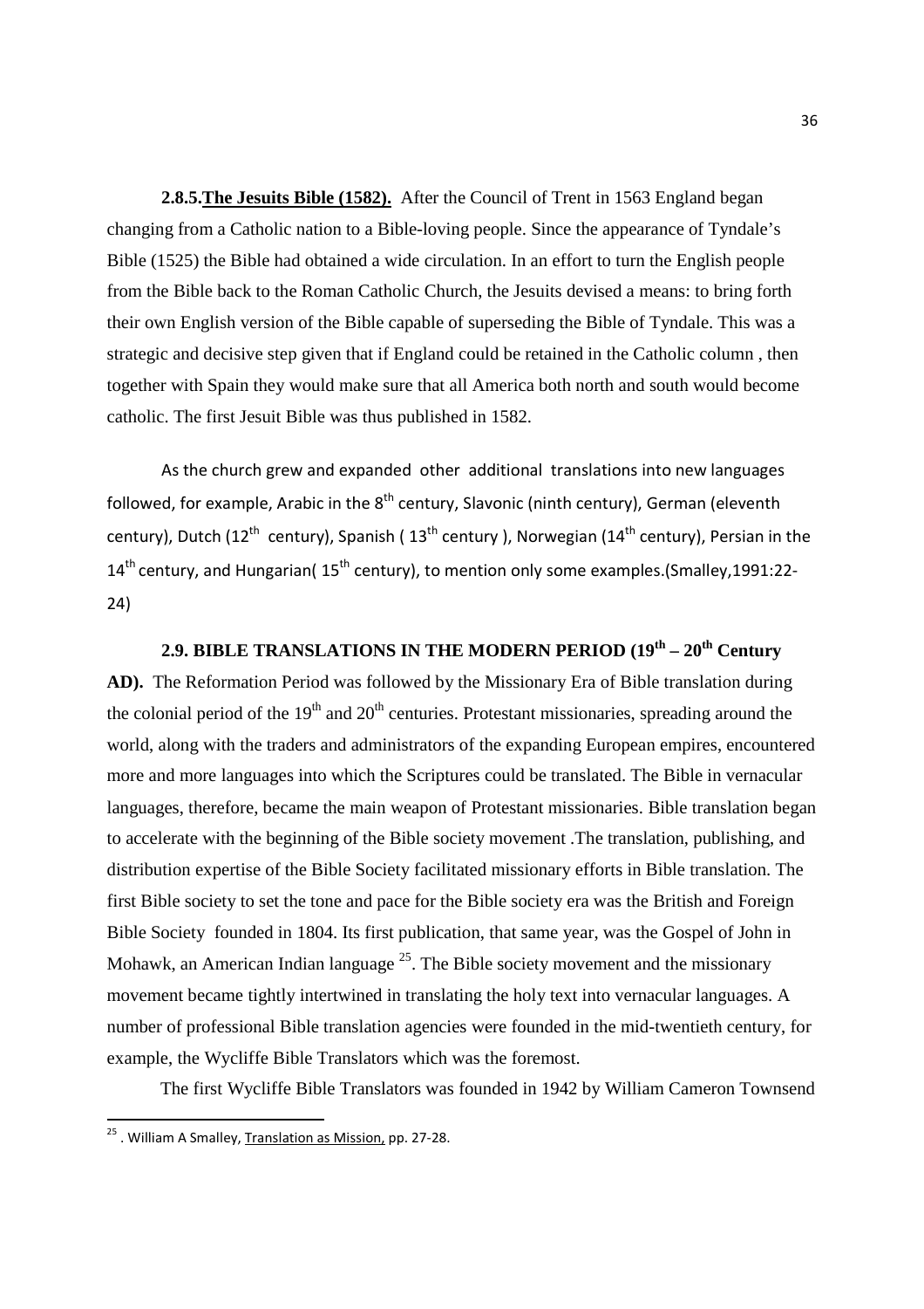**2.8.5.** **<u>The Jesuits Bible (1582).</u>** After the Council of Trent in 1563 England began changing from a Catholic nation to a Bible-loving people. Since the appearance of Tyndale's Bible (1525) the Bible had obtained a wide circulation. In an effort to turn the English people from the Bible back to the Roman Catholic Church, the Jesuits devised a means: to bring forth their own English version of the Bible capable of superseding the Bible of Tyndale. This was a strategic and decisive step given that if England could be retained in the Catholic column , then together with Spain they would make sure that all America both north and south would become catholic. The first Jesuit Bible was thus published in 1582.

As the church grew and expanded other additional translations into new languages followed, for example, Arabic in the 8th century, Slavonic (ninth century), German (eleventh century), Dutch (12th century), Spanish ( 13th century ), Norwegian (14th century), Persian in the 14th century, and Hungarian( 15th century), to mention only some examples.(Smalley,1991:22-24)

## 2.9. BIBLE TRANSLATIONS IN THE MODERN PERIOD (19th – 20th Century AD).

The Reformation Period was followed by the Missionary Era of Bible translation during the colonial period of the 19th and 20th centuries. Protestant missionaries, spreading around the world, along with the traders and administrators of the expanding European empires, encountered more and more languages into which the Scriptures could be translated. The Bible in vernacular languages, therefore, became the main weapon of Protestant missionaries. Bible translation began to accelerate with the beginning of the Bible society movement .The translation, publishing, and distribution expertise of the Bible Society facilitated missionary efforts in Bible translation. The first Bible society to set the tone and pace for the Bible society era was the British and Foreign Bible Society founded in 1804. Its first publication, that same year, was the Gospel of John in Mohawk, an American Indian language [25]. The Bible society movement and the missionary movement became tightly intertwined in translating the holy text into vernacular languages. A number of professional Bible translation agencies were founded in the mid-twentieth century, for example, the Wycliffe Bible Translators which was the foremost.

The first Wycliffe Bible Translators was founded in 1942 by William Cameron Townsend

---

[25] . William A Smalley, <u>Translation as Mission,</u> pp. 27-28.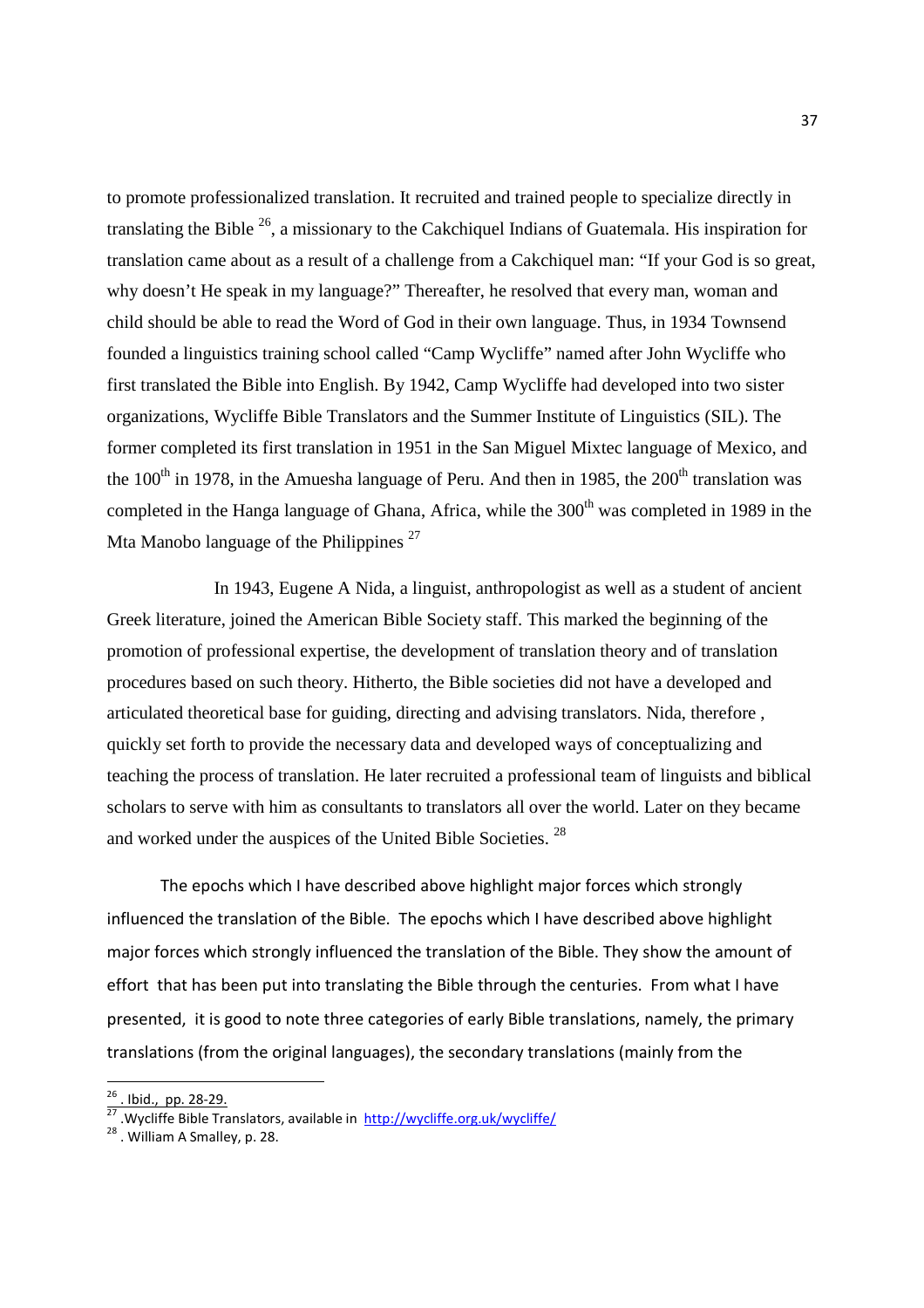to promote professionalized translation. It recruited and trained people to specialize directly in translating the Bible [26], a missionary to the Cakchiquel Indians of Guatemala. His inspiration for translation came about as a result of a challenge from a Cakchiquel man: "If your God is so great, why doesn't He speak in my language?" Thereafter, he resolved that every man, woman and child should be able to read the Word of God in their own language. Thus, in 1934 Townsend founded a linguistics training school called "Camp Wycliffe" named after John Wycliffe who first translated the Bible into English. By 1942, Camp Wycliffe had developed into two sister organizations, Wycliffe Bible Translators and the Summer Institute of Linguistics (SIL). The former completed its first translation in 1951 in the San Miguel Mixtec language of Mexico, and the 100th in 1978, in the Amuesha language of Peru. And then in 1985, the 200th translation was completed in the Hanga language of Ghana, Africa, while the 300th was completed in 1989 in the Mta Manobo language of the Philippines [27]

In 1943, Eugene A Nida, a linguist, anthropologist as well as a student of ancient Greek literature, joined the American Bible Society staff. This marked the beginning of the promotion of professional expertise, the development of translation theory and of translation procedures based on such theory. Hitherto, the Bible societies did not have a developed and articulated theoretical base for guiding, directing and advising translators. Nida, therefore , quickly set forth to provide the necessary data and developed ways of conceptualizing and teaching the process of translation. He later recruited a professional team of linguists and biblical scholars to serve with him as consultants to translators all over the world. Later on they became and worked under the auspices of the United Bible Societies. [28]

The epochs which I have described above highlight major forces which strongly influenced the translation of the Bible. The epochs which I have described above highlight major forces which strongly influenced the translation of the Bible. They show the amount of effort that has been put into translating the Bible through the centuries. From what I have presented, it is good to note three categories of early Bible translations, namely, the primary translations (from the original languages), the secondary translations (mainly from the

---

[26] . Ibid., pp. 28-29.

[27] .Wycliffe Bible Translators, available in http://wycliffe.org.uk/wycliffe/

[28] . William A Smalley, p. 28.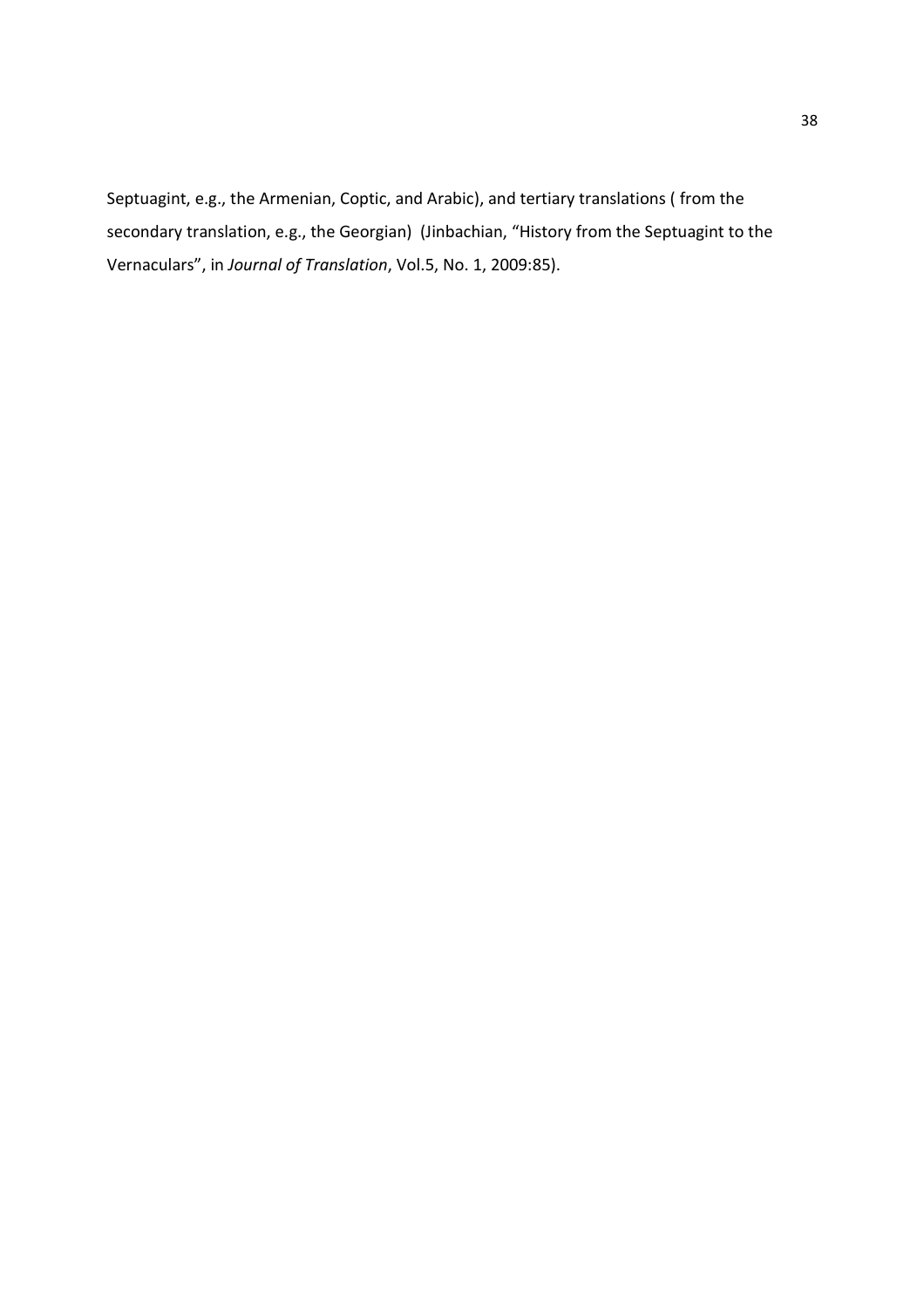Septuagint, e.g., the Armenian, Coptic, and Arabic), and tertiary translations ( from the secondary translation, e.g., the Georgian) (Jinbachian, “History from the Septuagint to the Vernaculars”, in *Journal of Translation*, Vol.5, No. 1, 2009:85).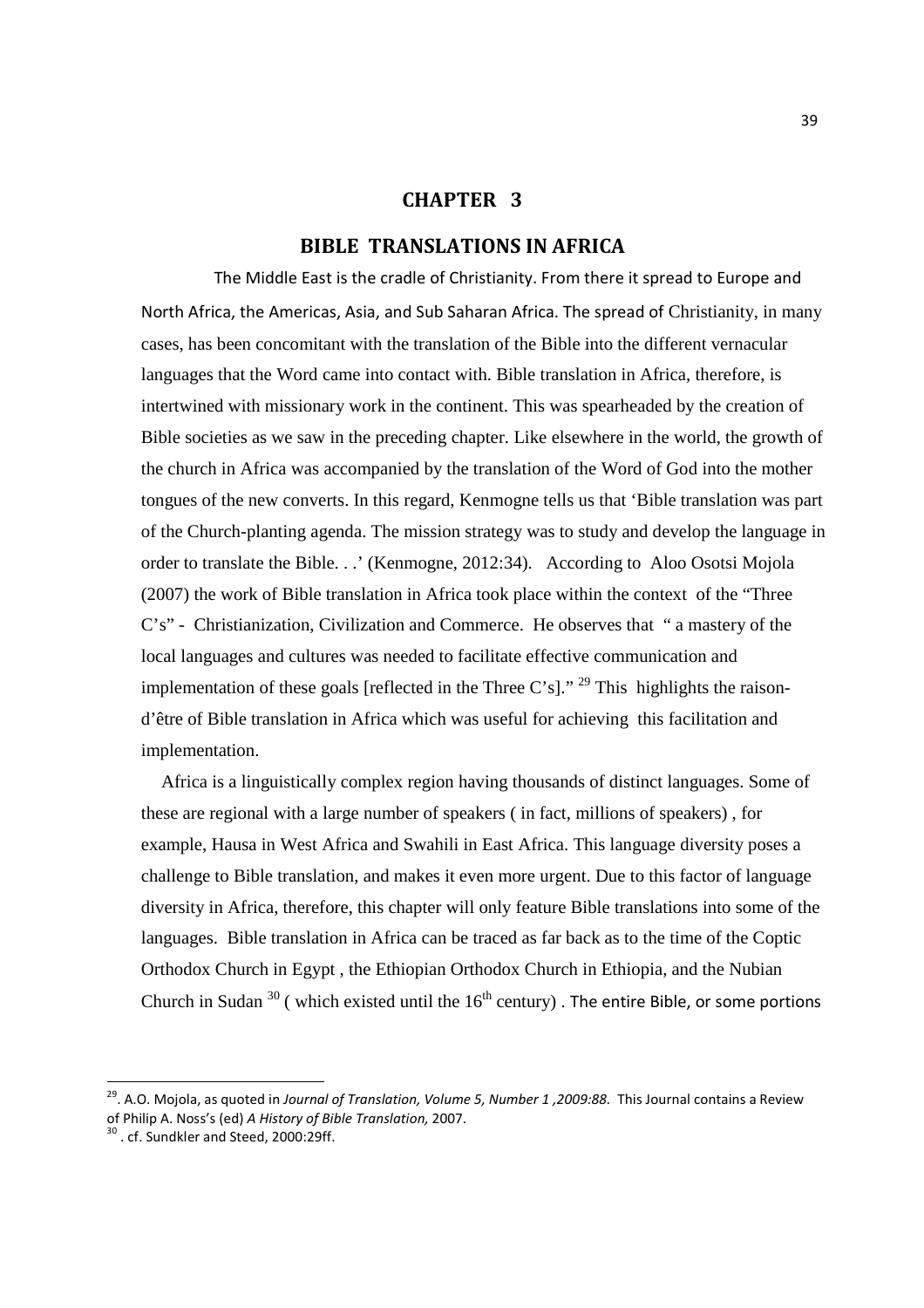# CHAPTER 3

## BIBLE TRANSLATIONS IN AFRICA

The Middle East is the cradle of Christianity. From there it spread to Europe and North Africa, the Americas, Asia, and Sub Saharan Africa. The spread of Christianity, in many cases, has been concomitant with the translation of the Bible into the different vernacular languages that the Word came into contact with. Bible translation in Africa, therefore, is intertwined with missionary work in the continent. This was spearheaded by the creation of Bible societies as we saw in the preceding chapter. Like elsewhere in the world, the growth of the church in Africa was accompanied by the translation of the Word of God into the mother tongues of the new converts. In this regard, Kenmogne tells us that 'Bible translation was part of the Church-planting agenda. The mission strategy was to study and develop the language in order to translate the Bible. . .' (Kenmogne, 2012:34). According to Aloo Osotsi Mojola (2007) the work of Bible translation in Africa took place within the context of the "Three C's" - Christianization, Civilization and Commerce. He observes that " a mastery of the local languages and cultures was needed to facilitate effective communication and implementation of these goals [reflected in the Three C's]." [29] This highlights the raison-d'être of Bible translation in Africa which was useful for achieving this facilitation and implementation.

Africa is a linguistically complex region having thousands of distinct languages. Some of these are regional with a large number of speakers ( in fact, millions of speakers) , for example, Hausa in West Africa and Swahili in East Africa. This language diversity poses a challenge to Bible translation, and makes it even more urgent. Due to this factor of language diversity in Africa, therefore, this chapter will only feature Bible translations into some of the languages. Bible translation in Africa can be traced as far back as to the time of the Coptic Orthodox Church in Egypt , the Ethiopian Orthodox Church in Ethiopia, and the Nubian Church in Sudan [30] ( which existed until the 16th century) . The entire Bible, or some portions

---

[29]. A.O. Mojola, as quoted in *Journal of Translation, Volume 5, Number 1 ,2009:88*. This Journal contains a Review of Philip A. Noss's (ed) *A History of Bible Translation,* 2007.

[30] . cf. Sundkler and Steed, 2000:29ff.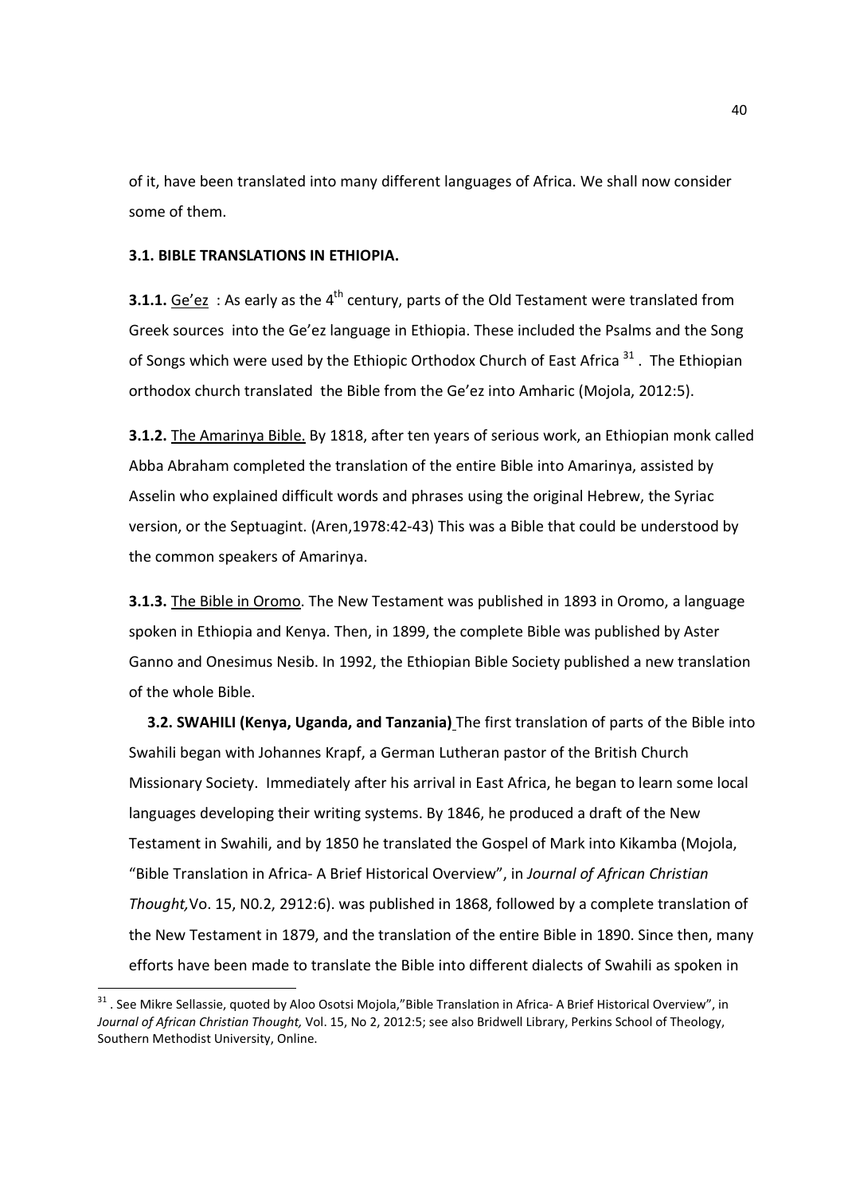of it, have been translated into many different languages of Africa. We shall now consider some of them.

### 3.1. BIBLE TRANSLATIONS IN ETHIOPIA.

**3.1.1.** Ge'ez : As early as the 4th century, parts of the Old Testament were translated from Greek sources into the Ge'ez language in Ethiopia. These included the Psalms and the Song of Songs which were used by the Ethiopic Orthodox Church of East Africa [31]. The Ethiopian orthodox church translated the Bible from the Ge'ez into Amharic (Mojola, 2012:5).

**3.1.2.** The Amarinya Bible. By 1818, after ten years of serious work, an Ethiopian monk called Abba Abraham completed the translation of the entire Bible into Amarinya, assisted by Asselin who explained difficult words and phrases using the original Hebrew, the Syriac version, or the Septuagint. (Aren,1978:42-43) This was a Bible that could be understood by the common speakers of Amarinya.

**3.1.3.** The Bible in Oromo. The New Testament was published in 1893 in Oromo, a language spoken in Ethiopia and Kenya. Then, in 1899, the complete Bible was published by Aster Ganno and Onesimus Nesib. In 1992, the Ethiopian Bible Society published a new translation of the whole Bible.

**3.2. SWAHILI (Kenya, Uganda, and Tanzania)** The first translation of parts of the Bible into Swahili began with Johannes Krapf, a German Lutheran pastor of the British Church Missionary Society. Immediately after his arrival in East Africa, he began to learn some local languages developing their writing systems. By 1846, he produced a draft of the New Testament in Swahili, and by 1850 he translated the Gospel of Mark into Kikamba (Mojola, "Bible Translation in Africa- A Brief Historical Overview", in *Journal of African Christian Thought,* Vo. 15, N0.2, 2912:6). was published in 1868, followed by a complete translation of the New Testament in 1879, and the translation of the entire Bible in 1890. Since then, many efforts have been made to translate the Bible into different dialects of Swahili as spoken in

---

[31] . See Mikre Sellassie, quoted by Aloo Osotsi Mojola,"Bible Translation in Africa- A Brief Historical Overview", in *Journal of African Christian Thought,* Vol. 15, No 2, 2012:5; see also Bridwell Library, Perkins School of Theology, Southern Methodist University, Online.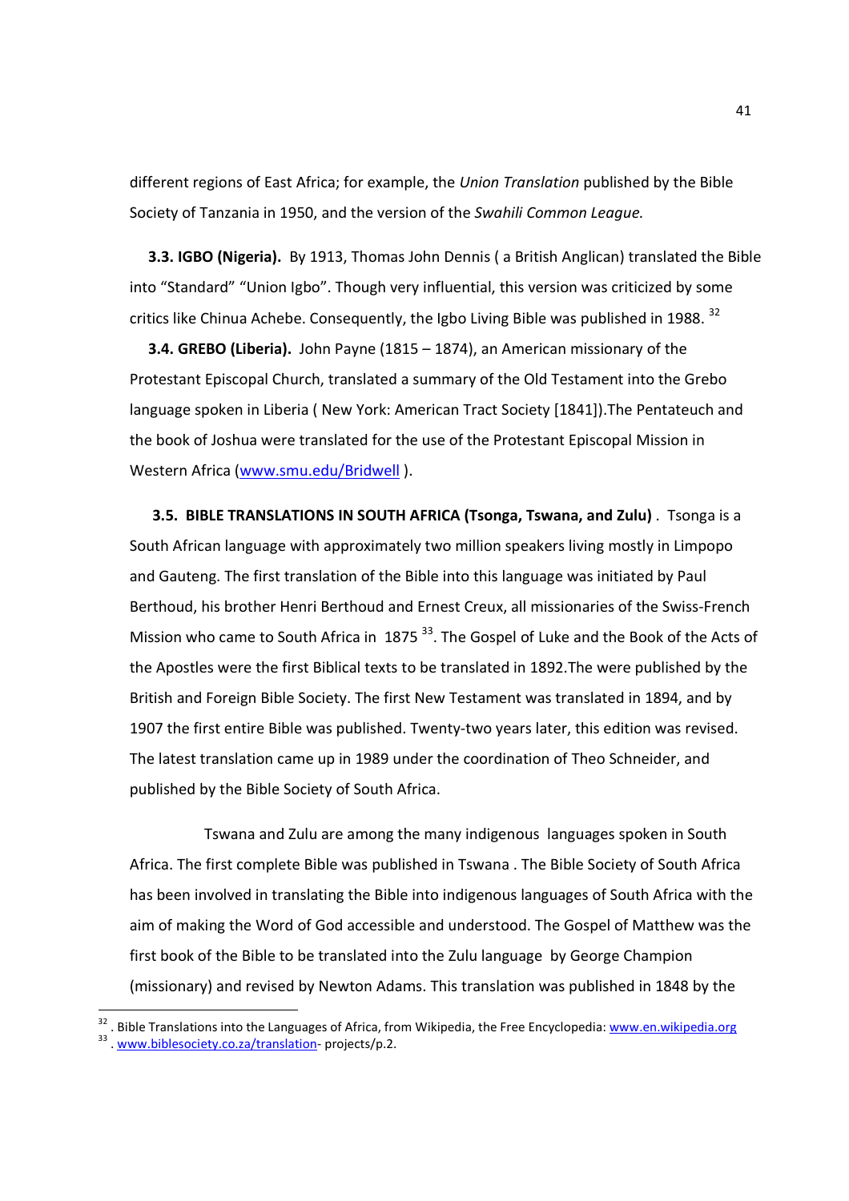different regions of East Africa; for example, the *Union Translation* published by the Bible Society of Tanzania in 1950, and the version of the *Swahili Common League.*

**3.3. IGBO (Nigeria).** By 1913, Thomas John Dennis ( a British Anglican) translated the Bible into "Standard" "Union Igbo". Though very influential, this version was criticized by some critics like Chinua Achebe. Consequently, the Igbo Living Bible was published in 1988. [32]

**3.4. GREBO (Liberia).** John Payne (1815 – 1874), an American missionary of the Protestant Episcopal Church, translated a summary of the Old Testament into the Grebo language spoken in Liberia ( New York: American Tract Society [1841]).The Pentateuch and the book of Joshua were translated for the use of the Protestant Episcopal Mission in Western Africa (www.smu.edu/Bridwell ).

**3.5. BIBLE TRANSLATIONS IN SOUTH AFRICA (Tsonga, Tswana, and Zulu)** . Tsonga is a South African language with approximately two million speakers living mostly in Limpopo and Gauteng. The first translation of the Bible into this language was initiated by Paul Berthoud, his brother Henri Berthoud and Ernest Creux, all missionaries of the Swiss-French Mission who came to South Africa in 1875 [33]. The Gospel of Luke and the Book of the Acts of the Apostles were the first Biblical texts to be translated in 1892.The were published by the British and Foreign Bible Society. The first New Testament was translated in 1894, and by 1907 the first entire Bible was published. Twenty-two years later, this edition was revised. The latest translation came up in 1989 under the coordination of Theo Schneider, and published by the Bible Society of South Africa.

Tswana and Zulu are among the many indigenous languages spoken in South Africa. The first complete Bible was published in Tswana . The Bible Society of South Africa has been involved in translating the Bible into indigenous languages of South Africa with the aim of making the Word of God accessible and understood. The Gospel of Matthew was the first book of the Bible to be translated into the Zulu language by George Champion (missionary) and revised by Newton Adams. This translation was published in 1848 by the

---

[32] . Bible Translations into the Languages of Africa, from Wikipedia, the Free Encyclopedia: www.en.wikipedia.org

[33] . www.biblesociety.co.za/translation- projects/p.2.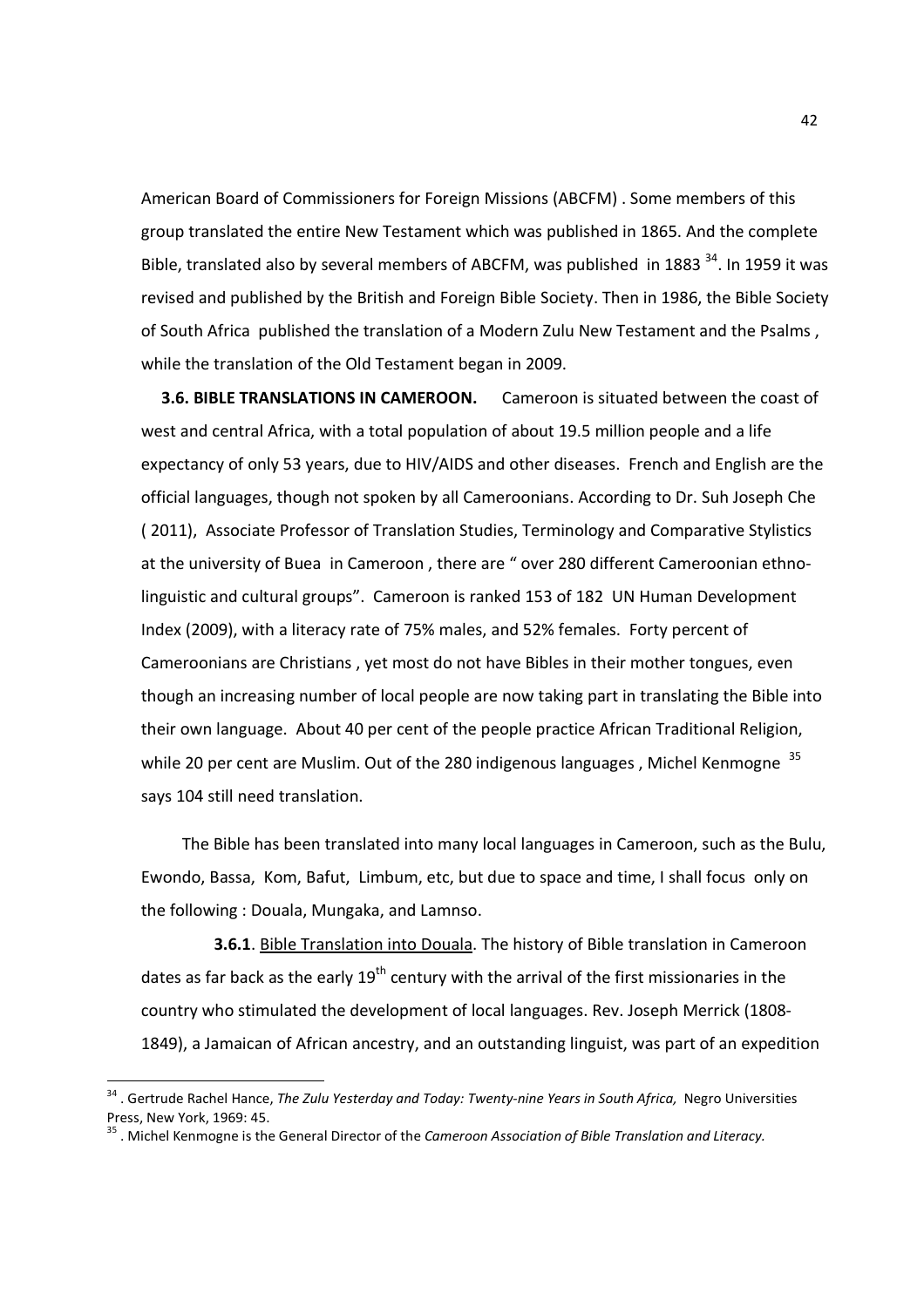American Board of Commissioners for Foreign Missions (ABCFM) . Some members of this group translated the entire New Testament which was published in 1865. And the complete Bible, translated also by several members of ABCFM, was published in 1883 [34]. In 1959 it was revised and published by the British and Foreign Bible Society. Then in 1986, the Bible Society of South Africa published the translation of a Modern Zulu New Testament and the Psalms , while the translation of the Old Testament began in 2009.

**3.6. BIBLE TRANSLATIONS IN CAMEROON.** Cameroon is situated between the coast of west and central Africa, with a total population of about 19.5 million people and a life expectancy of only 53 years, due to HIV/AIDS and other diseases. French and English are the official languages, though not spoken by all Cameroonians. According to Dr. Suh Joseph Che ( 2011), Associate Professor of Translation Studies, Terminology and Comparative Stylistics at the university of Buea in Cameroon , there are " over 280 different Cameroonian ethno-linguistic and cultural groups". Cameroon is ranked 153 of 182 UN Human Development Index (2009), with a literacy rate of 75% males, and 52% females. Forty percent of Cameroonians are Christians , yet most do not have Bibles in their mother tongues, even though an increasing number of local people are now taking part in translating the Bible into their own language. About 40 per cent of the people practice African Traditional Religion, while 20 per cent are Muslim. Out of the 280 indigenous languages , Michel Kenmogne [35] says 104 still need translation.

The Bible has been translated into many local languages in Cameroon, such as the Bulu, Ewondo, Bassa, Kom, Bafut, Limbum, etc, but due to space and time, I shall focus only on the following : Douala, Mungaka, and Lamnso.

**3.6.1**. Bible Translation into Douala. The history of Bible translation in Cameroon dates as far back as the early 19th century with the arrival of the first missionaries in the country who stimulated the development of local languages. Rev. Joseph Merrick (1808-1849), a Jamaican of African ancestry, and an outstanding linguist, was part of an expedition

---

[34] . Gertrude Rachel Hance, *The Zulu Yesterday and Today: Twenty-nine Years in South Africa,* Negro Universities Press, New York, 1969: 45.

[35] . Michel Kenmogne is the General Director of the *Cameroon Association of Bible Translation and Literacy.*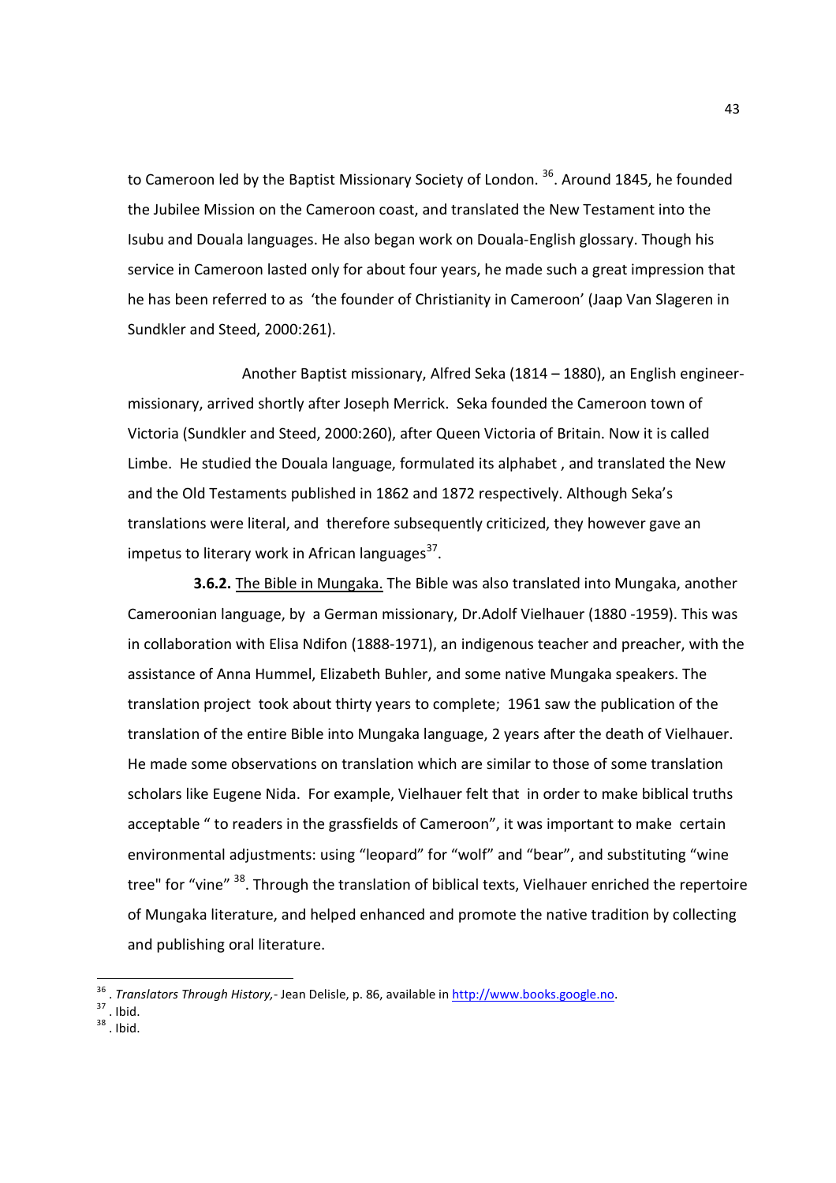to Cameroon led by the Baptist Missionary Society of London. [36]. Around 1845, he founded the Jubilee Mission on the Cameroon coast, and translated the New Testament into the Isubu and Douala languages. He also began work on Douala-English glossary. Though his service in Cameroon lasted only for about four years, he made such a great impression that he has been referred to as 'the founder of Christianity in Cameroon' (Jaap Van Slageren in Sundkler and Steed, 2000:261).

Another Baptist missionary, Alfred Seka (1814 – 1880), an English engineer-missionary, arrived shortly after Joseph Merrick. Seka founded the Cameroon town of Victoria (Sundkler and Steed, 2000:260), after Queen Victoria of Britain. Now it is called Limbe. He studied the Douala language, formulated its alphabet , and translated the New and the Old Testaments published in 1862 and 1872 respectively. Although Seka's translations were literal, and therefore subsequently criticized, they however gave an impetus to literary work in African languages[37].

**3.6.2.** <u>The Bible in Mungaka.</u> The Bible was also translated into Mungaka, another Cameroonian language, by a German missionary, Dr.Adolf Vielhauer (1880 -1959). This was in collaboration with Elisa Ndifon (1888-1971), an indigenous teacher and preacher, with the assistance of Anna Hummel, Elizabeth Buhler, and some native Mungaka speakers. The translation project took about thirty years to complete; 1961 saw the publication of the translation of the entire Bible into Mungaka language, 2 years after the death of Vielhauer. He made some observations on translation which are similar to those of some translation scholars like Eugene Nida. For example, Vielhauer felt that in order to make biblical truths acceptable " to readers in the grassfields of Cameroon", it was important to make certain environmental adjustments: using "leopard" for "wolf" and "bear", and substituting "wine tree" for "vine" [38]. Through the translation of biblical texts, Vielhauer enriched the repertoire of Mungaka literature, and helped enhanced and promote the native tradition by collecting and publishing oral literature.

---

[36] . *Translators Through History,*- Jean Delisle, p. 86, available in http://www.books.google.no.

[37] . Ibid.

[38] . Ibid.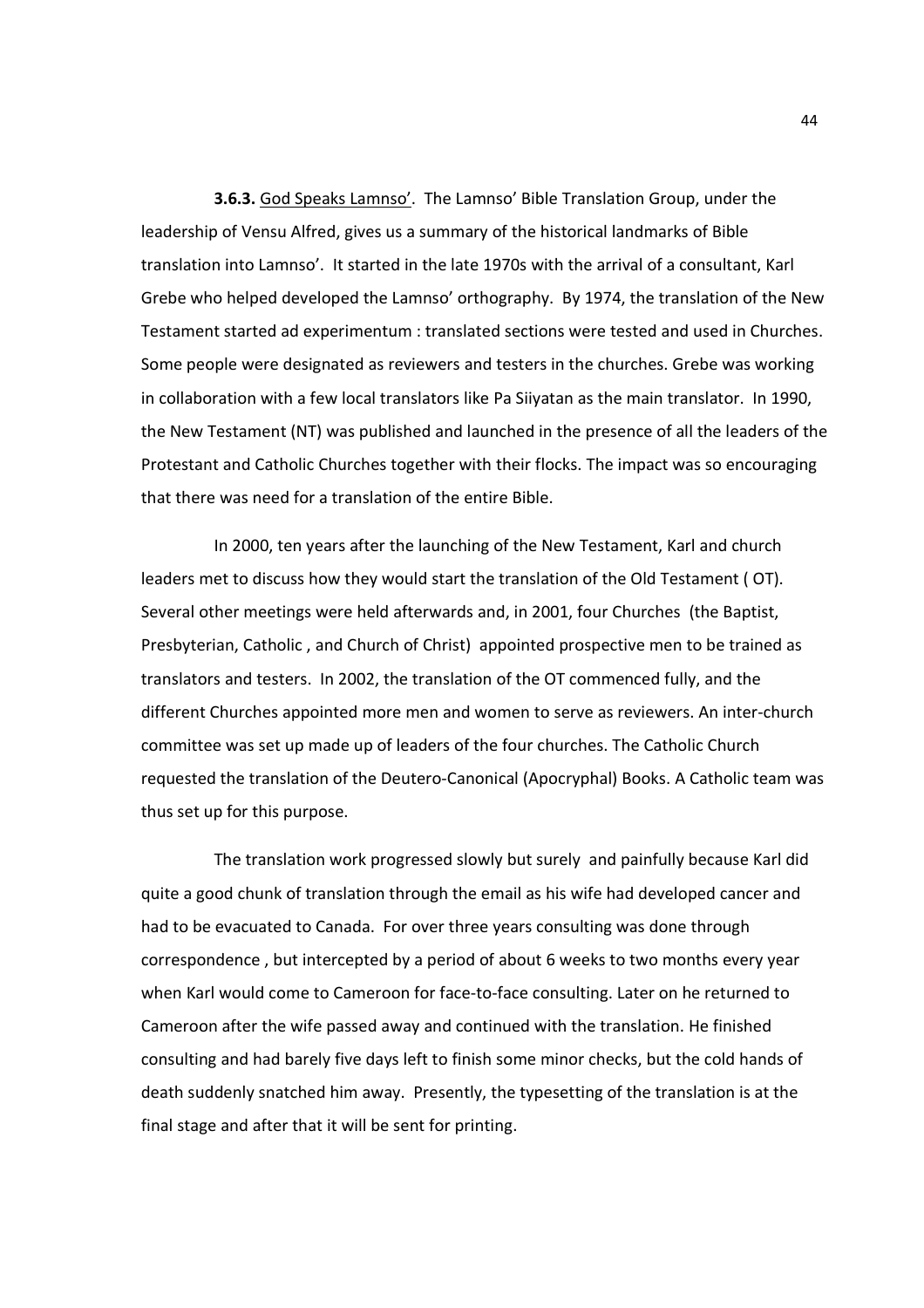**3.6.3.** <u>God Speaks Lamnso'</u>. The Lamnso' Bible Translation Group, under the leadership of Vensu Alfred, gives us a summary of the historical landmarks of Bible translation into Lamnso'. It started in the late 1970s with the arrival of a consultant, Karl Grebe who helped developed the Lamnso' orthography. By 1974, the translation of the New Testament started ad experimentum : translated sections were tested and used in Churches. Some people were designated as reviewers and testers in the churches. Grebe was working in collaboration with a few local translators like Pa Siiyatan as the main translator. In 1990, the New Testament (NT) was published and launched in the presence of all the leaders of the Protestant and Catholic Churches together with their flocks. The impact was so encouraging that there was need for a translation of the entire Bible.

In 2000, ten years after the launching of the New Testament, Karl and church leaders met to discuss how they would start the translation of the Old Testament ( OT). Several other meetings were held afterwards and, in 2001, four Churches (the Baptist, Presbyterian, Catholic , and Church of Christ) appointed prospective men to be trained as translators and testers. In 2002, the translation of the OT commenced fully, and the different Churches appointed more men and women to serve as reviewers. An inter-church committee was set up made up of leaders of the four churches. The Catholic Church requested the translation of the Deutero-Canonical (Apocryphal) Books. A Catholic team was thus set up for this purpose.

The translation work progressed slowly but surely and painfully because Karl did quite a good chunk of translation through the email as his wife had developed cancer and had to be evacuated to Canada. For over three years consulting was done through correspondence , but intercepted by a period of about 6 weeks to two months every year when Karl would come to Cameroon for face-to-face consulting. Later on he returned to Cameroon after the wife passed away and continued with the translation. He finished consulting and had barely five days left to finish some minor checks, but the cold hands of death suddenly snatched him away. Presently, the typesetting of the translation is at the final stage and after that it will be sent for printing.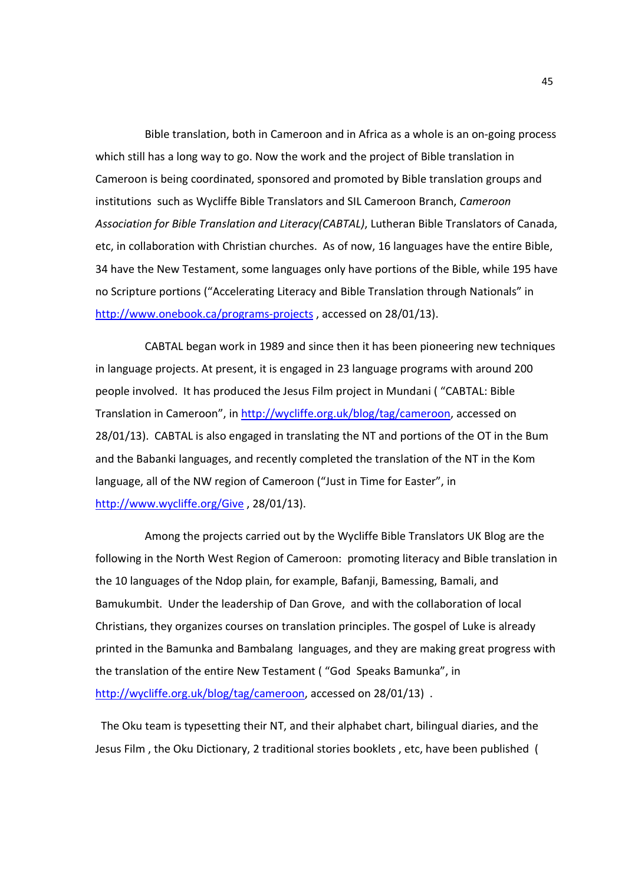Bible translation, both in Cameroon and in Africa as a whole is an on-going process which still has a long way to go. Now the work and the project of Bible translation in Cameroon is being coordinated, sponsored and promoted by Bible translation groups and institutions such as Wycliffe Bible Translators and SIL Cameroon Branch, *Cameroon Association for Bible Translation and Literacy(CABTAL)*, Lutheran Bible Translators of Canada, etc, in collaboration with Christian churches. As of now, 16 languages have the entire Bible, 34 have the New Testament, some languages only have portions of the Bible, while 195 have no Scripture portions ("Accelerating Literacy and Bible Translation through Nationals" in [http://www.onebook.ca/programs-projects](http://www.onebook.ca/programs-projects) , accessed on 28/01/13).

CABTAL began work in 1989 and since then it has been pioneering new techniques in language projects. At present, it is engaged in 23 language programs with around 200 people involved. It has produced the Jesus Film project in Mundani ( "CABTAL: Bible Translation in Cameroon", in [http://wycliffe.org.uk/blog/tag/cameroon](http://wycliffe.org.uk/blog/tag/cameroon), accessed on 28/01/13). CABTAL is also engaged in translating the NT and portions of the OT in the Bum and the Babanki languages, and recently completed the translation of the NT in the Kom language, all of the NW region of Cameroon ("Just in Time for Easter", in [http://www.wycliffe.org/Give](http://www.wycliffe.org/Give) , 28/01/13).

Among the projects carried out by the Wycliffe Bible Translators UK Blog are the following in the North West Region of Cameroon: promoting literacy and Bible translation in the 10 languages of the Ndop plain, for example, Bafanji, Bamessing, Bamali, and Bamukumbit. Under the leadership of Dan Grove, and with the collaboration of local Christians, they organizes courses on translation principles. The gospel of Luke is already printed in the Bamunka and Bambalang languages, and they are making great progress with the translation of the entire New Testament ( "God Speaks Bamunka", in [http://wycliffe.org.uk/blog/tag/cameroon](http://wycliffe.org.uk/blog/tag/cameroon), accessed on 28/01/13) .

The Oku team is typesetting their NT, and their alphabet chart, bilingual diaries, and the Jesus Film , the Oku Dictionary, 2 traditional stories booklets , etc, have been published (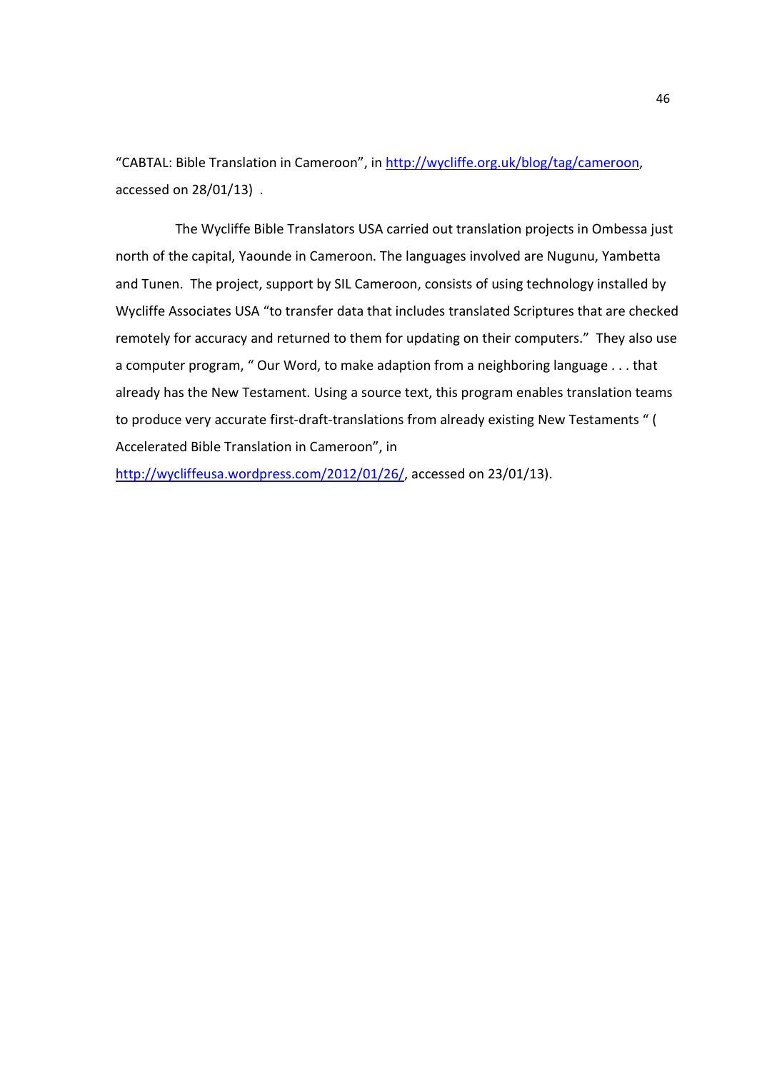"CABTAL: Bible Translation in Cameroon", in http://wycliffe.org.uk/blog/tag/cameroon, accessed on 28/01/13) .

The Wycliffe Bible Translators USA carried out translation projects in Ombessa just north of the capital, Yaounde in Cameroon. The languages involved are Nugunu, Yambetta and Tunen. The project, support by SIL Cameroon, consists of using technology installed by Wycliffe Associates USA "to transfer data that includes translated Scriptures that are checked remotely for accuracy and returned to them for updating on their computers." They also use a computer program, " Our Word, to make adaption from a neighboring language . . . that already has the New Testament. Using a source text, this program enables translation teams to produce very accurate first-draft-translations from already existing New Testaments " ( Accelerated Bible Translation in Cameroon", in http://wycliffeusa.wordpress.com/2012/01/26/, accessed on 23/01/13).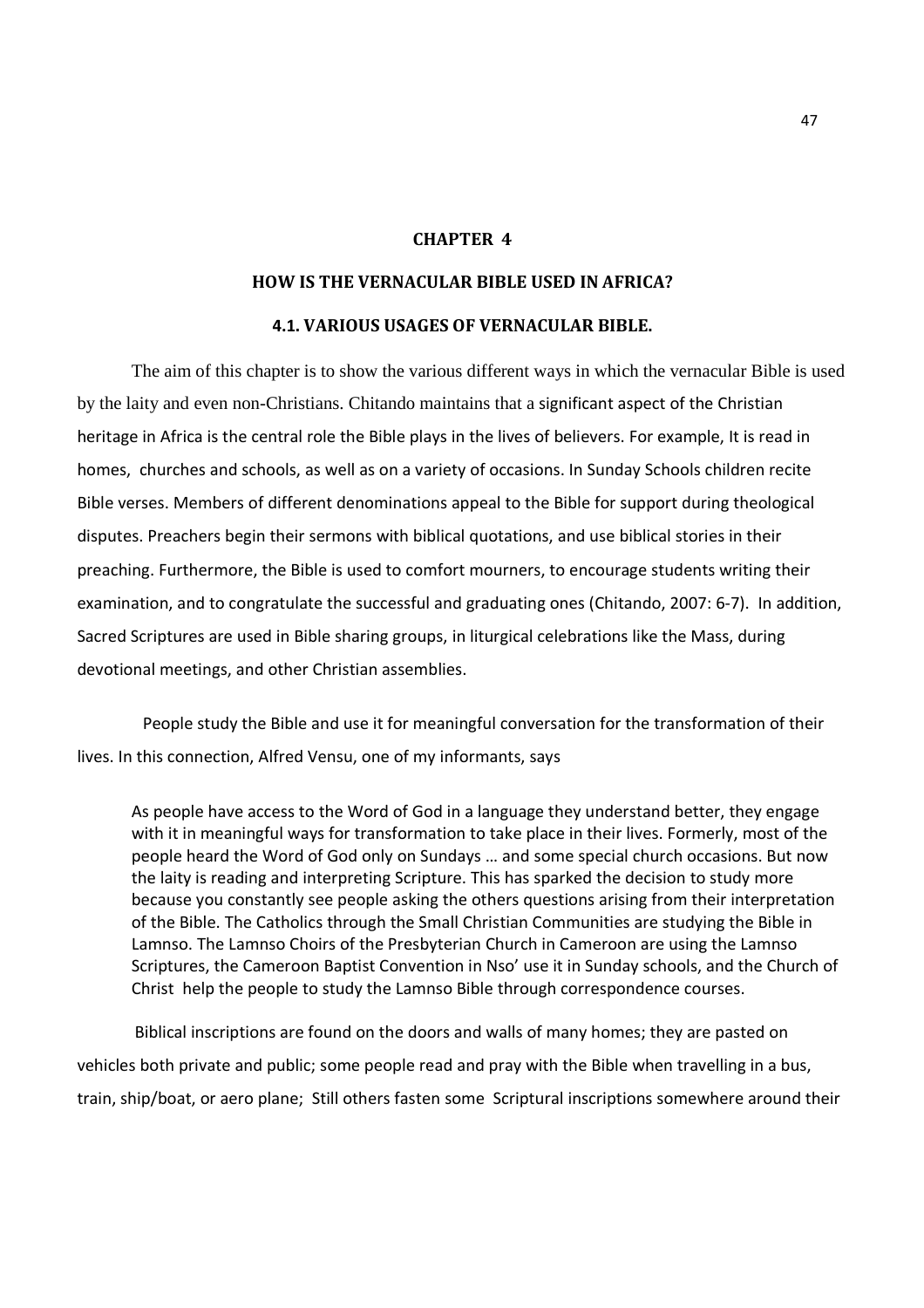# CHAPTER 4

## HOW IS THE VERNACULAR BIBLE USED IN AFRICA?

### 4.1. VARIOUS USAGES OF VERNACULAR BIBLE.

The aim of this chapter is to show the various different ways in which the vernacular Bible is used by the laity and even non-Christians. Chitando maintains that a significant aspect of the Christian heritage in Africa is the central role the Bible plays in the lives of believers. For example, It is read in homes, churches and schools, as well as on a variety of occasions. In Sunday Schools children recite Bible verses. Members of different denominations appeal to the Bible for support during theological disputes. Preachers begin their sermons with biblical quotations, and use biblical stories in their preaching. Furthermore, the Bible is used to comfort mourners, to encourage students writing their examination, and to congratulate the successful and graduating ones (Chitando, 2007: 6-7). In addition, Sacred Scriptures are used in Bible sharing groups, in liturgical celebrations like the Mass, during devotional meetings, and other Christian assemblies.

People study the Bible and use it for meaningful conversation for the transformation of their lives. In this connection, Alfred Vensu, one of my informants, says

> As people have access to the Word of God in a language they understand better, they engage with it in meaningful ways for transformation to take place in their lives. Formerly, most of the people heard the Word of God only on Sundays … and some special church occasions. But now the laity is reading and interpreting Scripture. This has sparked the decision to study more because you constantly see people asking the others questions arising from their interpretation of the Bible. The Catholics through the Small Christian Communities are studying the Bible in Lamnso. The Lamnso Choirs of the Presbyterian Church in Cameroon are using the Lamnso Scriptures, the Cameroon Baptist Convention in Nso' use it in Sunday schools, and the Church of Christ help the people to study the Lamnso Bible through correspondence courses.

Biblical inscriptions are found on the doors and walls of many homes; they are pasted on vehicles both private and public; some people read and pray with the Bible when travelling in a bus, train, ship/boat, or aero plane; Still others fasten some Scriptural inscriptions somewhere around their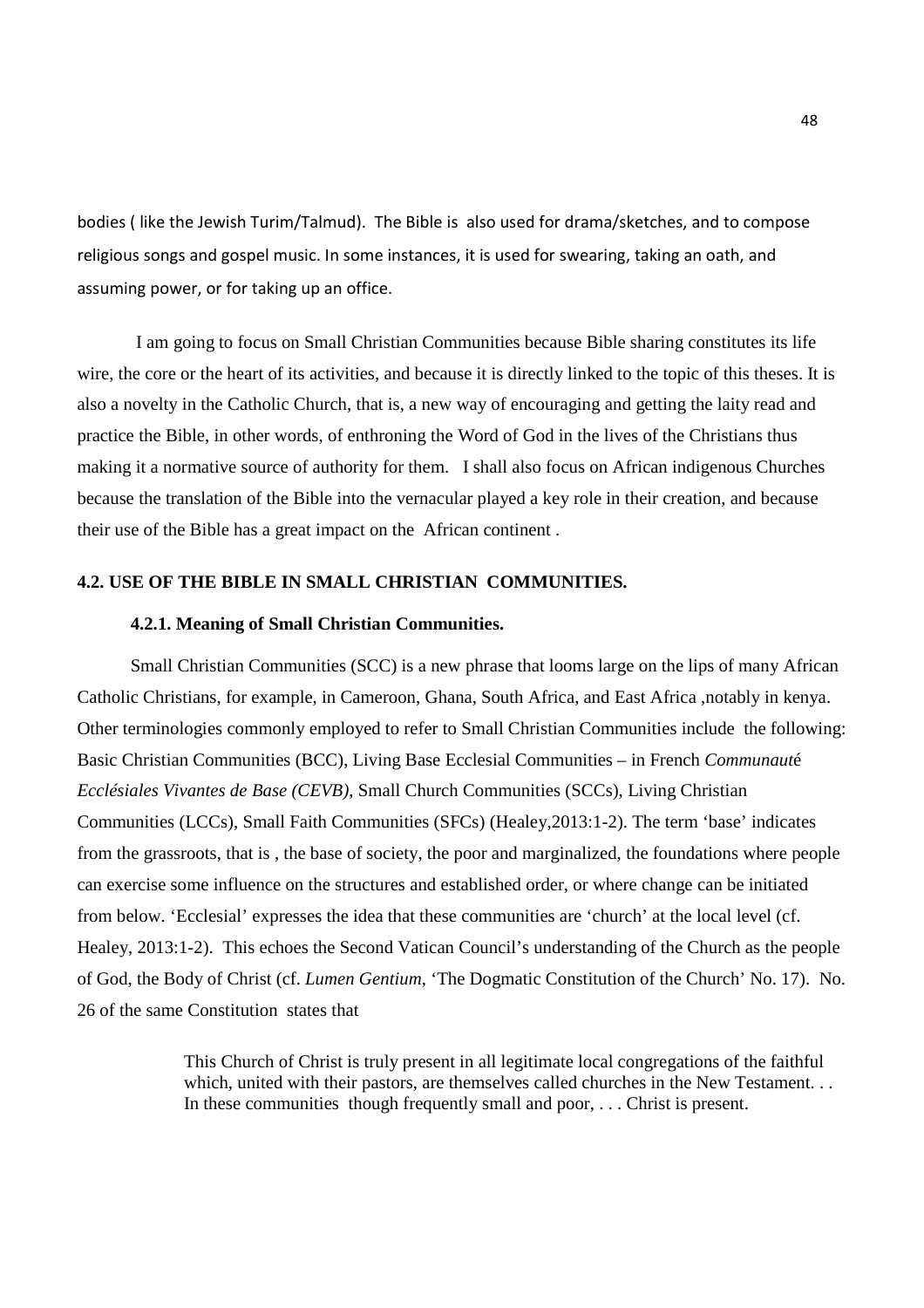bodies ( like the Jewish Turim/Talmud). The Bible is also used for drama/sketches, and to compose religious songs and gospel music. In some instances, it is used for swearing, taking an oath, and assuming power, or for taking up an office.

I am going to focus on Small Christian Communities because Bible sharing constitutes its life wire, the core or the heart of its activities, and because it is directly linked to the topic of this theses. It is also a novelty in the Catholic Church, that is, a new way of encouraging and getting the laity read and practice the Bible, in other words, of enthroning the Word of God in the lives of the Christians thus making it a normative source of authority for them. I shall also focus on African indigenous Churches because the translation of the Bible into the vernacular played a key role in their creation, and because their use of the Bible has a great impact on the African continent .

## 4.2. USE OF THE BIBLE IN SMALL CHRISTIAN COMMUNITIES.

### 4.2.1. Meaning of Small Christian Communities.

Small Christian Communities (SCC) is a new phrase that looms large on the lips of many African Catholic Christians, for example, in Cameroon, Ghana, South Africa, and East Africa ,notably in kenya. Other terminologies commonly employed to refer to Small Christian Communities include the following: Basic Christian Communities (BCC), Living Base Ecclesial Communities – in French *Communauté Ecclésiales Vivantes de Base (CEVB),* Small Church Communities (SCCs), Living Christian Communities (LCCs), Small Faith Communities (SFCs) (Healey,2013:1-2). The term 'base' indicates from the grassroots, that is , the base of society, the poor and marginalized, the foundations where people can exercise some influence on the structures and established order, or where change can be initiated from below. 'Ecclesial' expresses the idea that these communities are 'church' at the local level (cf. Healey, 2013:1-2). This echoes the Second Vatican Council's understanding of the Church as the people of God, the Body of Christ (cf. *Lumen Gentium*, 'The Dogmatic Constitution of the Church' No. 17). No. 26 of the same Constitution states that

> This Church of Christ is truly present in all legitimate local congregations of the faithful which, united with their pastors, are themselves called churches in the New Testament. . . In these communities though frequently small and poor, . . . Christ is present.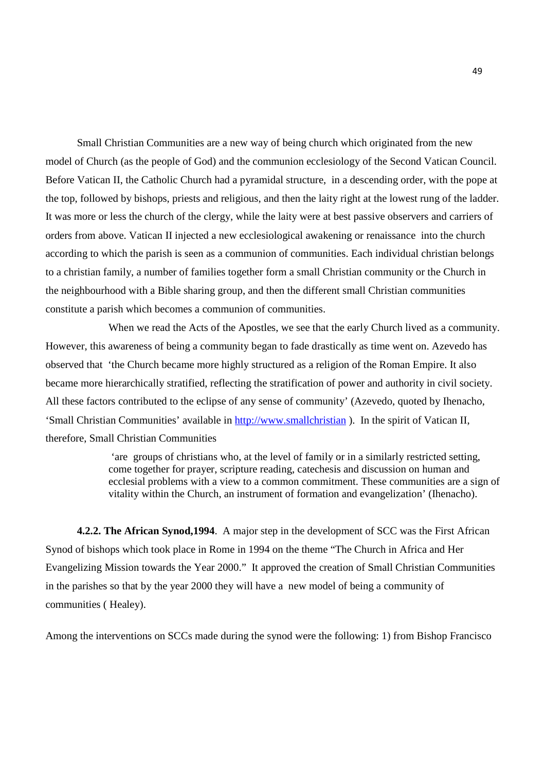Small Christian Communities are a new way of being church which originated from the new model of Church (as the people of God) and the communion ecclesiology of the Second Vatican Council. Before Vatican II, the Catholic Church had a pyramidal structure, in a descending order, with the pope at the top, followed by bishops, priests and religious, and then the laity right at the lowest rung of the ladder. It was more or less the church of the clergy, while the laity were at best passive observers and carriers of orders from above. Vatican II injected a new ecclesiological awakening or renaissance into the church according to which the parish is seen as a communion of communities. Each individual christian belongs to a christian family, a number of families together form a small Christian community or the Church in the neighbourhood with a Bible sharing group, and then the different small Christian communities constitute a parish which becomes a communion of communities.

When we read the Acts of the Apostles, we see that the early Church lived as a community. However, this awareness of being a community began to fade drastically as time went on. Azevedo has observed that 'the Church became more highly structured as a religion of the Roman Empire. It also became more hierarchically stratified, reflecting the stratification of power and authority in civil society. All these factors contributed to the eclipse of any sense of community' (Azevedo, quoted by Ihenacho, 'Small Christian Communities' available in http://www.smallchristian ). In the spirit of Vatican II, therefore, Small Christian Communities

> 'are groups of christians who, at the level of family or in a similarly restricted setting, come together for prayer, scripture reading, catechesis and discussion on human and ecclesial problems with a view to a common commitment. These communities are a sign of vitality within the Church, an instrument of formation and evangelization' (Ihenacho).

**4.2.2. The African Synod,1994**. A major step in the development of SCC was the First African Synod of bishops which took place in Rome in 1994 on the theme "The Church in Africa and Her Evangelizing Mission towards the Year 2000." It approved the creation of Small Christian Communities in the parishes so that by the year 2000 they will have a new model of being a community of communities ( Healey).

Among the interventions on SCCs made during the synod were the following: 1) from Bishop Francisco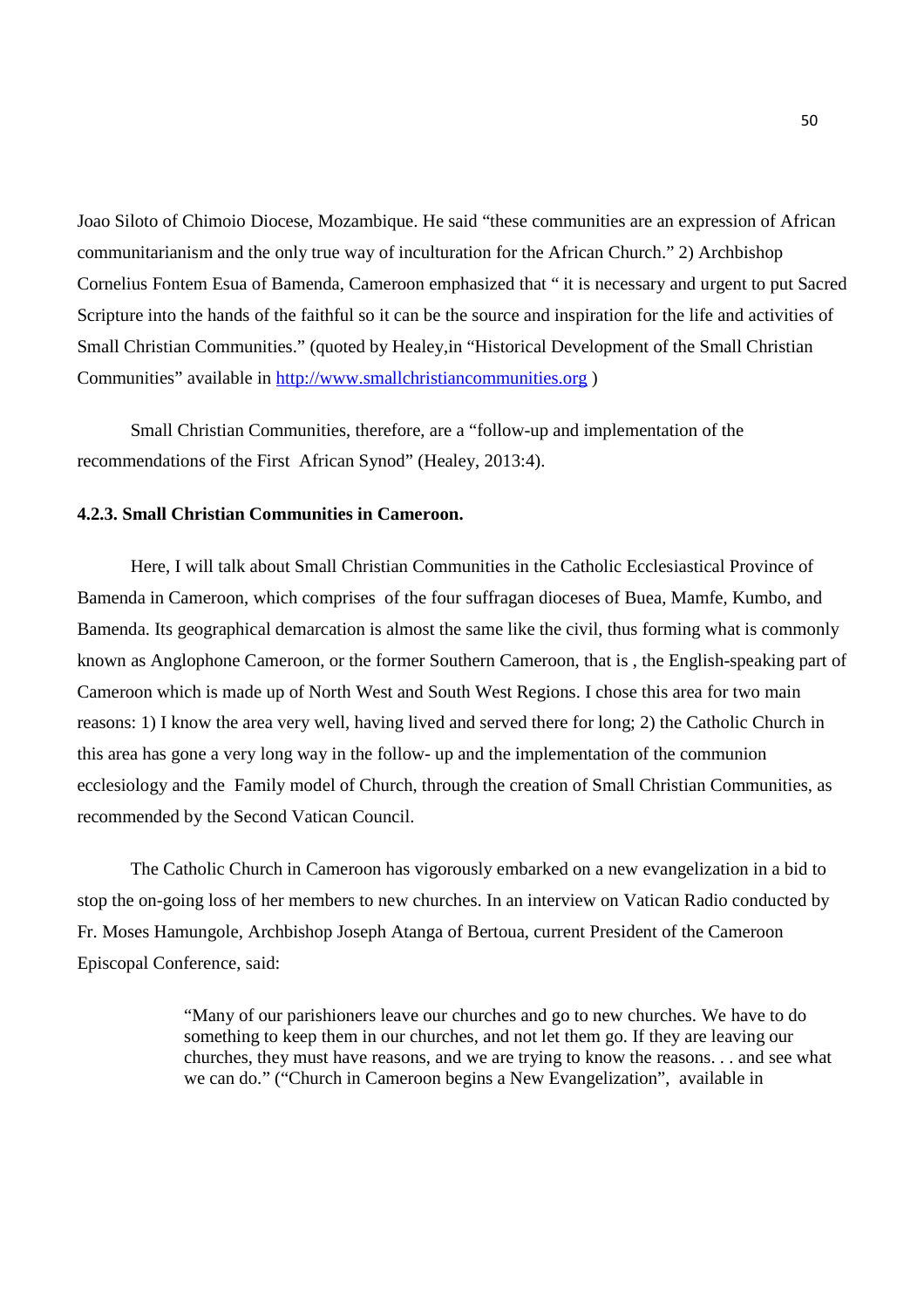Joao Siloto of Chimoio Diocese, Mozambique. He said "these communities are an expression of African communitarianism and the only true way of inculturation for the African Church." 2) Archbishop Cornelius Fontem Esua of Bamenda, Cameroon emphasized that " it is necessary and urgent to put Sacred Scripture into the hands of the faithful so it can be the source and inspiration for the life and activities of Small Christian Communities." (quoted by Healey,in "Historical Development of the Small Christian Communities" available in http://www.smallchristiancommunities.org )

Small Christian Communities, therefore, are a "follow-up and implementation of the recommendations of the First African Synod" (Healey, 2013:4).

#### 4.2.3. Small Christian Communities in Cameroon.

Here, I will talk about Small Christian Communities in the Catholic Ecclesiastical Province of Bamenda in Cameroon, which comprises of the four suffragan dioceses of Buea, Mamfe, Kumbo, and Bamenda. Its geographical demarcation is almost the same like the civil, thus forming what is commonly known as Anglophone Cameroon, or the former Southern Cameroon, that is , the English-speaking part of Cameroon which is made up of North West and South West Regions. I chose this area for two main reasons: 1) I know the area very well, having lived and served there for long; 2) the Catholic Church in this area has gone a very long way in the follow- up and the implementation of the communion ecclesiology and the Family model of Church, through the creation of Small Christian Communities, as recommended by the Second Vatican Council.

The Catholic Church in Cameroon has vigorously embarked on a new evangelization in a bid to stop the on-going loss of her members to new churches. In an interview on Vatican Radio conducted by Fr. Moses Hamungole, Archbishop Joseph Atanga of Bertoua, current President of the Cameroon Episcopal Conference, said:

> "Many of our parishioners leave our churches and go to new churches. We have to do something to keep them in our churches, and not let them go. If they are leaving our churches, they must have reasons, and we are trying to know the reasons. . . and see what we can do." ("Church in Cameroon begins a New Evangelization", available in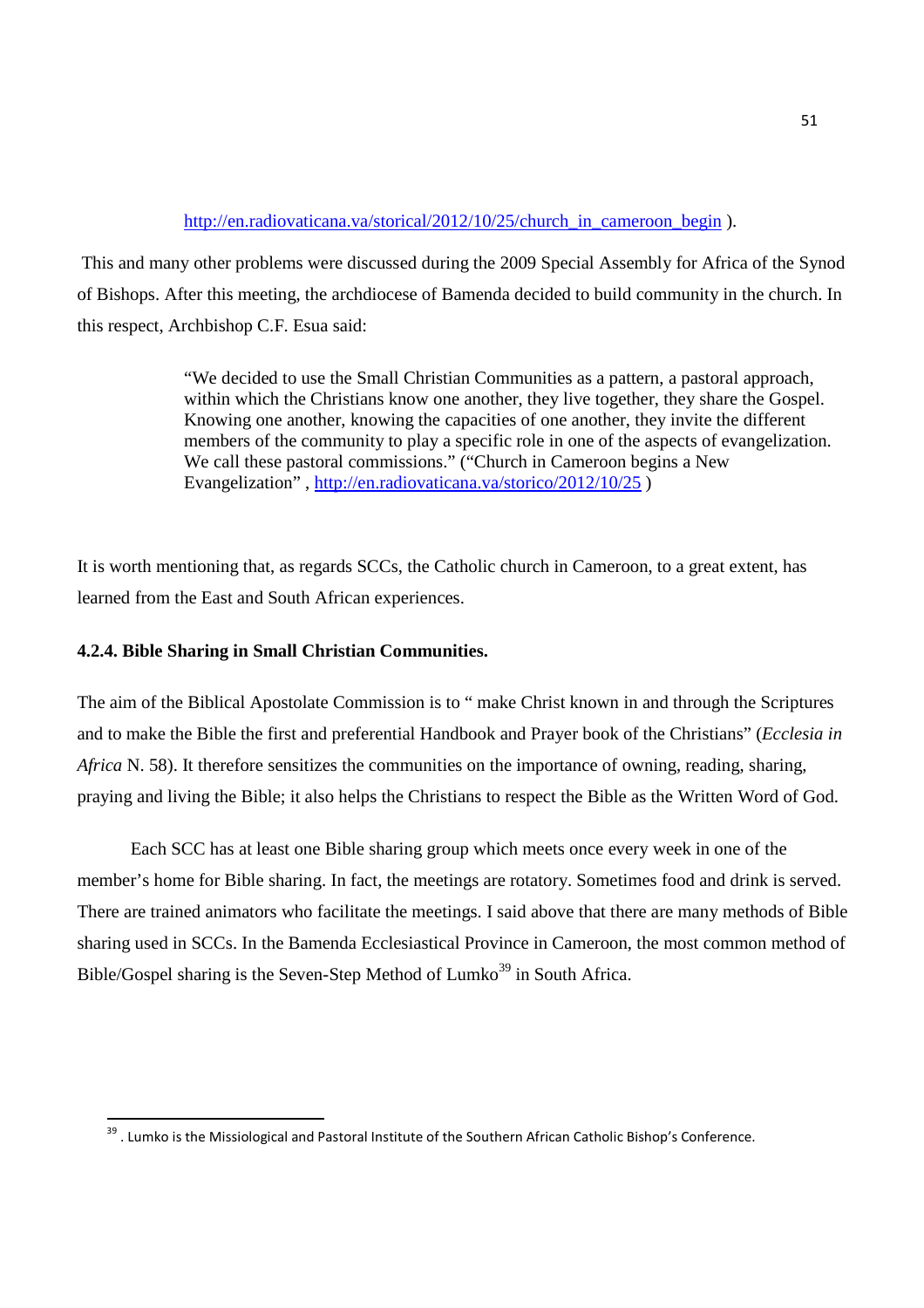http://en.radiovaticana.va/storical/2012/10/25/church_in_cameroon_begin ).

This and many other problems were discussed during the 2009 Special Assembly for Africa of the Synod of Bishops. After this meeting, the archdiocese of Bamenda decided to build community in the church. In this respect, Archbishop C.F. Esua said:

> "We decided to use the Small Christian Communities as a pattern, a pastoral approach, within which the Christians know one another, they live together, they share the Gospel. Knowing one another, knowing the capacities of one another, they invite the different members of the community to play a specific role in one of the aspects of evangelization. We call these pastoral commissions." ("Church in Cameroon begins a New Evangelization" , http://en.radiovaticana.va/storico/2012/10/25 )

It is worth mentioning that, as regards SCCs, the Catholic church in Cameroon, to a great extent, has learned from the East and South African experiences.

#### 4.2.4. Bible Sharing in Small Christian Communities.

The aim of the Biblical Apostolate Commission is to " make Christ known in and through the Scriptures and to make the Bible the first and preferential Handbook and Prayer book of the Christians" (*Ecclesia in Africa* N. 58). It therefore sensitizes the communities on the importance of owning, reading, sharing, praying and living the Bible; it also helps the Christians to respect the Bible as the Written Word of God.

Each SCC has at least one Bible sharing group which meets once every week in one of the member's home for Bible sharing. In fact, the meetings are rotatory. Sometimes food and drink is served. There are trained animators who facilitate the meetings. I said above that there are many methods of Bible sharing used in SCCs. In the Bamenda Ecclesiastical Province in Cameroon, the most common method of Bible/Gospel sharing is the Seven-Step Method of Lumko[39] in South Africa.

---

[39] . Lumko is the Missiological and Pastoral Institute of the Southern African Catholic Bishop's Conference.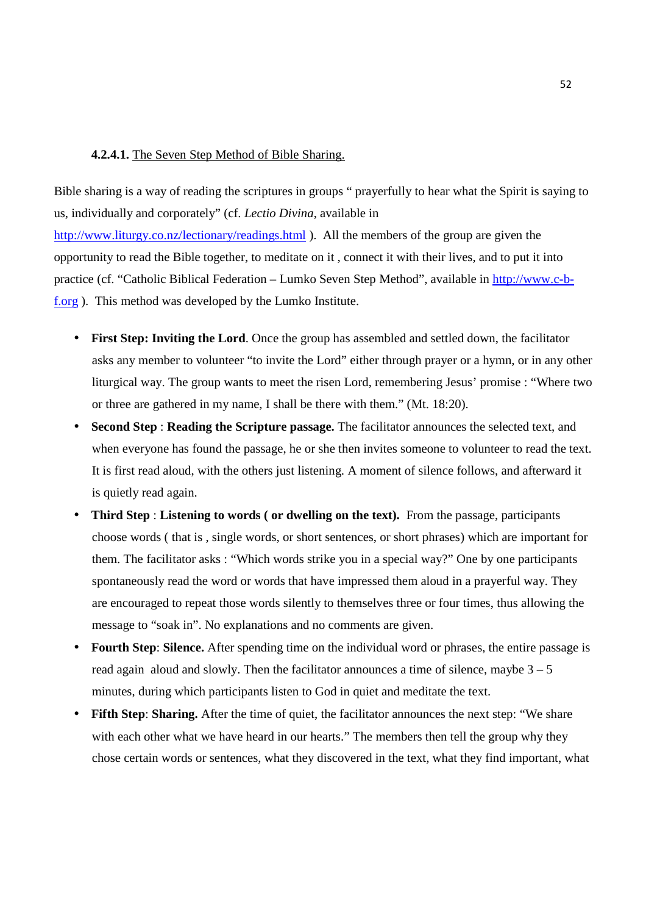#### **4.2.4.1.** The Seven Step Method of Bible Sharing.

Bible sharing is a way of reading the scriptures in groups " prayerfully to hear what the Spirit is saying to us, individually and corporately" (cf. *Lectio Divina*, available in http://www.liturgy.co.nz/lectionary/readings.html ). All the members of the group are given the opportunity to read the Bible together, to meditate on it , connect it with their lives, and to put it into practice (cf. "Catholic Biblical Federation – Lumko Seven Step Method", available in http://www.c-b-f.org ). This method was developed by the Lumko Institute.

- **First Step: Inviting the Lord**. Once the group has assembled and settled down, the facilitator asks any member to volunteer "to invite the Lord" either through prayer or a hymn, or in any other liturgical way. The group wants to meet the risen Lord, remembering Jesus' promise : "Where two or three are gathered in my name, I shall be there with them." (Mt. 18:20).
- **Second Step** : **Reading the Scripture passage.** The facilitator announces the selected text, and when everyone has found the passage, he or she then invites someone to volunteer to read the text. It is first read aloud, with the others just listening. A moment of silence follows, and afterward it is quietly read again.
- **Third Step** : **Listening to words ( or dwelling on the text).** From the passage, participants choose words ( that is , single words, or short sentences, or short phrases) which are important for them. The facilitator asks : "Which words strike you in a special way?" One by one participants spontaneously read the word or words that have impressed them aloud in a prayerful way. They are encouraged to repeat those words silently to themselves three or four times, thus allowing the message to "soak in". No explanations and no comments are given.
- **Fourth Step**: **Silence.** After spending time on the individual word or phrases, the entire passage is read again aloud and slowly. Then the facilitator announces a time of silence, maybe 3 – 5 minutes, during which participants listen to God in quiet and meditate the text.
- **Fifth Step**: **Sharing.** After the time of quiet, the facilitator announces the next step: "We share with each other what we have heard in our hearts." The members then tell the group why they chose certain words or sentences, what they discovered in the text, what they find important, what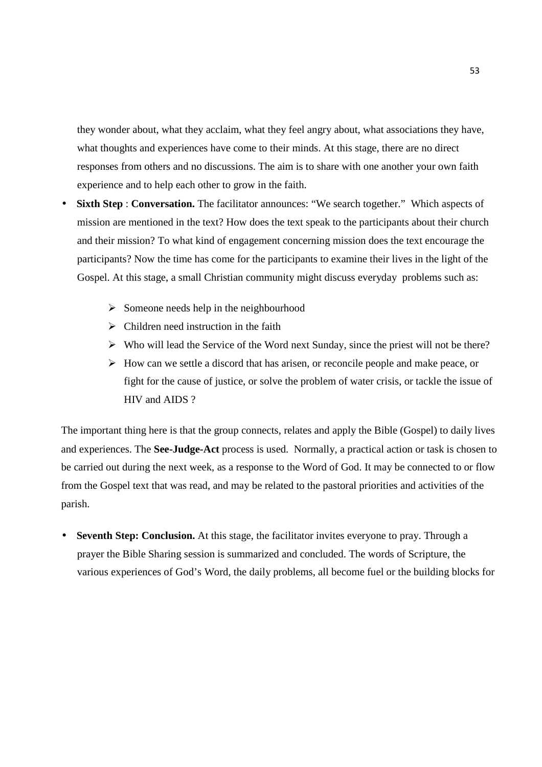they wonder about, what they acclaim, what they feel angry about, what associations they have, what thoughts and experiences have come to their minds. At this stage, there are no direct responses from others and no discussions. The aim is to share with one another your own faith experience and to help each other to grow in the faith.

- **Sixth Step** : **Conversation.** The facilitator announces: "We search together." Which aspects of mission are mentioned in the text? How does the text speak to the participants about their church and their mission? To what kind of engagement concerning mission does the text encourage the participants? Now the time has come for the participants to examine their lives in the light of the Gospel. At this stage, a small Christian community might discuss everyday problems such as:

  - Someone needs help in the neighbourhood
  - Children need instruction in the faith
  - Who will lead the Service of the Word next Sunday, since the priest will not be there?
  - How can we settle a discord that has arisen, or reconcile people and make peace, or fight for the cause of justice, or solve the problem of water crisis, or tackle the issue of HIV and AIDS ?

The important thing here is that the group connects, relates and apply the Bible (Gospel) to daily lives and experiences. The **See-Judge-Act** process is used. Normally, a practical action or task is chosen to be carried out during the next week, as a response to the Word of God. It may be connected to or flow from the Gospel text that was read, and may be related to the pastoral priorities and activities of the parish.

- **Seventh Step: Conclusion.** At this stage, the facilitator invites everyone to pray. Through a prayer the Bible Sharing session is summarized and concluded. The words of Scripture, the various experiences of God's Word, the daily problems, all become fuel or the building blocks for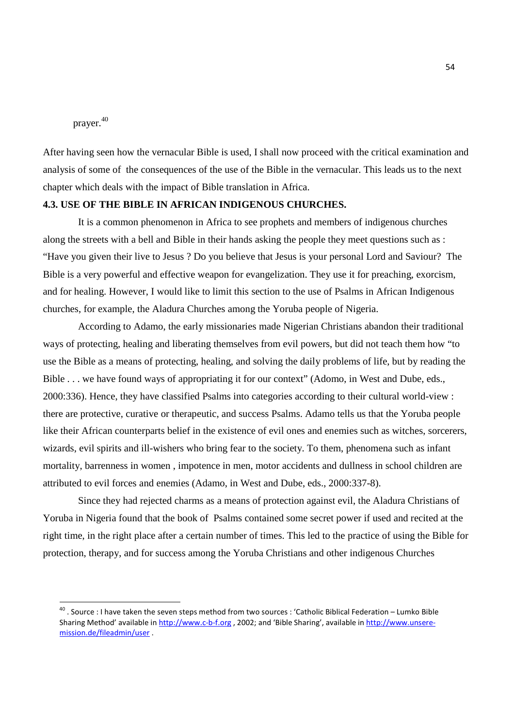prayer.[40]

After having seen how the vernacular Bible is used, I shall now proceed with the critical examination and analysis of some of the consequences of the use of the Bible in the vernacular. This leads us to the next chapter which deals with the impact of Bible translation in Africa.

**4.3. USE OF THE BIBLE IN AFRICAN INDIGENOUS CHURCHES.**

It is a common phenomenon in Africa to see prophets and members of indigenous churches along the streets with a bell and Bible in their hands asking the people they meet questions such as : "Have you given their live to Jesus ? Do you believe that Jesus is your personal Lord and Saviour? The Bible is a very powerful and effective weapon for evangelization. They use it for preaching, exorcism, and for healing. However, I would like to limit this section to the use of Psalms in African Indigenous churches, for example, the Aladura Churches among the Yoruba people of Nigeria.

According to Adamo, the early missionaries made Nigerian Christians abandon their traditional ways of protecting, healing and liberating themselves from evil powers, but did not teach them how "to use the Bible as a means of protecting, healing, and solving the daily problems of life, but by reading the Bible . . . we have found ways of appropriating it for our context" (Adomo, in West and Dube, eds., 2000:336). Hence, they have classified Psalms into categories according to their cultural world-view : there are protective, curative or therapeutic, and success Psalms. Adamo tells us that the Yoruba people like their African counterparts belief in the existence of evil ones and enemies such as witches, sorcerers, wizards, evil spirits and ill-wishers who bring fear to the society. To them, phenomena such as infant mortality, barrenness in women , impotence in men, motor accidents and dullness in school children are attributed to evil forces and enemies (Adamo, in West and Dube, eds., 2000:337-8).

Since they had rejected charms as a means of protection against evil, the Aladura Christians of Yoruba in Nigeria found that the book of Psalms contained some secret power if used and recited at the right time, in the right place after a certain number of times. This led to the practice of using the Bible for protection, therapy, and for success among the Yoruba Christians and other indigenous Churches

---

[40] . Source : I have taken the seven steps method from two sources : 'Catholic Biblical Federation – Lumko Bible Sharing Method' available in http://www.c-b-f.org , 2002; and 'Bible Sharing', available in http://www.unsere-mission.de/fileadmin/user .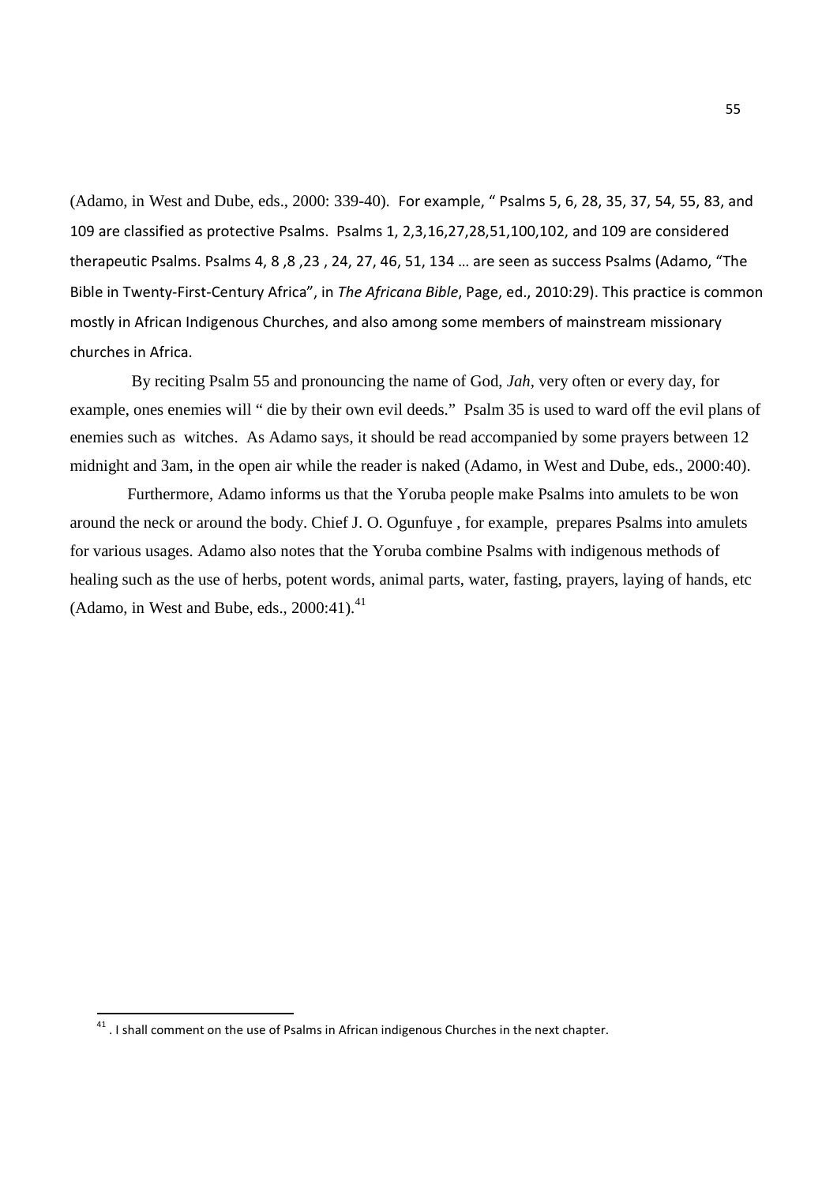(Adamo, in West and Dube, eds., 2000: 339-40). For example, " Psalms 5, 6, 28, 35, 37, 54, 55, 83, and 109 are classified as protective Psalms. Psalms 1, 2,3,16,27,28,51,100,102, and 109 are considered therapeutic Psalms. Psalms 4, 8 ,8 ,23 , 24, 27, 46, 51, 134 … are seen as success Psalms (Adamo, "The Bible in Twenty-First-Century Africa", in *The Africana Bible*, Page, ed., 2010:29). This practice is common mostly in African Indigenous Churches, and also among some members of mainstream missionary churches in Africa.

By reciting Psalm 55 and pronouncing the name of God, *Jah*, very often or every day, for example, ones enemies will " die by their own evil deeds." Psalm 35 is used to ward off the evil plans of enemies such as witches. As Adamo says, it should be read accompanied by some prayers between 12 midnight and 3am, in the open air while the reader is naked (Adamo, in West and Dube, eds., 2000:40).

Furthermore, Adamo informs us that the Yoruba people make Psalms into amulets to be won around the neck or around the body. Chief J. O. Ogunfuye , for example, prepares Psalms into amulets for various usages. Adamo also notes that the Yoruba combine Psalms with indigenous methods of healing such as the use of herbs, potent words, animal parts, water, fasting, prayers, laying of hands, etc (Adamo, in West and Bube, eds., 2000:41).[41]

[41] . I shall comment on the use of Psalms in African indigenous Churches in the next chapter.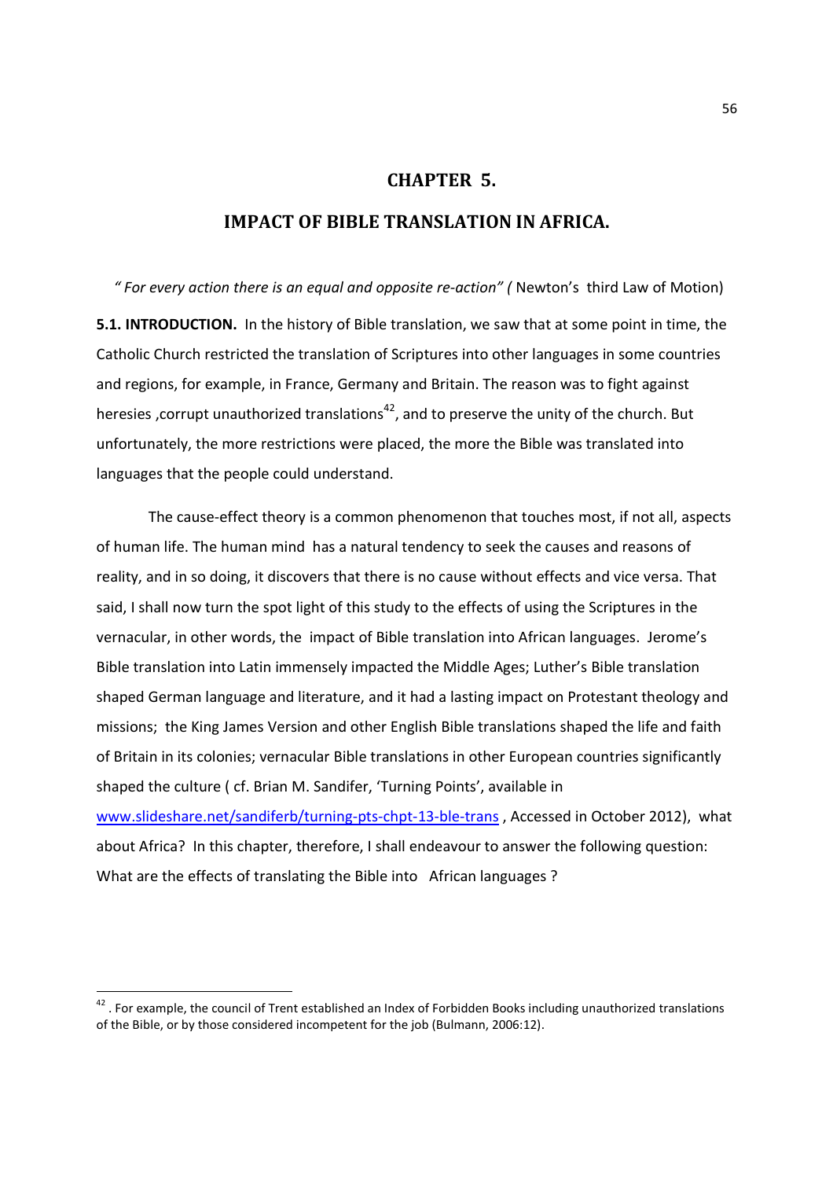# CHAPTER 5.

# IMPACT OF BIBLE TRANSLATION IN AFRICA.

*" For every action there is an equal and opposite re-action" (* Newton's third Law of Motion)

**5.1. INTRODUCTION.** In the history of Bible translation, we saw that at some point in time, the Catholic Church restricted the translation of Scriptures into other languages in some countries and regions, for example, in France, Germany and Britain. The reason was to fight against heresies ,corrupt unauthorized translations[42], and to preserve the unity of the church. But unfortunately, the more restrictions were placed, the more the Bible was translated into languages that the people could understand.

The cause-effect theory is a common phenomenon that touches most, if not all, aspects of human life. The human mind has a natural tendency to seek the causes and reasons of reality, and in so doing, it discovers that there is no cause without effects and vice versa. That said, I shall now turn the spot light of this study to the effects of using the Scriptures in the vernacular, in other words, the impact of Bible translation into African languages. Jerome's Bible translation into Latin immensely impacted the Middle Ages; Luther's Bible translation shaped German language and literature, and it had a lasting impact on Protestant theology and missions; the King James Version and other English Bible translations shaped the life and faith of Britain in its colonies; vernacular Bible translations in other European countries significantly shaped the culture ( cf. Brian M. Sandifer, 'Turning Points', available in www.slideshare.net/sandiferb/turning-pts-chpt-13-ble-trans , Accessed in October 2012), what about Africa? In this chapter, therefore, I shall endeavour to answer the following question: What are the effects of translating the Bible into African languages ?

---

[42] . For example, the council of Trent established an Index of Forbidden Books including unauthorized translations of the Bible, or by those considered incompetent for the job (Bulmann, 2006:12).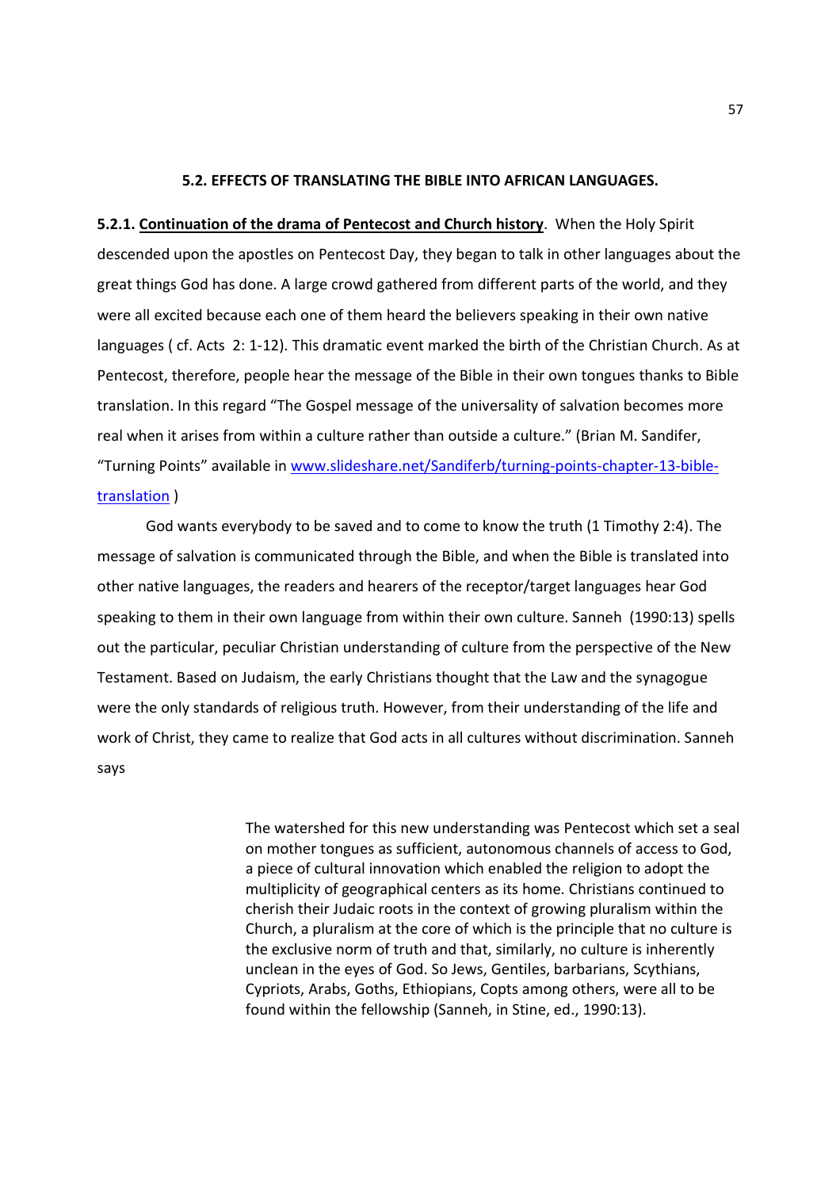## 5.2. EFFECTS OF TRANSLATING THE BIBLE INTO AFRICAN LANGUAGES.

**5.2.1. <u>Continuation of the drama of Pentecost and Church history</u>**. When the Holy Spirit descended upon the apostles on Pentecost Day, they began to talk in other languages about the great things God has done. A large crowd gathered from different parts of the world, and they were all excited because each one of them heard the believers speaking in their own native languages ( cf. Acts 2: 1-12). This dramatic event marked the birth of the Christian Church. As at Pentecost, therefore, people hear the message of the Bible in their own tongues thanks to Bible translation. In this regard "The Gospel message of the universality of salvation becomes more real when it arises from within a culture rather than outside a culture." (Brian M. Sandifer, "Turning Points" available in [www.slideshare.net/Sandiferb/turning-points-chapter-13-bible-translation](www.slideshare.net/Sandiferb/turning-points-chapter-13-bible-translation) )

God wants everybody to be saved and to come to know the truth (1 Timothy 2:4). The message of salvation is communicated through the Bible, and when the Bible is translated into other native languages, the readers and hearers of the receptor/target languages hear God speaking to them in their own language from within their own culture. Sanneh (1990:13) spells out the particular, peculiar Christian understanding of culture from the perspective of the New Testament. Based on Judaism, the early Christians thought that the Law and the synagogue were the only standards of religious truth. However, from their understanding of the life and work of Christ, they came to realize that God acts in all cultures without discrimination. Sanneh says

> The watershed for this new understanding was Pentecost which set a seal on mother tongues as sufficient, autonomous channels of access to God, a piece of cultural innovation which enabled the religion to adopt the multiplicity of geographical centers as its home. Christians continued to cherish their Judaic roots in the context of growing pluralism within the Church, a pluralism at the core of which is the principle that no culture is the exclusive norm of truth and that, similarly, no culture is inherently unclean in the eyes of God. So Jews, Gentiles, barbarians, Scythians, Cypriots, Arabs, Goths, Ethiopians, Copts among others, were all to be found within the fellowship (Sanneh, in Stine, ed., 1990:13).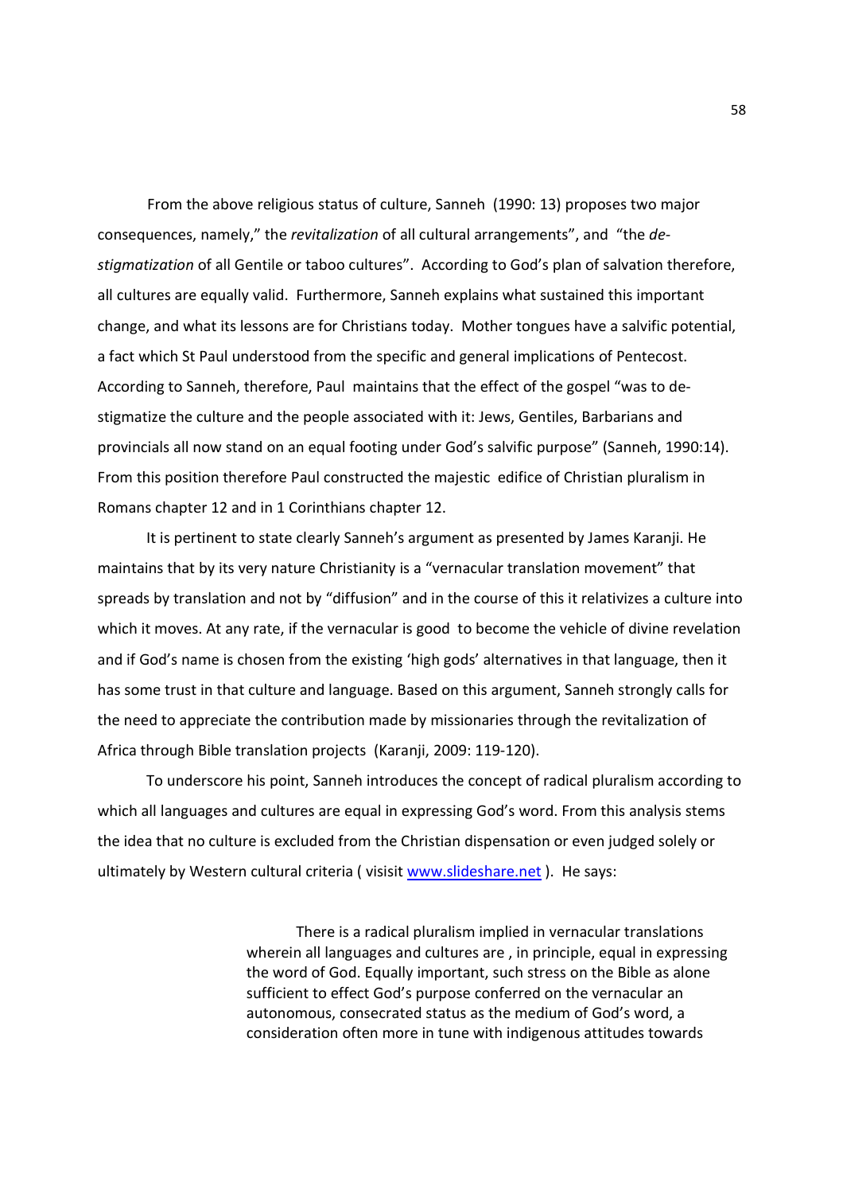From the above religious status of culture, Sanneh (1990: 13) proposes two major consequences, namely," the *revitalization* of all cultural arrangements", and "the *de-stigmatization* of all Gentile or taboo cultures". According to God's plan of salvation therefore, all cultures are equally valid. Furthermore, Sanneh explains what sustained this important change, and what its lessons are for Christians today. Mother tongues have a salvific potential, a fact which St Paul understood from the specific and general implications of Pentecost. According to Sanneh, therefore, Paul maintains that the effect of the gospel "was to de-stigmatize the culture and the people associated with it: Jews, Gentiles, Barbarians and provincials all now stand on an equal footing under God's salvific purpose" (Sanneh, 1990:14). From this position therefore Paul constructed the majestic edifice of Christian pluralism in Romans chapter 12 and in 1 Corinthians chapter 12.

It is pertinent to state clearly Sanneh's argument as presented by James Karanji. He maintains that by its very nature Christianity is a "vernacular translation movement" that spreads by translation and not by "diffusion" and in the course of this it relativizes a culture into which it moves. At any rate, if the vernacular is good to become the vehicle of divine revelation and if God's name is chosen from the existing 'high gods' alternatives in that language, then it has some trust in that culture and language. Based on this argument, Sanneh strongly calls for the need to appreciate the contribution made by missionaries through the revitalization of Africa through Bible translation projects (Karanji, 2009: 119-120).

To underscore his point, Sanneh introduces the concept of radical pluralism according to which all languages and cultures are equal in expressing God's word. From this analysis stems the idea that no culture is excluded from the Christian dispensation or even judged solely or ultimately by Western cultural criteria ( visisit www.slideshare.net ). He says:

> There is a radical pluralism implied in vernacular translations wherein all languages and cultures are , in principle, equal in expressing the word of God. Equally important, such stress on the Bible as alone sufficient to effect God's purpose conferred on the vernacular an autonomous, consecrated status as the medium of God's word, a consideration often more in tune with indigenous attitudes towards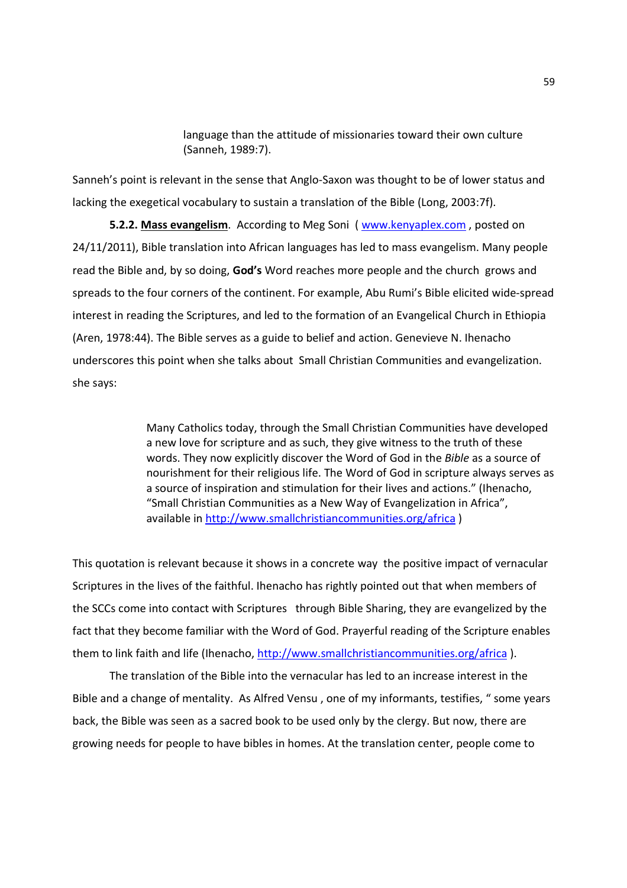> language than the attitude of missionaries toward their own culture (Sanneh, 1989:7).

Sanneh's point is relevant in the sense that Anglo-Saxon was thought to be of lower status and lacking the exegetical vocabulary to sustain a translation of the Bible (Long, 2003:7f).

**5.2.2. <u>Mass evangelism</u>**. According to Meg Soni ( www.kenyaplex.com , posted on 24/11/2011), Bible translation into African languages has led to mass evangelism. Many people read the Bible and, by so doing, **God's** Word reaches more people and the church grows and spreads to the four corners of the continent. For example, Abu Rumi's Bible elicited wide-spread interest in reading the Scriptures, and led to the formation of an Evangelical Church in Ethiopia (Aren, 1978:44). The Bible serves as a guide to belief and action. Genevieve N. Ihenacho underscores this point when she talks about Small Christian Communities and evangelization. she says:

> Many Catholics today, through the Small Christian Communities have developed a new love for scripture and as such, they give witness to the truth of these words. They now explicitly discover the Word of God in the *Bible* as a source of nourishment for their religious life. The Word of God in scripture always serves as a source of inspiration and stimulation for their lives and actions." (Ihenacho, "Small Christian Communities as a New Way of Evangelization in Africa", available in http://www.smallchristiancommunities.org/africa )

This quotation is relevant because it shows in a concrete way the positive impact of vernacular Scriptures in the lives of the faithful. Ihenacho has rightly pointed out that when members of the SCCs come into contact with Scriptures through Bible Sharing, they are evangelized by the fact that they become familiar with the Word of God. Prayerful reading of the Scripture enables them to link faith and life (Ihenacho, http://www.smallchristiancommunities.org/africa ).

The translation of the Bible into the vernacular has led to an increase interest in the Bible and a change of mentality. As Alfred Vensu , one of my informants, testifies, " some years back, the Bible was seen as a sacred book to be used only by the clergy. But now, there are growing needs for people to have bibles in homes. At the translation center, people come to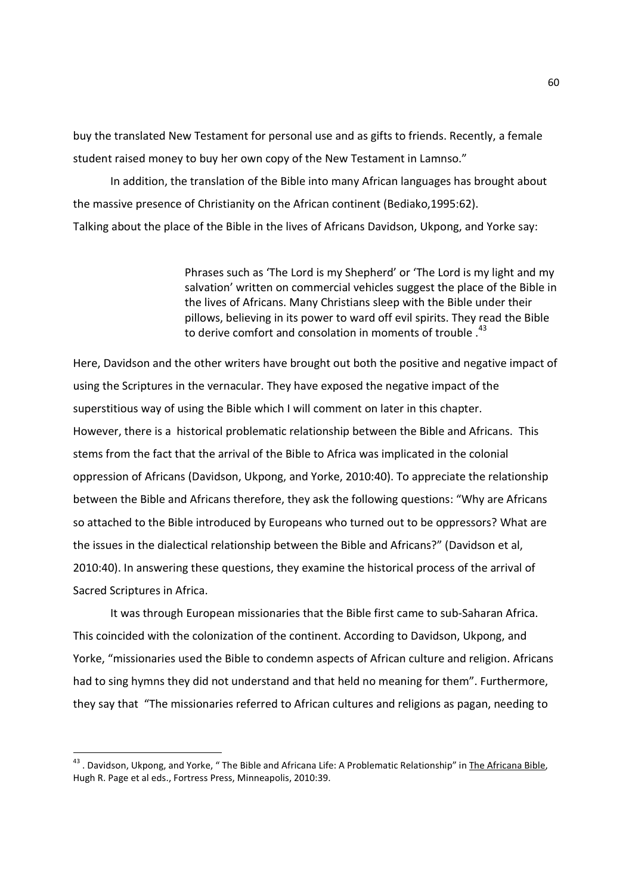buy the translated New Testament for personal use and as gifts to friends. Recently, a female student raised money to buy her own copy of the New Testament in Lamnso."

In addition, the translation of the Bible into many African languages has brought about the massive presence of Christianity on the African continent (Bediako,1995:62).
Talking about the place of the Bible in the lives of Africans Davidson, Ukpong, and Yorke say:

> Phrases such as 'The Lord is my Shepherd' or 'The Lord is my light and my salvation' written on commercial vehicles suggest the place of the Bible in the lives of Africans. Many Christians sleep with the Bible under their pillows, believing in its power to ward off evil spirits. They read the Bible to derive comfort and consolation in moments of trouble .[43]

Here, Davidson and the other writers have brought out both the positive and negative impact of using the Scriptures in the vernacular. They have exposed the negative impact of the superstitious way of using the Bible which I will comment on later in this chapter.
However, there is a historical problematic relationship between the Bible and Africans. This stems from the fact that the arrival of the Bible to Africa was implicated in the colonial oppression of Africans (Davidson, Ukpong, and Yorke, 2010:40). To appreciate the relationship between the Bible and Africans therefore, they ask the following questions: "Why are Africans so attached to the Bible introduced by Europeans who turned out to be oppressors? What are the issues in the dialectical relationship between the Bible and Africans?" (Davidson et al, 2010:40). In answering these questions, they examine the historical process of the arrival of Sacred Scriptures in Africa.

It was through European missionaries that the Bible first came to sub-Saharan Africa. This coincided with the colonization of the continent. According to Davidson, Ukpong, and Yorke, "missionaries used the Bible to condemn aspects of African culture and religion. Africans had to sing hymns they did not understand and that held no meaning for them". Furthermore, they say that "The missionaries referred to African cultures and religions as pagan, needing to

---

[43] . Davidson, Ukpong, and Yorke, " The Bible and Africana Life: A Problematic Relationship" in The Africana Bible, Hugh R. Page et al eds., Fortress Press, Minneapolis, 2010:39.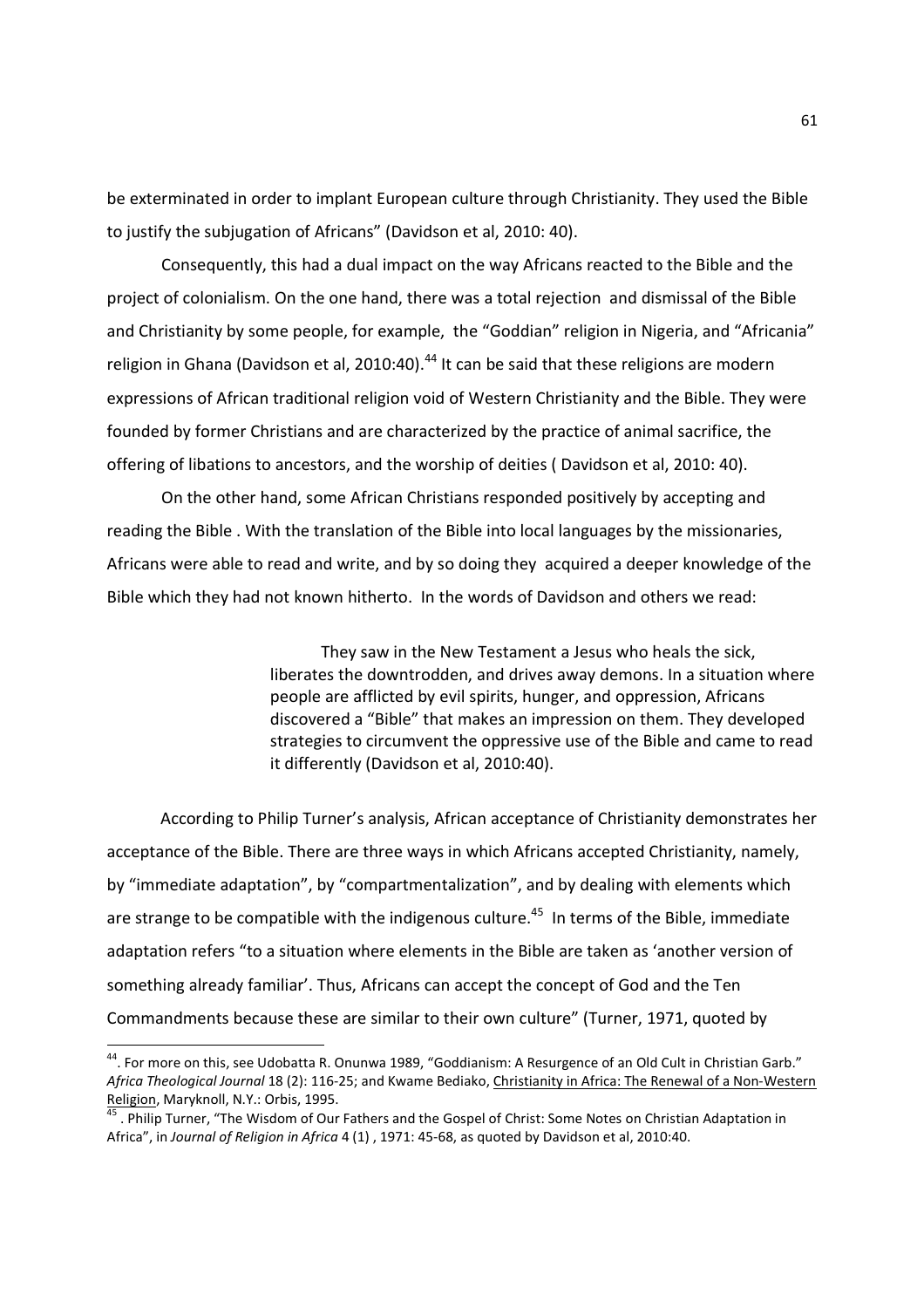be exterminated in order to implant European culture through Christianity. They used the Bible to justify the subjugation of Africans" (Davidson et al, 2010: 40).

Consequently, this had a dual impact on the way Africans reacted to the Bible and the project of colonialism. On the one hand, there was a total rejection and dismissal of the Bible and Christianity by some people, for example, the "Goddian" religion in Nigeria, and "Africania" religion in Ghana (Davidson et al, 2010:40).[44] It can be said that these religions are modern expressions of African traditional religion void of Western Christianity and the Bible. They were founded by former Christians and are characterized by the practice of animal sacrifice, the offering of libations to ancestors, and the worship of deities ( Davidson et al, 2010: 40).

On the other hand, some African Christians responded positively by accepting and reading the Bible . With the translation of the Bible into local languages by the missionaries, Africans were able to read and write, and by so doing they acquired a deeper knowledge of the Bible which they had not known hitherto. In the words of Davidson and others we read:

> They saw in the New Testament a Jesus who heals the sick, liberates the downtrodden, and drives away demons. In a situation where people are afflicted by evil spirits, hunger, and oppression, Africans discovered a "Bible" that makes an impression on them. They developed strategies to circumvent the oppressive use of the Bible and came to read it differently (Davidson et al, 2010:40).

According to Philip Turner's analysis, African acceptance of Christianity demonstrates her acceptance of the Bible. There are three ways in which Africans accepted Christianity, namely, by "immediate adaptation", by "compartmentalization", and by dealing with elements which are strange to be compatible with the indigenous culture.[45] In terms of the Bible, immediate adaptation refers "to a situation where elements in the Bible are taken as 'another version of something already familiar'. Thus, Africans can accept the concept of God and the Ten Commandments because these are similar to their own culture" (Turner, 1971, quoted by

---

[44]. For more on this, see Udobatta R. Onunwa 1989, "Goddianism: A Resurgence of an Old Cult in Christian Garb." *Africa Theological Journal* 18 (2): 116-25; and Kwame Bediako, Christianity in Africa: The Renewal of a Non-Western Religion, Maryknoll, N.Y.: Orbis, 1995.

[45]. Philip Turner, "The Wisdom of Our Fathers and the Gospel of Christ: Some Notes on Christian Adaptation in Africa", in *Journal of Religion in Africa* 4 (1) , 1971: 45-68, as quoted by Davidson et al, 2010:40.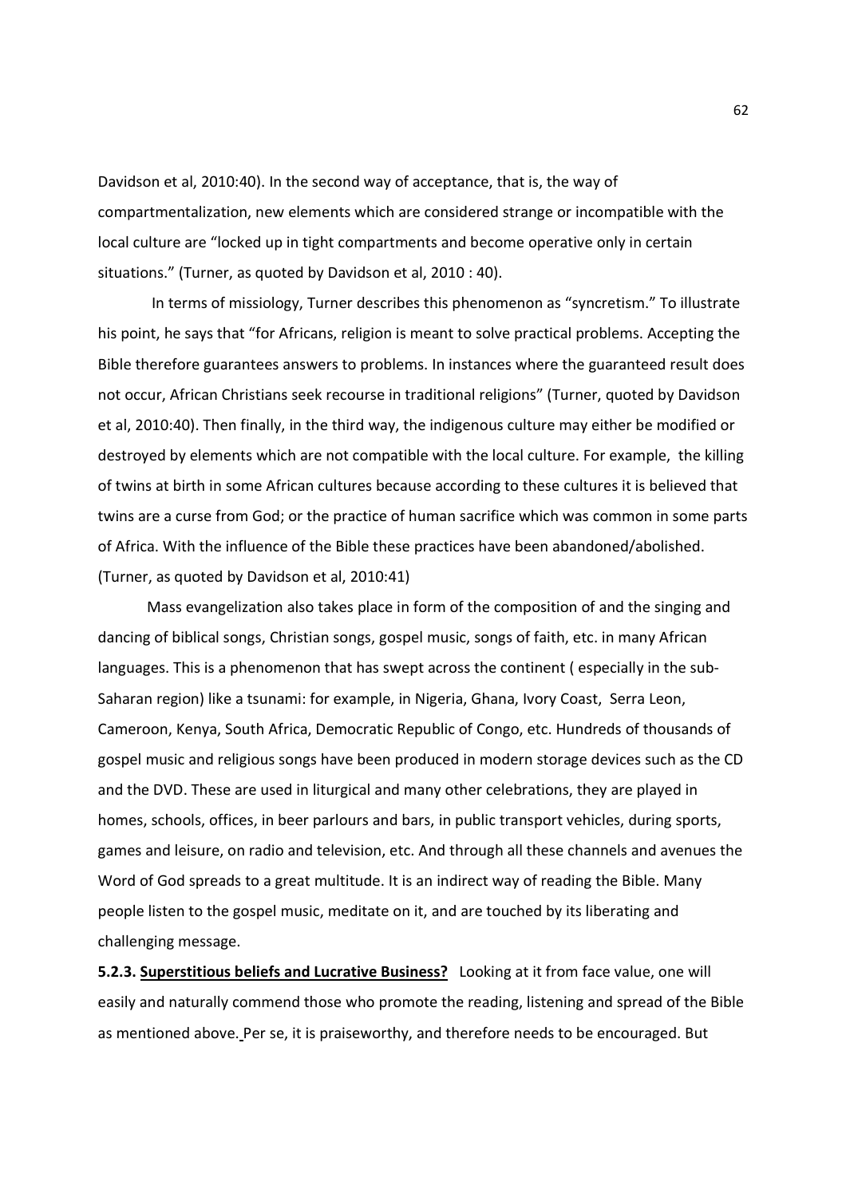Davidson et al, 2010:40). In the second way of acceptance, that is, the way of compartmentalization, new elements which are considered strange or incompatible with the local culture are "locked up in tight compartments and become operative only in certain situations." (Turner, as quoted by Davidson et al, 2010 : 40).

In terms of missiology, Turner describes this phenomenon as "syncretism." To illustrate his point, he says that "for Africans, religion is meant to solve practical problems. Accepting the Bible therefore guarantees answers to problems. In instances where the guaranteed result does not occur, African Christians seek recourse in traditional religions" (Turner, quoted by Davidson et al, 2010:40). Then finally, in the third way, the indigenous culture may either be modified or destroyed by elements which are not compatible with the local culture. For example, the killing of twins at birth in some African cultures because according to these cultures it is believed that twins are a curse from God; or the practice of human sacrifice which was common in some parts of Africa. With the influence of the Bible these practices have been abandoned/abolished. (Turner, as quoted by Davidson et al, 2010:41)

Mass evangelization also takes place in form of the composition of and the singing and dancing of biblical songs, Christian songs, gospel music, songs of faith, etc. in many African languages. This is a phenomenon that has swept across the continent ( especially in the sub-Saharan region) like a tsunami: for example, in Nigeria, Ghana, Ivory Coast, Serra Leon, Cameroon, Kenya, South Africa, Democratic Republic of Congo, etc. Hundreds of thousands of gospel music and religious songs have been produced in modern storage devices such as the CD and the DVD. These are used in liturgical and many other celebrations, they are played in homes, schools, offices, in beer parlours and bars, in public transport vehicles, during sports, games and leisure, on radio and television, etc. And through all these channels and avenues the Word of God spreads to a great multitude. It is an indirect way of reading the Bible. Many people listen to the gospel music, meditate on it, and are touched by its liberating and challenging message.

**5.2.3. Superstitious beliefs and Lucrative Business?** Looking at it from face value, one will easily and naturally commend those who promote the reading, listening and spread of the Bible as mentioned above. Per se, it is praiseworthy, and therefore needs to be encouraged. But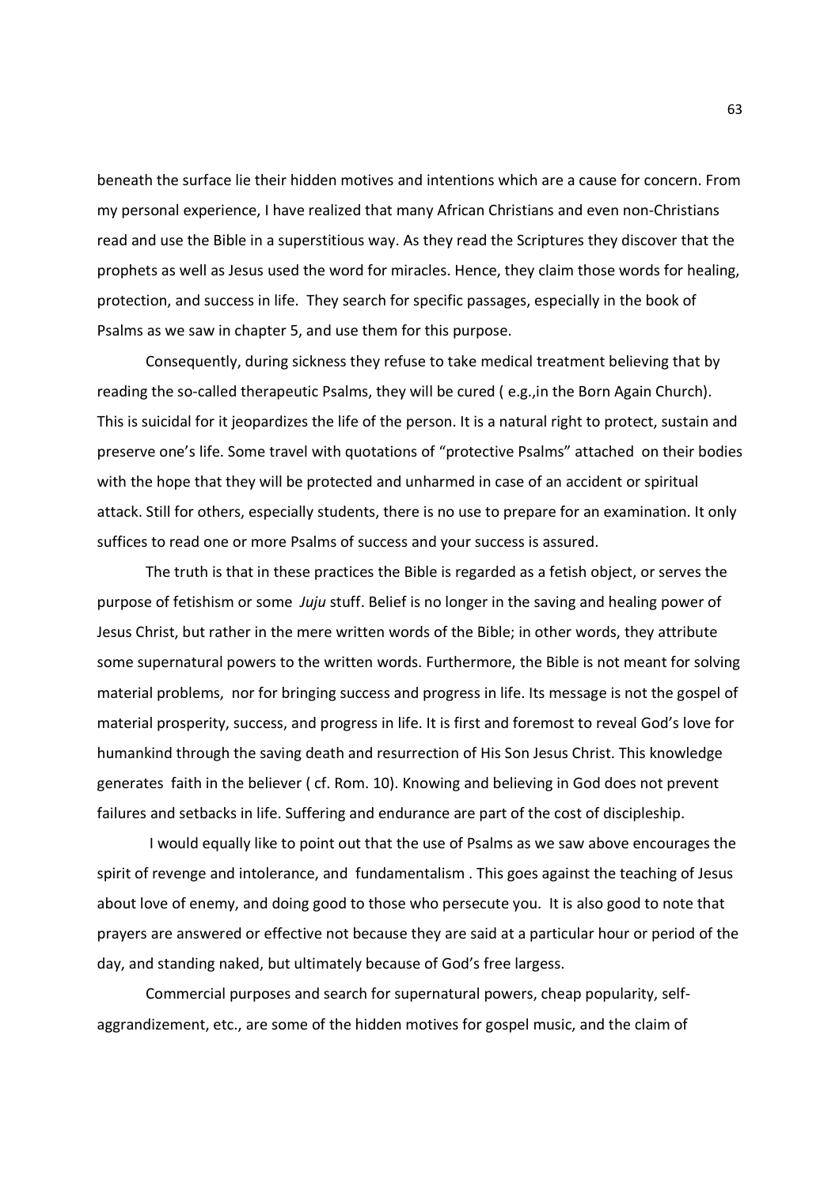beneath the surface lie their hidden motives and intentions which are a cause for concern. From my personal experience, I have realized that many African Christians and even non-Christians read and use the Bible in a superstitious way. As they read the Scriptures they discover that the prophets as well as Jesus used the word for miracles. Hence, they claim those words for healing, protection, and success in life. They search for specific passages, especially in the book of Psalms as we saw in chapter 5, and use them for this purpose.

Consequently, during sickness they refuse to take medical treatment believing that by reading the so-called therapeutic Psalms, they will be cured ( e.g.,in the Born Again Church). This is suicidal for it jeopardizes the life of the person. It is a natural right to protect, sustain and preserve one's life. Some travel with quotations of "protective Psalms" attached on their bodies with the hope that they will be protected and unharmed in case of an accident or spiritual attack. Still for others, especially students, there is no use to prepare for an examination. It only suffices to read one or more Psalms of success and your success is assured.

The truth is that in these practices the Bible is regarded as a fetish object, or serves the purpose of fetishism or some *Juju* stuff. Belief is no longer in the saving and healing power of Jesus Christ, but rather in the mere written words of the Bible; in other words, they attribute some supernatural powers to the written words. Furthermore, the Bible is not meant for solving material problems, nor for bringing success and progress in life. Its message is not the gospel of material prosperity, success, and progress in life. It is first and foremost to reveal God's love for humankind through the saving death and resurrection of His Son Jesus Christ. This knowledge generates faith in the believer ( cf. Rom. 10). Knowing and believing in God does not prevent failures and setbacks in life. Suffering and endurance are part of the cost of discipleship.

I would equally like to point out that the use of Psalms as we saw above encourages the spirit of revenge and intolerance, and fundamentalism . This goes against the teaching of Jesus about love of enemy, and doing good to those who persecute you. It is also good to note that prayers are answered or effective not because they are said at a particular hour or period of the day, and standing naked, but ultimately because of God's free largess.

Commercial purposes and search for supernatural powers, cheap popularity, self-aggrandizement, etc., are some of the hidden motives for gospel music, and the claim of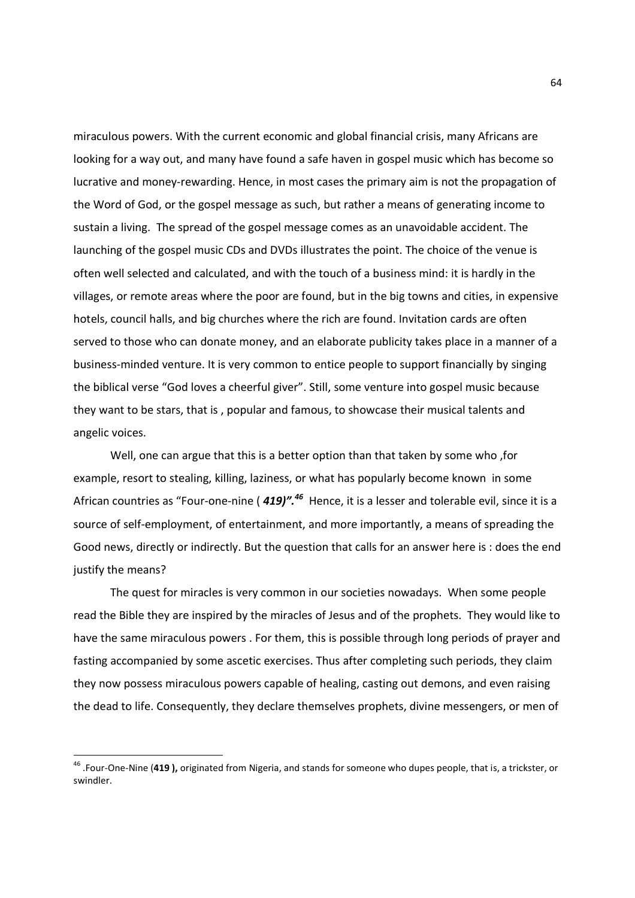miraculous powers. With the current economic and global financial crisis, many Africans are looking for a way out, and many have found a safe haven in gospel music which has become so lucrative and money-rewarding. Hence, in most cases the primary aim is not the propagation of the Word of God, or the gospel message as such, but rather a means of generating income to sustain a living. The spread of the gospel message comes as an unavoidable accident. The launching of the gospel music CDs and DVDs illustrates the point. The choice of the venue is often well selected and calculated, and with the touch of a business mind: it is hardly in the villages, or remote areas where the poor are found, but in the big towns and cities, in expensive hotels, council halls, and big churches where the rich are found. Invitation cards are often served to those who can donate money, and an elaborate publicity takes place in a manner of a business-minded venture. It is very common to entice people to support financially by singing the biblical verse "God loves a cheerful giver". Still, some venture into gospel music because they want to be stars, that is , popular and famous, to showcase their musical talents and angelic voices.

Well, one can argue that this is a better option than that taken by some who ,for example, resort to stealing, killing, laziness, or what has popularly become known in some African countries as "Four-one-nine ( ***419)".***[46] Hence, it is a lesser and tolerable evil, since it is a source of self-employment, of entertainment, and more importantly, a means of spreading the Good news, directly or indirectly. But the question that calls for an answer here is : does the end justify the means?

The quest for miracles is very common in our societies nowadays. When some people read the Bible they are inspired by the miracles of Jesus and of the prophets. They would like to have the same miraculous powers . For them, this is possible through long periods of prayer and fasting accompanied by some ascetic exercises. Thus after completing such periods, they claim they now possess miraculous powers capable of healing, casting out demons, and even raising the dead to life. Consequently, they declare themselves prophets, divine messengers, or men of

---

[46] .Four-One-Nine (**419 ),** originated from Nigeria, and stands for someone who dupes people, that is, a trickster, or swindler.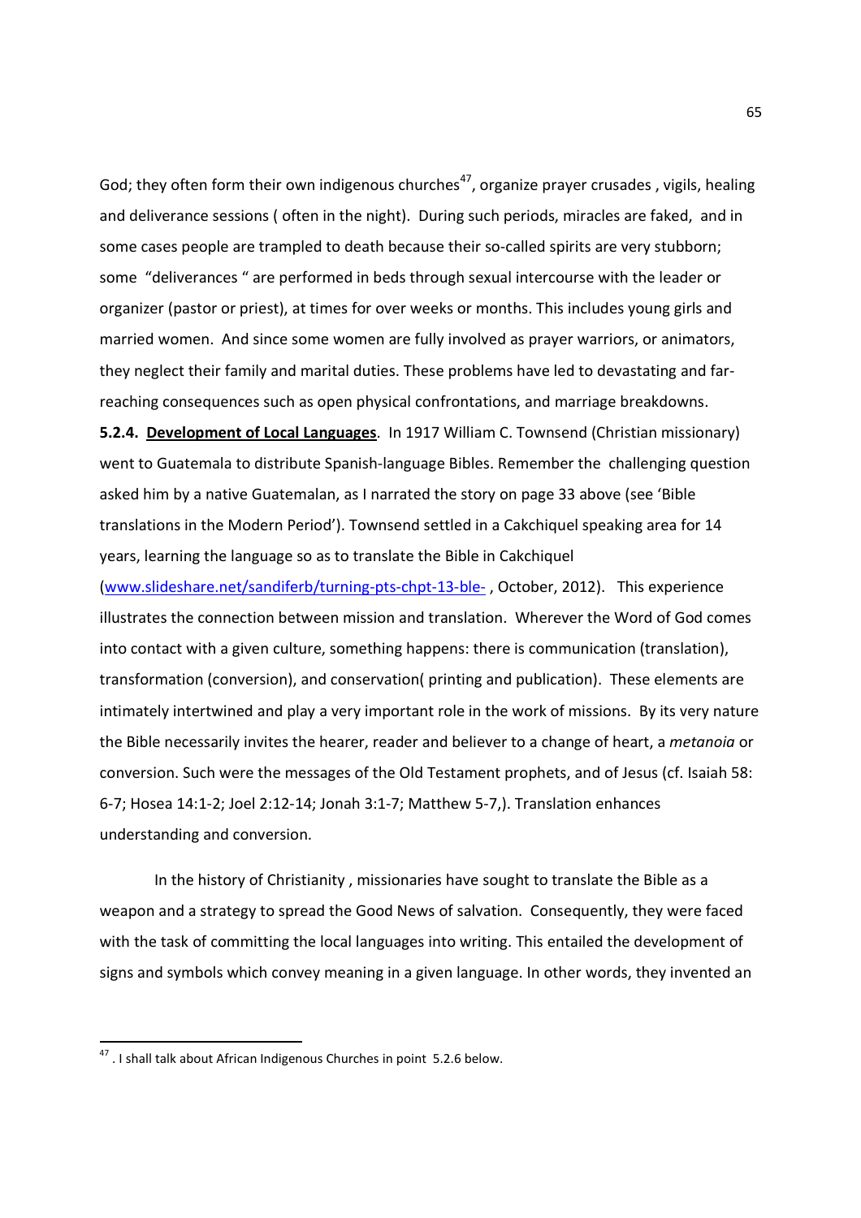God; they often form their own indigenous churches[47], organize prayer crusades , vigils, healing and deliverance sessions ( often in the night). During such periods, miracles are faked, and in some cases people are trampled to death because their so-called spirits are very stubborn; some "deliverances " are performed in beds through sexual intercourse with the leader or organizer (pastor or priest), at times for over weeks or months. This includes young girls and married women. And since some women are fully involved as prayer warriors, or animators, they neglect their family and marital duties. These problems have led to devastating and far-reaching consequences such as open physical confrontations, and marriage breakdowns.

**5.2.4. <u>Development of Local Languages</u>**. In 1917 William C. Townsend (Christian missionary) went to Guatemala to distribute Spanish-language Bibles. Remember the challenging question asked him by a native Guatemalan, as I narrated the story on page 33 above (see 'Bible translations in the Modern Period'). Townsend settled in a Cakchiquel speaking area for 14 years, learning the language so as to translate the Bible in Cakchiquel ([www.slideshare.net/sandiferb/turning-pts-chpt-13-ble-](www.slideshare.net/sandiferb/turning-pts-chpt-13-ble-) , October, 2012). This experience illustrates the connection between mission and translation. Wherever the Word of God comes into contact with a given culture, something happens: there is communication (translation), transformation (conversion), and conservation( printing and publication). These elements are intimately intertwined and play a very important role in the work of missions. By its very nature the Bible necessarily invites the hearer, reader and believer to a change of heart, a *metanoia* or conversion. Such were the messages of the Old Testament prophets, and of Jesus (cf. Isaiah 58: 6-7; Hosea 14:1-2; Joel 2:12-14; Jonah 3:1-7; Matthew 5-7,). Translation enhances understanding and conversion.

In the history of Christianity , missionaries have sought to translate the Bible as a weapon and a strategy to spread the Good News of salvation. Consequently, they were faced with the task of committing the local languages into writing. This entailed the development of signs and symbols which convey meaning in a given language. In other words, they invented an

---

[47] . I shall talk about African Indigenous Churches in point 5.2.6 below.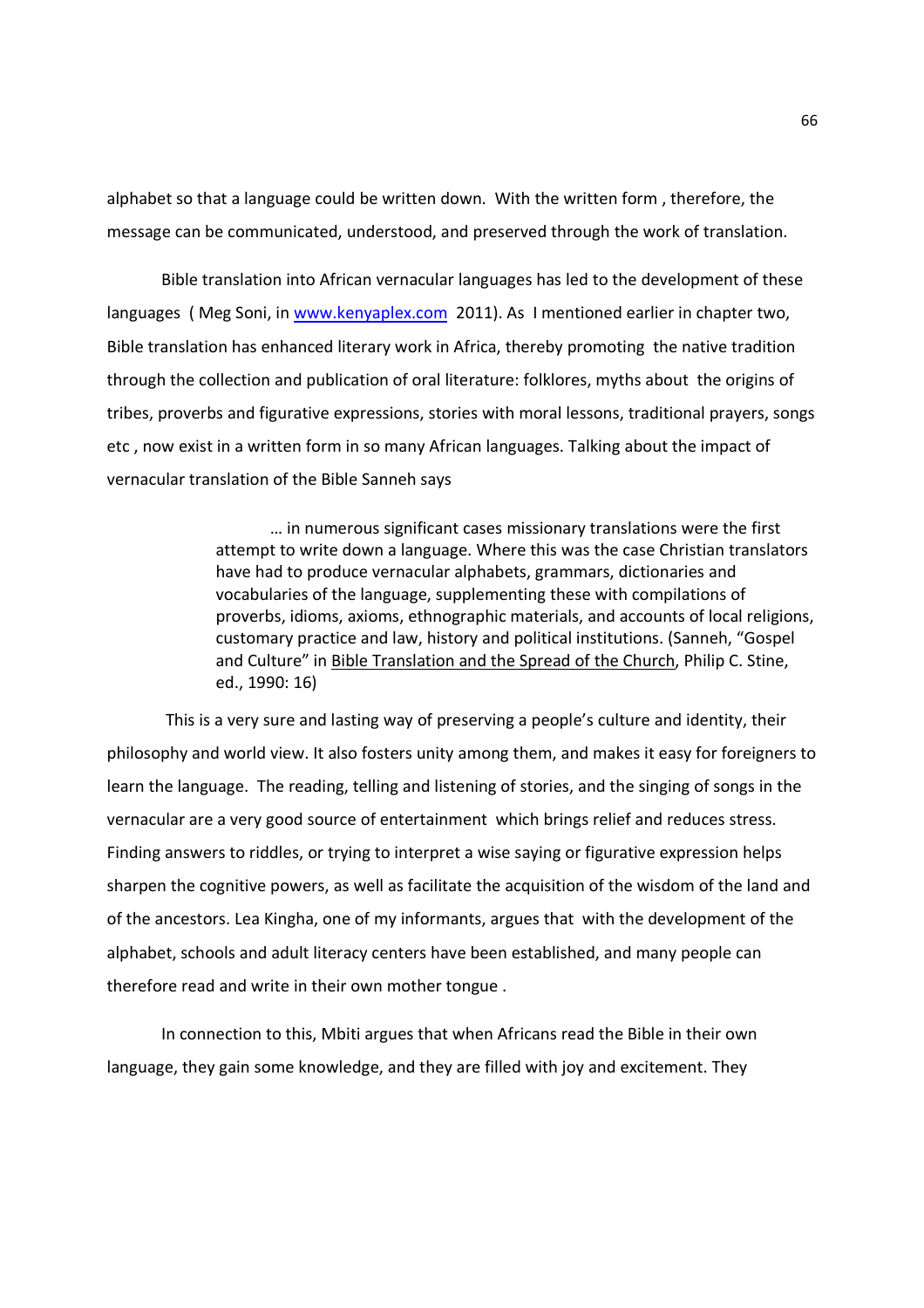alphabet so that a language could be written down. With the written form , therefore, the message can be communicated, understood, and preserved through the work of translation.

Bible translation into African vernacular languages has led to the development of these languages ( Meg Soni, in www.kenyaplex.com 2011). As I mentioned earlier in chapter two, Bible translation has enhanced literary work in Africa, thereby promoting the native tradition through the collection and publication of oral literature: folklores, myths about the origins of tribes, proverbs and figurative expressions, stories with moral lessons, traditional prayers, songs etc , now exist in a written form in so many African languages. Talking about the impact of vernacular translation of the Bible Sanneh says

> … in numerous significant cases missionary translations were the first attempt to write down a language. Where this was the case Christian translators have had to produce vernacular alphabets, grammars, dictionaries and vocabularies of the language, supplementing these with compilations of proverbs, idioms, axioms, ethnographic materials, and accounts of local religions, customary practice and law, history and political institutions. (Sanneh, "Gospel and Culture" in Bible Translation and the Spread of the Church, Philip C. Stine, ed., 1990: 16)

This is a very sure and lasting way of preserving a people's culture and identity, their philosophy and world view. It also fosters unity among them, and makes it easy for foreigners to learn the language. The reading, telling and listening of stories, and the singing of songs in the vernacular are a very good source of entertainment which brings relief and reduces stress. Finding answers to riddles, or trying to interpret a wise saying or figurative expression helps sharpen the cognitive powers, as well as facilitate the acquisition of the wisdom of the land and of the ancestors. Lea Kingha, one of my informants, argues that with the development of the alphabet, schools and adult literacy centers have been established, and many people can therefore read and write in their own mother tongue .

In connection to this, Mbiti argues that when Africans read the Bible in their own language, they gain some knowledge, and they are filled with joy and excitement. They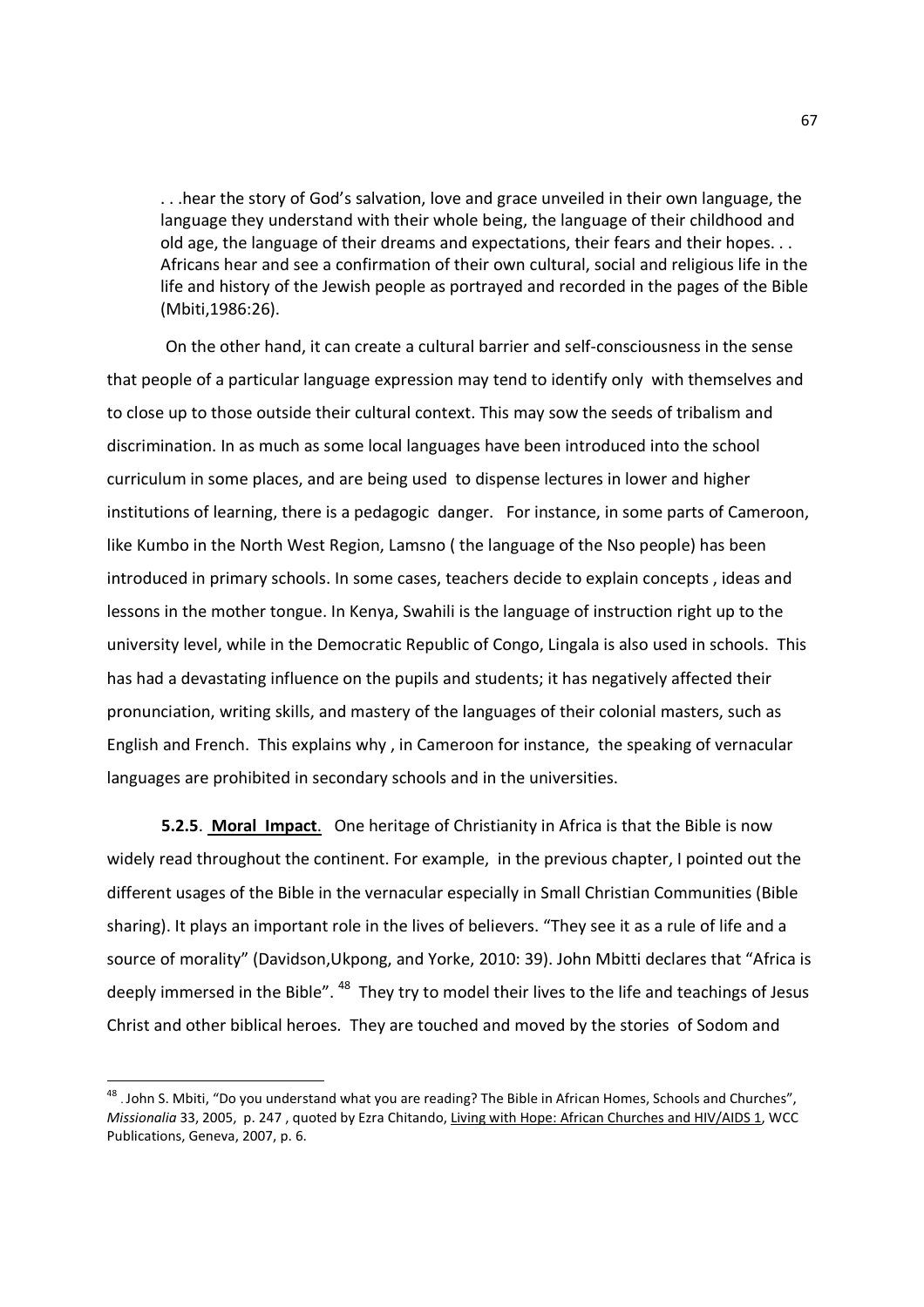> . . .hear the story of God's salvation, love and grace unveiled in their own language, the language they understand with their whole being, the language of their childhood and old age, the language of their dreams and expectations, their fears and their hopes. . . Africans hear and see a confirmation of their own cultural, social and religious life in the life and history of the Jewish people as portrayed and recorded in the pages of the Bible (Mbiti,1986:26).

On the other hand, it can create a cultural barrier and self-consciousness in the sense that people of a particular language expression may tend to identify only with themselves and to close up to those outside their cultural context. This may sow the seeds of tribalism and discrimination. In as much as some local languages have been introduced into the school curriculum in some places, and are being used to dispense lectures in lower and higher institutions of learning, there is a pedagogic danger. For instance, in some parts of Cameroon, like Kumbo in the North West Region, Lamsno ( the language of the Nso people) has been introduced in primary schools. In some cases, teachers decide to explain concepts , ideas and lessons in the mother tongue. In Kenya, Swahili is the language of instruction right up to the university level, while in the Democratic Republic of Congo, Lingala is also used in schools. This has had a devastating influence on the pupils and students; it has negatively affected their pronunciation, writing skills, and mastery of the languages of their colonial masters, such as English and French. This explains why , in Cameroon for instance, the speaking of vernacular languages are prohibited in secondary schools and in the universities.

**5.2.5**. **<u>Moral Impact</u>**. One heritage of Christianity in Africa is that the Bible is now widely read throughout the continent. For example, in the previous chapter, I pointed out the different usages of the Bible in the vernacular especially in Small Christian Communities (Bible sharing). It plays an important role in the lives of believers. "They see it as a rule of life and a source of morality" (Davidson,Ukpong, and Yorke, 2010: 39). John Mbitti declares that "Africa is deeply immersed in the Bible". [48] They try to model their lives to the life and teachings of Jesus Christ and other biblical heroes. They are touched and moved by the stories of Sodom and

---

[48] . John S. Mbiti, "Do you understand what you are reading? The Bible in African Homes, Schools and Churches", *Missionalia* 33, 2005, p. 247 , quoted by Ezra Chitando, <u>Living with Hope: African Churches and HIV/AIDS 1</u>, WCC Publications, Geneva, 2007, p. 6.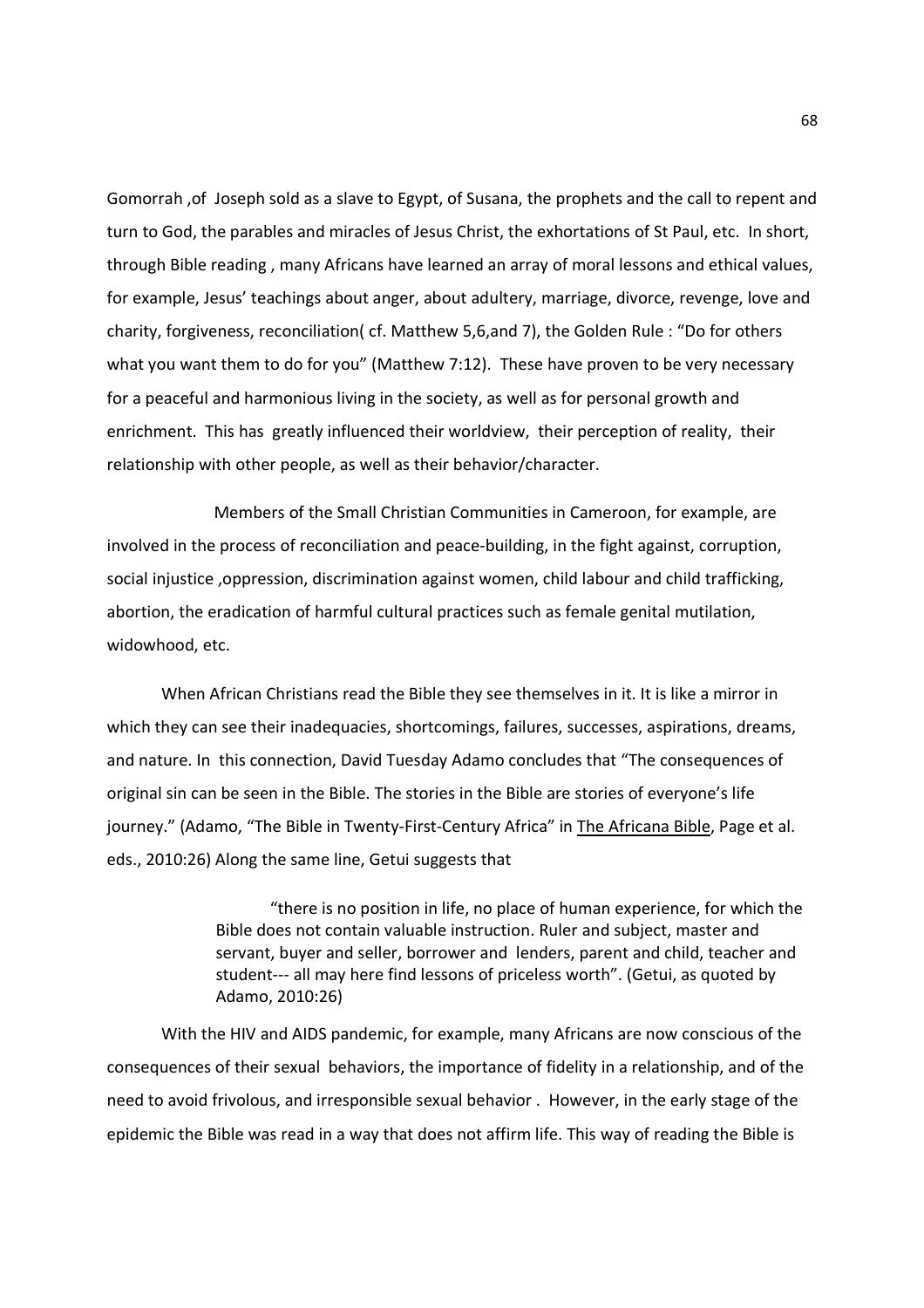Gomorrah ,of Joseph sold as a slave to Egypt, of Susana, the prophets and the call to repent and turn to God, the parables and miracles of Jesus Christ, the exhortations of St Paul, etc. In short, through Bible reading , many Africans have learned an array of moral lessons and ethical values, for example, Jesus' teachings about anger, about adultery, marriage, divorce, revenge, love and charity, forgiveness, reconciliation( cf. Matthew 5,6,and 7), the Golden Rule : "Do for others what you want them to do for you" (Matthew 7:12). These have proven to be very necessary for a peaceful and harmonious living in the society, as well as for personal growth and enrichment. This has greatly influenced their worldview, their perception of reality, their relationship with other people, as well as their behavior/character.

Members of the Small Christian Communities in Cameroon, for example, are involved in the process of reconciliation and peace-building, in the fight against, corruption, social injustice ,oppression, discrimination against women, child labour and child trafficking, abortion, the eradication of harmful cultural practices such as female genital mutilation, widowhood, etc.

When African Christians read the Bible they see themselves in it. It is like a mirror in which they can see their inadequacies, shortcomings, failures, successes, aspirations, dreams, and nature. In this connection, David Tuesday Adamo concludes that "The consequences of original sin can be seen in the Bible. The stories in the Bible are stories of everyone's life journey." (Adamo, "The Bible in Twenty-First-Century Africa" in The Africana Bible, Page et al. eds., 2010:26) Along the same line, Getui suggests that

> "there is no position in life, no place of human experience, for which the Bible does not contain valuable instruction. Ruler and subject, master and servant, buyer and seller, borrower and lenders, parent and child, teacher and student--- all may here find lessons of priceless worth". (Getui, as quoted by Adamo, 2010:26)

With the HIV and AIDS pandemic, for example, many Africans are now conscious of the consequences of their sexual behaviors, the importance of fidelity in a relationship, and of the need to avoid frivolous, and irresponsible sexual behavior . However, in the early stage of the epidemic the Bible was read in a way that does not affirm life. This way of reading the Bible is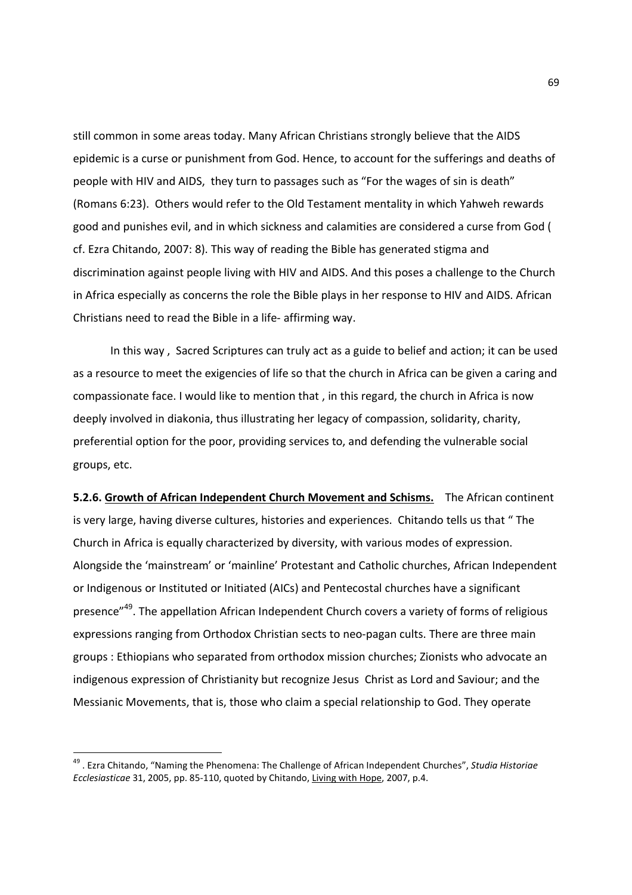still common in some areas today. Many African Christians strongly believe that the AIDS epidemic is a curse or punishment from God. Hence, to account for the sufferings and deaths of people with HIV and AIDS, they turn to passages such as "For the wages of sin is death" (Romans 6:23). Others would refer to the Old Testament mentality in which Yahweh rewards good and punishes evil, and in which sickness and calamities are considered a curse from God ( cf. Ezra Chitando, 2007: 8). This way of reading the Bible has generated stigma and discrimination against people living with HIV and AIDS. And this poses a challenge to the Church in Africa especially as concerns the role the Bible plays in her response to HIV and AIDS. African Christians need to read the Bible in a life- affirming way.

In this way , Sacred Scriptures can truly act as a guide to belief and action; it can be used as a resource to meet the exigencies of life so that the church in Africa can be given a caring and compassionate face. I would like to mention that , in this regard, the church in Africa is now deeply involved in diakonia, thus illustrating her legacy of compassion, solidarity, charity, preferential option for the poor, providing services to, and defending the vulnerable social groups, etc.

**5.2.6. Growth of African Independent Church Movement and Schisms.** The African continent is very large, having diverse cultures, histories and experiences. Chitando tells us that " The Church in Africa is equally characterized by diversity, with various modes of expression. Alongside the 'mainstream' or 'mainline' Protestant and Catholic churches, African Independent or Indigenous or Instituted or Initiated (AICs) and Pentecostal churches have a significant presence"[49]. The appellation African Independent Church covers a variety of forms of religious expressions ranging from Orthodox Christian sects to neo-pagan cults. There are three main groups : Ethiopians who separated from orthodox mission churches; Zionists who advocate an indigenous expression of Christianity but recognize Jesus Christ as Lord and Saviour; and the Messianic Movements, that is, those who claim a special relationship to God. They operate

---

[49] . Ezra Chitando, "Naming the Phenomena: The Challenge of African Independent Churches", *Studia Historiae Ecclesiasticae* 31, 2005, pp. 85-110, quoted by Chitando, Living with Hope, 2007, p.4.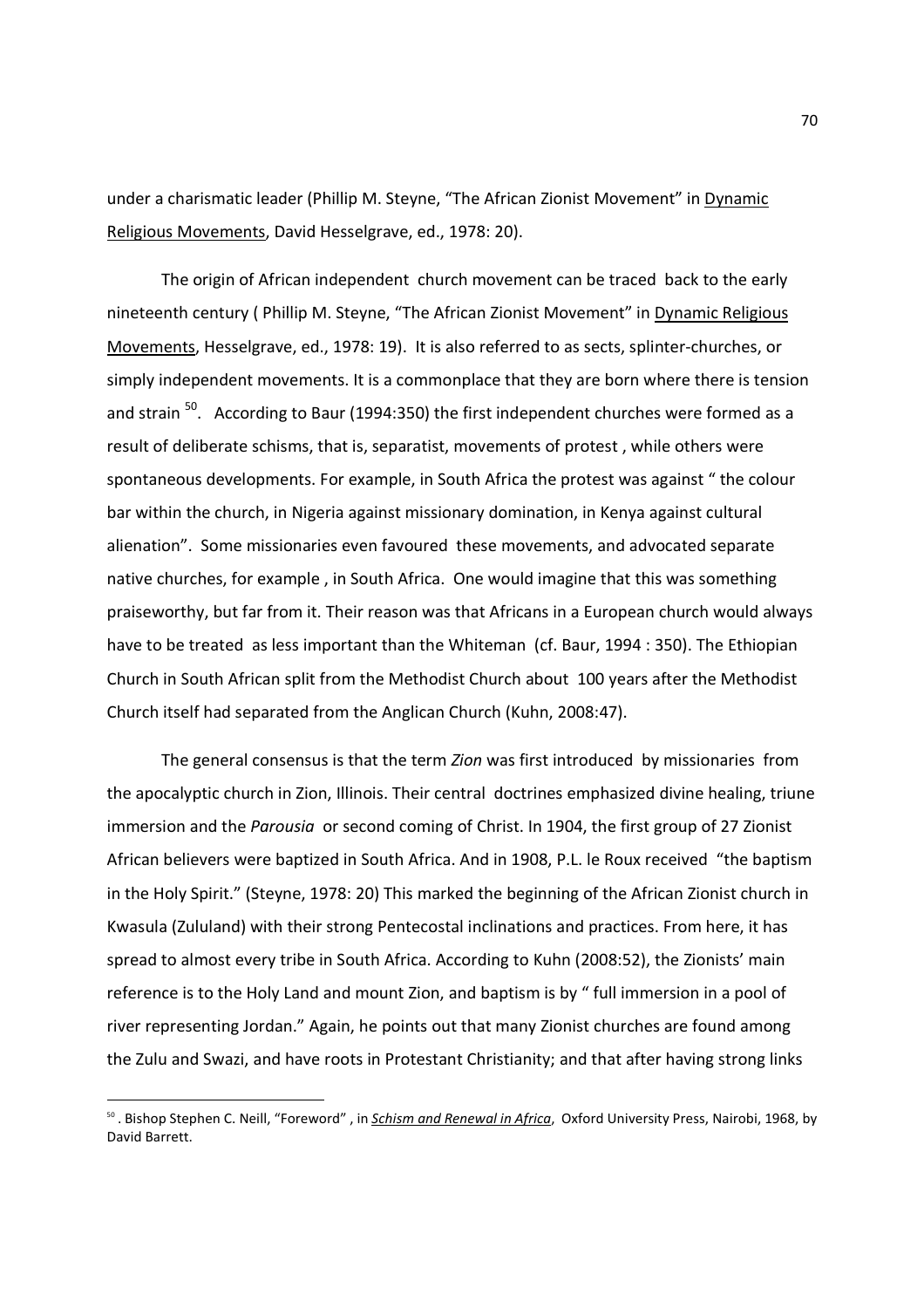under a charismatic leader (Phillip M. Steyne, "The African Zionist Movement" in Dynamic Religious Movements, David Hesselgrave, ed., 1978: 20).

The origin of African independent church movement can be traced back to the early nineteenth century ( Phillip M. Steyne, "The African Zionist Movement" in Dynamic Religious Movements, Hesselgrave, ed., 1978: 19). It is also referred to as sects, splinter-churches, or simply independent movements. It is a commonplace that they are born where there is tension and strain [50]. According to Baur (1994:350) the first independent churches were formed as a result of deliberate schisms, that is, separatist, movements of protest , while others were spontaneous developments. For example, in South Africa the protest was against " the colour bar within the church, in Nigeria against missionary domination, in Kenya against cultural alienation". Some missionaries even favoured these movements, and advocated separate native churches, for example , in South Africa. One would imagine that this was something praiseworthy, but far from it. Their reason was that Africans in a European church would always have to be treated as less important than the Whiteman (cf. Baur, 1994 : 350). The Ethiopian Church in South African split from the Methodist Church about 100 years after the Methodist Church itself had separated from the Anglican Church (Kuhn, 2008:47).

The general consensus is that the term *Zion* was first introduced by missionaries from the apocalyptic church in Zion, Illinois. Their central doctrines emphasized divine healing, triune immersion and the *Parousia* or second coming of Christ. In 1904, the first group of 27 Zionist African believers were baptized in South Africa. And in 1908, P.L. le Roux received "the baptism in the Holy Spirit." (Steyne, 1978: 20) This marked the beginning of the African Zionist church in Kwasula (Zululand) with their strong Pentecostal inclinations and practices. From here, it has spread to almost every tribe in South Africa. According to Kuhn (2008:52), the Zionists' main reference is to the Holy Land and mount Zion, and baptism is by " full immersion in a pool of river representing Jordan." Again, he points out that many Zionist churches are found among the Zulu and Swazi, and have roots in Protestant Christianity; and that after having strong links

---

[50]. Bishop Stephen C. Neill, "Foreword" , in ***Schism and Renewal in Africa***, Oxford University Press, Nairobi, 1968, by David Barrett.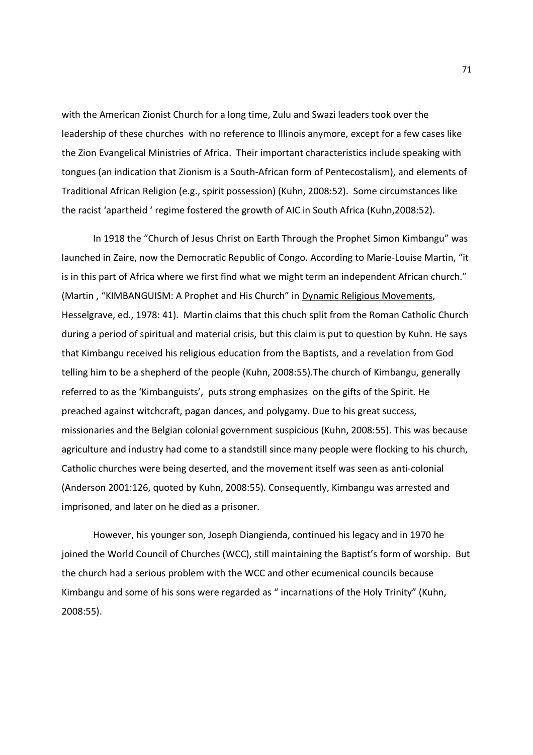with the American Zionist Church for a long time, Zulu and Swazi leaders took over the leadership of these churches with no reference to Illinois anymore, except for a few cases like the Zion Evangelical Ministries of Africa. Their important characteristics include speaking with tongues (an indication that Zionism is a South-African form of Pentecostalism), and elements of Traditional African Religion (e.g., spirit possession) (Kuhn, 2008:52). Some circumstances like the racist 'apartheid ' regime fostered the growth of AIC in South Africa (Kuhn,2008:52).

In 1918 the "Church of Jesus Christ on Earth Through the Prophet Simon Kimbangu" was launched in Zaire, now the Democratic Republic of Congo. According to Marie-Louise Martin, "it is in this part of Africa where we first find what we might term an independent African church." (Martin , "KIMBANGUISM: A Prophet and His Church" in Dynamic Religious Movements, Hesselgrave, ed., 1978: 41). Martin claims that this chuch split from the Roman Catholic Church during a period of spiritual and material crisis, but this claim is put to question by Kuhn. He says that Kimbangu received his religious education from the Baptists, and a revelation from God telling him to be a shepherd of the people (Kuhn, 2008:55).The church of Kimbangu, generally referred to as the 'Kimbanguists', puts strong emphasizes on the gifts of the Spirit. He preached against witchcraft, pagan dances, and polygamy. Due to his great success, missionaries and the Belgian colonial government suspicious (Kuhn, 2008:55). This was because agriculture and industry had come to a standstill since many people were flocking to his church, Catholic churches were being deserted, and the movement itself was seen as anti-colonial (Anderson 2001:126, quoted by Kuhn, 2008:55). Consequently, Kimbangu was arrested and imprisoned, and later on he died as a prisoner.

However, his younger son, Joseph Diangienda, continued his legacy and in 1970 he joined the World Council of Churches (WCC), still maintaining the Baptist's form of worship. But the church had a serious problem with the WCC and other ecumenical councils because Kimbangu and some of his sons were regarded as " incarnations of the Holy Trinity" (Kuhn, 2008:55).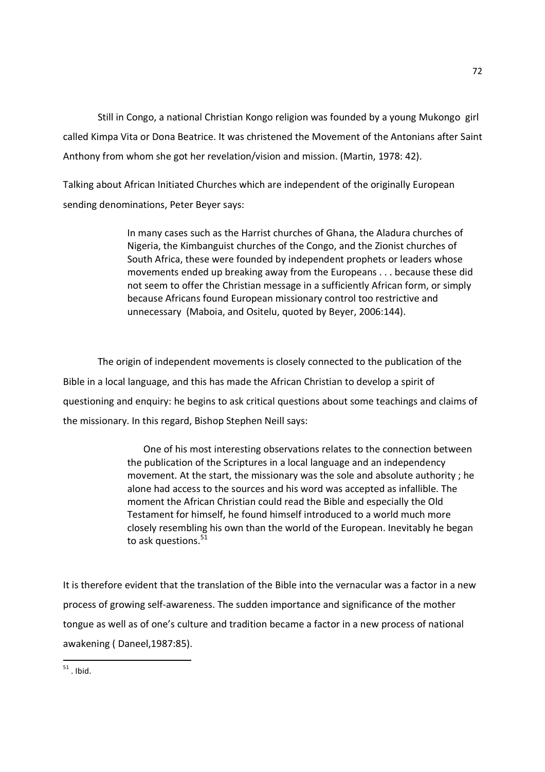Still in Congo, a national Christian Kongo religion was founded by a young Mukongo girl called Kimpa Vita or Dona Beatrice. It was christened the Movement of the Antonians after Saint Anthony from whom she got her revelation/vision and mission. (Martin, 1978: 42).

Talking about African Initiated Churches which are independent of the originally European sending denominations, Peter Beyer says:

> In many cases such as the Harrist churches of Ghana, the Aladura churches of Nigeria, the Kimbanguist churches of the Congo, and the Zionist churches of South Africa, these were founded by independent prophets or leaders whose movements ended up breaking away from the Europeans . . . because these did not seem to offer the Christian message in a sufficiently African form, or simply because Africans found European missionary control too restrictive and unnecessary (Maboia, and Ositelu, quoted by Beyer, 2006:144).

The origin of independent movements is closely connected to the publication of the Bible in a local language, and this has made the African Christian to develop a spirit of questioning and enquiry: he begins to ask critical questions about some teachings and claims of the missionary. In this regard, Bishop Stephen Neill says:

> One of his most interesting observations relates to the connection between the publication of the Scriptures in a local language and an independency movement. At the start, the missionary was the sole and absolute authority ; he alone had access to the sources and his word was accepted as infallible. The moment the African Christian could read the Bible and especially the Old Testament for himself, he found himself introduced to a world much more closely resembling his own than the world of the European. Inevitably he began to ask questions.[51]

It is therefore evident that the translation of the Bible into the vernacular was a factor in a new process of growing self-awareness. The sudden importance and significance of the mother tongue as well as of one's culture and tradition became a factor in a new process of national awakening ( Daneel,1987:85).

---

[51] . Ibid.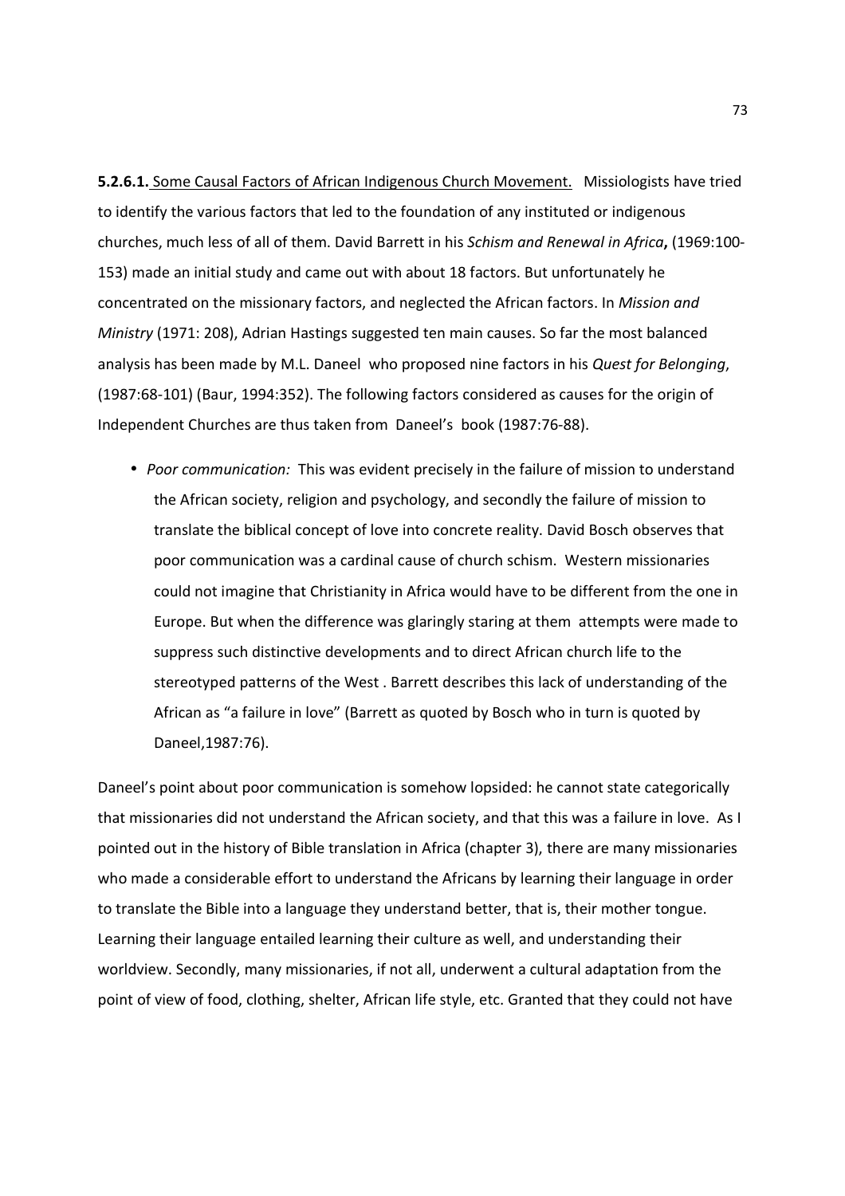**5.2.6.1.** Some Causal Factors of African Indigenous Church Movement. Missiologists have tried to identify the various factors that led to the foundation of any instituted or indigenous churches, much less of all of them. David Barrett in his *Schism and Renewal in Africa*, (1969:100-153) made an initial study and came out with about 18 factors. But unfortunately he concentrated on the missionary factors, and neglected the African factors. In *Mission and Ministry* (1971: 208), Adrian Hastings suggested ten main causes. So far the most balanced analysis has been made by M.L. Daneel who proposed nine factors in his *Quest for Belonging*, (1987:68-101) (Baur, 1994:352). The following factors considered as causes for the origin of Independent Churches are thus taken from Daneel's book (1987:76-88).

- *Poor communication:* This was evident precisely in the failure of mission to understand the African society, religion and psychology, and secondly the failure of mission to translate the biblical concept of love into concrete reality. David Bosch observes that poor communication was a cardinal cause of church schism. Western missionaries could not imagine that Christianity in Africa would have to be different from the one in Europe. But when the difference was glaringly staring at them attempts were made to suppress such distinctive developments and to direct African church life to the stereotyped patterns of the West . Barrett describes this lack of understanding of the African as "a failure in love" (Barrett as quoted by Bosch who in turn is quoted by Daneel,1987:76).

Daneel's point about poor communication is somehow lopsided: he cannot state categorically that missionaries did not understand the African society, and that this was a failure in love. As I pointed out in the history of Bible translation in Africa (chapter 3), there are many missionaries who made a considerable effort to understand the Africans by learning their language in order to translate the Bible into a language they understand better, that is, their mother tongue. Learning their language entailed learning their culture as well, and understanding their worldview. Secondly, many missionaries, if not all, underwent a cultural adaptation from the point of view of food, clothing, shelter, African life style, etc. Granted that they could not have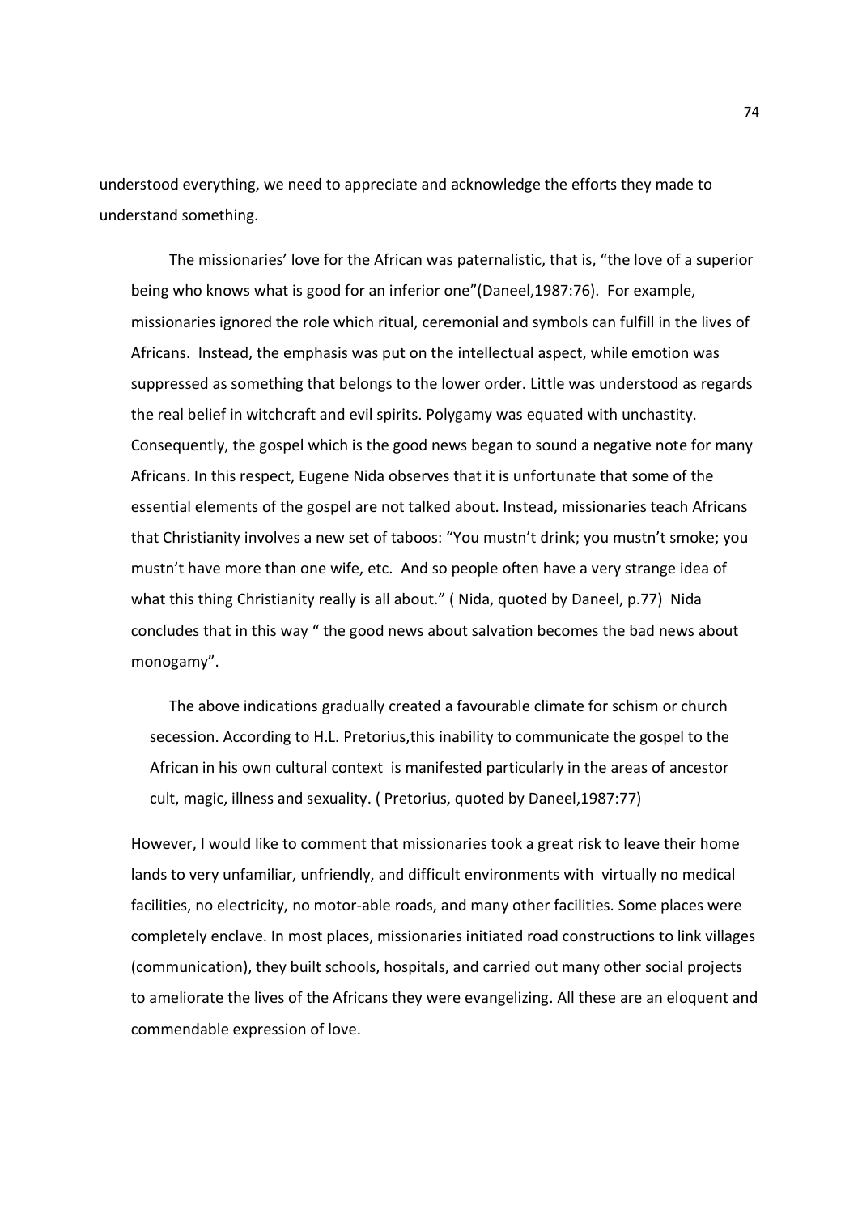understood everything, we need to appreciate and acknowledge the efforts they made to understand something.

The missionaries' love for the African was paternalistic, that is, "the love of a superior being who knows what is good for an inferior one"(Daneel,1987:76). For example, missionaries ignored the role which ritual, ceremonial and symbols can fulfill in the lives of Africans. Instead, the emphasis was put on the intellectual aspect, while emotion was suppressed as something that belongs to the lower order. Little was understood as regards the real belief in witchcraft and evil spirits. Polygamy was equated with unchastity. Consequently, the gospel which is the good news began to sound a negative note for many Africans. In this respect, Eugene Nida observes that it is unfortunate that some of the essential elements of the gospel are not talked about. Instead, missionaries teach Africans that Christianity involves a new set of taboos: "You mustn't drink; you mustn't smoke; you mustn't have more than one wife, etc. And so people often have a very strange idea of what this thing Christianity really is all about." ( Nida, quoted by Daneel, p.77) Nida concludes that in this way " the good news about salvation becomes the bad news about monogamy".

The above indications gradually created a favourable climate for schism or church secession. According to H.L. Pretorius,this inability to communicate the gospel to the African in his own cultural context is manifested particularly in the areas of ancestor cult, magic, illness and sexuality. ( Pretorius, quoted by Daneel,1987:77)

However, I would like to comment that missionaries took a great risk to leave their home lands to very unfamiliar, unfriendly, and difficult environments with virtually no medical facilities, no electricity, no motor-able roads, and many other facilities. Some places were completely enclave. In most places, missionaries initiated road constructions to link villages (communication), they built schools, hospitals, and carried out many other social projects to ameliorate the lives of the Africans they were evangelizing. All these are an eloquent and commendable expression of love.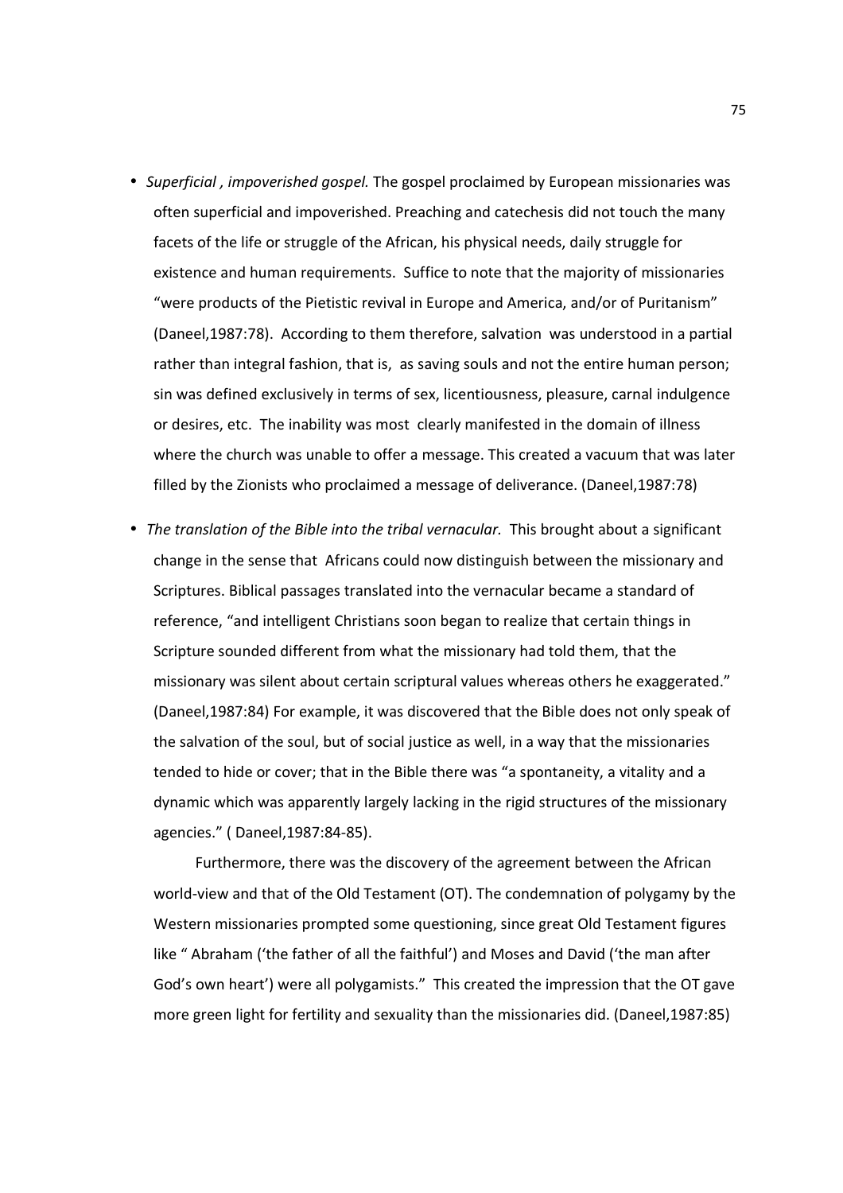- *Superficial , impoverished gospel.* The gospel proclaimed by European missionaries was often superficial and impoverished. Preaching and catechesis did not touch the many facets of the life or struggle of the African, his physical needs, daily struggle for existence and human requirements. Suffice to note that the majority of missionaries "were products of the Pietistic revival in Europe and America, and/or of Puritanism" (Daneel,1987:78). According to them therefore, salvation was understood in a partial rather than integral fashion, that is, as saving souls and not the entire human person; sin was defined exclusively in terms of sex, licentiousness, pleasure, carnal indulgence or desires, etc. The inability was most clearly manifested in the domain of illness where the church was unable to offer a message. This created a vacuum that was later filled by the Zionists who proclaimed a message of deliverance. (Daneel,1987:78)

- *The translation of the Bible into the tribal vernacular.* This brought about a significant change in the sense that Africans could now distinguish between the missionary and Scriptures. Biblical passages translated into the vernacular became a standard of reference, "and intelligent Christians soon began to realize that certain things in Scripture sounded different from what the missionary had told them, that the missionary was silent about certain scriptural values whereas others he exaggerated." (Daneel,1987:84) For example, it was discovered that the Bible does not only speak of the salvation of the soul, but of social justice as well, in a way that the missionaries tended to hide or cover; that in the Bible there was "a spontaneity, a vitality and a dynamic which was apparently largely lacking in the rigid structures of the missionary agencies." ( Daneel,1987:84-85).

  Furthermore, there was the discovery of the agreement between the African world-view and that of the Old Testament (OT). The condemnation of polygamy by the Western missionaries prompted some questioning, since great Old Testament figures like " Abraham ('the father of all the faithful') and Moses and David ('the man after God's own heart') were all polygamists." This created the impression that the OT gave more green light for fertility and sexuality than the missionaries did. (Daneel,1987:85)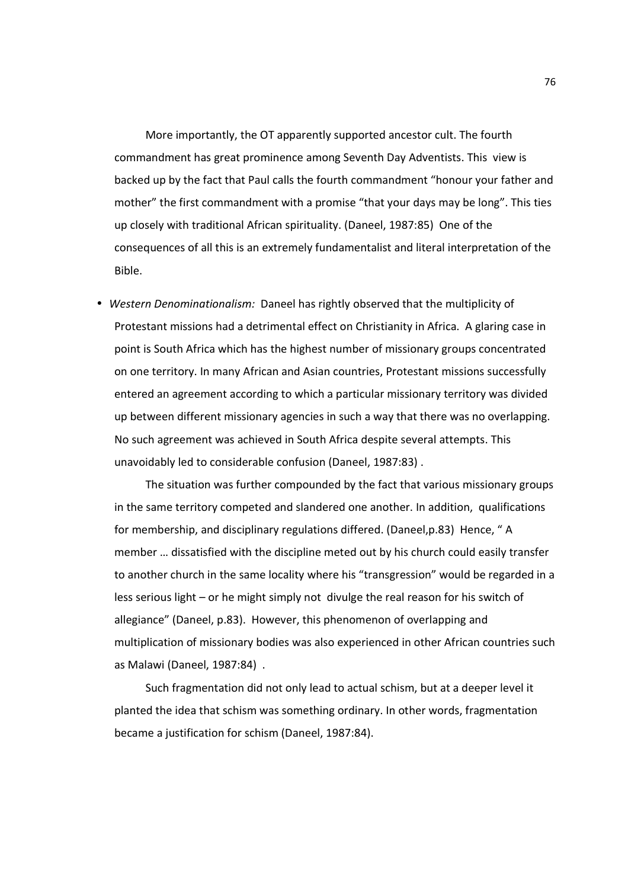More importantly, the OT apparently supported ancestor cult. The fourth commandment has great prominence among Seventh Day Adventists. This view is backed up by the fact that Paul calls the fourth commandment "honour your father and mother" the first commandment with a promise "that your days may be long". This ties up closely with traditional African spirituality. (Daneel, 1987:85) One of the consequences of all this is an extremely fundamentalist and literal interpretation of the Bible.

- *Western Denominationalism:* Daneel has rightly observed that the multiplicity of Protestant missions had a detrimental effect on Christianity in Africa. A glaring case in point is South Africa which has the highest number of missionary groups concentrated on one territory. In many African and Asian countries, Protestant missions successfully entered an agreement according to which a particular missionary territory was divided up between different missionary agencies in such a way that there was no overlapping. No such agreement was achieved in South Africa despite several attempts. This unavoidably led to considerable confusion (Daneel, 1987:83) .

  The situation was further compounded by the fact that various missionary groups in the same territory competed and slandered one another. In addition, qualifications for membership, and disciplinary regulations differed. (Daneel,p.83) Hence, " A member … dissatisfied with the discipline meted out by his church could easily transfer to another church in the same locality where his "transgression" would be regarded in a less serious light – or he might simply not divulge the real reason for his switch of allegiance" (Daneel, p.83). However, this phenomenon of overlapping and multiplication of missionary bodies was also experienced in other African countries such as Malawi (Daneel, 1987:84) .

  Such fragmentation did not only lead to actual schism, but at a deeper level it planted the idea that schism was something ordinary. In other words, fragmentation became a justification for schism (Daneel, 1987:84).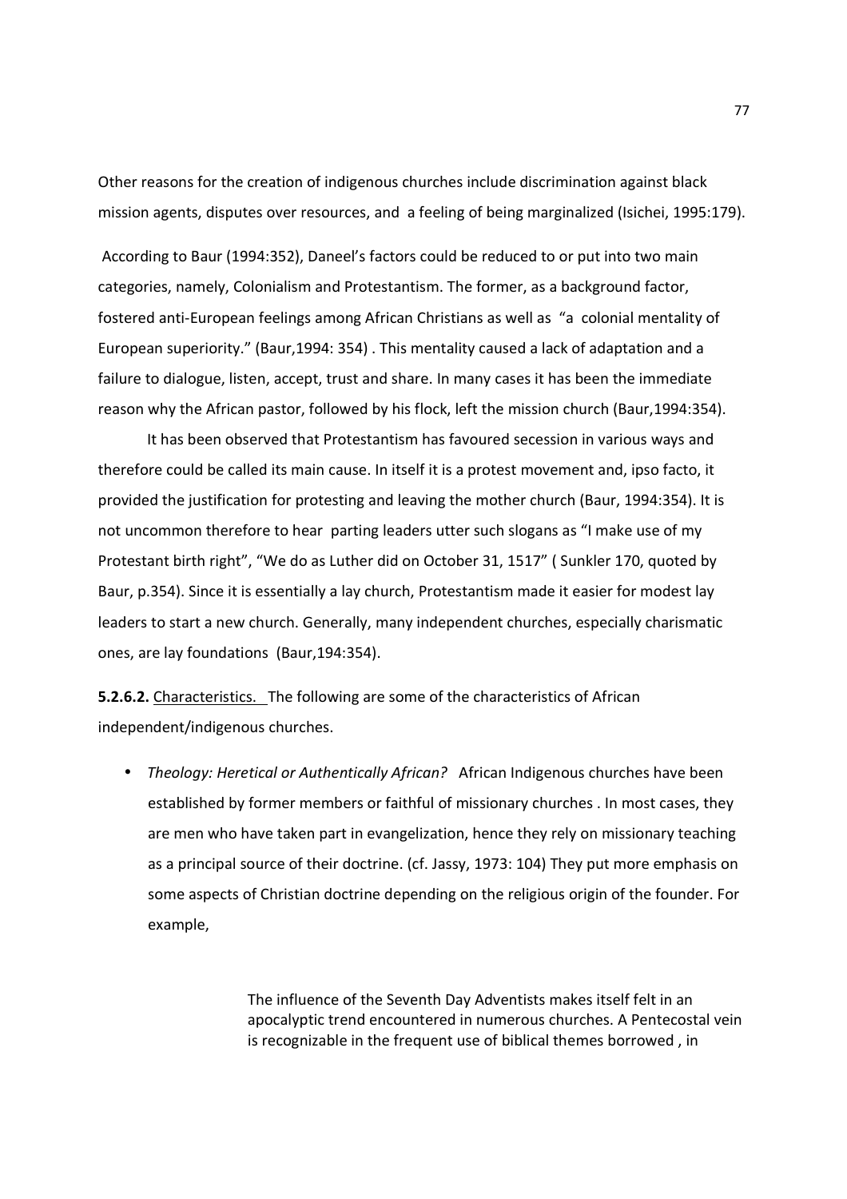Other reasons for the creation of indigenous churches include discrimination against black mission agents, disputes over resources, and a feeling of being marginalized (Isichei, 1995:179).

According to Baur (1994:352), Daneel's factors could be reduced to or put into two main categories, namely, Colonialism and Protestantism. The former, as a background factor, fostered anti-European feelings among African Christians as well as "a colonial mentality of European superiority." (Baur,1994: 354) . This mentality caused a lack of adaptation and a failure to dialogue, listen, accept, trust and share. In many cases it has been the immediate reason why the African pastor, followed by his flock, left the mission church (Baur,1994:354).

It has been observed that Protestantism has favoured secession in various ways and therefore could be called its main cause. In itself it is a protest movement and, ipso facto, it provided the justification for protesting and leaving the mother church (Baur, 1994:354). It is not uncommon therefore to hear parting leaders utter such slogans as "I make use of my Protestant birth right", "We do as Luther did on October 31, 1517" ( Sunkler 170, quoted by Baur, p.354). Since it is essentially a lay church, Protestantism made it easier for modest lay leaders to start a new church. Generally, many independent churches, especially charismatic ones, are lay foundations (Baur,194:354).

**5.2.6.2.** Characteristics. The following are some of the characteristics of African independent/indigenous churches.

- *Theology: Heretical or Authentically African?* African Indigenous churches have been established by former members or faithful of missionary churches . In most cases, they are men who have taken part in evangelization, hence they rely on missionary teaching as a principal source of their doctrine. (cf. Jassy, 1973: 104) They put more emphasis on some aspects of Christian doctrine depending on the religious origin of the founder. For example,

> The influence of the Seventh Day Adventists makes itself felt in an apocalyptic trend encountered in numerous churches. A Pentecostal vein is recognizable in the frequent use of biblical themes borrowed , in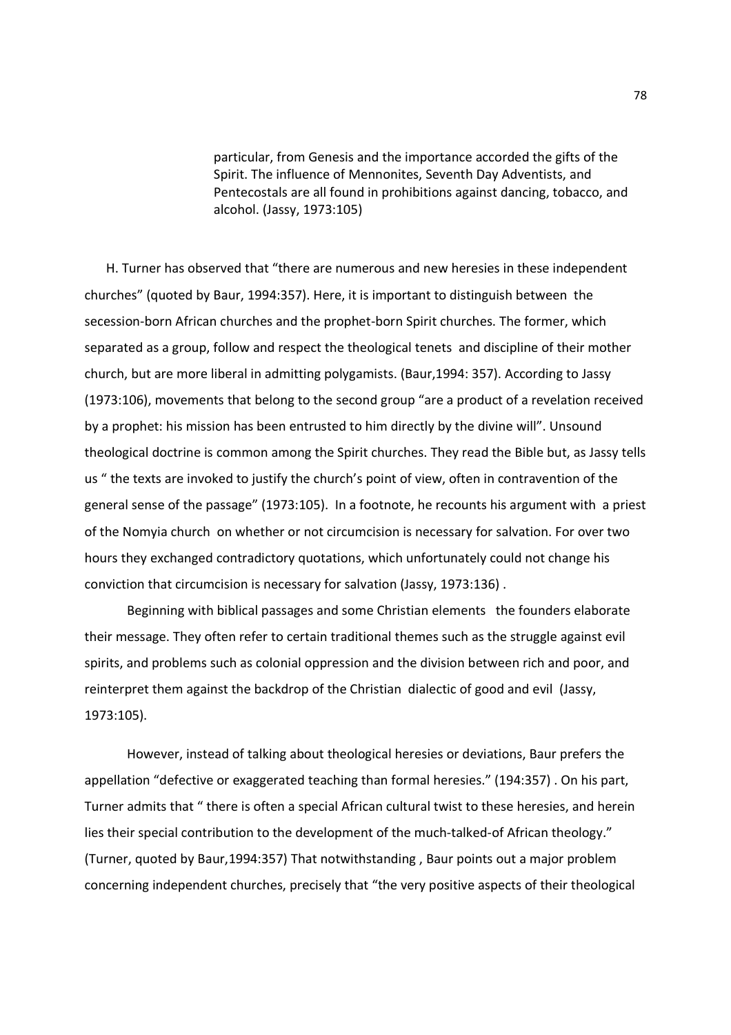> particular, from Genesis and the importance accorded the gifts of the Spirit. The influence of Mennonites, Seventh Day Adventists, and Pentecostals are all found in prohibitions against dancing, tobacco, and alcohol. (Jassy, 1973:105)

H. Turner has observed that "there are numerous and new heresies in these independent churches" (quoted by Baur, 1994:357). Here, it is important to distinguish between the secession-born African churches and the prophet-born Spirit churches. The former, which separated as a group, follow and respect the theological tenets and discipline of their mother church, but are more liberal in admitting polygamists. (Baur,1994: 357). According to Jassy (1973:106), movements that belong to the second group "are a product of a revelation received by a prophet: his mission has been entrusted to him directly by the divine will". Unsound theological doctrine is common among the Spirit churches. They read the Bible but, as Jassy tells us " the texts are invoked to justify the church's point of view, often in contravention of the general sense of the passage" (1973:105). In a footnote, he recounts his argument with a priest of the Nomyia church on whether or not circumcision is necessary for salvation. For over two hours they exchanged contradictory quotations, which unfortunately could not change his conviction that circumcision is necessary for salvation (Jassy, 1973:136) .

Beginning with biblical passages and some Christian elements the founders elaborate their message. They often refer to certain traditional themes such as the struggle against evil spirits, and problems such as colonial oppression and the division between rich and poor, and reinterpret them against the backdrop of the Christian dialectic of good and evil (Jassy, 1973:105).

However, instead of talking about theological heresies or deviations, Baur prefers the appellation "defective or exaggerated teaching than formal heresies." (194:357) . On his part, Turner admits that " there is often a special African cultural twist to these heresies, and herein lies their special contribution to the development of the much-talked-of African theology." (Turner, quoted by Baur,1994:357) That notwithstanding , Baur points out a major problem concerning independent churches, precisely that "the very positive aspects of their theological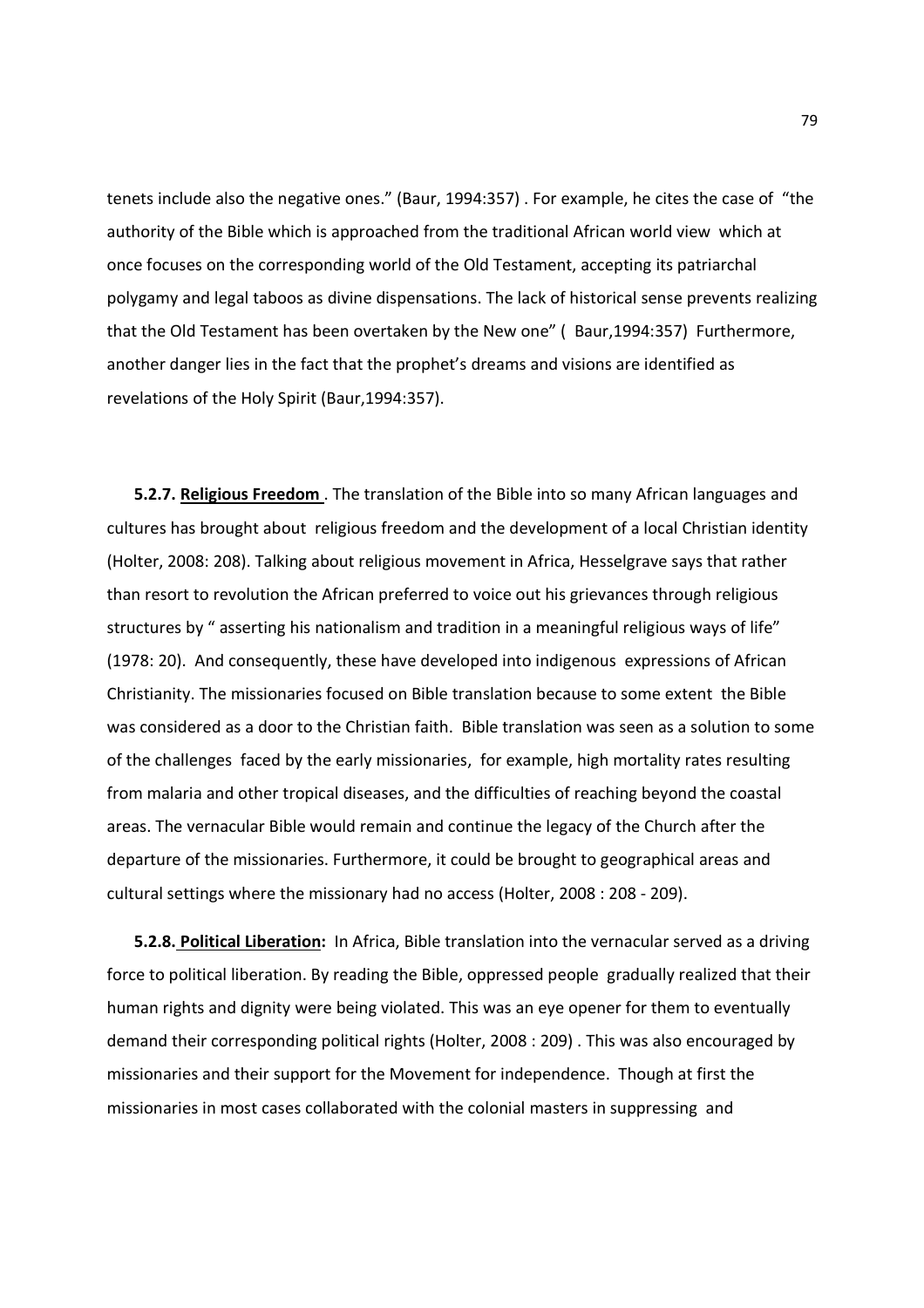tenets include also the negative ones." (Baur, 1994:357) . For example, he cites the case of "the authority of the Bible which is approached from the traditional African world view which at once focuses on the corresponding world of the Old Testament, accepting its patriarchal polygamy and legal taboos as divine dispensations. The lack of historical sense prevents realizing that the Old Testament has been overtaken by the New one" ( Baur,1994:357) Furthermore, another danger lies in the fact that the prophet's dreams and visions are identified as revelations of the Holy Spirit (Baur,1994:357).

**5.2.7. <u>Religious Freedom</u>** . The translation of the Bible into so many African languages and cultures has brought about religious freedom and the development of a local Christian identity (Holter, 2008: 208). Talking about religious movement in Africa, Hesselgrave says that rather than resort to revolution the African preferred to voice out his grievances through religious structures by " asserting his nationalism and tradition in a meaningful religious ways of life" (1978: 20). And consequently, these have developed into indigenous expressions of African Christianity. The missionaries focused on Bible translation because to some extent the Bible was considered as a door to the Christian faith. Bible translation was seen as a solution to some of the challenges faced by the early missionaries, for example, high mortality rates resulting from malaria and other tropical diseases, and the difficulties of reaching beyond the coastal areas. The vernacular Bible would remain and continue the legacy of the Church after the departure of the missionaries. Furthermore, it could be brought to geographical areas and cultural settings where the missionary had no access (Holter, 2008 : 208 - 209).

**5.2.8. <u>Political Liberation</u>:** In Africa, Bible translation into the vernacular served as a driving force to political liberation. By reading the Bible, oppressed people gradually realized that their human rights and dignity were being violated. This was an eye opener for them to eventually demand their corresponding political rights (Holter, 2008 : 209) . This was also encouraged by missionaries and their support for the Movement for independence. Though at first the missionaries in most cases collaborated with the colonial masters in suppressing and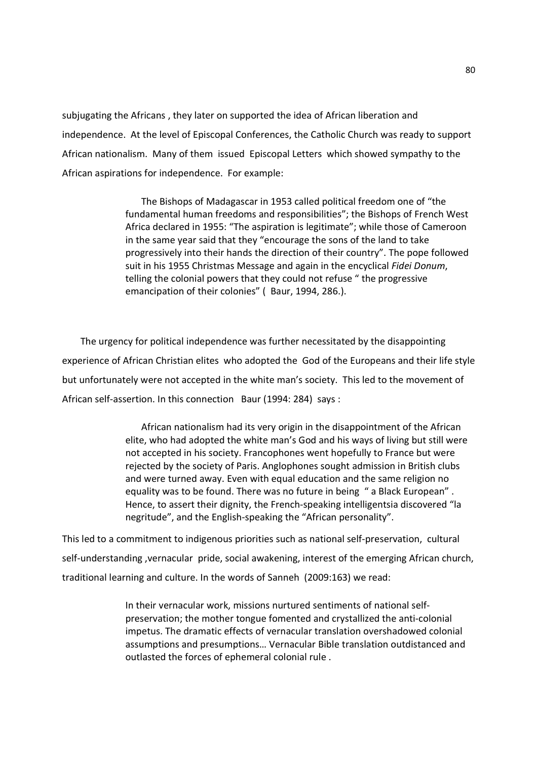subjugating the Africans , they later on supported the idea of African liberation and independence. At the level of Episcopal Conferences, the Catholic Church was ready to support African nationalism. Many of them issued Episcopal Letters which showed sympathy to the African aspirations for independence. For example:

> The Bishops of Madagascar in 1953 called political freedom one of "the fundamental human freedoms and responsibilities"; the Bishops of French West Africa declared in 1955: "The aspiration is legitimate"; while those of Cameroon in the same year said that they "encourage the sons of the land to take progressively into their hands the direction of their country". The pope followed suit in his 1955 Christmas Message and again in the encyclical *Fidei Donum*, telling the colonial powers that they could not refuse " the progressive emancipation of their colonies" ( Baur, 1994, 286.).

The urgency for political independence was further necessitated by the disappointing experience of African Christian elites who adopted the God of the Europeans and their life style but unfortunately were not accepted in the white man's society. This led to the movement of African self-assertion. In this connection Baur (1994: 284) says :

> African nationalism had its very origin in the disappointment of the African elite, who had adopted the white man's God and his ways of living but still were not accepted in his society. Francophones went hopefully to France but were rejected by the society of Paris. Anglophones sought admission in British clubs and were turned away. Even with equal education and the same religion no equality was to be found. There was no future in being " a Black European" . Hence, to assert their dignity, the French-speaking intelligentsia discovered "la negritude", and the English-speaking the "African personality".

This led to a commitment to indigenous priorities such as national self-preservation, cultural self-understanding ,vernacular pride, social awakening, interest of the emerging African church, traditional learning and culture. In the words of Sanneh (2009:163) we read:

> In their vernacular work, missions nurtured sentiments of national self-preservation; the mother tongue fomented and crystallized the anti-colonial impetus. The dramatic effects of vernacular translation overshadowed colonial assumptions and presumptions… Vernacular Bible translation outdistanced and outlasted the forces of ephemeral colonial rule .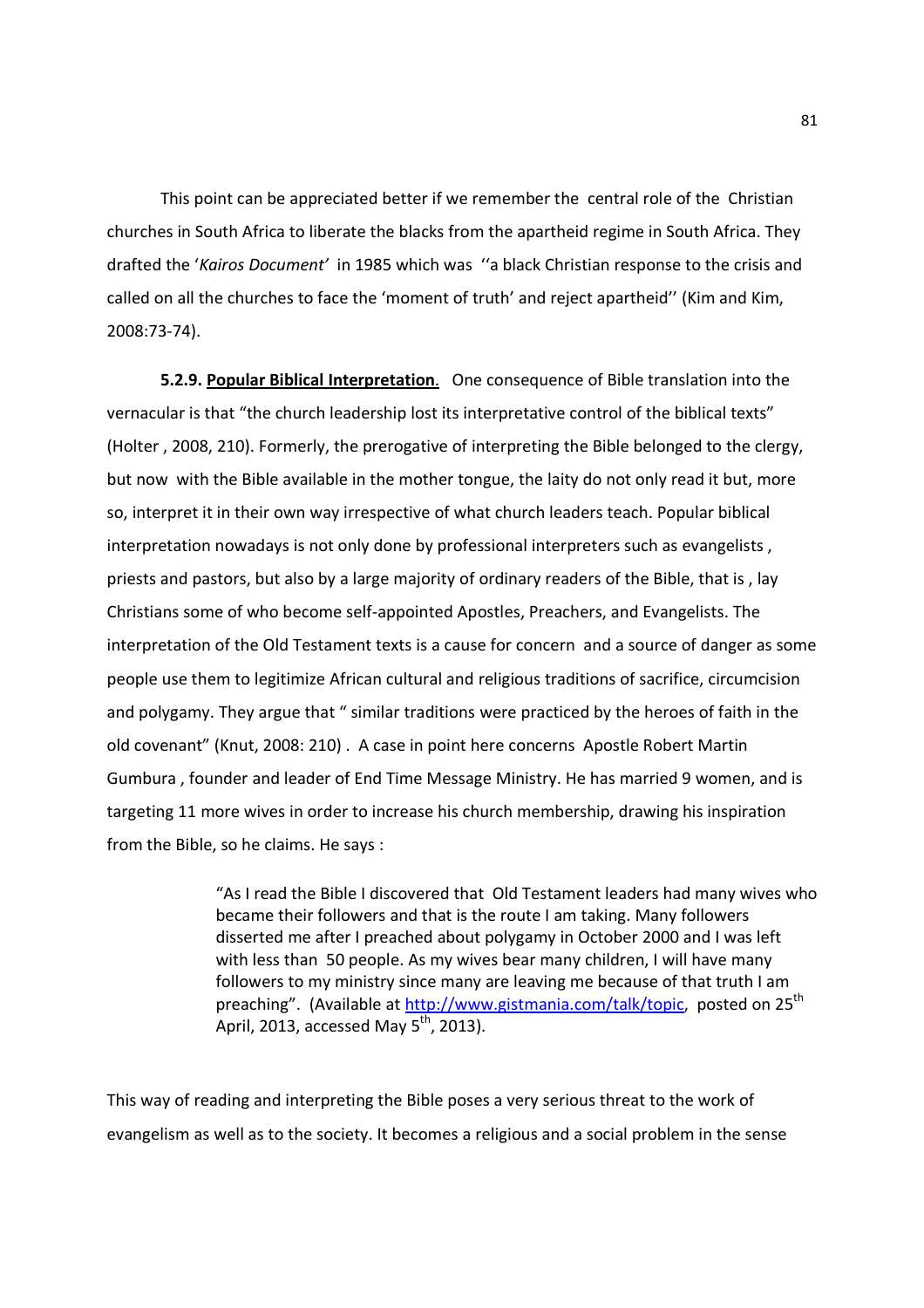This point can be appreciated better if we remember the central role of the Christian churches in South Africa to liberate the blacks from the apartheid regime in South Africa. They drafted the '*Kairos Document'* in 1985 which was ''a black Christian response to the crisis and called on all the churches to face the 'moment of truth' and reject apartheid'' (Kim and Kim, 2008:73-74).

**5.2.9. <u>Popular Biblical Interpretation</u>**. One consequence of Bible translation into the vernacular is that "the church leadership lost its interpretative control of the biblical texts" (Holter , 2008, 210). Formerly, the prerogative of interpreting the Bible belonged to the clergy, but now with the Bible available in the mother tongue, the laity do not only read it but, more so, interpret it in their own way irrespective of what church leaders teach. Popular biblical interpretation nowadays is not only done by professional interpreters such as evangelists , priests and pastors, but also by a large majority of ordinary readers of the Bible, that is , lay Christians some of who become self-appointed Apostles, Preachers, and Evangelists. The interpretation of the Old Testament texts is a cause for concern and a source of danger as some people use them to legitimize African cultural and religious traditions of sacrifice, circumcision and polygamy. They argue that " similar traditions were practiced by the heroes of faith in the old covenant" (Knut, 2008: 210) . A case in point here concerns Apostle Robert Martin Gumbura , founder and leader of End Time Message Ministry. He has married 9 women, and is targeting 11 more wives in order to increase his church membership, drawing his inspiration from the Bible, so he claims. He says :

> "As I read the Bible I discovered that Old Testament leaders had many wives who became their followers and that is the route I am taking. Many followers disserted me after I preached about polygamy in October 2000 and I was left with less than 50 people. As my wives bear many children, I will have many followers to my ministry since many are leaving me because of that truth I am preaching". (Available at http://www.gistmania.com/talk/topic, posted on 25th April, 2013, accessed May 5th, 2013).

This way of reading and interpreting the Bible poses a very serious threat to the work of evangelism as well as to the society. It becomes a religious and a social problem in the sense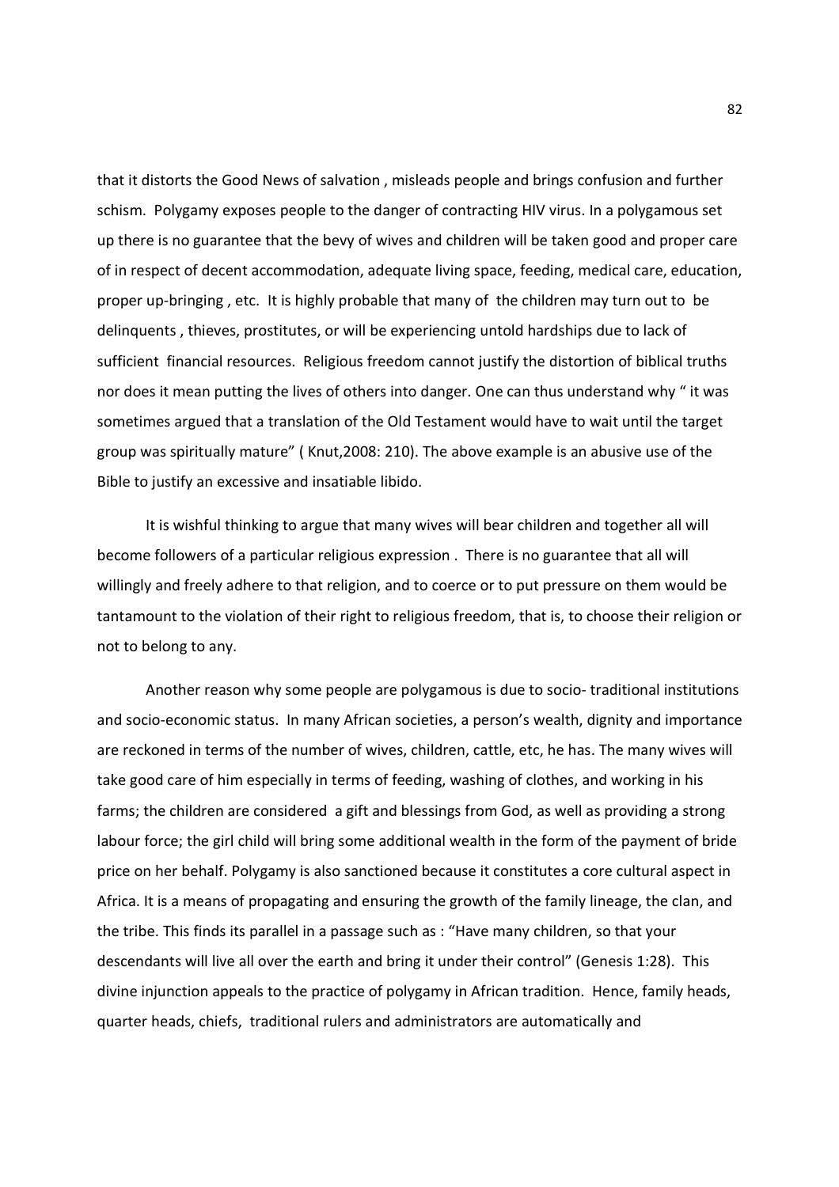that it distorts the Good News of salvation , misleads people and brings confusion and further schism. Polygamy exposes people to the danger of contracting HIV virus. In a polygamous set up there is no guarantee that the bevy of wives and children will be taken good and proper care of in respect of decent accommodation, adequate living space, feeding, medical care, education, proper up-bringing , etc. It is highly probable that many of the children may turn out to be delinquents , thieves, prostitutes, or will be experiencing untold hardships due to lack of sufficient financial resources. Religious freedom cannot justify the distortion of biblical truths nor does it mean putting the lives of others into danger. One can thus understand why " it was sometimes argued that a translation of the Old Testament would have to wait until the target group was spiritually mature" ( Knut,2008: 210). The above example is an abusive use of the Bible to justify an excessive and insatiable libido.

It is wishful thinking to argue that many wives will bear children and together all will become followers of a particular religious expression . There is no guarantee that all will willingly and freely adhere to that religion, and to coerce or to put pressure on them would be tantamount to the violation of their right to religious freedom, that is, to choose their religion or not to belong to any.

Another reason why some people are polygamous is due to socio- traditional institutions and socio-economic status. In many African societies, a person's wealth, dignity and importance are reckoned in terms of the number of wives, children, cattle, etc, he has. The many wives will take good care of him especially in terms of feeding, washing of clothes, and working in his farms; the children are considered a gift and blessings from God, as well as providing a strong labour force; the girl child will bring some additional wealth in the form of the payment of bride price on her behalf. Polygamy is also sanctioned because it constitutes a core cultural aspect in Africa. It is a means of propagating and ensuring the growth of the family lineage, the clan, and the tribe. This finds its parallel in a passage such as : "Have many children, so that your descendants will live all over the earth and bring it under their control" (Genesis 1:28). This divine injunction appeals to the practice of polygamy in African tradition. Hence, family heads, quarter heads, chiefs, traditional rulers and administrators are automatically and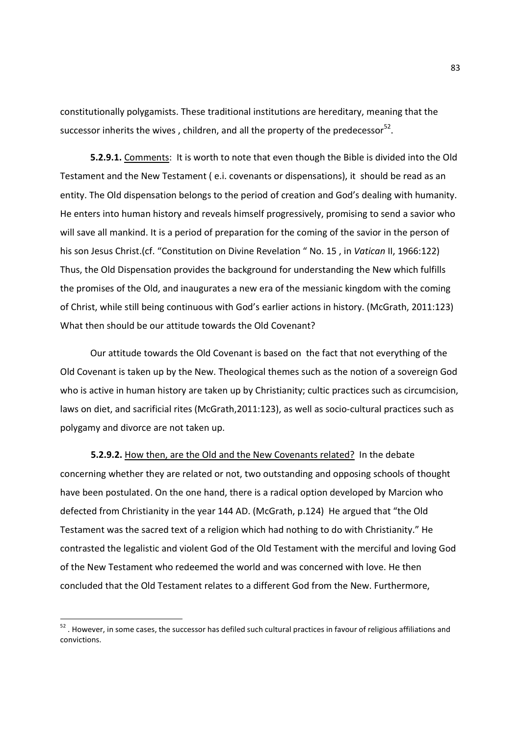constitutionally polygamists. These traditional institutions are hereditary, meaning that the successor inherits the wives , children, and all the property of the predecessor[52].

**5.2.9.1.** Comments: It is worth to note that even though the Bible is divided into the Old Testament and the New Testament ( e.i. covenants or dispensations), it should be read as an entity. The Old dispensation belongs to the period of creation and God's dealing with humanity. He enters into human history and reveals himself progressively, promising to send a savior who will save all mankind. It is a period of preparation for the coming of the savior in the person of his son Jesus Christ.(cf. "Constitution on Divine Revelation " No. 15 , in *Vatican* II, 1966:122) Thus, the Old Dispensation provides the background for understanding the New which fulfills the promises of the Old, and inaugurates a new era of the messianic kingdom with the coming of Christ, while still being continuous with God's earlier actions in history. (McGrath, 2011:123) What then should be our attitude towards the Old Covenant?

Our attitude towards the Old Covenant is based on the fact that not everything of the Old Covenant is taken up by the New. Theological themes such as the notion of a sovereign God who is active in human history are taken up by Christianity; cultic practices such as circumcision, laws on diet, and sacrificial rites (McGrath,2011:123), as well as socio-cultural practices such as polygamy and divorce are not taken up.

**5.2.9.2.** How then, are the Old and the New Covenants related? In the debate concerning whether they are related or not, two outstanding and opposing schools of thought have been postulated. On the one hand, there is a radical option developed by Marcion who defected from Christianity in the year 144 AD. (McGrath, p.124) He argued that "the Old Testament was the sacred text of a religion which had nothing to do with Christianity." He contrasted the legalistic and violent God of the Old Testament with the merciful and loving God of the New Testament who redeemed the world and was concerned with love. He then concluded that the Old Testament relates to a different God from the New. Furthermore,

---

[52] . However, in some cases, the successor has defiled such cultural practices in favour of religious affiliations and convictions.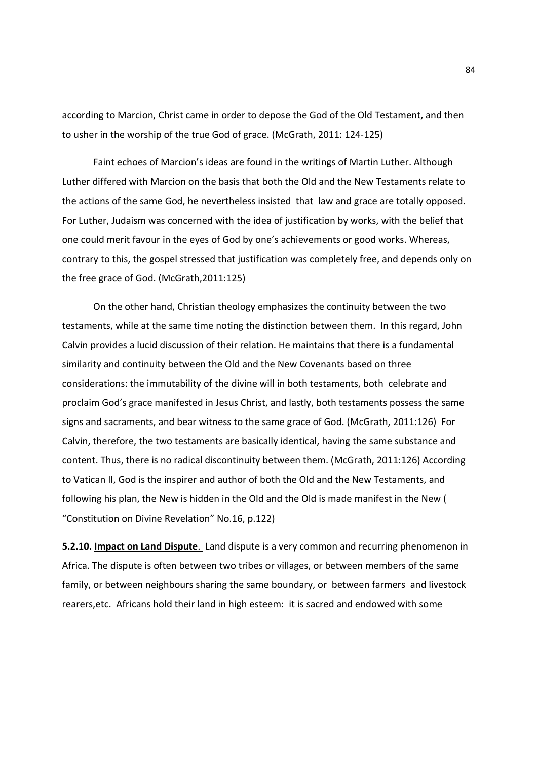according to Marcion, Christ came in order to depose the God of the Old Testament, and then to usher in the worship of the true God of grace. (McGrath, 2011: 124-125)

Faint echoes of Marcion's ideas are found in the writings of Martin Luther. Although Luther differed with Marcion on the basis that both the Old and the New Testaments relate to the actions of the same God, he nevertheless insisted that law and grace are totally opposed. For Luther, Judaism was concerned with the idea of justification by works, with the belief that one could merit favour in the eyes of God by one's achievements or good works. Whereas, contrary to this, the gospel stressed that justification was completely free, and depends only on the free grace of God. (McGrath,2011:125)

On the other hand, Christian theology emphasizes the continuity between the two testaments, while at the same time noting the distinction between them. In this regard, John Calvin provides a lucid discussion of their relation. He maintains that there is a fundamental similarity and continuity between the Old and the New Covenants based on three considerations: the immutability of the divine will in both testaments, both celebrate and proclaim God's grace manifested in Jesus Christ, and lastly, both testaments possess the same signs and sacraments, and bear witness to the same grace of God. (McGrath, 2011:126) For Calvin, therefore, the two testaments are basically identical, having the same substance and content. Thus, there is no radical discontinuity between them. (McGrath, 2011:126) According to Vatican II, God is the inspirer and author of both the Old and the New Testaments, and following his plan, the New is hidden in the Old and the Old is made manifest in the New ( "Constitution on Divine Revelation" No.16, p.122)

**5.2.10. Impact on Land Dispute**. Land dispute is a very common and recurring phenomenon in Africa. The dispute is often between two tribes or villages, or between members of the same family, or between neighbours sharing the same boundary, or between farmers and livestock rearers,etc. Africans hold their land in high esteem: it is sacred and endowed with some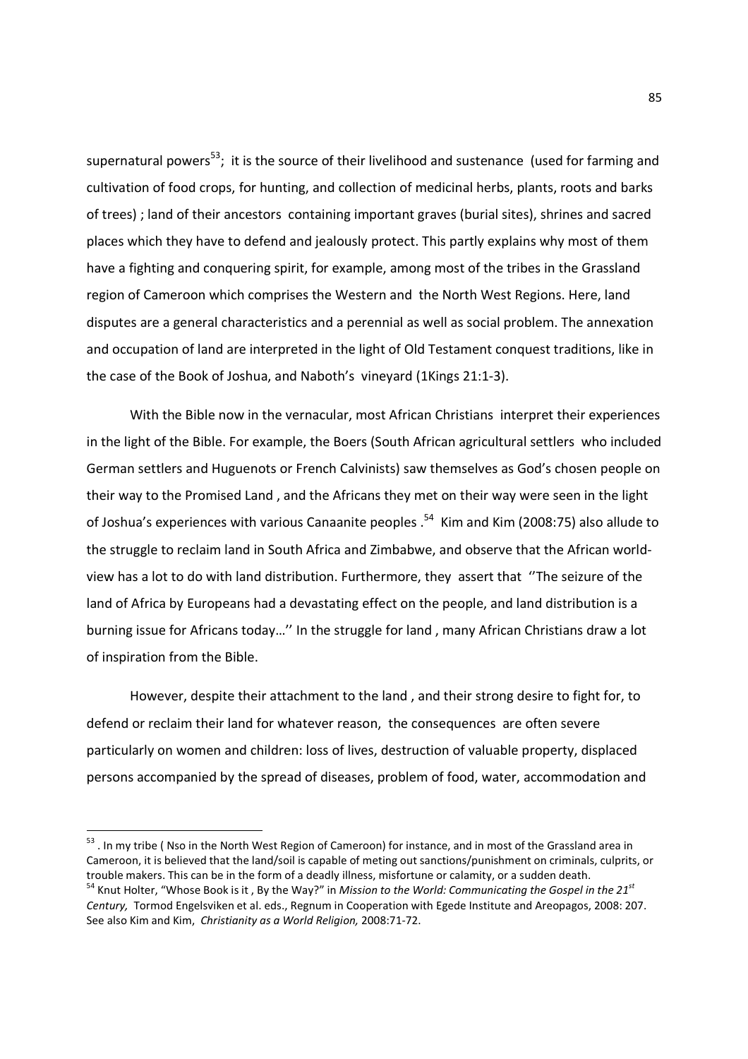supernatural powers[53]; it is the source of their livelihood and sustenance (used for farming and cultivation of food crops, for hunting, and collection of medicinal herbs, plants, roots and barks of trees) ; land of their ancestors containing important graves (burial sites), shrines and sacred places which they have to defend and jealously protect. This partly explains why most of them have a fighting and conquering spirit, for example, among most of the tribes in the Grassland region of Cameroon which comprises the Western and the North West Regions. Here, land disputes are a general characteristics and a perennial as well as social problem. The annexation and occupation of land are interpreted in the light of Old Testament conquest traditions, like in the case of the Book of Joshua, and Naboth's vineyard (1Kings 21:1-3).

With the Bible now in the vernacular, most African Christians interpret their experiences in the light of the Bible. For example, the Boers (South African agricultural settlers who included German settlers and Huguenots or French Calvinists) saw themselves as God's chosen people on their way to the Promised Land , and the Africans they met on their way were seen in the light of Joshua's experiences with various Canaanite peoples .[54] Kim and Kim (2008:75) also allude to the struggle to reclaim land in South Africa and Zimbabwe, and observe that the African world-view has a lot to do with land distribution. Furthermore, they assert that ''The seizure of the land of Africa by Europeans had a devastating effect on the people, and land distribution is a burning issue for Africans today…'' In the struggle for land , many African Christians draw a lot of inspiration from the Bible.

However, despite their attachment to the land , and their strong desire to fight for, to defend or reclaim their land for whatever reason, the consequences are often severe particularly on women and children: loss of lives, destruction of valuable property, displaced persons accompanied by the spread of diseases, problem of food, water, accommodation and

---

[53] . In my tribe ( Nso in the North West Region of Cameroon) for instance, and in most of the Grassland area in Cameroon, it is believed that the land/soil is capable of meting out sanctions/punishment on criminals, culprits, or trouble makers. This can be in the form of a deadly illness, misfortune or calamity, or a sudden death.

[54] Knut Holter, "Whose Book is it , By the Way?" in *Mission to the World: Communicating the Gospel in the 21st Century,* Tormod Engelsviken et al. eds., Regnum in Cooperation with Egede Institute and Areopagos, 2008: 207. See also Kim and Kim, *Christianity as a World Religion,* 2008:71-72.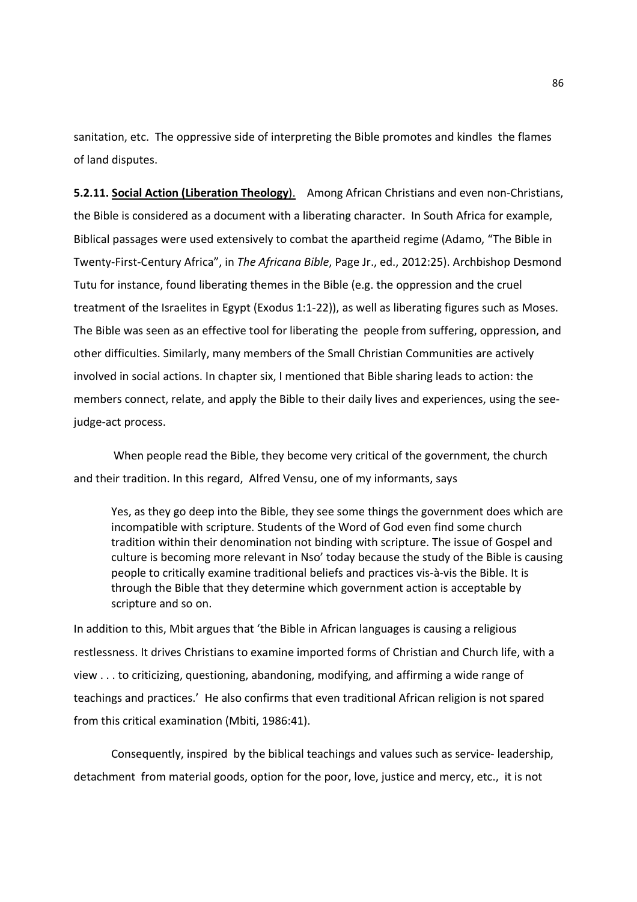sanitation, etc. The oppressive side of interpreting the Bible promotes and kindles the flames of land disputes.

**5.2.11. <u>Social Action (Liberation Theology</u>).** Among African Christians and even non-Christians, the Bible is considered as a document with a liberating character. In South Africa for example, Biblical passages were used extensively to combat the apartheid regime (Adamo, "The Bible in Twenty-First-Century Africa", in *The Africana Bible*, Page Jr., ed., 2012:25). Archbishop Desmond Tutu for instance, found liberating themes in the Bible (e.g. the oppression and the cruel treatment of the Israelites in Egypt (Exodus 1:1-22)), as well as liberating figures such as Moses. The Bible was seen as an effective tool for liberating the people from suffering, oppression, and other difficulties. Similarly, many members of the Small Christian Communities are actively involved in social actions. In chapter six, I mentioned that Bible sharing leads to action: the members connect, relate, and apply the Bible to their daily lives and experiences, using the see-judge-act process.

When people read the Bible, they become very critical of the government, the church and their tradition. In this regard, Alfred Vensu, one of my informants, says

> Yes, as they go deep into the Bible, they see some things the government does which are incompatible with scripture. Students of the Word of God even find some church tradition within their denomination not binding with scripture. The issue of Gospel and culture is becoming more relevant in Nso' today because the study of the Bible is causing people to critically examine traditional beliefs and practices vis-à-vis the Bible. It is through the Bible that they determine which government action is acceptable by scripture and so on.

In addition to this, Mbit argues that 'the Bible in African languages is causing a religious restlessness. It drives Christians to examine imported forms of Christian and Church life, with a view . . . to criticizing, questioning, abandoning, modifying, and affirming a wide range of teachings and practices.' He also confirms that even traditional African religion is not spared from this critical examination (Mbiti, 1986:41).

Consequently, inspired by the biblical teachings and values such as service- leadership, detachment from material goods, option for the poor, love, justice and mercy, etc., it is not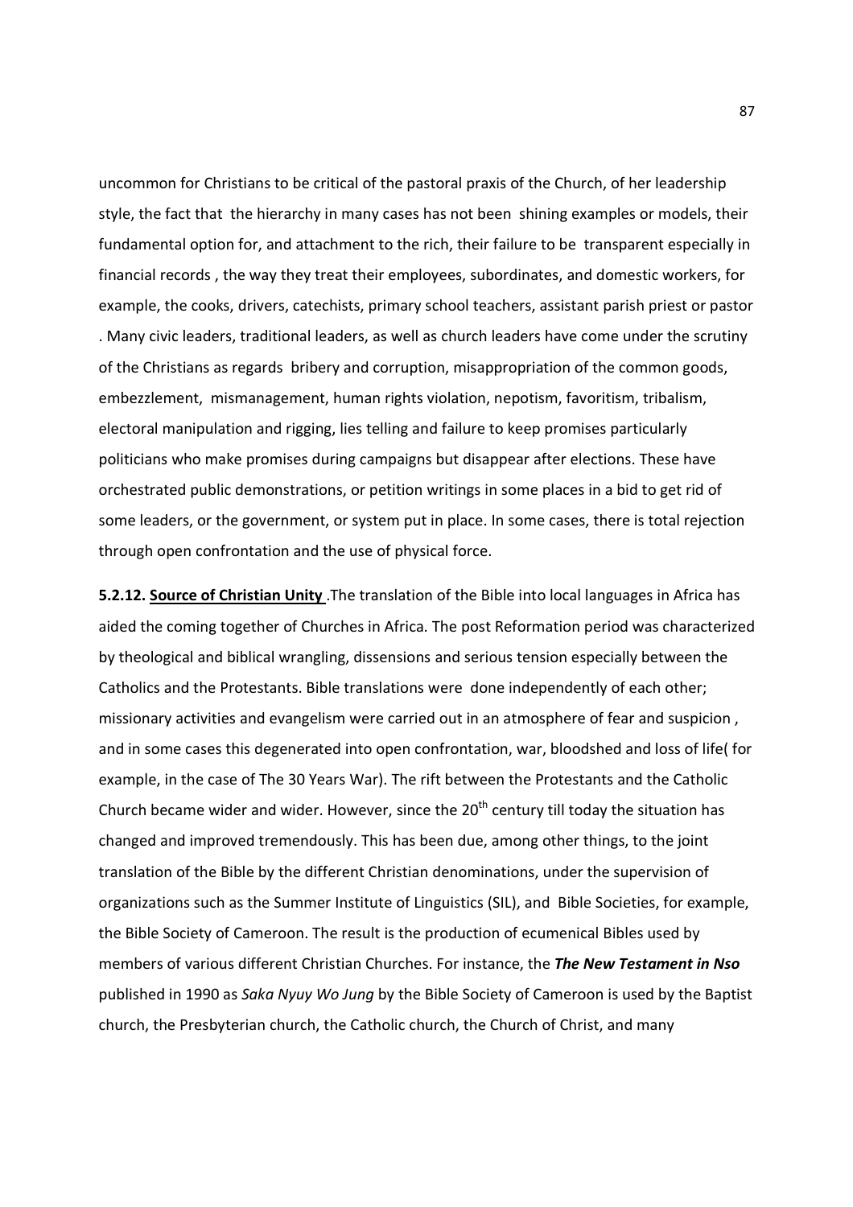uncommon for Christians to be critical of the pastoral praxis of the Church, of her leadership style, the fact that the hierarchy in many cases has not been shining examples or models, their fundamental option for, and attachment to the rich, their failure to be transparent especially in financial records , the way they treat their employees, subordinates, and domestic workers, for example, the cooks, drivers, catechists, primary school teachers, assistant parish priest or pastor . Many civic leaders, traditional leaders, as well as church leaders have come under the scrutiny of the Christians as regards bribery and corruption, misappropriation of the common goods, embezzlement, mismanagement, human rights violation, nepotism, favoritism, tribalism, electoral manipulation and rigging, lies telling and failure to keep promises particularly politicians who make promises during campaigns but disappear after elections. These have orchestrated public demonstrations, or petition writings in some places in a bid to get rid of some leaders, or the government, or system put in place. In some cases, there is total rejection through open confrontation and the use of physical force.

**5.2.12. Source of Christian Unity** .The translation of the Bible into local languages in Africa has aided the coming together of Churches in Africa. The post Reformation period was characterized by theological and biblical wrangling, dissensions and serious tension especially between the Catholics and the Protestants. Bible translations were done independently of each other; missionary activities and evangelism were carried out in an atmosphere of fear and suspicion , and in some cases this degenerated into open confrontation, war, bloodshed and loss of life( for example, in the case of The 30 Years War). The rift between the Protestants and the Catholic Church became wider and wider. However, since the 20th century till today the situation has changed and improved tremendously. This has been due, among other things, to the joint translation of the Bible by the different Christian denominations, under the supervision of organizations such as the Summer Institute of Linguistics (SIL), and Bible Societies, for example, the Bible Society of Cameroon. The result is the production of ecumenical Bibles used by members of various different Christian Churches. For instance, the ***The New Testament in Nso*** published in 1990 as *Saka Nyuy Wo Jung* by the Bible Society of Cameroon is used by the Baptist church, the Presbyterian church, the Catholic church, the Church of Christ, and many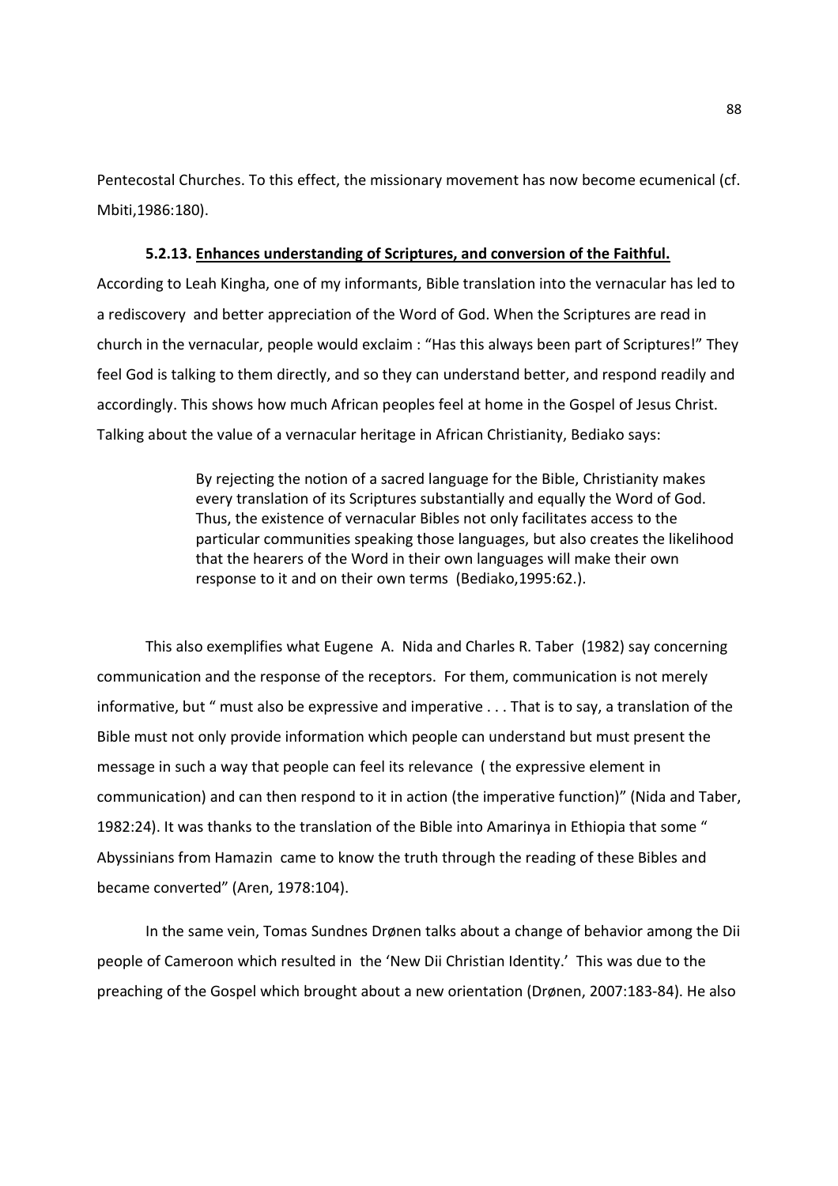Pentecostal Churches. To this effect, the missionary movement has now become ecumenical (cf. Mbiti,1986:180).

#### 5.2.13. <u>Enhances understanding of Scriptures, and conversion of the Faithful.</u>

According to Leah Kingha, one of my informants, Bible translation into the vernacular has led to a rediscovery and better appreciation of the Word of God. When the Scriptures are read in church in the vernacular, people would exclaim : "Has this always been part of Scriptures!" They feel God is talking to them directly, and so they can understand better, and respond readily and accordingly. This shows how much African peoples feel at home in the Gospel of Jesus Christ. Talking about the value of a vernacular heritage in African Christianity, Bediako says:

> By rejecting the notion of a sacred language for the Bible, Christianity makes every translation of its Scriptures substantially and equally the Word of God. Thus, the existence of vernacular Bibles not only facilitates access to the particular communities speaking those languages, but also creates the likelihood that the hearers of the Word in their own languages will make their own response to it and on their own terms (Bediako,1995:62.).

This also exemplifies what Eugene A. Nida and Charles R. Taber (1982) say concerning communication and the response of the receptors. For them, communication is not merely informative, but " must also be expressive and imperative . . . That is to say, a translation of the Bible must not only provide information which people can understand but must present the message in such a way that people can feel its relevance ( the expressive element in communication) and can then respond to it in action (the imperative function)" (Nida and Taber, 1982:24). It was thanks to the translation of the Bible into Amarinya in Ethiopia that some " Abyssinians from Hamazin came to know the truth through the reading of these Bibles and became converted" (Aren, 1978:104).

In the same vein, Tomas Sundnes Drønen talks about a change of behavior among the Dii people of Cameroon which resulted in the 'New Dii Christian Identity.' This was due to the preaching of the Gospel which brought about a new orientation (Drønen, 2007:183-84). He also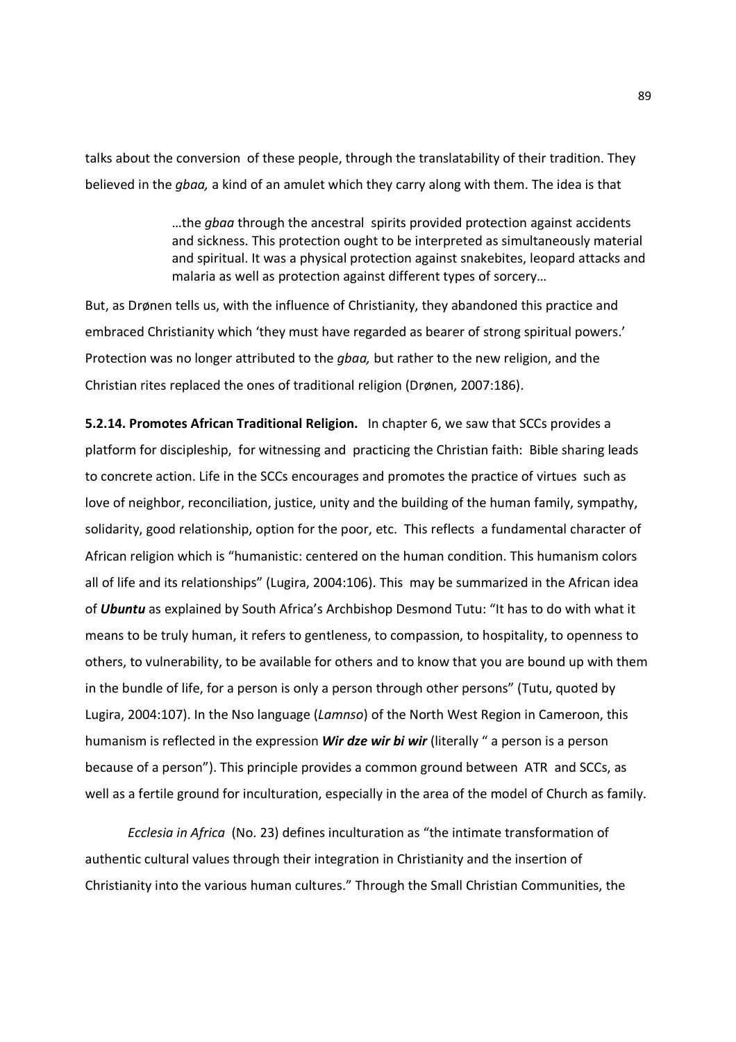talks about the conversion of these people, through the translatability of their tradition. They believed in the *gbaa,* a kind of an amulet which they carry along with them. The idea is that

> …the *gbaa* through the ancestral spirits provided protection against accidents and sickness. This protection ought to be interpreted as simultaneously material and spiritual. It was a physical protection against snakebites, leopard attacks and malaria as well as protection against different types of sorcery…

But, as Drønen tells us, with the influence of Christianity, they abandoned this practice and embraced Christianity which 'they must have regarded as bearer of strong spiritual powers.' Protection was no longer attributed to the *gbaa,* but rather to the new religion, and the Christian rites replaced the ones of traditional religion (Drønen, 2007:186).

**5.2.14. Promotes African Traditional Religion.** In chapter 6, we saw that SCCs provides a platform for discipleship, for witnessing and practicing the Christian faith: Bible sharing leads to concrete action. Life in the SCCs encourages and promotes the practice of virtues such as love of neighbor, reconciliation, justice, unity and the building of the human family, sympathy, solidarity, good relationship, option for the poor, etc. This reflects a fundamental character of African religion which is "humanistic: centered on the human condition. This humanism colors all of life and its relationships" (Lugira, 2004:106). This may be summarized in the African idea of ***Ubuntu*** as explained by South Africa's Archbishop Desmond Tutu: "It has to do with what it means to be truly human, it refers to gentleness, to compassion, to hospitality, to openness to others, to vulnerability, to be available for others and to know that you are bound up with them in the bundle of life, for a person is only a person through other persons" (Tutu, quoted by Lugira, 2004:107). In the Nso language (*Lamnso*) of the North West Region in Cameroon, this humanism is reflected in the expression ***Wir dze wir bi wir*** (literally " a person is a person because of a person"). This principle provides a common ground between ATR and SCCs, as well as a fertile ground for inculturation, especially in the area of the model of Church as family.

*Ecclesia in Africa* (No. 23) defines inculturation as "the intimate transformation of authentic cultural values through their integration in Christianity and the insertion of Christianity into the various human cultures." Through the Small Christian Communities, the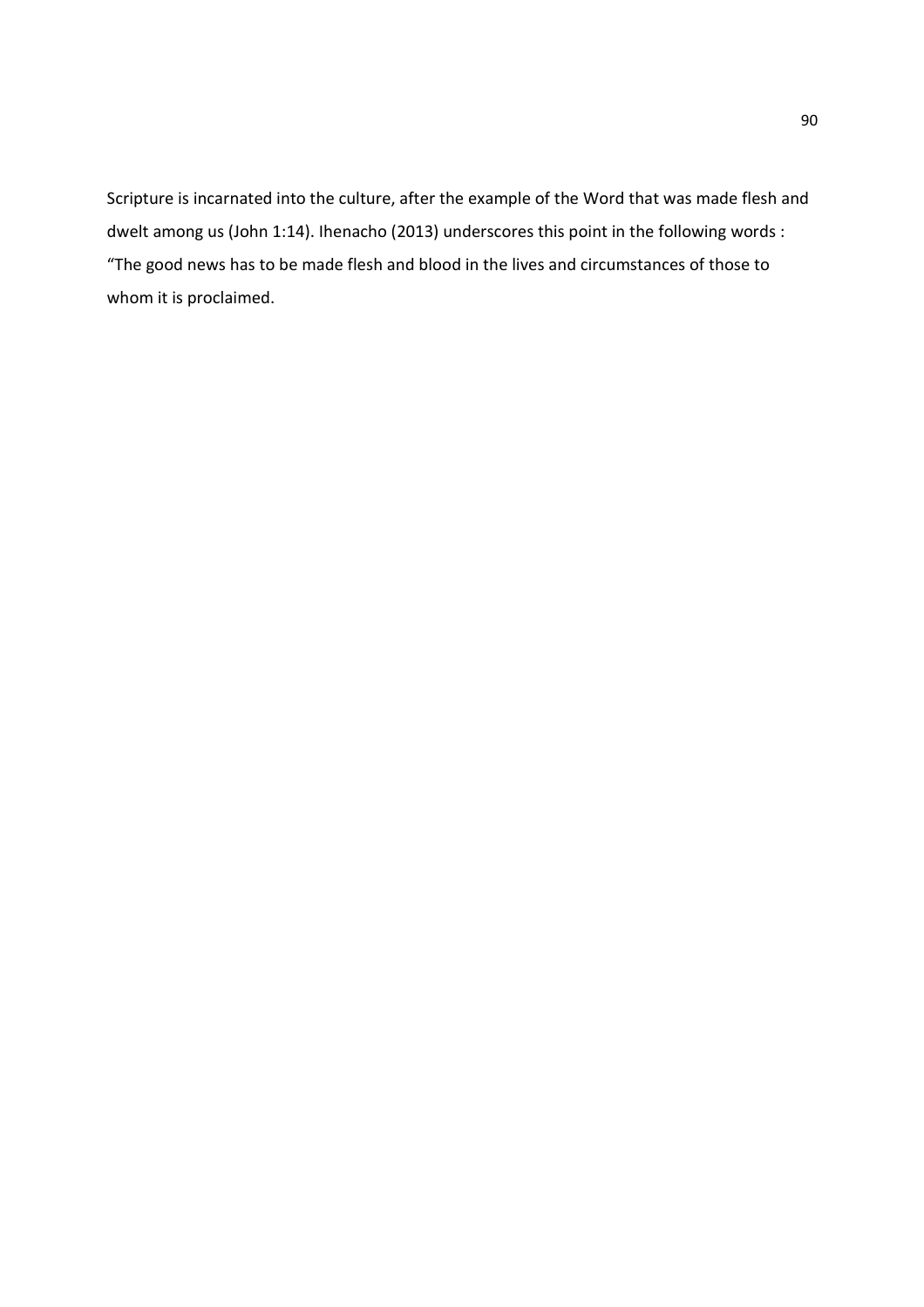Scripture is incarnated into the culture, after the example of the Word that was made flesh and dwelt among us (John 1:14). Ihenacho (2013) underscores this point in the following words : "The good news has to be made flesh and blood in the lives and circumstances of those to whom it is proclaimed.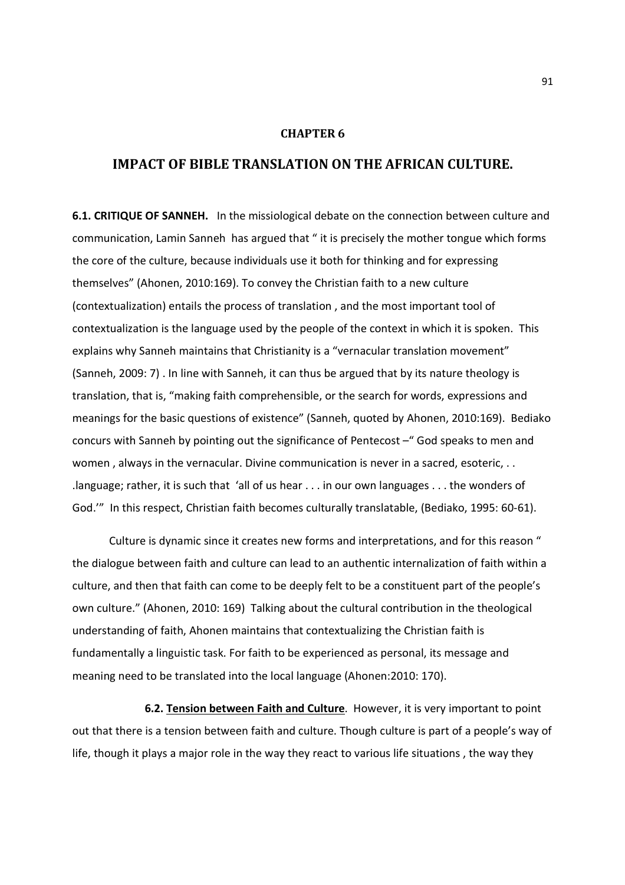# CHAPTER 6

## IMPACT OF BIBLE TRANSLATION ON THE AFRICAN CULTURE.

**6.1. CRITIQUE OF SANNEH.** In the missiological debate on the connection between culture and communication, Lamin Sanneh has argued that " it is precisely the mother tongue which forms the core of the culture, because individuals use it both for thinking and for expressing themselves" (Ahonen, 2010:169). To convey the Christian faith to a new culture (contextualization) entails the process of translation , and the most important tool of contextualization is the language used by the people of the context in which it is spoken. This explains why Sanneh maintains that Christianity is a "vernacular translation movement" (Sanneh, 2009: 7) . In line with Sanneh, it can thus be argued that by its nature theology is translation, that is, "making faith comprehensible, or the search for words, expressions and meanings for the basic questions of existence" (Sanneh, quoted by Ahonen, 2010:169). Bediako concurs with Sanneh by pointing out the significance of Pentecost –" God speaks to men and women , always in the vernacular. Divine communication is never in a sacred, esoteric, . . .language; rather, it is such that 'all of us hear . . . in our own languages . . . the wonders of God.'" In this respect, Christian faith becomes culturally translatable, (Bediako, 1995: 60-61).

Culture is dynamic since it creates new forms and interpretations, and for this reason " the dialogue between faith and culture can lead to an authentic internalization of faith within a culture, and then that faith can come to be deeply felt to be a constituent part of the people's own culture." (Ahonen, 2010: 169) Talking about the cultural contribution in the theological understanding of faith, Ahonen maintains that contextualizing the Christian faith is fundamentally a linguistic task. For faith to be experienced as personal, its message and meaning need to be translated into the local language (Ahonen:2010: 170).

**6.2. <u>Tension between Faith and Culture</u>**. However, it is very important to point out that there is a tension between faith and culture. Though culture is part of a people's way of life, though it plays a major role in the way they react to various life situations , the way they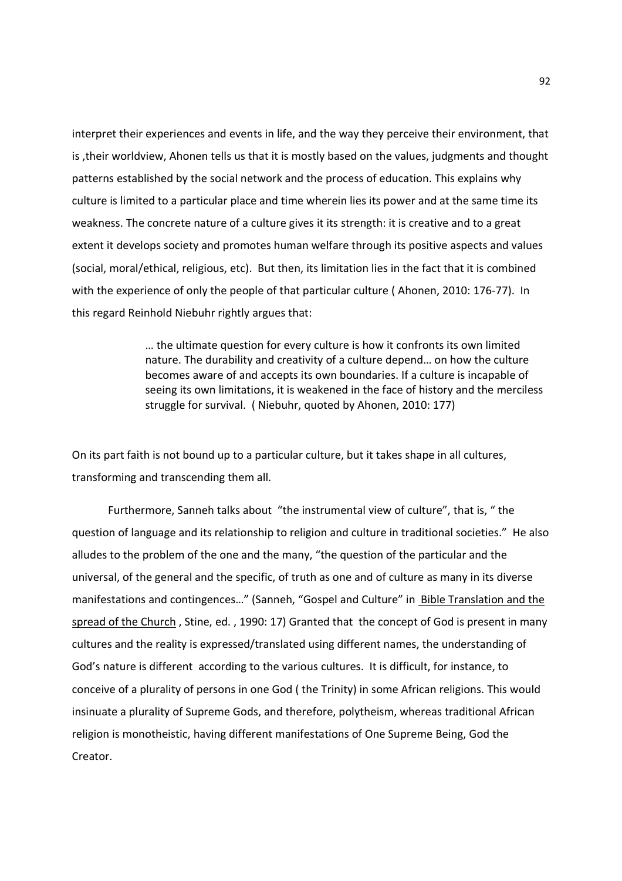interpret their experiences and events in life, and the way they perceive their environment, that is ,their worldview, Ahonen tells us that it is mostly based on the values, judgments and thought patterns established by the social network and the process of education. This explains why culture is limited to a particular place and time wherein lies its power and at the same time its weakness. The concrete nature of a culture gives it its strength: it is creative and to a great extent it develops society and promotes human welfare through its positive aspects and values (social, moral/ethical, religious, etc). But then, its limitation lies in the fact that it is combined with the experience of only the people of that particular culture ( Ahonen, 2010: 176-77). In this regard Reinhold Niebuhr rightly argues that:

> … the ultimate question for every culture is how it confronts its own limited nature. The durability and creativity of a culture depend… on how the culture becomes aware of and accepts its own boundaries. If a culture is incapable of seeing its own limitations, it is weakened in the face of history and the merciless struggle for survival. ( Niebuhr, quoted by Ahonen, 2010: 177)

On its part faith is not bound up to a particular culture, but it takes shape in all cultures, transforming and transcending them all.

Furthermore, Sanneh talks about "the instrumental view of culture", that is, " the question of language and its relationship to religion and culture in traditional societies." He also alludes to the problem of the one and the many, "the question of the particular and the universal, of the general and the specific, of truth as one and of culture as many in its diverse manifestations and contingences…" (Sanneh, "Gospel and Culture" in Bible Translation and the spread of the Church , Stine, ed. , 1990: 17) Granted that the concept of God is present in many cultures and the reality is expressed/translated using different names, the understanding of God's nature is different according to the various cultures. It is difficult, for instance, to conceive of a plurality of persons in one God ( the Trinity) in some African religions. This would insinuate a plurality of Supreme Gods, and therefore, polytheism, whereas traditional African religion is monotheistic, having different manifestations of One Supreme Being, God the Creator.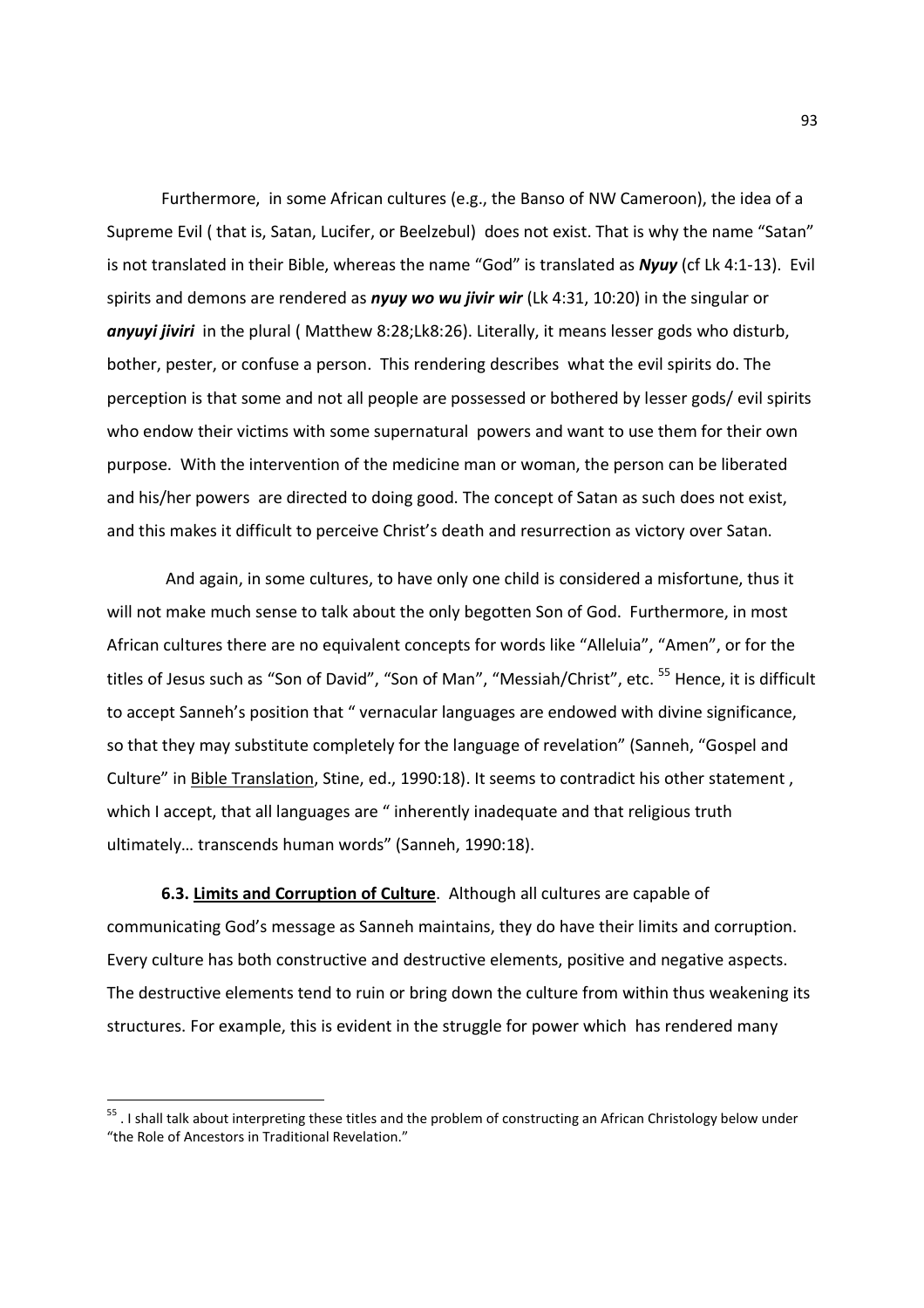Furthermore, in some African cultures (e.g., the Banso of NW Cameroon), the idea of a Supreme Evil ( that is, Satan, Lucifer, or Beelzebul) does not exist. That is why the name "Satan" is not translated in their Bible, whereas the name "God" is translated as ***Nyuy*** (cf Lk 4:1-13). Evil spirits and demons are rendered as ***nyuy wo wu jivir wir*** (Lk 4:31, 10:20) in the singular or ***anyuyi jiviri*** in the plural ( Matthew 8:28;Lk8:26). Literally, it means lesser gods who disturb, bother, pester, or confuse a person. This rendering describes what the evil spirits do. The perception is that some and not all people are possessed or bothered by lesser gods/ evil spirits who endow their victims with some supernatural powers and want to use them for their own purpose. With the intervention of the medicine man or woman, the person can be liberated and his/her powers are directed to doing good. The concept of Satan as such does not exist, and this makes it difficult to perceive Christ's death and resurrection as victory over Satan.

And again, in some cultures, to have only one child is considered a misfortune, thus it will not make much sense to talk about the only begotten Son of God. Furthermore, in most African cultures there are no equivalent concepts for words like "Alleluia", "Amen", or for the titles of Jesus such as "Son of David", "Son of Man", "Messiah/Christ", etc. [55] Hence, it is difficult to accept Sanneh's position that " vernacular languages are endowed with divine significance, so that they may substitute completely for the language of revelation" (Sanneh, "Gospel and Culture" in <u>Bible Translation</u>, Stine, ed., 1990:18). It seems to contradict his other statement , which I accept, that all languages are " inherently inadequate and that religious truth ultimately… transcends human words" (Sanneh, 1990:18).

**6.3. <u>Limits and Corruption of Culture</u>**. Although all cultures are capable of communicating God's message as Sanneh maintains, they do have their limits and corruption. Every culture has both constructive and destructive elements, positive and negative aspects. The destructive elements tend to ruin or bring down the culture from within thus weakening its structures. For example, this is evident in the struggle for power which has rendered many

---

[55] . I shall talk about interpreting these titles and the problem of constructing an African Christology below under "the Role of Ancestors in Traditional Revelation."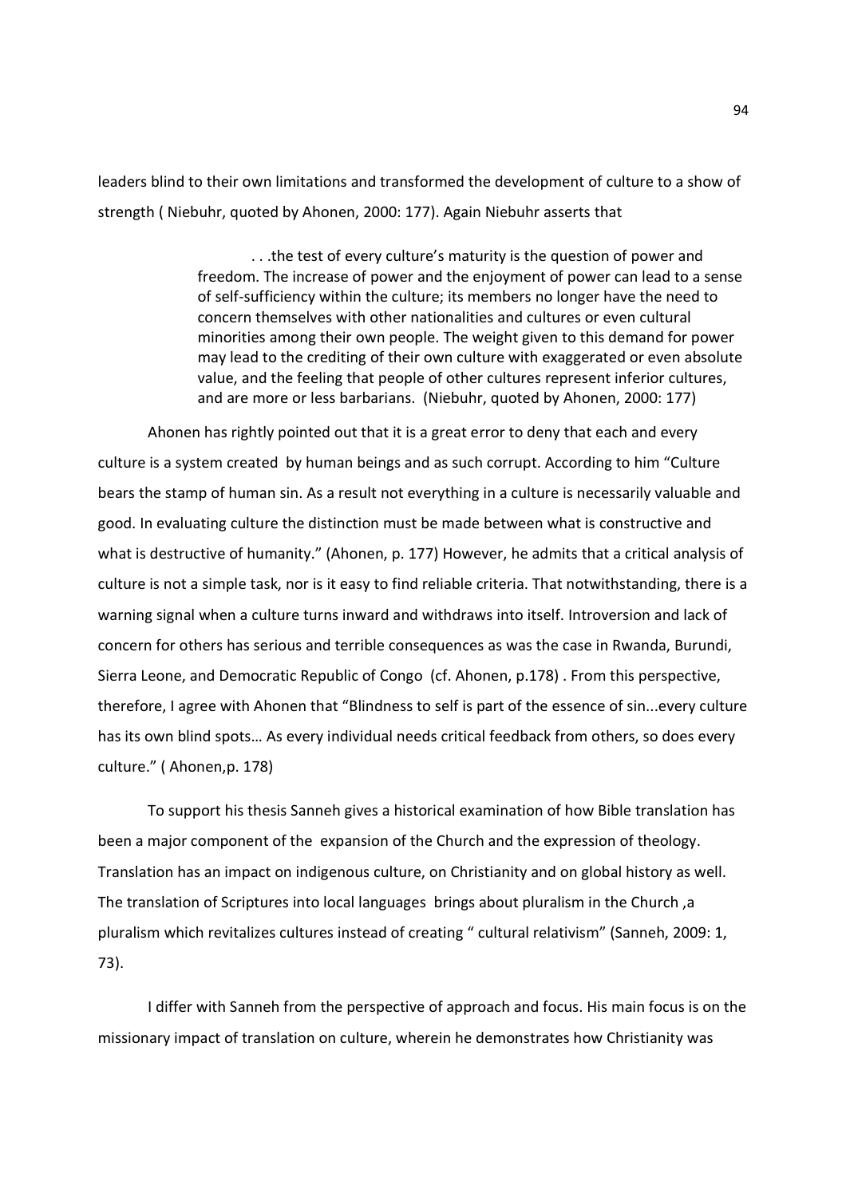leaders blind to their own limitations and transformed the development of culture to a show of strength ( Niebuhr, quoted by Ahonen, 2000: 177). Again Niebuhr asserts that

> . . .the test of every culture's maturity is the question of power and freedom. The increase of power and the enjoyment of power can lead to a sense of self-sufficiency within the culture; its members no longer have the need to concern themselves with other nationalities and cultures or even cultural minorities among their own people. The weight given to this demand for power may lead to the crediting of their own culture with exaggerated or even absolute value, and the feeling that people of other cultures represent inferior cultures, and are more or less barbarians. (Niebuhr, quoted by Ahonen, 2000: 177)

Ahonen has rightly pointed out that it is a great error to deny that each and every culture is a system created by human beings and as such corrupt. According to him "Culture bears the stamp of human sin. As a result not everything in a culture is necessarily valuable and good. In evaluating culture the distinction must be made between what is constructive and what is destructive of humanity." (Ahonen, p. 177) However, he admits that a critical analysis of culture is not a simple task, nor is it easy to find reliable criteria. That notwithstanding, there is a warning signal when a culture turns inward and withdraws into itself. Introversion and lack of concern for others has serious and terrible consequences as was the case in Rwanda, Burundi, Sierra Leone, and Democratic Republic of Congo (cf. Ahonen, p.178) . From this perspective, therefore, I agree with Ahonen that "Blindness to self is part of the essence of sin...every culture has its own blind spots… As every individual needs critical feedback from others, so does every culture." ( Ahonen,p. 178)

To support his thesis Sanneh gives a historical examination of how Bible translation has been a major component of the expansion of the Church and the expression of theology. Translation has an impact on indigenous culture, on Christianity and on global history as well. The translation of Scriptures into local languages brings about pluralism in the Church ,a pluralism which revitalizes cultures instead of creating " cultural relativism" (Sanneh, 2009: 1, 73).

I differ with Sanneh from the perspective of approach and focus. His main focus is on the missionary impact of translation on culture, wherein he demonstrates how Christianity was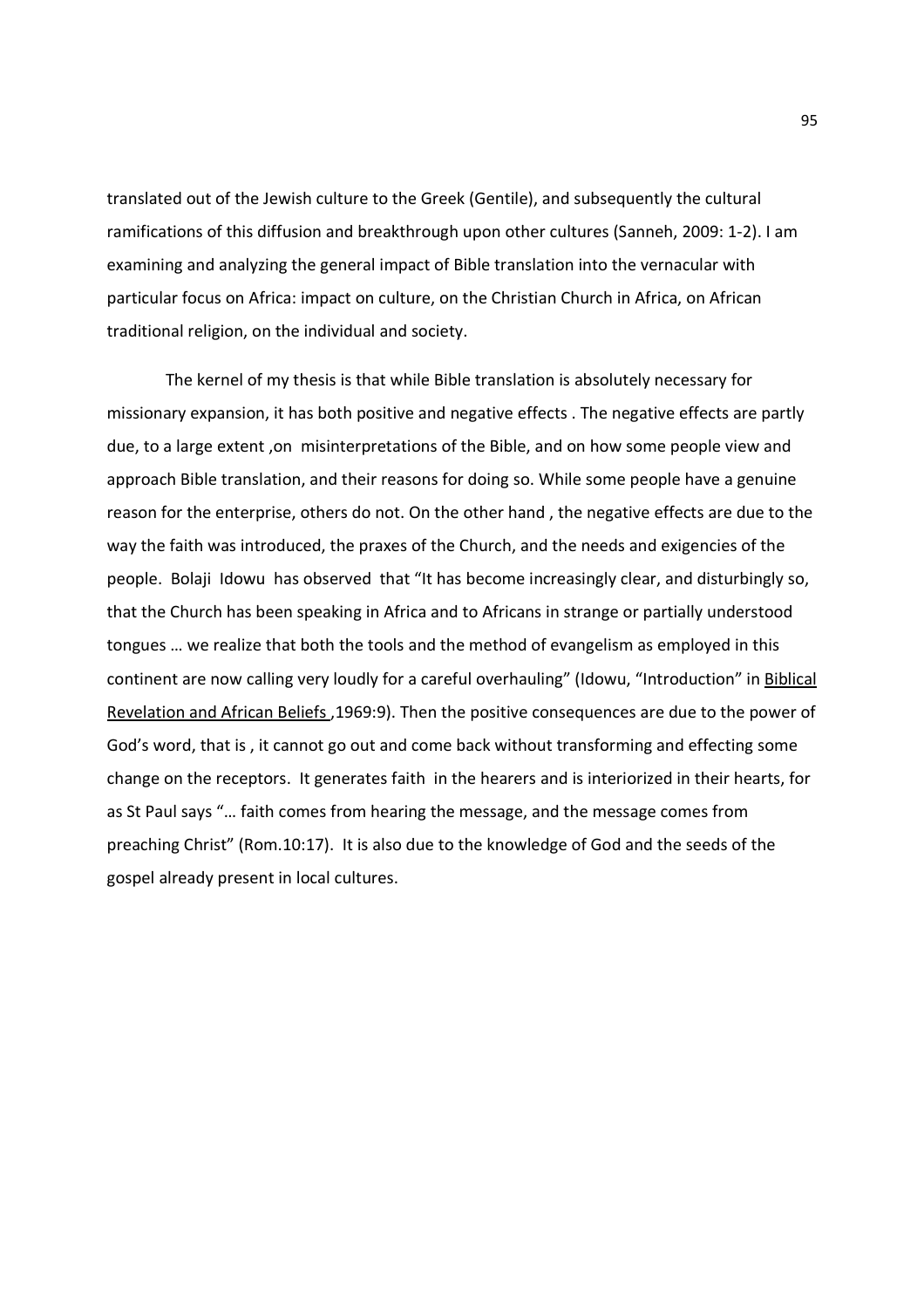translated out of the Jewish culture to the Greek (Gentile), and subsequently the cultural ramifications of this diffusion and breakthrough upon other cultures (Sanneh, 2009: 1-2). I am examining and analyzing the general impact of Bible translation into the vernacular with particular focus on Africa: impact on culture, on the Christian Church in Africa, on African traditional religion, on the individual and society.

The kernel of my thesis is that while Bible translation is absolutely necessary for missionary expansion, it has both positive and negative effects . The negative effects are partly due, to a large extent ,on misinterpretations of the Bible, and on how some people view and approach Bible translation, and their reasons for doing so. While some people have a genuine reason for the enterprise, others do not. On the other hand , the negative effects are due to the way the faith was introduced, the praxes of the Church, and the needs and exigencies of the people. Bolaji Idowu has observed that "It has become increasingly clear, and disturbingly so, that the Church has been speaking in Africa and to Africans in strange or partially understood tongues … we realize that both the tools and the method of evangelism as employed in this continent are now calling very loudly for a careful overhauling" (Idowu, "Introduction" in <u>Biblical Revelation and African Beliefs</u> ,1969:9). Then the positive consequences are due to the power of God's word, that is , it cannot go out and come back without transforming and effecting some change on the receptors. It generates faith in the hearers and is interiorized in their hearts, for as St Paul says "… faith comes from hearing the message, and the message comes from preaching Christ" (Rom.10:17). It is also due to the knowledge of God and the seeds of the gospel already present in local cultures.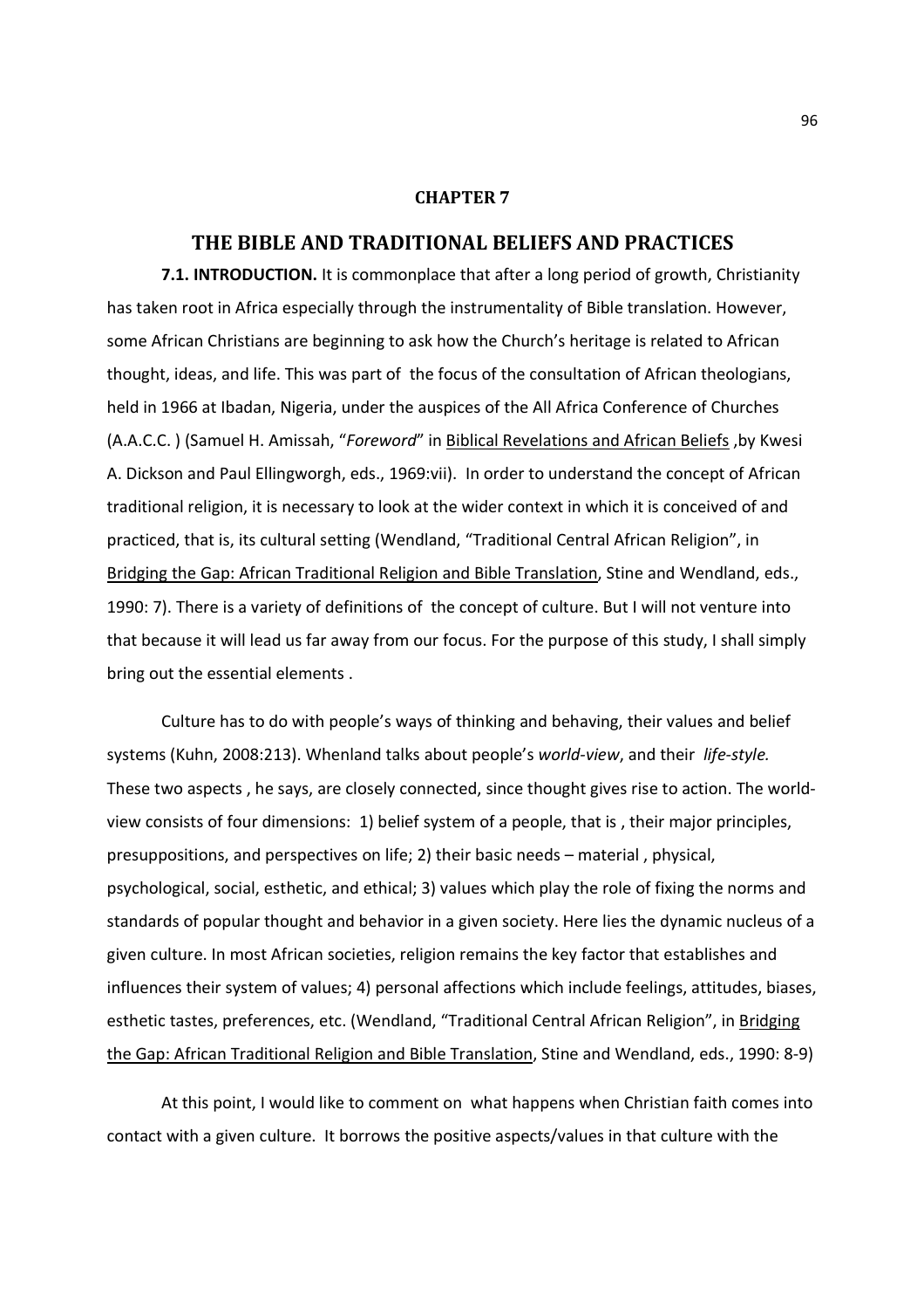## CHAPTER 7

# THE BIBLE AND TRADITIONAL BELIEFS AND PRACTICES

**7.1. INTRODUCTION.** It is commonplace that after a long period of growth, Christianity has taken root in Africa especially through the instrumentality of Bible translation. However, some African Christians are beginning to ask how the Church's heritage is related to African thought, ideas, and life. This was part of the focus of the consultation of African theologians, held in 1966 at Ibadan, Nigeria, under the auspices of the All Africa Conference of Churches (A.A.C.C. ) (Samuel H. Amissah, "*Foreword*" in Biblical Revelations and African Beliefs ,by Kwesi A. Dickson and Paul Ellingworgh, eds., 1969:vii). In order to understand the concept of African traditional religion, it is necessary to look at the wider context in which it is conceived of and practiced, that is, its cultural setting (Wendland, "Traditional Central African Religion", in Bridging the Gap: African Traditional Religion and Bible Translation, Stine and Wendland, eds., 1990: 7). There is a variety of definitions of the concept of culture. But I will not venture into that because it will lead us far away from our focus. For the purpose of this study, I shall simply bring out the essential elements .

Culture has to do with people's ways of thinking and behaving, their values and belief systems (Kuhn, 2008:213). Whenland talks about people's *world-view*, and their *life-style.* These two aspects , he says, are closely connected, since thought gives rise to action. The world-view consists of four dimensions: 1) belief system of a people, that is , their major principles, presuppositions, and perspectives on life; 2) their basic needs – material , physical, psychological, social, esthetic, and ethical; 3) values which play the role of fixing the norms and standards of popular thought and behavior in a given society. Here lies the dynamic nucleus of a given culture. In most African societies, religion remains the key factor that establishes and influences their system of values; 4) personal affections which include feelings, attitudes, biases, esthetic tastes, preferences, etc. (Wendland, "Traditional Central African Religion", in Bridging the Gap: African Traditional Religion and Bible Translation, Stine and Wendland, eds., 1990: 8-9)

At this point, I would like to comment on what happens when Christian faith comes into contact with a given culture. It borrows the positive aspects/values in that culture with the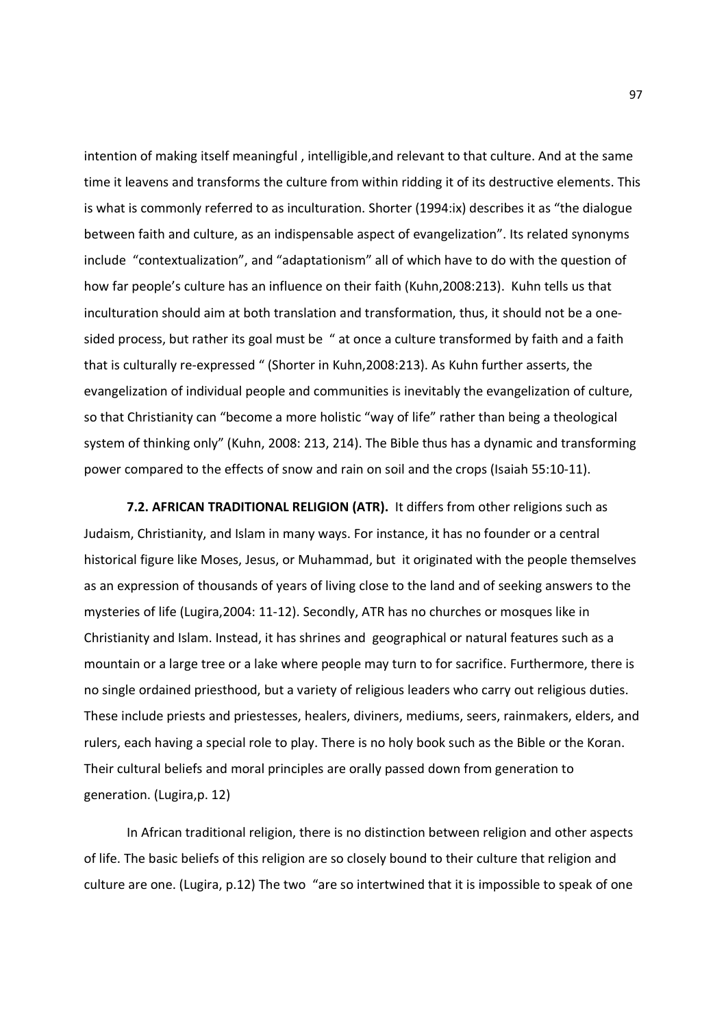intention of making itself meaningful , intelligible,and relevant to that culture. And at the same time it leavens and transforms the culture from within ridding it of its destructive elements. This is what is commonly referred to as inculturation. Shorter (1994:ix) describes it as "the dialogue between faith and culture, as an indispensable aspect of evangelization". Its related synonyms include "contextualization", and "adaptationism" all of which have to do with the question of how far people's culture has an influence on their faith (Kuhn,2008:213). Kuhn tells us that inculturation should aim at both translation and transformation, thus, it should not be a one-sided process, but rather its goal must be " at once a culture transformed by faith and a faith that is culturally re-expressed " (Shorter in Kuhn,2008:213). As Kuhn further asserts, the evangelization of individual people and communities is inevitably the evangelization of culture, so that Christianity can "become a more holistic "way of life" rather than being a theological system of thinking only" (Kuhn, 2008: 213, 214). The Bible thus has a dynamic and transforming power compared to the effects of snow and rain on soil and the crops (Isaiah 55:10-11).

**7.2. AFRICAN TRADITIONAL RELIGION (ATR).** It differs from other religions such as Judaism, Christianity, and Islam in many ways. For instance, it has no founder or a central historical figure like Moses, Jesus, or Muhammad, but it originated with the people themselves as an expression of thousands of years of living close to the land and of seeking answers to the mysteries of life (Lugira,2004: 11-12). Secondly, ATR has no churches or mosques like in Christianity and Islam. Instead, it has shrines and geographical or natural features such as a mountain or a large tree or a lake where people may turn to for sacrifice. Furthermore, there is no single ordained priesthood, but a variety of religious leaders who carry out religious duties. These include priests and priestesses, healers, diviners, mediums, seers, rainmakers, elders, and rulers, each having a special role to play. There is no holy book such as the Bible or the Koran. Their cultural beliefs and moral principles are orally passed down from generation to generation. (Lugira,p. 12)

In African traditional religion, there is no distinction between religion and other aspects of life. The basic beliefs of this religion are so closely bound to their culture that religion and culture are one. (Lugira, p.12) The two "are so intertwined that it is impossible to speak of one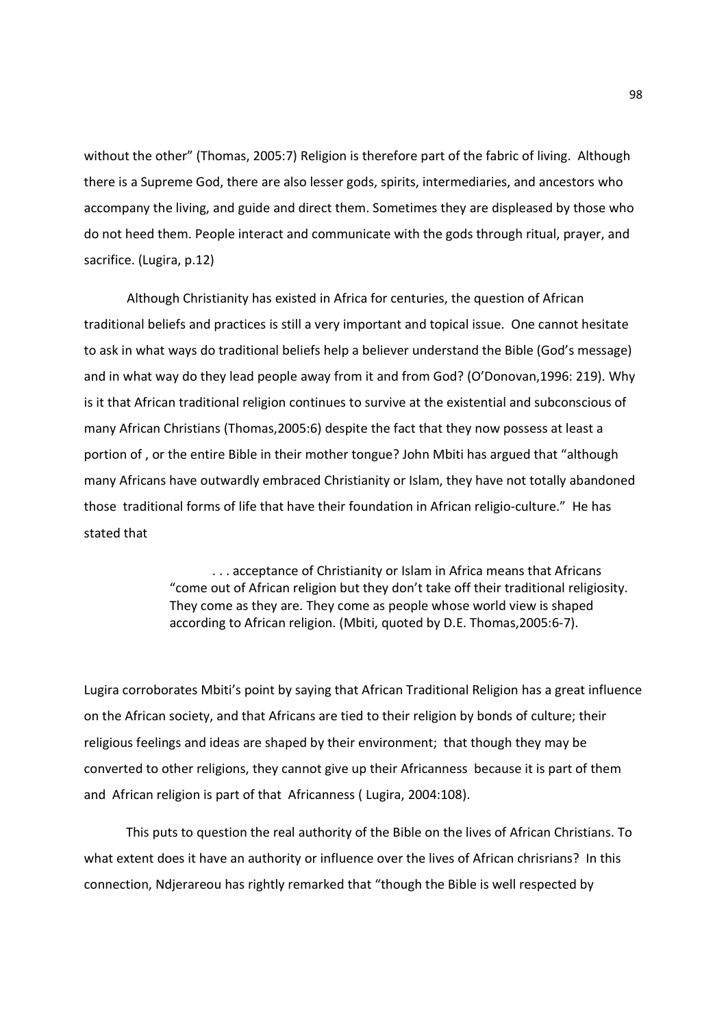without the other" (Thomas, 2005:7) Religion is therefore part of the fabric of living. Although there is a Supreme God, there are also lesser gods, spirits, intermediaries, and ancestors who accompany the living, and guide and direct them. Sometimes they are displeased by those who do not heed them. People interact and communicate with the gods through ritual, prayer, and sacrifice. (Lugira, p.12)

Although Christianity has existed in Africa for centuries, the question of African traditional beliefs and practices is still a very important and topical issue. One cannot hesitate to ask in what ways do traditional beliefs help a believer understand the Bible (God's message) and in what way do they lead people away from it and from God? (O'Donovan,1996: 219). Why is it that African traditional religion continues to survive at the existential and subconscious of many African Christians (Thomas,2005:6) despite the fact that they now possess at least a portion of , or the entire Bible in their mother tongue? John Mbiti has argued that "although many Africans have outwardly embraced Christianity or Islam, they have not totally abandoned those traditional forms of life that have their foundation in African religio-culture." He has stated that

> . . . acceptance of Christianity or Islam in Africa means that Africans "come out of African religion but they don't take off their traditional religiosity. They come as they are. They come as people whose world view is shaped according to African religion. (Mbiti, quoted by D.E. Thomas,2005:6-7).

Lugira corroborates Mbiti's point by saying that African Traditional Religion has a great influence on the African society, and that Africans are tied to their religion by bonds of culture; their religious feelings and ideas are shaped by their environment; that though they may be converted to other religions, they cannot give up their Africanness because it is part of them and African religion is part of that Africanness ( Lugira, 2004:108).

This puts to question the real authority of the Bible on the lives of African Christians. To what extent does it have an authority or influence over the lives of African chrisrians? In this connection, Ndjerareou has rightly remarked that "though the Bible is well respected by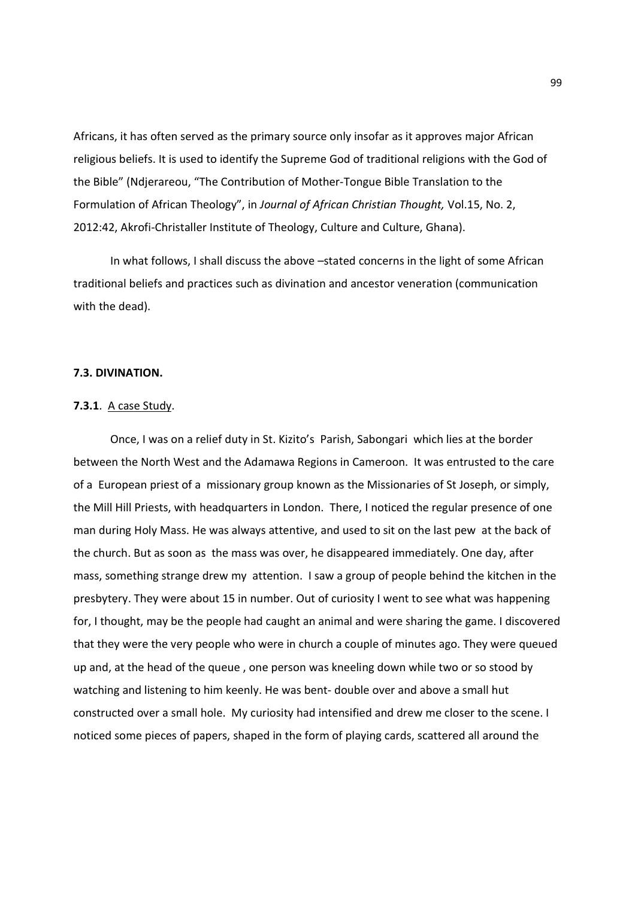Africans, it has often served as the primary source only insofar as it approves major African religious beliefs. It is used to identify the Supreme God of traditional religions with the God of the Bible" (Ndjerareou, "The Contribution of Mother-Tongue Bible Translation to the Formulation of African Theology", in *Journal of African Christian Thought,* Vol.15, No. 2, 2012:42, Akrofi-Christaller Institute of Theology, Culture and Culture, Ghana).

In what follows, I shall discuss the above –stated concerns in the light of some African traditional beliefs and practices such as divination and ancestor veneration (communication with the dead).

### 7.3. DIVINATION.

**7.3.1**. <u>A case Study</u>.

Once, I was on a relief duty in St. Kizito's Parish, Sabongari which lies at the border between the North West and the Adamawa Regions in Cameroon. It was entrusted to the care of a European priest of a missionary group known as the Missionaries of St Joseph, or simply, the Mill Hill Priests, with headquarters in London. There, I noticed the regular presence of one man during Holy Mass. He was always attentive, and used to sit on the last pew at the back of the church. But as soon as the mass was over, he disappeared immediately. One day, after mass, something strange drew my attention. I saw a group of people behind the kitchen in the presbytery. They were about 15 in number. Out of curiosity I went to see what was happening for, I thought, may be the people had caught an animal and were sharing the game. I discovered that they were the very people who were in church a couple of minutes ago. They were queued up and, at the head of the queue , one person was kneeling down while two or so stood by watching and listening to him keenly. He was bent- double over and above a small hut constructed over a small hole. My curiosity had intensified and drew me closer to the scene. I noticed some pieces of papers, shaped in the form of playing cards, scattered all around the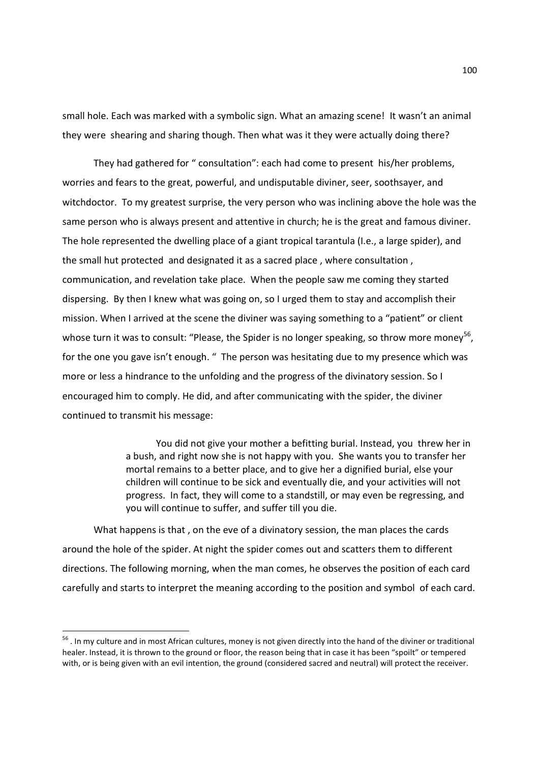small hole. Each was marked with a symbolic sign. What an amazing scene! It wasn't an animal they were shearing and sharing though. Then what was it they were actually doing there?

They had gathered for " consultation": each had come to present his/her problems, worries and fears to the great, powerful, and undisputable diviner, seer, soothsayer, and witchdoctor. To my greatest surprise, the very person who was inclining above the hole was the same person who is always present and attentive in church; he is the great and famous diviner. The hole represented the dwelling place of a giant tropical tarantula (I.e., a large spider), and the small hut protected and designated it as a sacred place , where consultation , communication, and revelation take place. When the people saw me coming they started dispersing. By then I knew what was going on, so I urged them to stay and accomplish their mission. When I arrived at the scene the diviner was saying something to a "patient" or client whose turn it was to consult: "Please, the Spider is no longer speaking, so throw more money[56], for the one you gave isn't enough. " The person was hesitating due to my presence which was more or less a hindrance to the unfolding and the progress of the divinatory session. So I encouraged him to comply. He did, and after communicating with the spider, the diviner continued to transmit his message:

> You did not give your mother a befitting burial. Instead, you threw her in a bush, and right now she is not happy with you. She wants you to transfer her mortal remains to a better place, and to give her a dignified burial, else your children will continue to be sick and eventually die, and your activities will not progress. In fact, they will come to a standstill, or may even be regressing, and you will continue to suffer, and suffer till you die.

What happens is that , on the eve of a divinatory session, the man places the cards around the hole of the spider. At night the spider comes out and scatters them to different directions. The following morning, when the man comes, he observes the position of each card carefully and starts to interpret the meaning according to the position and symbol of each card.

---

[56] . In my culture and in most African cultures, money is not given directly into the hand of the diviner or traditional healer. Instead, it is thrown to the ground or floor, the reason being that in case it has been "spoilt" or tempered with, or is being given with an evil intention, the ground (considered sacred and neutral) will protect the receiver.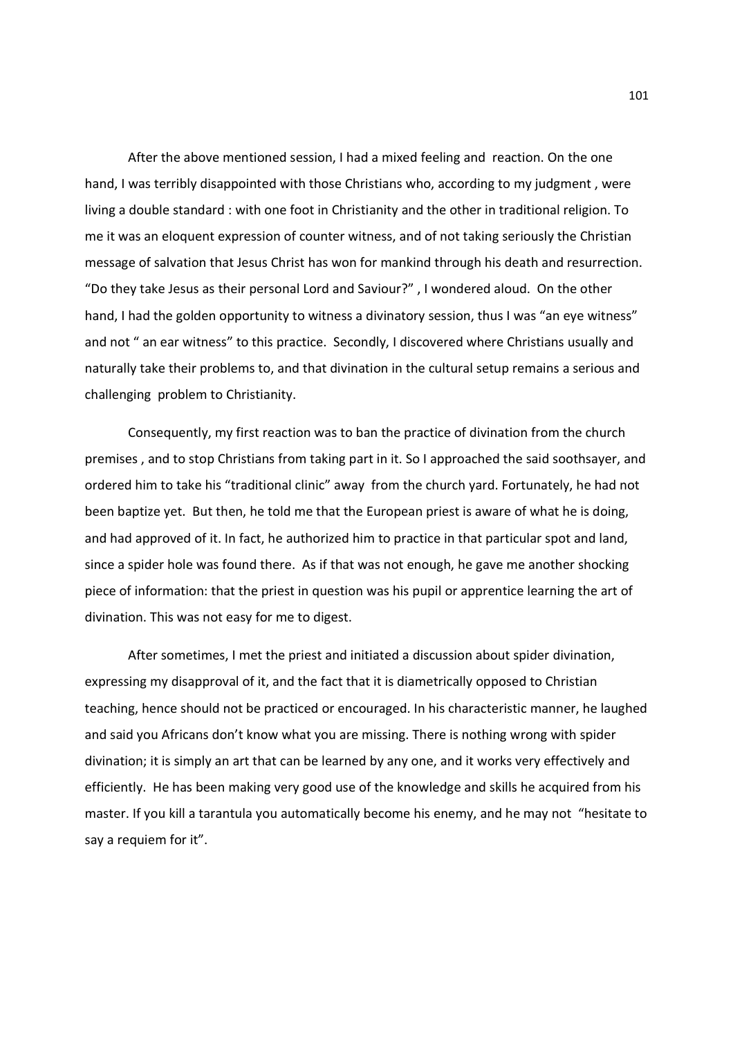After the above mentioned session, I had a mixed feeling and reaction. On the one hand, I was terribly disappointed with those Christians who, according to my judgment , were living a double standard : with one foot in Christianity and the other in traditional religion. To me it was an eloquent expression of counter witness, and of not taking seriously the Christian message of salvation that Jesus Christ has won for mankind through his death and resurrection. "Do they take Jesus as their personal Lord and Saviour?" , I wondered aloud. On the other hand, I had the golden opportunity to witness a divinatory session, thus I was "an eye witness" and not " an ear witness" to this practice. Secondly, I discovered where Christians usually and naturally take their problems to, and that divination in the cultural setup remains a serious and challenging problem to Christianity.

Consequently, my first reaction was to ban the practice of divination from the church premises , and to stop Christians from taking part in it. So I approached the said soothsayer, and ordered him to take his "traditional clinic" away from the church yard. Fortunately, he had not been baptize yet. But then, he told me that the European priest is aware of what he is doing, and had approved of it. In fact, he authorized him to practice in that particular spot and land, since a spider hole was found there. As if that was not enough, he gave me another shocking piece of information: that the priest in question was his pupil or apprentice learning the art of divination. This was not easy for me to digest.

After sometimes, I met the priest and initiated a discussion about spider divination, expressing my disapproval of it, and the fact that it is diametrically opposed to Christian teaching, hence should not be practiced or encouraged. In his characteristic manner, he laughed and said you Africans don't know what you are missing. There is nothing wrong with spider divination; it is simply an art that can be learned by any one, and it works very effectively and efficiently. He has been making very good use of the knowledge and skills he acquired from his master. If you kill a tarantula you automatically become his enemy, and he may not "hesitate to say a requiem for it".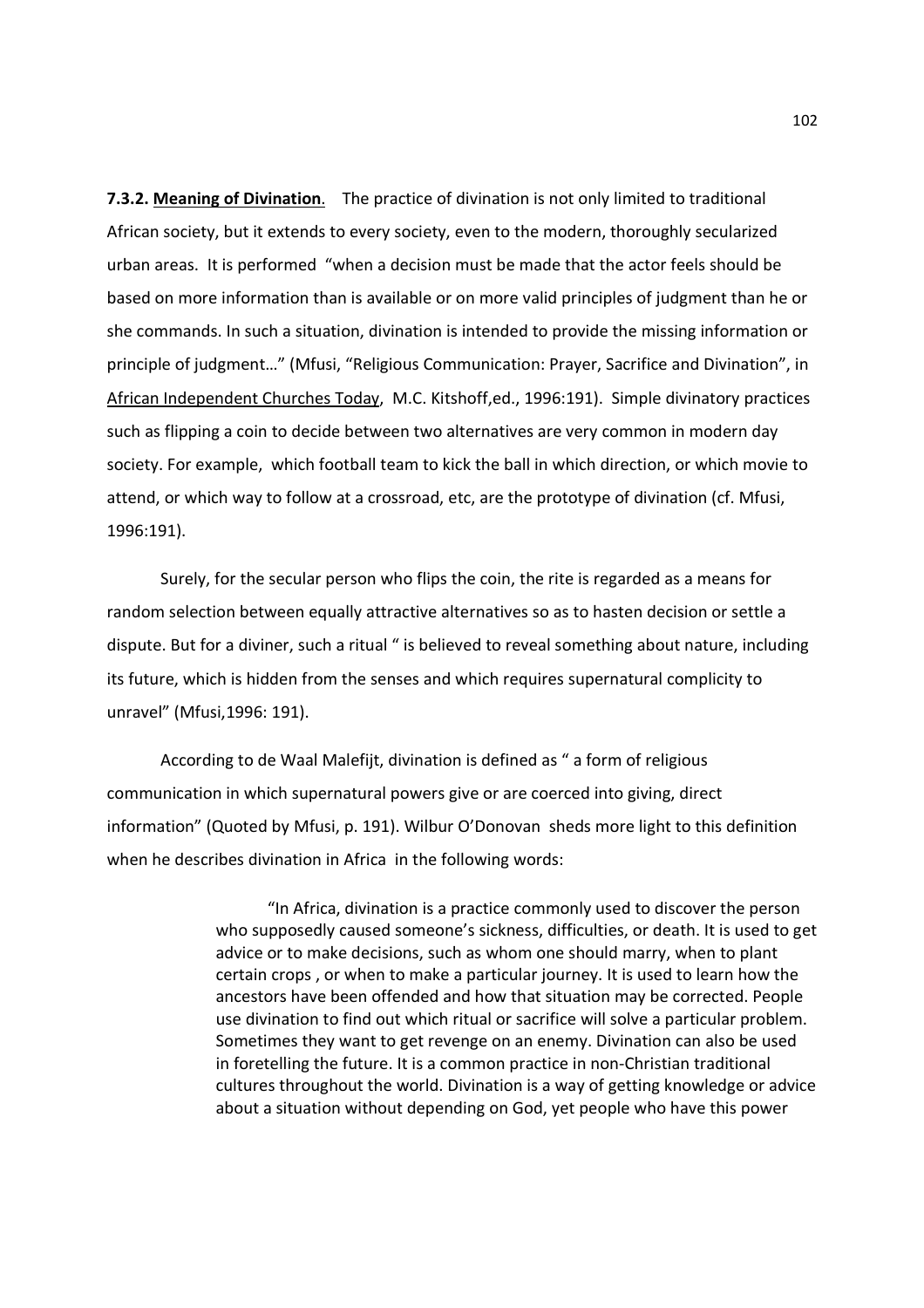**7.3.2. <u>Meaning of Divination</u>**. The practice of divination is not only limited to traditional African society, but it extends to every society, even to the modern, thoroughly secularized urban areas. It is performed "when a decision must be made that the actor feels should be based on more information than is available or on more valid principles of judgment than he or she commands. In such a situation, divination is intended to provide the missing information or principle of judgment…" (Mfusi, "Religious Communication: Prayer, Sacrifice and Divination", in <u>African Independent Churches Today</u>, M.C. Kitshoff,ed., 1996:191). Simple divinatory practices such as flipping a coin to decide between two alternatives are very common in modern day society. For example, which football team to kick the ball in which direction, or which movie to attend, or which way to follow at a crossroad, etc, are the prototype of divination (cf. Mfusi, 1996:191).

Surely, for the secular person who flips the coin, the rite is regarded as a means for random selection between equally attractive alternatives so as to hasten decision or settle a dispute. But for a diviner, such a ritual " is believed to reveal something about nature, including its future, which is hidden from the senses and which requires supernatural complicity to unravel" (Mfusi,1996: 191).

According to de Waal Malefijt, divination is defined as " a form of religious communication in which supernatural powers give or are coerced into giving, direct information" (Quoted by Mfusi, p. 191). Wilbur O'Donovan sheds more light to this definition when he describes divination in Africa in the following words:

> "In Africa, divination is a practice commonly used to discover the person who supposedly caused someone's sickness, difficulties, or death. It is used to get advice or to make decisions, such as whom one should marry, when to plant certain crops , or when to make a particular journey. It is used to learn how the ancestors have been offended and how that situation may be corrected. People use divination to find out which ritual or sacrifice will solve a particular problem. Sometimes they want to get revenge on an enemy. Divination can also be used in foretelling the future. It is a common practice in non-Christian traditional cultures throughout the world. Divination is a way of getting knowledge or advice about a situation without depending on God, yet people who have this power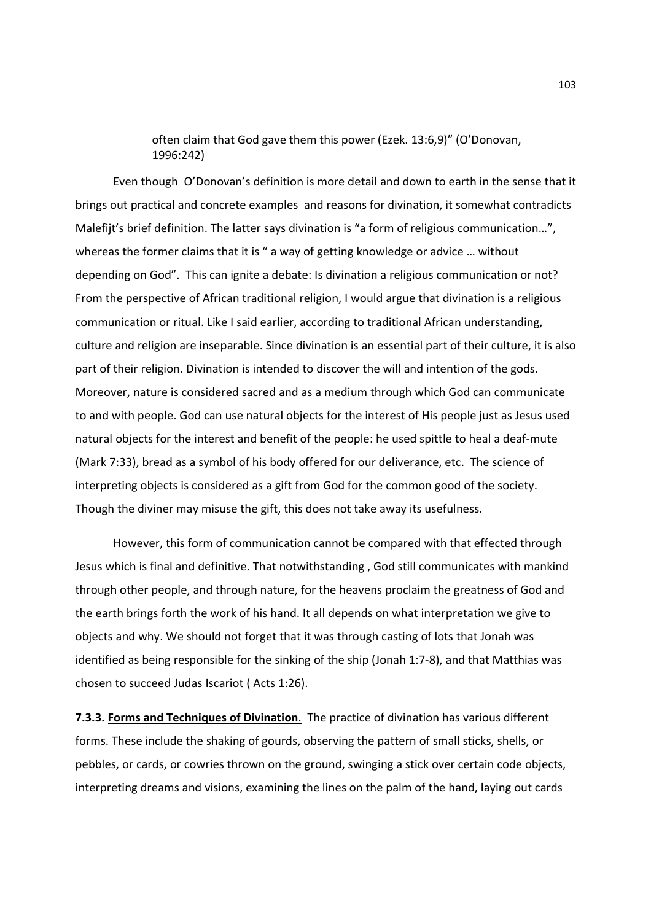often claim that God gave them this power (Ezek. 13:6,9)" (O'Donovan, 1996:242)

Even though O'Donovan's definition is more detail and down to earth in the sense that it brings out practical and concrete examples and reasons for divination, it somewhat contradicts Malefijt's brief definition. The latter says divination is "a form of religious communication…", whereas the former claims that it is " a way of getting knowledge or advice … without depending on God". This can ignite a debate: Is divination a religious communication or not? From the perspective of African traditional religion, I would argue that divination is a religious communication or ritual. Like I said earlier, according to traditional African understanding, culture and religion are inseparable. Since divination is an essential part of their culture, it is also part of their religion. Divination is intended to discover the will and intention of the gods. Moreover, nature is considered sacred and as a medium through which God can communicate to and with people. God can use natural objects for the interest of His people just as Jesus used natural objects for the interest and benefit of the people: he used spittle to heal a deaf-mute (Mark 7:33), bread as a symbol of his body offered for our deliverance, etc. The science of interpreting objects is considered as a gift from God for the common good of the society. Though the diviner may misuse the gift, this does not take away its usefulness.

However, this form of communication cannot be compared with that effected through Jesus which is final and definitive. That notwithstanding , God still communicates with mankind through other people, and through nature, for the heavens proclaim the greatness of God and the earth brings forth the work of his hand. It all depends on what interpretation we give to objects and why. We should not forget that it was through casting of lots that Jonah was identified as being responsible for the sinking of the ship (Jonah 1:7-8), and that Matthias was chosen to succeed Judas Iscariot ( Acts 1:26).

**7.3.3. <u>Forms and Techniques of Divination</u>**. The practice of divination has various different forms. These include the shaking of gourds, observing the pattern of small sticks, shells, or pebbles, or cards, or cowries thrown on the ground, swinging a stick over certain code objects, interpreting dreams and visions, examining the lines on the palm of the hand, laying out cards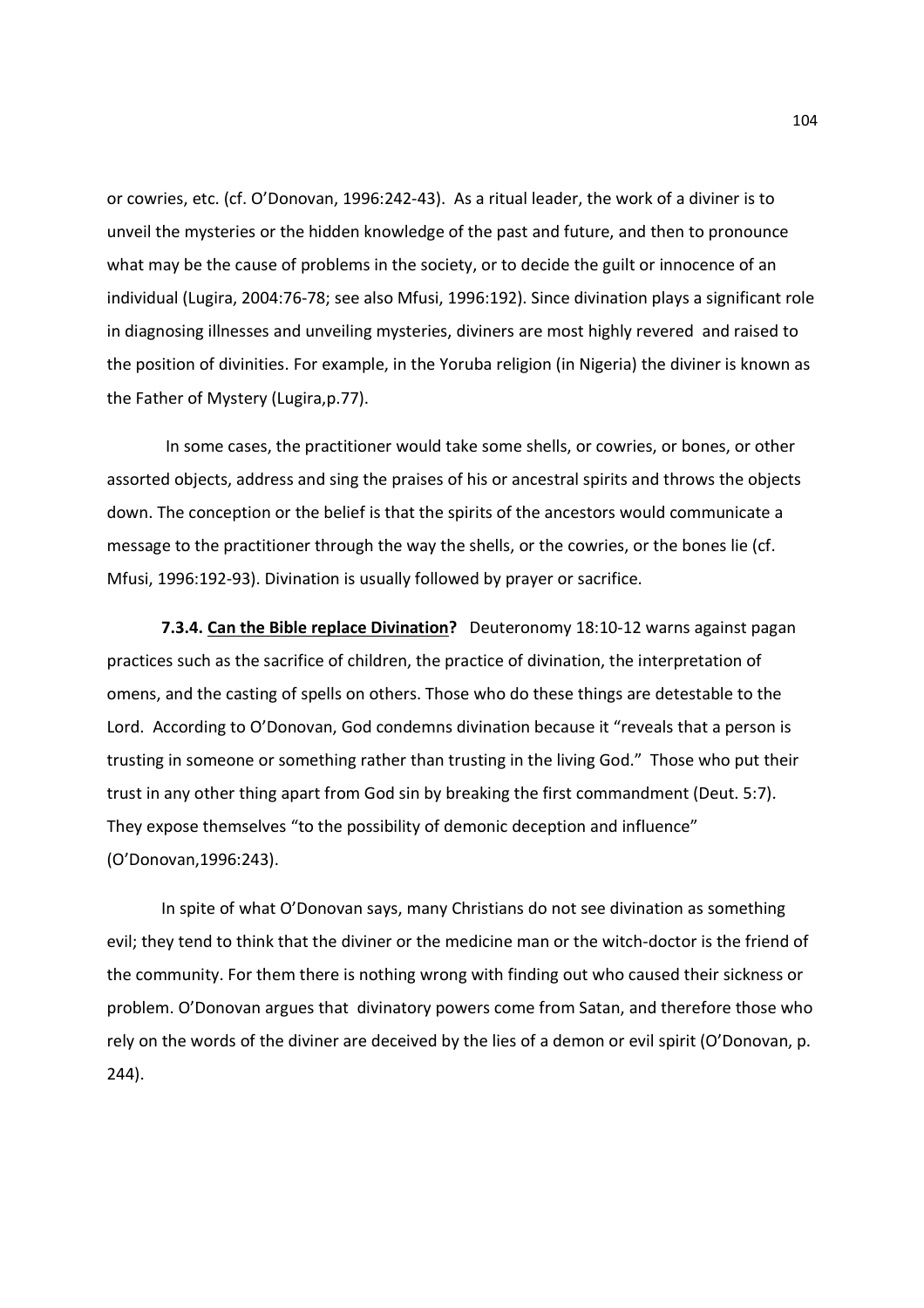or cowries, etc. (cf. O'Donovan, 1996:242-43). As a ritual leader, the work of a diviner is to unveil the mysteries or the hidden knowledge of the past and future, and then to pronounce what may be the cause of problems in the society, or to decide the guilt or innocence of an individual (Lugira, 2004:76-78; see also Mfusi, 1996:192). Since divination plays a significant role in diagnosing illnesses and unveiling mysteries, diviners are most highly revered and raised to the position of divinities. For example, in the Yoruba religion (in Nigeria) the diviner is known as the Father of Mystery (Lugira,p.77).

In some cases, the practitioner would take some shells, or cowries, or bones, or other assorted objects, address and sing the praises of his or ancestral spirits and throws the objects down. The conception or the belief is that the spirits of the ancestors would communicate a message to the practitioner through the way the shells, or the cowries, or the bones lie (cf. Mfusi, 1996:192-93). Divination is usually followed by prayer or sacrifice.

**7.3.4. <u>Can the Bible replace Divination</u>?** Deuteronomy 18:10-12 warns against pagan practices such as the sacrifice of children, the practice of divination, the interpretation of omens, and the casting of spells on others. Those who do these things are detestable to the Lord. According to O'Donovan, God condemns divination because it "reveals that a person is trusting in someone or something rather than trusting in the living God." Those who put their trust in any other thing apart from God sin by breaking the first commandment (Deut. 5:7). They expose themselves "to the possibility of demonic deception and influence" (O'Donovan,1996:243).

In spite of what O'Donovan says, many Christians do not see divination as something evil; they tend to think that the diviner or the medicine man or the witch-doctor is the friend of the community. For them there is nothing wrong with finding out who caused their sickness or problem. O'Donovan argues that divinatory powers come from Satan, and therefore those who rely on the words of the diviner are deceived by the lies of a demon or evil spirit (O'Donovan, p. 244).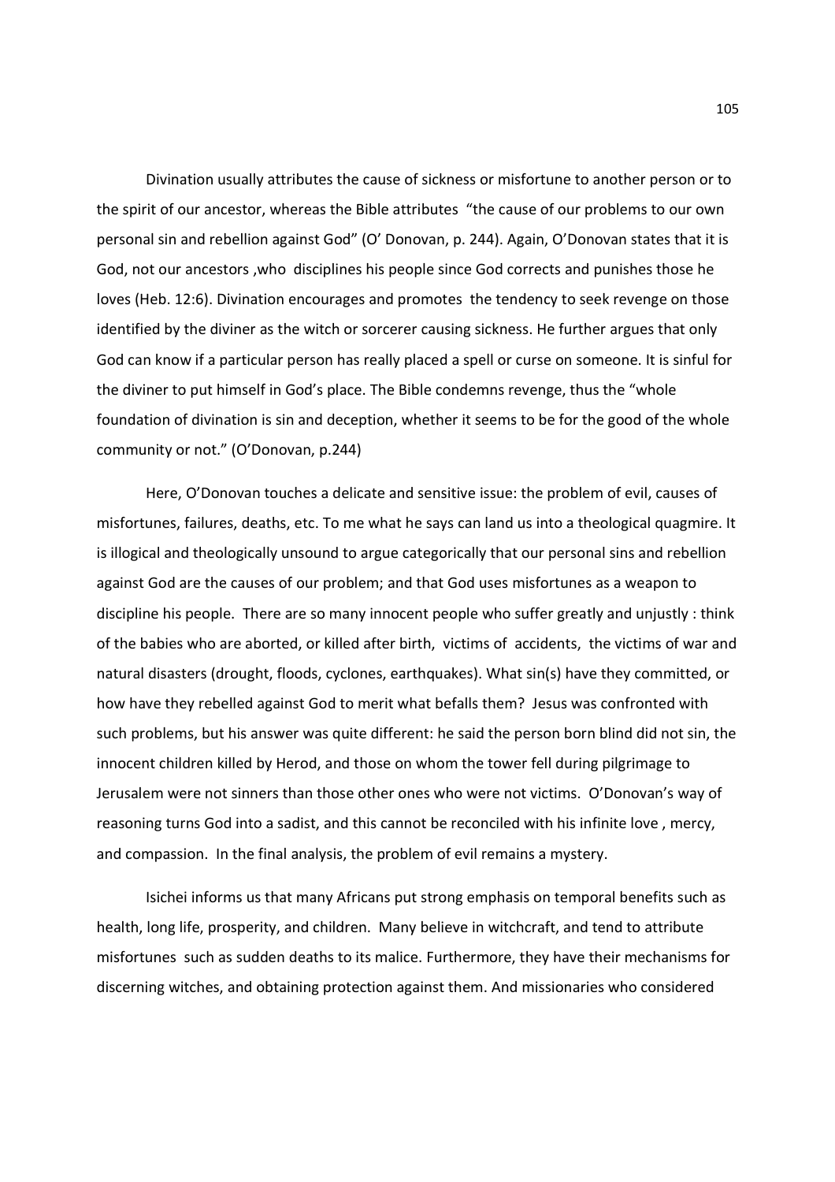Divination usually attributes the cause of sickness or misfortune to another person or to the spirit of our ancestor, whereas the Bible attributes "the cause of our problems to our own personal sin and rebellion against God" (O' Donovan, p. 244). Again, O'Donovan states that it is God, not our ancestors ,who disciplines his people since God corrects and punishes those he loves (Heb. 12:6). Divination encourages and promotes the tendency to seek revenge on those identified by the diviner as the witch or sorcerer causing sickness. He further argues that only God can know if a particular person has really placed a spell or curse on someone. It is sinful for the diviner to put himself in God's place. The Bible condemns revenge, thus the "whole foundation of divination is sin and deception, whether it seems to be for the good of the whole community or not." (O'Donovan, p.244)

Here, O'Donovan touches a delicate and sensitive issue: the problem of evil, causes of misfortunes, failures, deaths, etc. To me what he says can land us into a theological quagmire. It is illogical and theologically unsound to argue categorically that our personal sins and rebellion against God are the causes of our problem; and that God uses misfortunes as a weapon to discipline his people. There are so many innocent people who suffer greatly and unjustly : think of the babies who are aborted, or killed after birth, victims of accidents, the victims of war and natural disasters (drought, floods, cyclones, earthquakes). What sin(s) have they committed, or how have they rebelled against God to merit what befalls them? Jesus was confronted with such problems, but his answer was quite different: he said the person born blind did not sin, the innocent children killed by Herod, and those on whom the tower fell during pilgrimage to Jerusalem were not sinners than those other ones who were not victims. O'Donovan's way of reasoning turns God into a sadist, and this cannot be reconciled with his infinite love , mercy, and compassion. In the final analysis, the problem of evil remains a mystery.

Isichei informs us that many Africans put strong emphasis on temporal benefits such as health, long life, prosperity, and children. Many believe in witchcraft, and tend to attribute misfortunes such as sudden deaths to its malice. Furthermore, they have their mechanisms for discerning witches, and obtaining protection against them. And missionaries who considered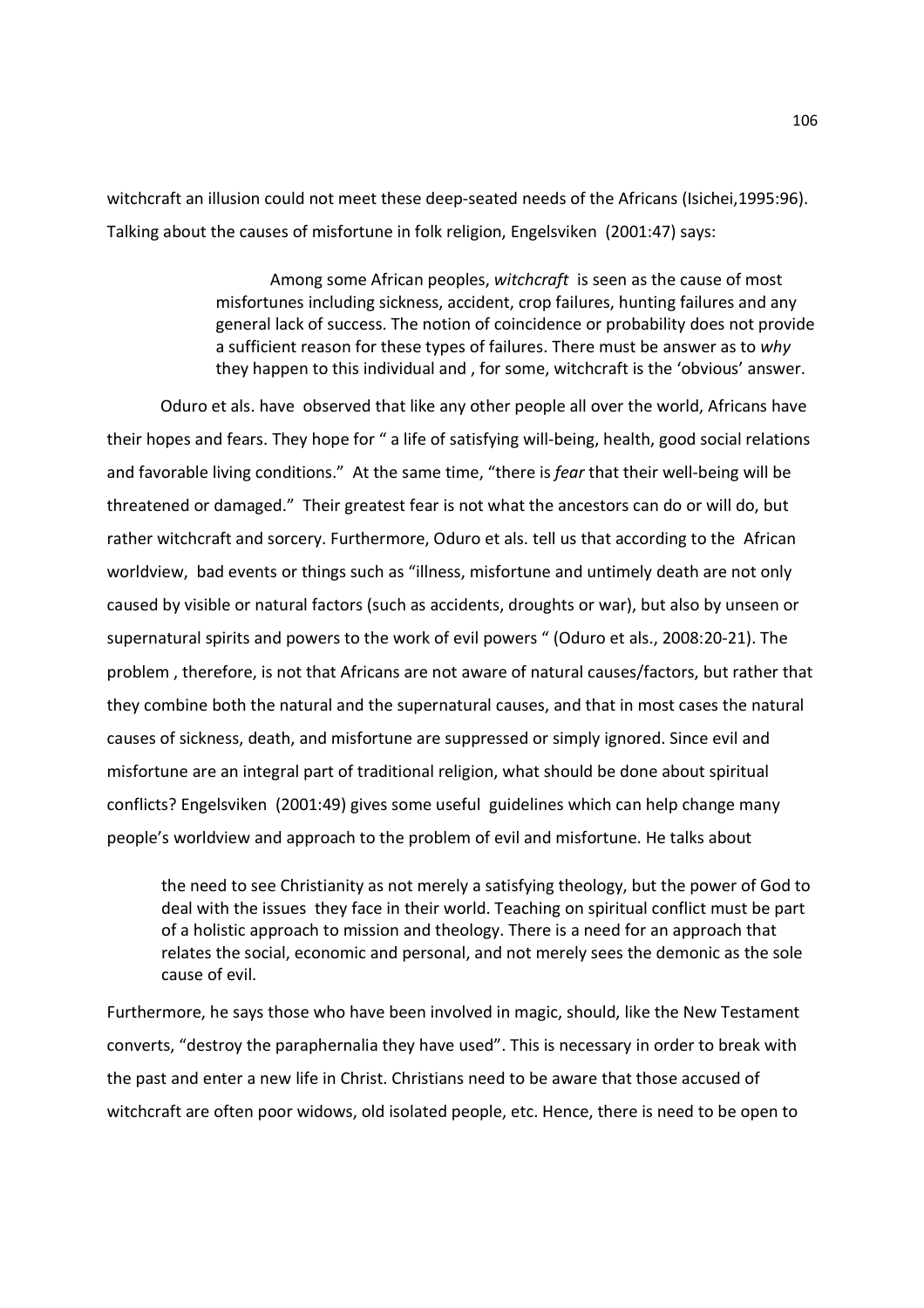witchcraft an illusion could not meet these deep-seated needs of the Africans (Isichei,1995:96). Talking about the causes of misfortune in folk religion, Engelsviken (2001:47) says:

> Among some African peoples, *witchcraft* is seen as the cause of most misfortunes including sickness, accident, crop failures, hunting failures and any general lack of success. The notion of coincidence or probability does not provide a sufficient reason for these types of failures. There must be answer as to *why* they happen to this individual and , for some, witchcraft is the 'obvious' answer.

Oduro et als. have observed that like any other people all over the world, Africans have their hopes and fears. They hope for " a life of satisfying will-being, health, good social relations and favorable living conditions." At the same time, "there is *fear* that their well-being will be threatened or damaged." Their greatest fear is not what the ancestors can do or will do, but rather witchcraft and sorcery. Furthermore, Oduro et als. tell us that according to the African worldview, bad events or things such as "illness, misfortune and untimely death are not only caused by visible or natural factors (such as accidents, droughts or war), but also by unseen or supernatural spirits and powers to the work of evil powers " (Oduro et als., 2008:20-21). The problem , therefore, is not that Africans are not aware of natural causes/factors, but rather that they combine both the natural and the supernatural causes, and that in most cases the natural causes of sickness, death, and misfortune are suppressed or simply ignored. Since evil and misfortune are an integral part of traditional religion, what should be done about spiritual conflicts? Engelsviken (2001:49) gives some useful guidelines which can help change many people's worldview and approach to the problem of evil and misfortune. He talks about

> the need to see Christianity as not merely a satisfying theology, but the power of God to deal with the issues they face in their world. Teaching on spiritual conflict must be part of a holistic approach to mission and theology. There is a need for an approach that relates the social, economic and personal, and not merely sees the demonic as the sole cause of evil.

Furthermore, he says those who have been involved in magic, should, like the New Testament converts, "destroy the paraphernalia they have used". This is necessary in order to break with the past and enter a new life in Christ. Christians need to be aware that those accused of witchcraft are often poor widows, old isolated people, etc. Hence, there is need to be open to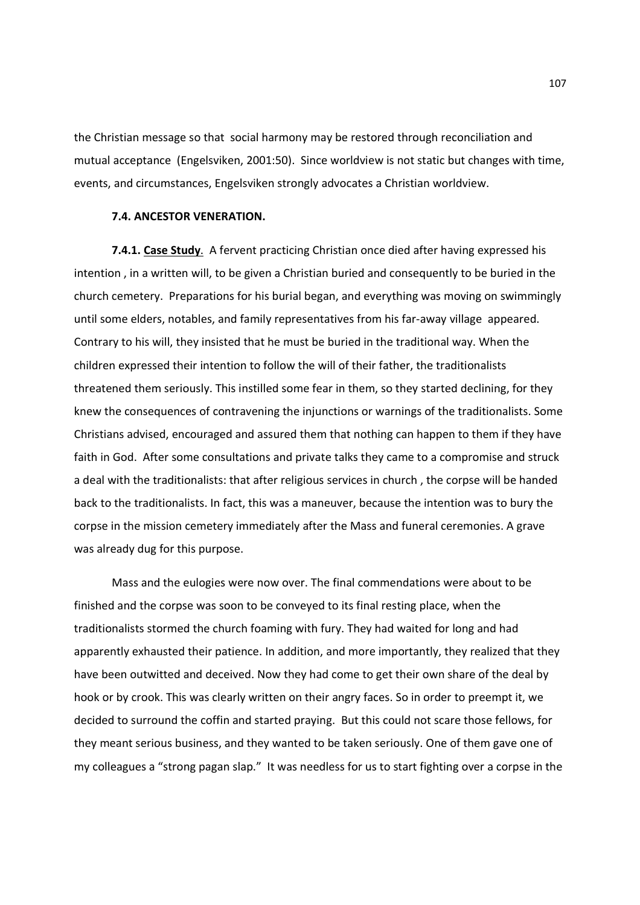the Christian message so that social harmony may be restored through reconciliation and mutual acceptance (Engelsviken, 2001:50). Since worldview is not static but changes with time, events, and circumstances, Engelsviken strongly advocates a Christian worldview.

### 7.4. ANCESTOR VENERATION.

**7.4.1. Case Study**. A fervent practicing Christian once died after having expressed his intention , in a written will, to be given a Christian buried and consequently to be buried in the church cemetery. Preparations for his burial began, and everything was moving on swimmingly until some elders, notables, and family representatives from his far-away village appeared. Contrary to his will, they insisted that he must be buried in the traditional way. When the children expressed their intention to follow the will of their father, the traditionalists threatened them seriously. This instilled some fear in them, so they started declining, for they knew the consequences of contravening the injunctions or warnings of the traditionalists. Some Christians advised, encouraged and assured them that nothing can happen to them if they have faith in God. After some consultations and private talks they came to a compromise and struck a deal with the traditionalists: that after religious services in church , the corpse will be handed back to the traditionalists. In fact, this was a maneuver, because the intention was to bury the corpse in the mission cemetery immediately after the Mass and funeral ceremonies. A grave was already dug for this purpose.

Mass and the eulogies were now over. The final commendations were about to be finished and the corpse was soon to be conveyed to its final resting place, when the traditionalists stormed the church foaming with fury. They had waited for long and had apparently exhausted their patience. In addition, and more importantly, they realized that they have been outwitted and deceived. Now they had come to get their own share of the deal by hook or by crook. This was clearly written on their angry faces. So in order to preempt it, we decided to surround the coffin and started praying. But this could not scare those fellows, for they meant serious business, and they wanted to be taken seriously. One of them gave one of my colleagues a "strong pagan slap." It was needless for us to start fighting over a corpse in the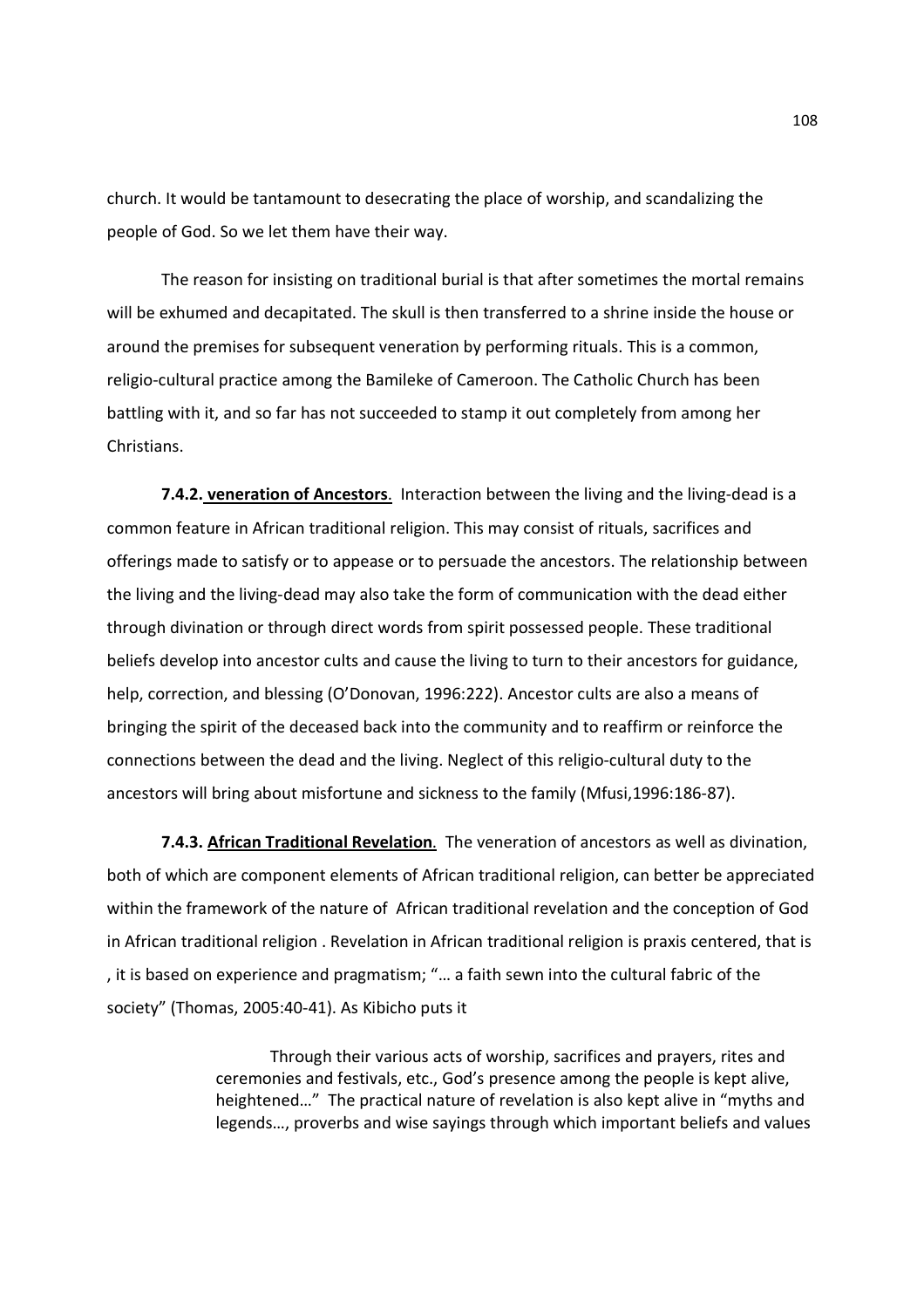church. It would be tantamount to desecrating the place of worship, and scandalizing the people of God. So we let them have their way.

The reason for insisting on traditional burial is that after sometimes the mortal remains will be exhumed and decapitated. The skull is then transferred to a shrine inside the house or around the premises for subsequent veneration by performing rituals. This is a common, religio-cultural practice among the Bamileke of Cameroon. The Catholic Church has been battling with it, and so far has not succeeded to stamp it out completely from among her Christians.

**7.4.2. <u>veneration of Ancestors</u>**. Interaction between the living and the living-dead is a common feature in African traditional religion. This may consist of rituals, sacrifices and offerings made to satisfy or to appease or to persuade the ancestors. The relationship between the living and the living-dead may also take the form of communication with the dead either through divination or through direct words from spirit possessed people. These traditional beliefs develop into ancestor cults and cause the living to turn to their ancestors for guidance, help, correction, and blessing (O'Donovan, 1996:222). Ancestor cults are also a means of bringing the spirit of the deceased back into the community and to reaffirm or reinforce the connections between the dead and the living. Neglect of this religio-cultural duty to the ancestors will bring about misfortune and sickness to the family (Mfusi,1996:186-87).

**7.4.3. <u>African Traditional Revelation</u>**. The veneration of ancestors as well as divination, both of which are component elements of African traditional religion, can better be appreciated within the framework of the nature of African traditional revelation and the conception of God in African traditional religion . Revelation in African traditional religion is praxis centered, that is , it is based on experience and pragmatism; "… a faith sewn into the cultural fabric of the society" (Thomas, 2005:40-41). As Kibicho puts it

> Through their various acts of worship, sacrifices and prayers, rites and ceremonies and festivals, etc., God's presence among the people is kept alive, heightened…" The practical nature of revelation is also kept alive in "myths and legends…, proverbs and wise sayings through which important beliefs and values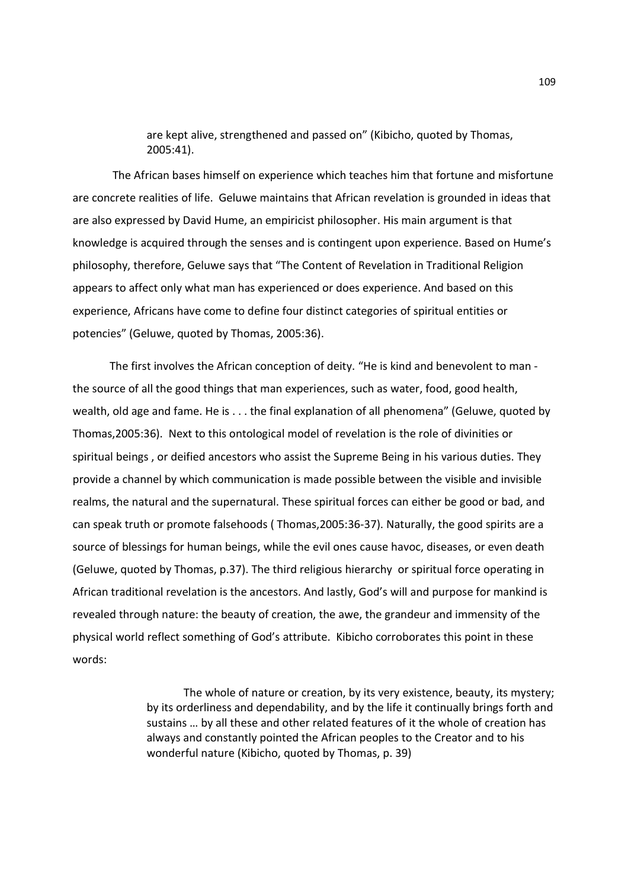> are kept alive, strengthened and passed on" (Kibicho, quoted by Thomas, 2005:41).

The African bases himself on experience which teaches him that fortune and misfortune are concrete realities of life. Geluwe maintains that African revelation is grounded in ideas that are also expressed by David Hume, an empiricist philosopher. His main argument is that knowledge is acquired through the senses and is contingent upon experience. Based on Hume's philosophy, therefore, Geluwe says that "The Content of Revelation in Traditional Religion appears to affect only what man has experienced or does experience. And based on this experience, Africans have come to define four distinct categories of spiritual entities or potencies" (Geluwe, quoted by Thomas, 2005:36).

The first involves the African conception of deity. "He is kind and benevolent to man - the source of all the good things that man experiences, such as water, food, good health, wealth, old age and fame. He is . . . the final explanation of all phenomena" (Geluwe, quoted by Thomas,2005:36). Next to this ontological model of revelation is the role of divinities or spiritual beings , or deified ancestors who assist the Supreme Being in his various duties. They provide a channel by which communication is made possible between the visible and invisible realms, the natural and the supernatural. These spiritual forces can either be good or bad, and can speak truth or promote falsehoods ( Thomas,2005:36-37). Naturally, the good spirits are a source of blessings for human beings, while the evil ones cause havoc, diseases, or even death (Geluwe, quoted by Thomas, p.37). The third religious hierarchy or spiritual force operating in African traditional revelation is the ancestors. And lastly, God's will and purpose for mankind is revealed through nature: the beauty of creation, the awe, the grandeur and immensity of the physical world reflect something of God's attribute. Kibicho corroborates this point in these words:

> The whole of nature or creation, by its very existence, beauty, its mystery; by its orderliness and dependability, and by the life it continually brings forth and sustains … by all these and other related features of it the whole of creation has always and constantly pointed the African peoples to the Creator and to his wonderful nature (Kibicho, quoted by Thomas, p. 39)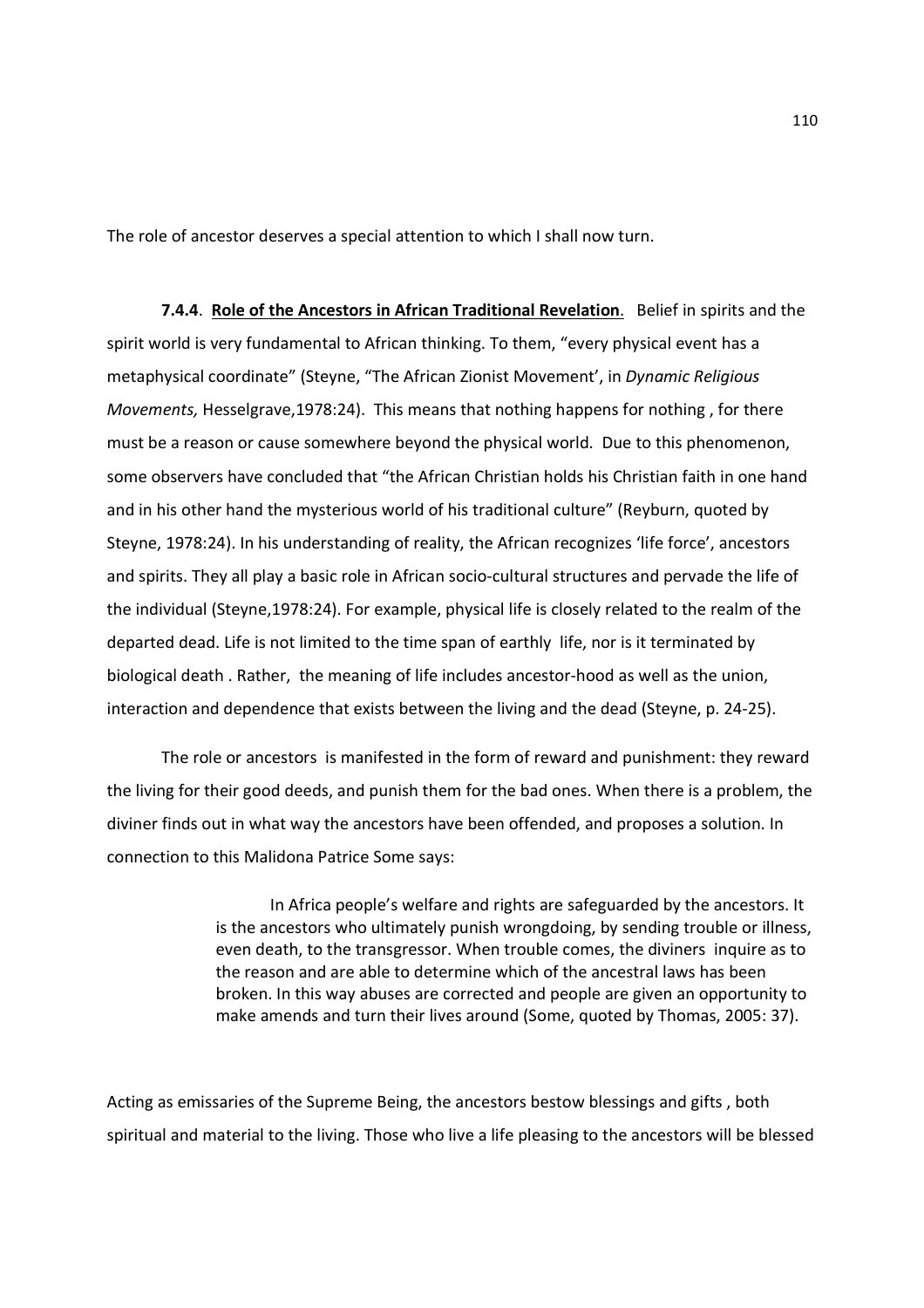The role of ancestor deserves a special attention to which I shall now turn.

**7.4.4**. **Role of the Ancestors in African Traditional Revelation**. Belief in spirits and the spirit world is very fundamental to African thinking. To them, "every physical event has a metaphysical coordinate" (Steyne, "The African Zionist Movement', in *Dynamic Religious Movements,* Hesselgrave,1978:24). This means that nothing happens for nothing , for there must be a reason or cause somewhere beyond the physical world. Due to this phenomenon, some observers have concluded that "the African Christian holds his Christian faith in one hand and in his other hand the mysterious world of his traditional culture" (Reyburn, quoted by Steyne, 1978:24). In his understanding of reality, the African recognizes 'life force', ancestors and spirits. They all play a basic role in African socio-cultural structures and pervade the life of the individual (Steyne,1978:24). For example, physical life is closely related to the realm of the departed dead. Life is not limited to the time span of earthly life, nor is it terminated by biological death . Rather, the meaning of life includes ancestor-hood as well as the union, interaction and dependence that exists between the living and the dead (Steyne, p. 24-25).

The role or ancestors is manifested in the form of reward and punishment: they reward the living for their good deeds, and punish them for the bad ones. When there is a problem, the diviner finds out in what way the ancestors have been offended, and proposes a solution. In connection to this Malidona Patrice Some says:

> In Africa people's welfare and rights are safeguarded by the ancestors. It is the ancestors who ultimately punish wrongdoing, by sending trouble or illness, even death, to the transgressor. When trouble comes, the diviners inquire as to the reason and are able to determine which of the ancestral laws has been broken. In this way abuses are corrected and people are given an opportunity to make amends and turn their lives around (Some, quoted by Thomas, 2005: 37).

Acting as emissaries of the Supreme Being, the ancestors bestow blessings and gifts , both spiritual and material to the living. Those who live a life pleasing to the ancestors will be blessed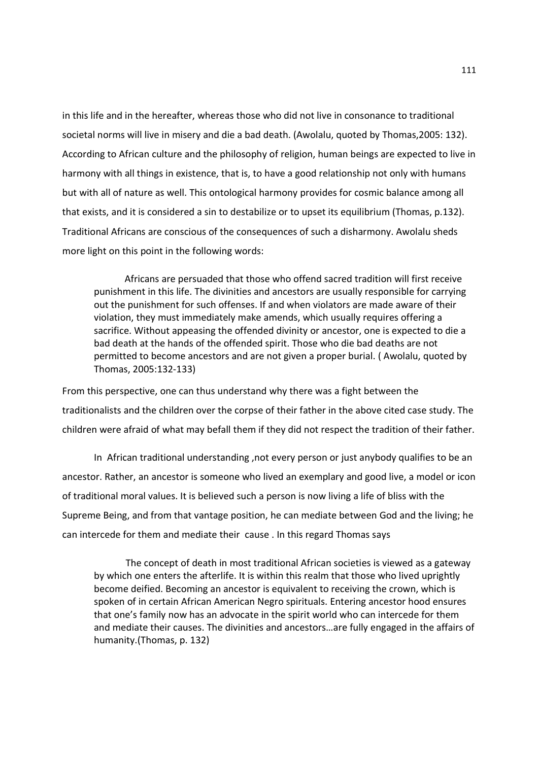in this life and in the hereafter, whereas those who did not live in consonance to traditional societal norms will live in misery and die a bad death. (Awolalu, quoted by Thomas,2005: 132). According to African culture and the philosophy of religion, human beings are expected to live in harmony with all things in existence, that is, to have a good relationship not only with humans but with all of nature as well. This ontological harmony provides for cosmic balance among all that exists, and it is considered a sin to destabilize or to upset its equilibrium (Thomas, p.132). Traditional Africans are conscious of the consequences of such a disharmony. Awolalu sheds more light on this point in the following words:

> Africans are persuaded that those who offend sacred tradition will first receive punishment in this life. The divinities and ancestors are usually responsible for carrying out the punishment for such offenses. If and when violators are made aware of their violation, they must immediately make amends, which usually requires offering a sacrifice. Without appeasing the offended divinity or ancestor, one is expected to die a bad death at the hands of the offended spirit. Those who die bad deaths are not permitted to become ancestors and are not given a proper burial. ( Awolalu, quoted by Thomas, 2005:132-133)

From this perspective, one can thus understand why there was a fight between the traditionalists and the children over the corpse of their father in the above cited case study. The children were afraid of what may befall them if they did not respect the tradition of their father.

In African traditional understanding ,not every person or just anybody qualifies to be an ancestor. Rather, an ancestor is someone who lived an exemplary and good live, a model or icon of traditional moral values. It is believed such a person is now living a life of bliss with the Supreme Being, and from that vantage position, he can mediate between God and the living; he can intercede for them and mediate their cause . In this regard Thomas says

> The concept of death in most traditional African societies is viewed as a gateway by which one enters the afterlife. It is within this realm that those who lived uprightly become deified. Becoming an ancestor is equivalent to receiving the crown, which is spoken of in certain African American Negro spirituals. Entering ancestor hood ensures that one's family now has an advocate in the spirit world who can intercede for them and mediate their causes. The divinities and ancestors…are fully engaged in the affairs of humanity.(Thomas, p. 132)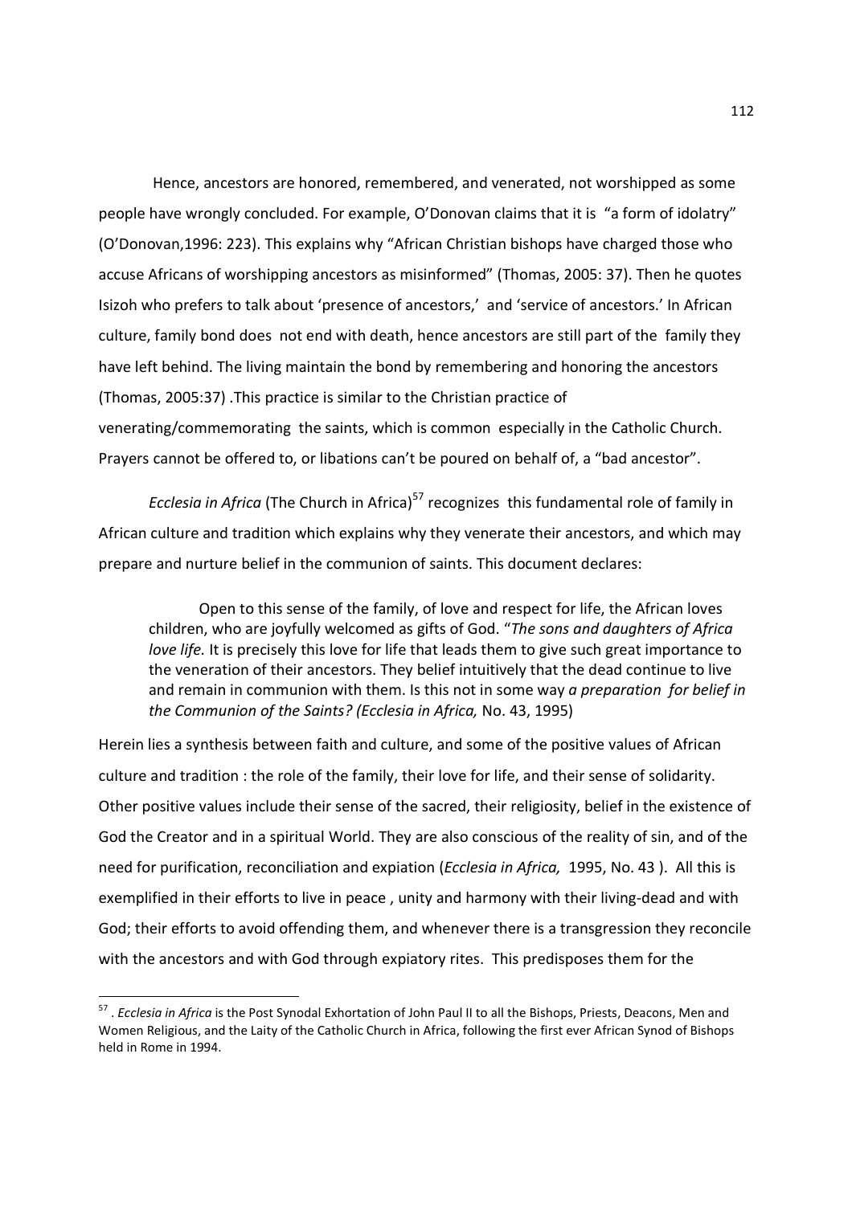Hence, ancestors are honored, remembered, and venerated, not worshipped as some people have wrongly concluded. For example, O'Donovan claims that it is "a form of idolatry" (O'Donovan,1996: 223). This explains why "African Christian bishops have charged those who accuse Africans of worshipping ancestors as misinformed" (Thomas, 2005: 37). Then he quotes Isizoh who prefers to talk about 'presence of ancestors,' and 'service of ancestors.' In African culture, family bond does not end with death, hence ancestors are still part of the family they have left behind. The living maintain the bond by remembering and honoring the ancestors (Thomas, 2005:37) .This practice is similar to the Christian practice of venerating/commemorating the saints, which is common especially in the Catholic Church. Prayers cannot be offered to, or libations can't be poured on behalf of, a "bad ancestor".

*Ecclesia in Africa* (The Church in Africa)[57] recognizes this fundamental role of family in African culture and tradition which explains why they venerate their ancestors, and which may prepare and nurture belief in the communion of saints. This document declares:

> Open to this sense of the family, of love and respect for life, the African loves children, who are joyfully welcomed as gifts of God. "*The sons and daughters of Africa love life.* It is precisely this love for life that leads them to give such great importance to the veneration of their ancestors. They belief intuitively that the dead continue to live and remain in communion with them. Is this not in some way *a preparation for belief in the Communion of the Saints? (Ecclesia in Africa,* No. 43, 1995)

Herein lies a synthesis between faith and culture, and some of the positive values of African culture and tradition : the role of the family, their love for life, and their sense of solidarity. Other positive values include their sense of the sacred, their religiosity, belief in the existence of God the Creator and in a spiritual World. They are also conscious of the reality of sin, and of the need for purification, reconciliation and expiation (*Ecclesia in Africa,* 1995, No. 43 ). All this is exemplified in their efforts to live in peace , unity and harmony with their living-dead and with God; their efforts to avoid offending them, and whenever there is a transgression they reconcile with the ancestors and with God through expiatory rites. This predisposes them for the

---

[57] . *Ecclesia in Africa* is the Post Synodal Exhortation of John Paul II to all the Bishops, Priests, Deacons, Men and Women Religious, and the Laity of the Catholic Church in Africa, following the first ever African Synod of Bishops held in Rome in 1994.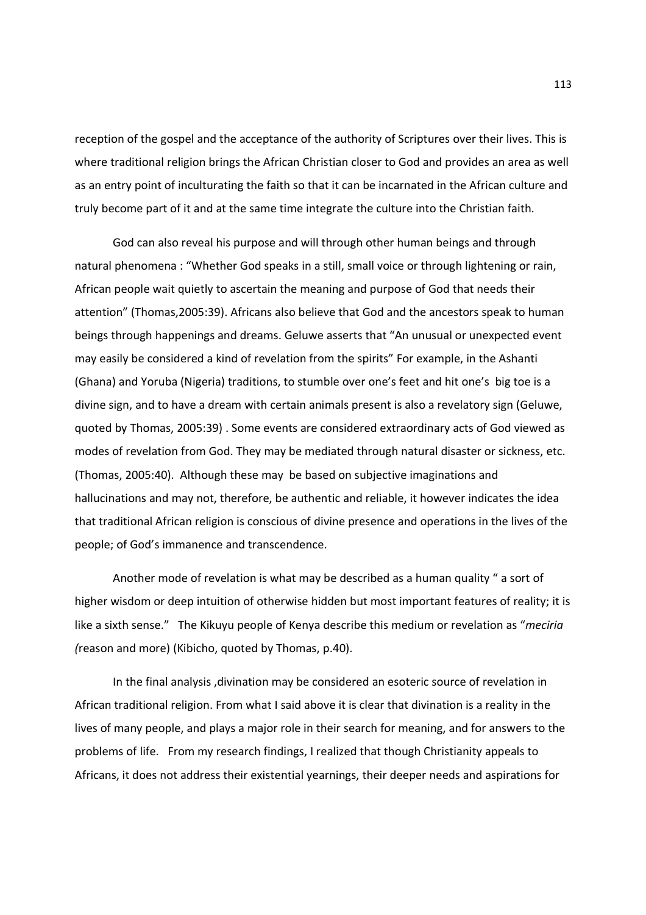reception of the gospel and the acceptance of the authority of Scriptures over their lives. This is where traditional religion brings the African Christian closer to God and provides an area as well as an entry point of inculturating the faith so that it can be incarnated in the African culture and truly become part of it and at the same time integrate the culture into the Christian faith.

God can also reveal his purpose and will through other human beings and through natural phenomena : "Whether God speaks in a still, small voice or through lightening or rain, African people wait quietly to ascertain the meaning and purpose of God that needs their attention" (Thomas,2005:39). Africans also believe that God and the ancestors speak to human beings through happenings and dreams. Geluwe asserts that "An unusual or unexpected event may easily be considered a kind of revelation from the spirits" For example, in the Ashanti (Ghana) and Yoruba (Nigeria) traditions, to stumble over one's feet and hit one's big toe is a divine sign, and to have a dream with certain animals present is also a revelatory sign (Geluwe, quoted by Thomas, 2005:39) . Some events are considered extraordinary acts of God viewed as modes of revelation from God. They may be mediated through natural disaster or sickness, etc. (Thomas, 2005:40). Although these may be based on subjective imaginations and hallucinations and may not, therefore, be authentic and reliable, it however indicates the idea that traditional African religion is conscious of divine presence and operations in the lives of the people; of God's immanence and transcendence.

Another mode of revelation is what may be described as a human quality " a sort of higher wisdom or deep intuition of otherwise hidden but most important features of reality; it is like a sixth sense." The Kikuyu people of Kenya describe this medium or revelation as "*meciria (*reason and more) (Kibicho, quoted by Thomas, p.40).

In the final analysis ,divination may be considered an esoteric source of revelation in African traditional religion. From what I said above it is clear that divination is a reality in the lives of many people, and plays a major role in their search for meaning, and for answers to the problems of life. From my research findings, I realized that though Christianity appeals to Africans, it does not address their existential yearnings, their deeper needs and aspirations for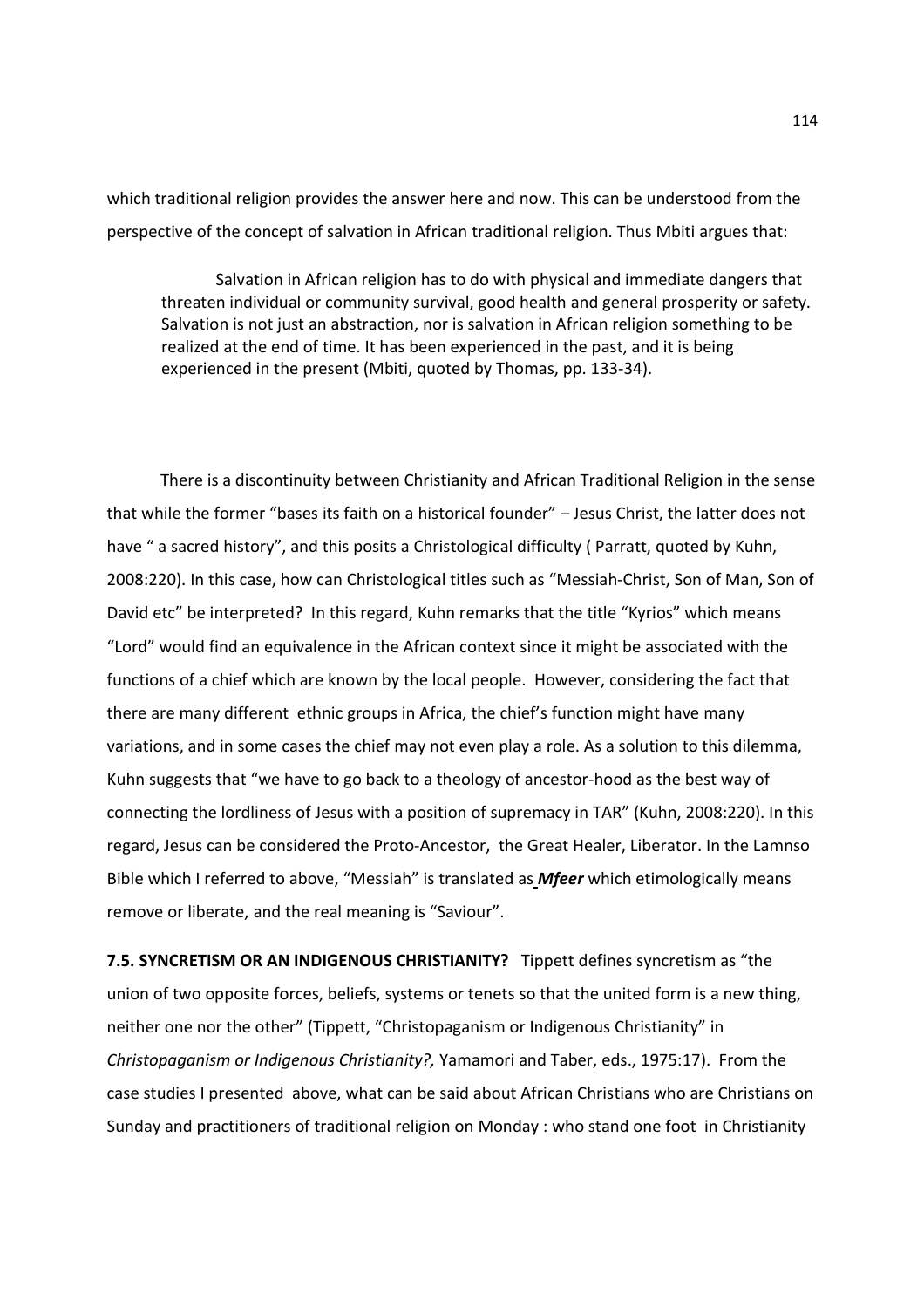which traditional religion provides the answer here and now. This can be understood from the perspective of the concept of salvation in African traditional religion. Thus Mbiti argues that:

> Salvation in African religion has to do with physical and immediate dangers that threaten individual or community survival, good health and general prosperity or safety. Salvation is not just an abstraction, nor is salvation in African religion something to be realized at the end of time. It has been experienced in the past, and it is being experienced in the present (Mbiti, quoted by Thomas, pp. 133-34).

There is a discontinuity between Christianity and African Traditional Religion in the sense that while the former "bases its faith on a historical founder" – Jesus Christ, the latter does not have " a sacred history", and this posits a Christological difficulty ( Parratt, quoted by Kuhn, 2008:220). In this case, how can Christological titles such as "Messiah-Christ, Son of Man, Son of David etc" be interpreted? In this regard, Kuhn remarks that the title "Kyrios" which means "Lord" would find an equivalence in the African context since it might be associated with the functions of a chief which are known by the local people. However, considering the fact that there are many different ethnic groups in Africa, the chief's function might have many variations, and in some cases the chief may not even play a role. As a solution to this dilemma, Kuhn suggests that "we have to go back to a theology of ancestor-hood as the best way of connecting the lordliness of Jesus with a position of supremacy in TAR" (Kuhn, 2008:220). In this regard, Jesus can be considered the Proto-Ancestor, the Great Healer, Liberator. In the Lamnso Bible which I referred to above, "Messiah" is translated as ***Mfeer*** which etimologically means remove or liberate, and the real meaning is "Saviour".

**7.5. SYNCRETISM OR AN INDIGENOUS CHRISTIANITY?** Tippett defines syncretism as "the union of two opposite forces, beliefs, systems or tenets so that the united form is a new thing, neither one nor the other" (Tippett, "Christopaganism or Indigenous Christianity" in *Christopaganism or Indigenous Christianity?,* Yamamori and Taber, eds., 1975:17). From the case studies I presented above, what can be said about African Christians who are Christians on Sunday and practitioners of traditional religion on Monday : who stand one foot in Christianity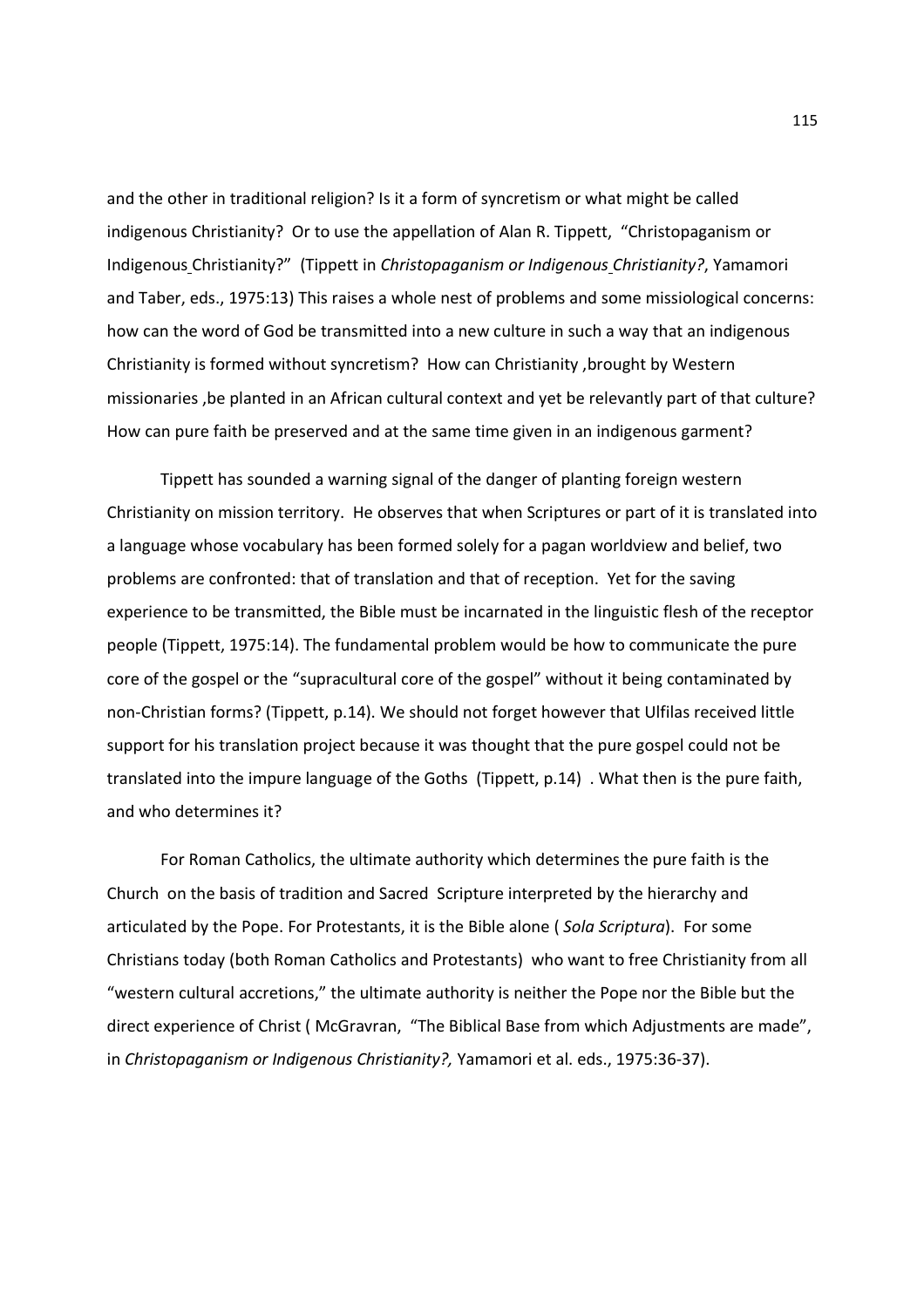and the other in traditional religion? Is it a form of syncretism or what might be called indigenous Christianity? Or to use the appellation of Alan R. Tippett, "Christopaganism or Indigenous Christianity?" (Tippett in *Christopaganism or Indigenous Christianity?*, Yamamori and Taber, eds., 1975:13) This raises a whole nest of problems and some missiological concerns: how can the word of God be transmitted into a new culture in such a way that an indigenous Christianity is formed without syncretism? How can Christianity ,brought by Western missionaries ,be planted in an African cultural context and yet be relevantly part of that culture? How can pure faith be preserved and at the same time given in an indigenous garment?

Tippett has sounded a warning signal of the danger of planting foreign western Christianity on mission territory. He observes that when Scriptures or part of it is translated into a language whose vocabulary has been formed solely for a pagan worldview and belief, two problems are confronted: that of translation and that of reception. Yet for the saving experience to be transmitted, the Bible must be incarnated in the linguistic flesh of the receptor people (Tippett, 1975:14). The fundamental problem would be how to communicate the pure core of the gospel or the "supracultural core of the gospel" without it being contaminated by non-Christian forms? (Tippett, p.14). We should not forget however that Ulfilas received little support for his translation project because it was thought that the pure gospel could not be translated into the impure language of the Goths (Tippett, p.14) . What then is the pure faith, and who determines it?

For Roman Catholics, the ultimate authority which determines the pure faith is the Church on the basis of tradition and Sacred Scripture interpreted by the hierarchy and articulated by the Pope. For Protestants, it is the Bible alone ( *Sola Scriptura*). For some Christians today (both Roman Catholics and Protestants) who want to free Christianity from all "western cultural accretions," the ultimate authority is neither the Pope nor the Bible but the direct experience of Christ ( McGravran, "The Biblical Base from which Adjustments are made", in *Christopaganism or Indigenous Christianity?,* Yamamori et al. eds., 1975:36-37).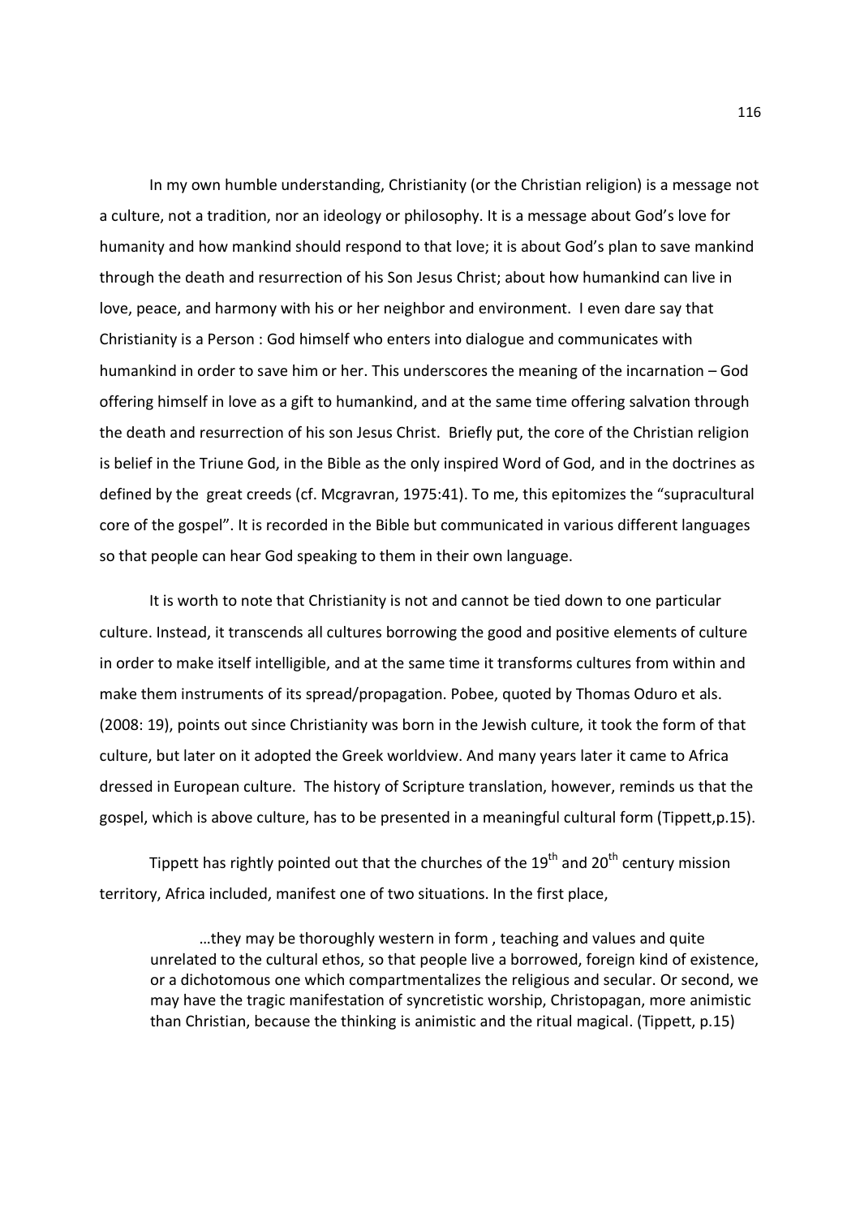In my own humble understanding, Christianity (or the Christian religion) is a message not a culture, not a tradition, nor an ideology or philosophy. It is a message about God's love for humanity and how mankind should respond to that love; it is about God's plan to save mankind through the death and resurrection of his Son Jesus Christ; about how humankind can live in love, peace, and harmony with his or her neighbor and environment. I even dare say that Christianity is a Person : God himself who enters into dialogue and communicates with humankind in order to save him or her. This underscores the meaning of the incarnation – God offering himself in love as a gift to humankind, and at the same time offering salvation through the death and resurrection of his son Jesus Christ. Briefly put, the core of the Christian religion is belief in the Triune God, in the Bible as the only inspired Word of God, and in the doctrines as defined by the great creeds (cf. Mcgravran, 1975:41). To me, this epitomizes the "supracultural core of the gospel". It is recorded in the Bible but communicated in various different languages so that people can hear God speaking to them in their own language.

It is worth to note that Christianity is not and cannot be tied down to one particular culture. Instead, it transcends all cultures borrowing the good and positive elements of culture in order to make itself intelligible, and at the same time it transforms cultures from within and make them instruments of its spread/propagation. Pobee, quoted by Thomas Oduro et als. (2008: 19), points out since Christianity was born in the Jewish culture, it took the form of that culture, but later on it adopted the Greek worldview. And many years later it came to Africa dressed in European culture. The history of Scripture translation, however, reminds us that the gospel, which is above culture, has to be presented in a meaningful cultural form (Tippett,p.15).

Tippett has rightly pointed out that the churches of the 19th and 20th century mission territory, Africa included, manifest one of two situations. In the first place,

> …they may be thoroughly western in form , teaching and values and quite unrelated to the cultural ethos, so that people live a borrowed, foreign kind of existence, or a dichotomous one which compartmentalizes the religious and secular. Or second, we may have the tragic manifestation of syncretistic worship, Christopagan, more animistic than Christian, because the thinking is animistic and the ritual magical. (Tippett, p.15)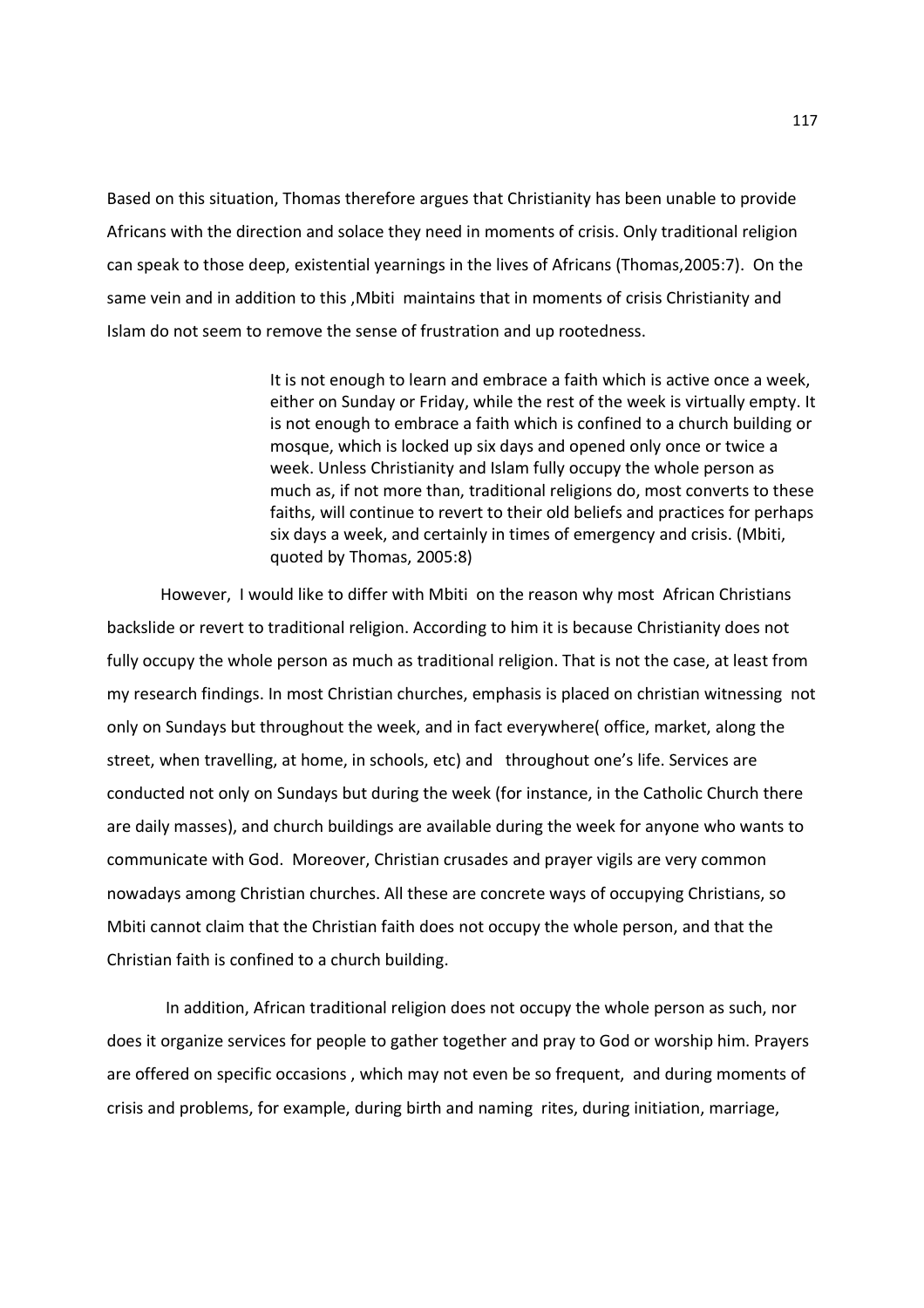Based on this situation, Thomas therefore argues that Christianity has been unable to provide Africans with the direction and solace they need in moments of crisis. Only traditional religion can speak to those deep, existential yearnings in the lives of Africans (Thomas,2005:7). On the same vein and in addition to this ,Mbiti maintains that in moments of crisis Christianity and Islam do not seem to remove the sense of frustration and up rootedness.

> It is not enough to learn and embrace a faith which is active once a week, either on Sunday or Friday, while the rest of the week is virtually empty. It is not enough to embrace a faith which is confined to a church building or mosque, which is locked up six days and opened only once or twice a week. Unless Christianity and Islam fully occupy the whole person as much as, if not more than, traditional religions do, most converts to these faiths, will continue to revert to their old beliefs and practices for perhaps six days a week, and certainly in times of emergency and crisis. (Mbiti, quoted by Thomas, 2005:8)

However, I would like to differ with Mbiti on the reason why most African Christians backslide or revert to traditional religion. According to him it is because Christianity does not fully occupy the whole person as much as traditional religion. That is not the case, at least from my research findings. In most Christian churches, emphasis is placed on christian witnessing not only on Sundays but throughout the week, and in fact everywhere( office, market, along the street, when travelling, at home, in schools, etc) and throughout one's life. Services are conducted not only on Sundays but during the week (for instance, in the Catholic Church there are daily masses), and church buildings are available during the week for anyone who wants to communicate with God. Moreover, Christian crusades and prayer vigils are very common nowadays among Christian churches. All these are concrete ways of occupying Christians, so Mbiti cannot claim that the Christian faith does not occupy the whole person, and that the Christian faith is confined to a church building.

In addition, African traditional religion does not occupy the whole person as such, nor does it organize services for people to gather together and pray to God or worship him. Prayers are offered on specific occasions , which may not even be so frequent, and during moments of crisis and problems, for example, during birth and naming rites, during initiation, marriage,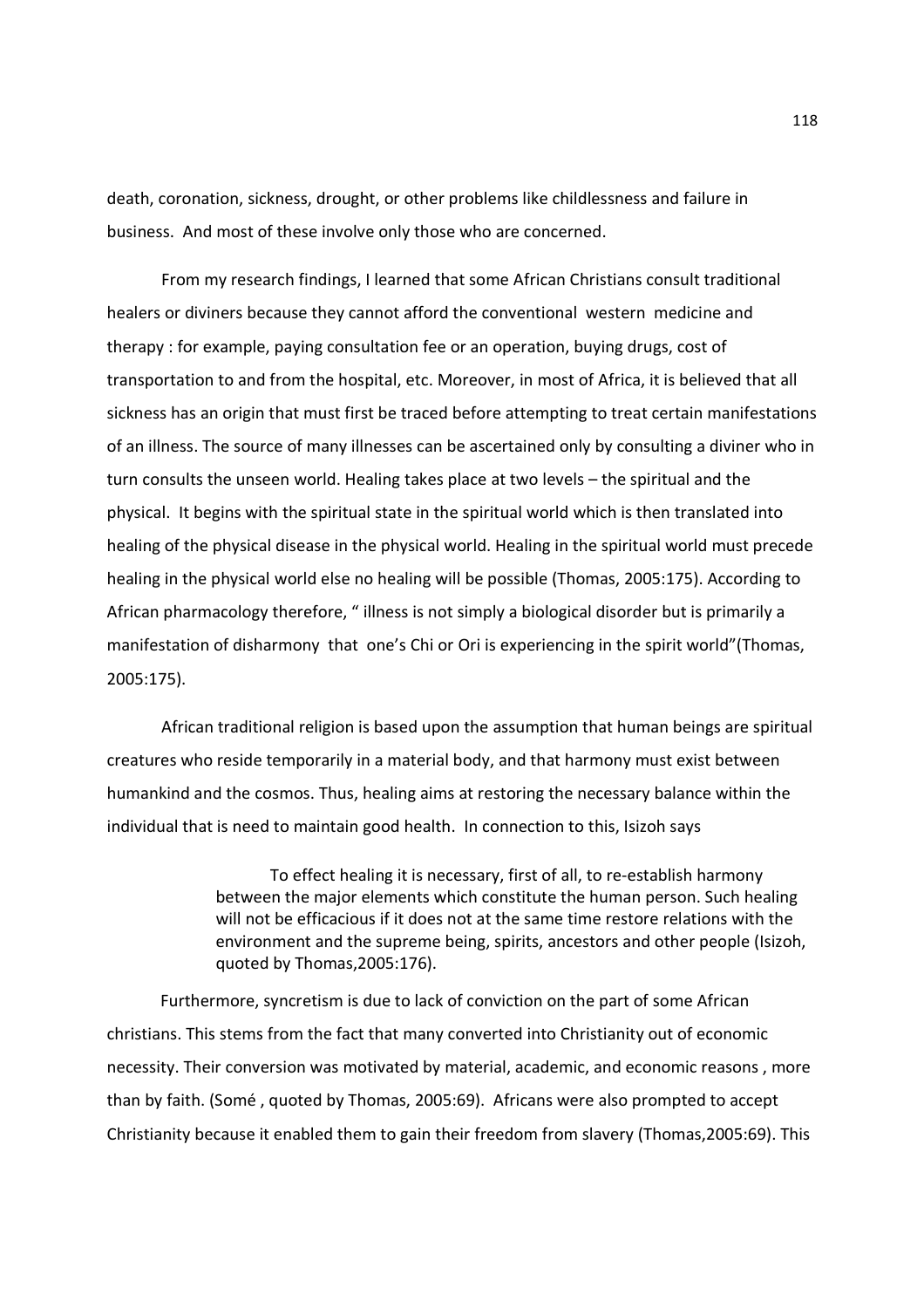death, coronation, sickness, drought, or other problems like childlessness and failure in business. And most of these involve only those who are concerned.

From my research findings, I learned that some African Christians consult traditional healers or diviners because they cannot afford the conventional western medicine and therapy : for example, paying consultation fee or an operation, buying drugs, cost of transportation to and from the hospital, etc. Moreover, in most of Africa, it is believed that all sickness has an origin that must first be traced before attempting to treat certain manifestations of an illness. The source of many illnesses can be ascertained only by consulting a diviner who in turn consults the unseen world. Healing takes place at two levels – the spiritual and the physical. It begins with the spiritual state in the spiritual world which is then translated into healing of the physical disease in the physical world. Healing in the spiritual world must precede healing in the physical world else no healing will be possible (Thomas, 2005:175). According to African pharmacology therefore, " illness is not simply a biological disorder but is primarily a manifestation of disharmony that one's Chi or Ori is experiencing in the spirit world"(Thomas, 2005:175).

African traditional religion is based upon the assumption that human beings are spiritual creatures who reside temporarily in a material body, and that harmony must exist between humankind and the cosmos. Thus, healing aims at restoring the necessary balance within the individual that is need to maintain good health. In connection to this, Isizoh says

> To effect healing it is necessary, first of all, to re-establish harmony between the major elements which constitute the human person. Such healing will not be efficacious if it does not at the same time restore relations with the environment and the supreme being, spirits, ancestors and other people (Isizoh, quoted by Thomas,2005:176).

Furthermore, syncretism is due to lack of conviction on the part of some African christians. This stems from the fact that many converted into Christianity out of economic necessity. Their conversion was motivated by material, academic, and economic reasons , more than by faith. (Somé , quoted by Thomas, 2005:69). Africans were also prompted to accept Christianity because it enabled them to gain their freedom from slavery (Thomas,2005:69). This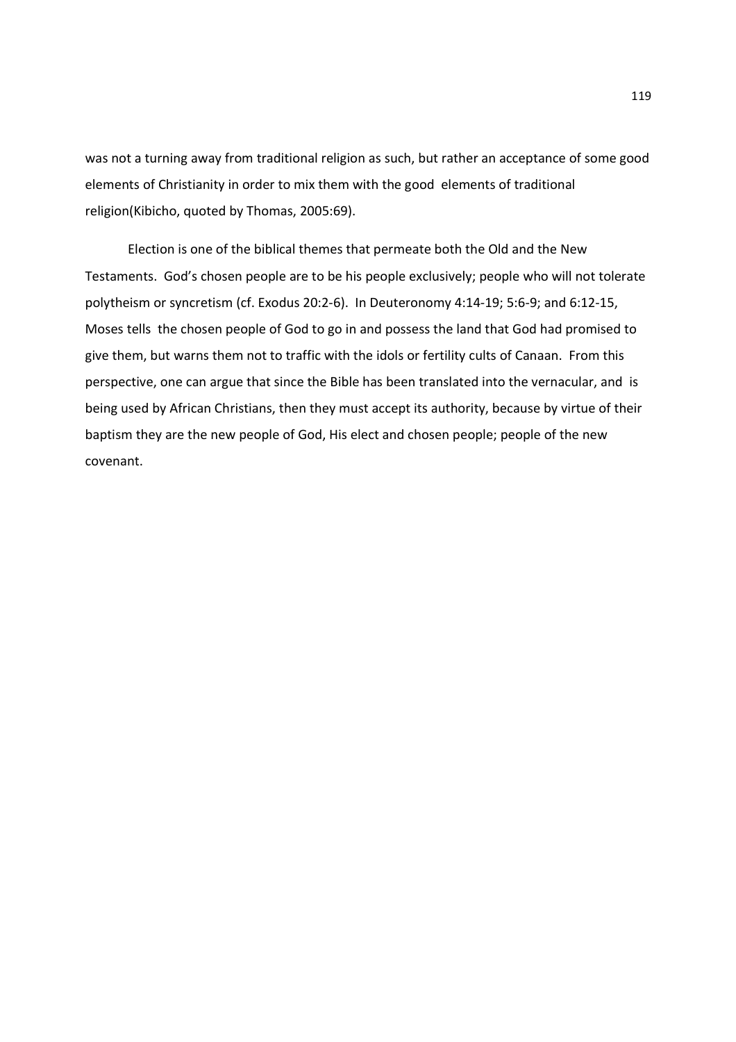was not a turning away from traditional religion as such, but rather an acceptance of some good elements of Christianity in order to mix them with the good elements of traditional religion(Kibicho, quoted by Thomas, 2005:69).

Election is one of the biblical themes that permeate both the Old and the New Testaments. God's chosen people are to be his people exclusively; people who will not tolerate polytheism or syncretism (cf. Exodus 20:2-6). In Deuteronomy 4:14-19; 5:6-9; and 6:12-15, Moses tells the chosen people of God to go in and possess the land that God had promised to give them, but warns them not to traffic with the idols or fertility cults of Canaan. From this perspective, one can argue that since the Bible has been translated into the vernacular, and is being used by African Christians, then they must accept its authority, because by virtue of their baptism they are the new people of God, His elect and chosen people; people of the new covenant.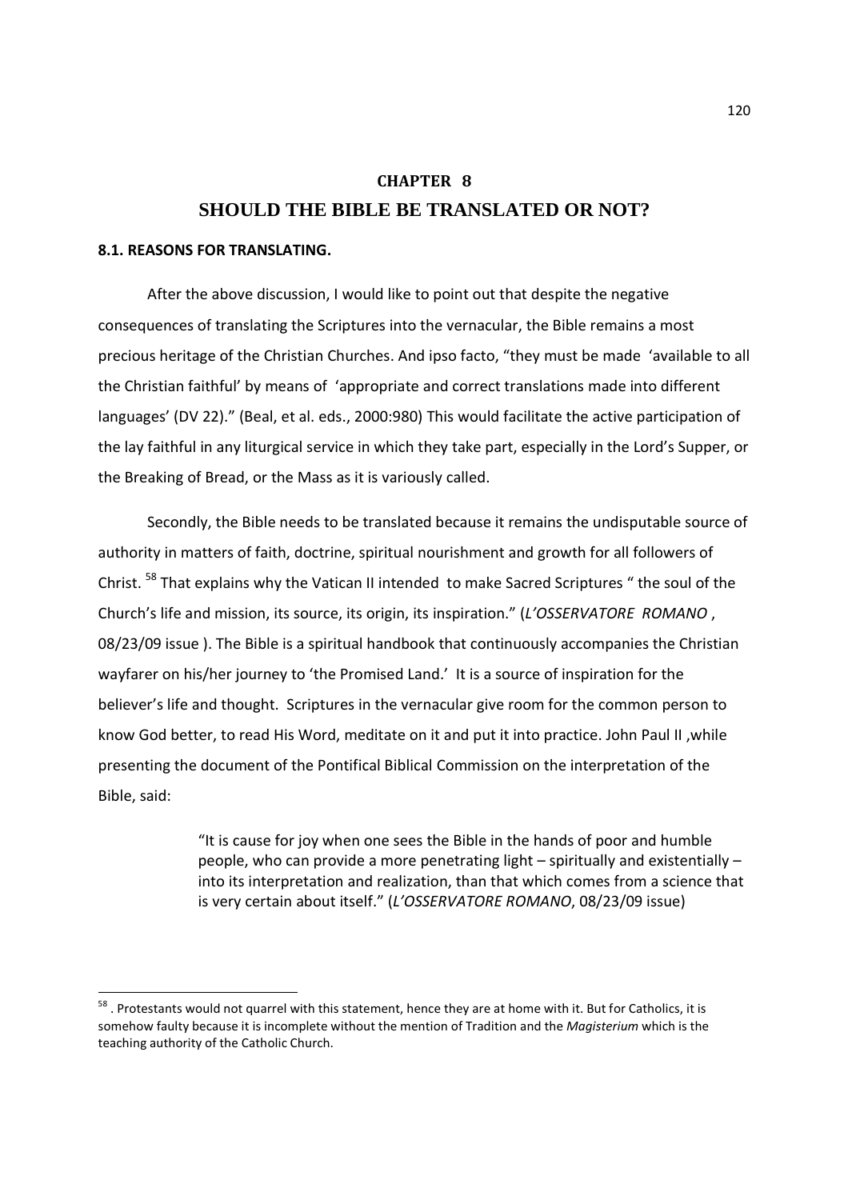# CHAPTER 8

# SHOULD THE BIBLE BE TRANSLATED OR NOT?

## 8.1. REASONS FOR TRANSLATING.

After the above discussion, I would like to point out that despite the negative consequences of translating the Scriptures into the vernacular, the Bible remains a most precious heritage of the Christian Churches. And ipso facto, “they must be made ‘available to all the Christian faithful’ by means of ‘appropriate and correct translations made into different languages’ (DV 22).” (Beal, et al. eds., 2000:980) This would facilitate the active participation of the lay faithful in any liturgical service in which they take part, especially in the Lord’s Supper, or the Breaking of Bread, or the Mass as it is variously called.

Secondly, the Bible needs to be translated because it remains the undisputable source of authority in matters of faith, doctrine, spiritual nourishment and growth for all followers of Christ. [58] That explains why the Vatican II intended to make Sacred Scriptures “ the soul of the Church’s life and mission, its source, its origin, its inspiration.” (*L’OSSERVATORE ROMANO* , 08/23/09 issue ). The Bible is a spiritual handbook that continuously accompanies the Christian wayfarer on his/her journey to ‘the Promised Land.’ It is a source of inspiration for the believer’s life and thought. Scriptures in the vernacular give room for the common person to know God better, to read His Word, meditate on it and put it into practice. John Paul II ,while presenting the document of the Pontifical Biblical Commission on the interpretation of the Bible, said:

> “It is cause for joy when one sees the Bible in the hands of poor and humble people, who can provide a more penetrating light – spiritually and existentially – into its interpretation and realization, than that which comes from a science that is very certain about itself.” (*L’OSSERVATORE ROMANO*, 08/23/09 issue)

---

[58] . Protestants would not quarrel with this statement, hence they are at home with it. But for Catholics, it is somehow faulty because it is incomplete without the mention of Tradition and the *Magisterium* which is the teaching authority of the Catholic Church.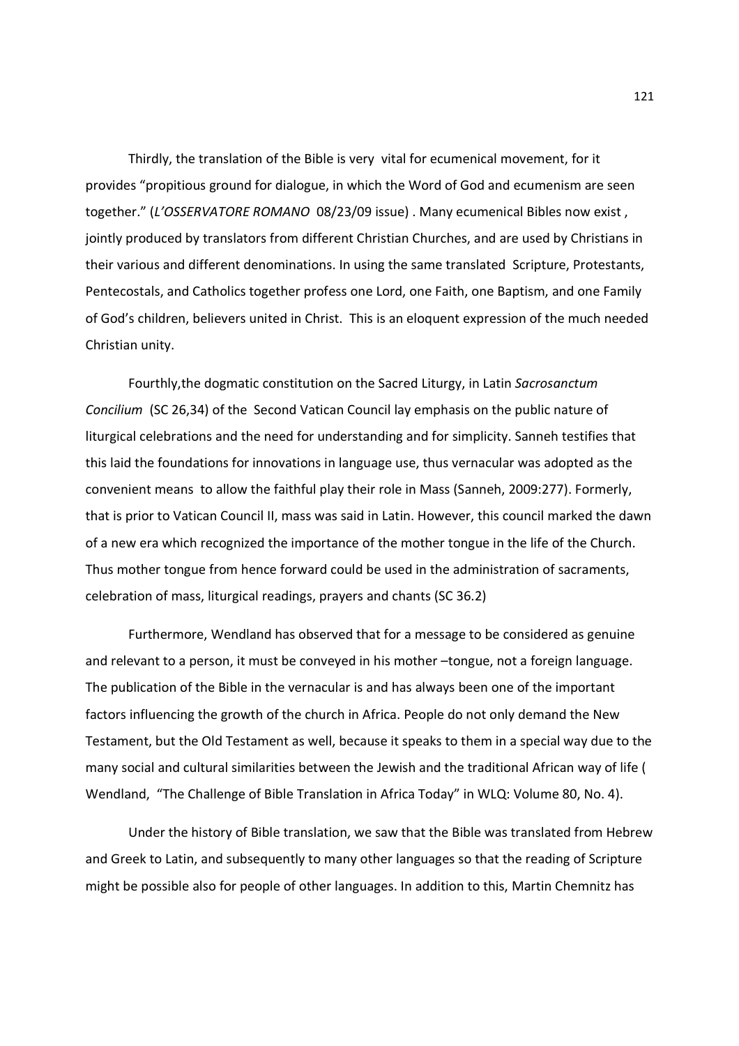Thirdly, the translation of the Bible is very vital for ecumenical movement, for it provides "propitious ground for dialogue, in which the Word of God and ecumenism are seen together." (*L'OSSERVATORE ROMANO* 08/23/09 issue) . Many ecumenical Bibles now exist , jointly produced by translators from different Christian Churches, and are used by Christians in their various and different denominations. In using the same translated Scripture, Protestants, Pentecostals, and Catholics together profess one Lord, one Faith, one Baptism, and one Family of God's children, believers united in Christ. This is an eloquent expression of the much needed Christian unity.

Fourthly,the dogmatic constitution on the Sacred Liturgy, in Latin *Sacrosanctum Concilium* (SC 26,34) of the Second Vatican Council lay emphasis on the public nature of liturgical celebrations and the need for understanding and for simplicity. Sanneh testifies that this laid the foundations for innovations in language use, thus vernacular was adopted as the convenient means to allow the faithful play their role in Mass (Sanneh, 2009:277). Formerly, that is prior to Vatican Council II, mass was said in Latin. However, this council marked the dawn of a new era which recognized the importance of the mother tongue in the life of the Church. Thus mother tongue from hence forward could be used in the administration of sacraments, celebration of mass, liturgical readings, prayers and chants (SC 36.2)

Furthermore, Wendland has observed that for a message to be considered as genuine and relevant to a person, it must be conveyed in his mother –tongue, not a foreign language. The publication of the Bible in the vernacular is and has always been one of the important factors influencing the growth of the church in Africa. People do not only demand the New Testament, but the Old Testament as well, because it speaks to them in a special way due to the many social and cultural similarities between the Jewish and the traditional African way of life ( Wendland, "The Challenge of Bible Translation in Africa Today" in WLQ: Volume 80, No. 4).

Under the history of Bible translation, we saw that the Bible was translated from Hebrew and Greek to Latin, and subsequently to many other languages so that the reading of Scripture might be possible also for people of other languages. In addition to this, Martin Chemnitz has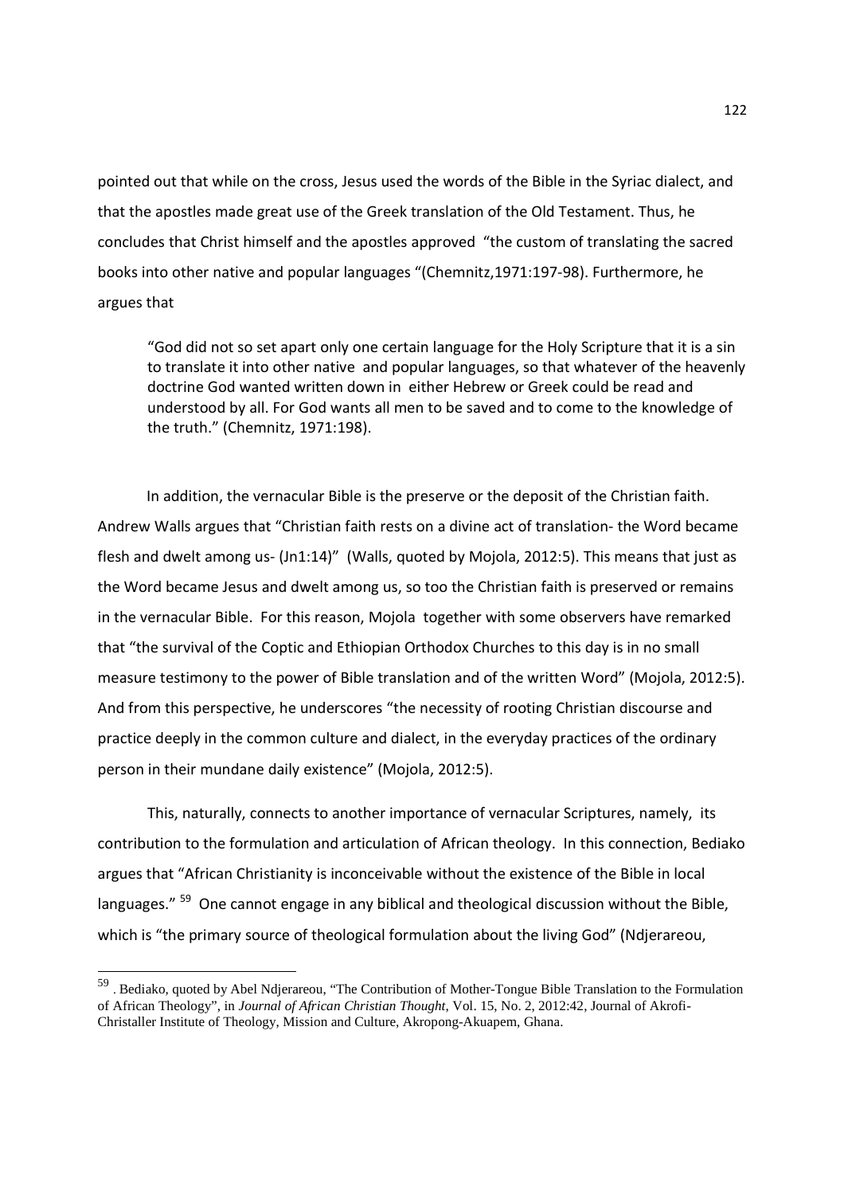pointed out that while on the cross, Jesus used the words of the Bible in the Syriac dialect, and that the apostles made great use of the Greek translation of the Old Testament. Thus, he concludes that Christ himself and the apostles approved "the custom of translating the sacred books into other native and popular languages "(Chemnitz,1971:197-98). Furthermore, he argues that

> "God did not so set apart only one certain language for the Holy Scripture that it is a sin to translate it into other native and popular languages, so that whatever of the heavenly doctrine God wanted written down in either Hebrew or Greek could be read and understood by all. For God wants all men to be saved and to come to the knowledge of the truth." (Chemnitz, 1971:198).

In addition, the vernacular Bible is the preserve or the deposit of the Christian faith. Andrew Walls argues that "Christian faith rests on a divine act of translation- the Word became flesh and dwelt among us- (Jn1:14)" (Walls, quoted by Mojola, 2012:5). This means that just as the Word became Jesus and dwelt among us, so too the Christian faith is preserved or remains in the vernacular Bible. For this reason, Mojola together with some observers have remarked that "the survival of the Coptic and Ethiopian Orthodox Churches to this day is in no small measure testimony to the power of Bible translation and of the written Word" (Mojola, 2012:5). And from this perspective, he underscores "the necessity of rooting Christian discourse and practice deeply in the common culture and dialect, in the everyday practices of the ordinary person in their mundane daily existence" (Mojola, 2012:5).

This, naturally, connects to another importance of vernacular Scriptures, namely, its contribution to the formulation and articulation of African theology. In this connection, Bediako argues that "African Christianity is inconceivable without the existence of the Bible in local languages." [59] One cannot engage in any biblical and theological discussion without the Bible, which is "the primary source of theological formulation about the living God" (Ndjerareou,

---

[59] . Bediako, quoted by Abel Ndjerareou, "The Contribution of Mother-Tongue Bible Translation to the Formulation of African Theology", in *Journal of African Christian Thought*, Vol. 15, No. 2, 2012:42, Journal of Akrofi-Christaller Institute of Theology, Mission and Culture, Akropong-Akuapem, Ghana.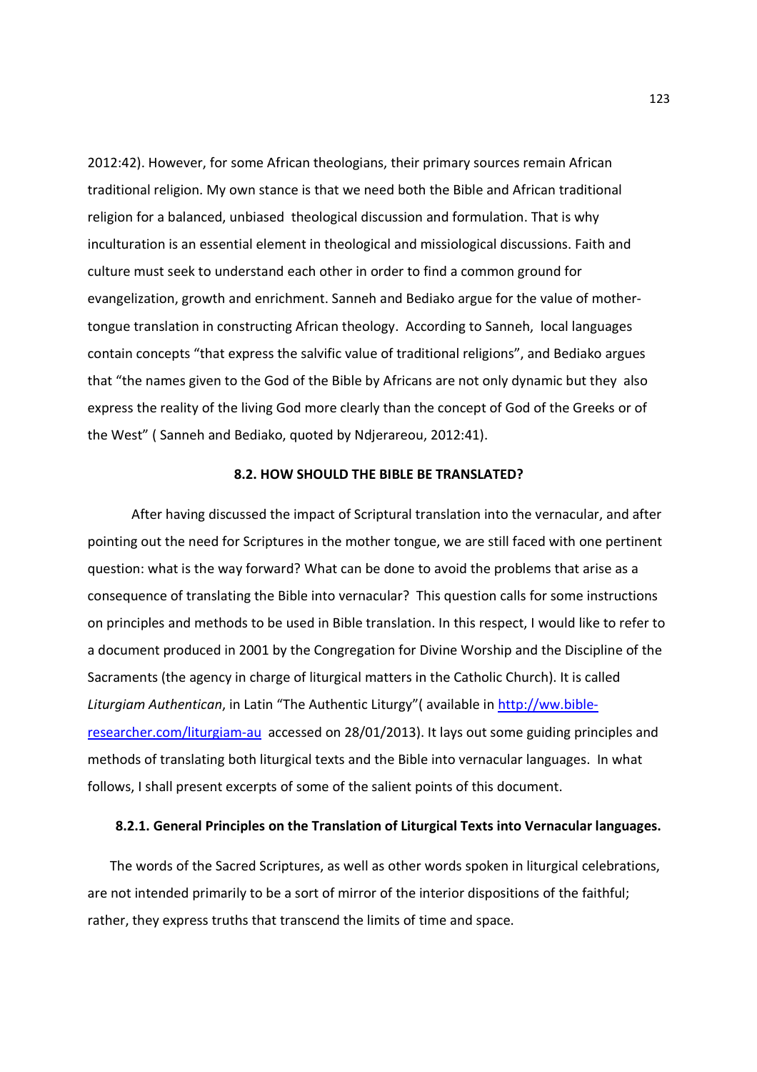2012:42). However, for some African theologians, their primary sources remain African traditional religion. My own stance is that we need both the Bible and African traditional religion for a balanced, unbiased theological discussion and formulation. That is why inculturation is an essential element in theological and missiological discussions. Faith and culture must seek to understand each other in order to find a common ground for evangelization, growth and enrichment. Sanneh and Bediako argue for the value of mother-tongue translation in constructing African theology. According to Sanneh, local languages contain concepts "that express the salvific value of traditional religions", and Bediako argues that "the names given to the God of the Bible by Africans are not only dynamic but they also express the reality of the living God more clearly than the concept of God of the Greeks or of the West" ( Sanneh and Bediako, quoted by Ndjerareou, 2012:41).

## 8.2. HOW SHOULD THE BIBLE BE TRANSLATED?

After having discussed the impact of Scriptural translation into the vernacular, and after pointing out the need for Scriptures in the mother tongue, we are still faced with one pertinent question: what is the way forward? What can be done to avoid the problems that arise as a consequence of translating the Bible into vernacular? This question calls for some instructions on principles and methods to be used in Bible translation. In this respect, I would like to refer to a document produced in 2001 by the Congregation for Divine Worship and the Discipline of the Sacraments (the agency in charge of liturgical matters in the Catholic Church). It is called *Liturgiam Authentican*, in Latin "The Authentic Liturgy"( available in http://ww.bible-researcher.com/liturgiam-au accessed on 28/01/2013). It lays out some guiding principles and methods of translating both liturgical texts and the Bible into vernacular languages. In what follows, I shall present excerpts of some of the salient points of this document.

### 8.2.1. General Principles on the Translation of Liturgical Texts into Vernacular languages.

The words of the Sacred Scriptures, as well as other words spoken in liturgical celebrations, are not intended primarily to be a sort of mirror of the interior dispositions of the faithful; rather, they express truths that transcend the limits of time and space.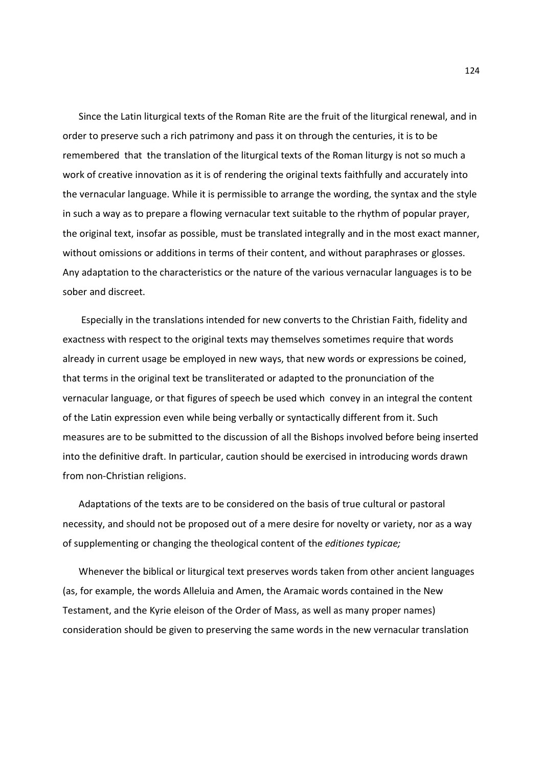Since the Latin liturgical texts of the Roman Rite are the fruit of the liturgical renewal, and in order to preserve such a rich patrimony and pass it on through the centuries, it is to be remembered that the translation of the liturgical texts of the Roman liturgy is not so much a work of creative innovation as it is of rendering the original texts faithfully and accurately into the vernacular language. While it is permissible to arrange the wording, the syntax and the style in such a way as to prepare a flowing vernacular text suitable to the rhythm of popular prayer, the original text, insofar as possible, must be translated integrally and in the most exact manner, without omissions or additions in terms of their content, and without paraphrases or glosses. Any adaptation to the characteristics or the nature of the various vernacular languages is to be sober and discreet.

Especially in the translations intended for new converts to the Christian Faith, fidelity and exactness with respect to the original texts may themselves sometimes require that words already in current usage be employed in new ways, that new words or expressions be coined, that terms in the original text be transliterated or adapted to the pronunciation of the vernacular language, or that figures of speech be used which convey in an integral the content of the Latin expression even while being verbally or syntactically different from it. Such measures are to be submitted to the discussion of all the Bishops involved before being inserted into the definitive draft. In particular, caution should be exercised in introducing words drawn from non-Christian religions.

Adaptations of the texts are to be considered on the basis of true cultural or pastoral necessity, and should not be proposed out of a mere desire for novelty or variety, nor as a way of supplementing or changing the theological content of the *editiones typicae;*

Whenever the biblical or liturgical text preserves words taken from other ancient languages (as, for example, the words Alleluia and Amen, the Aramaic words contained in the New Testament, and the Kyrie eleison of the Order of Mass, as well as many proper names) consideration should be given to preserving the same words in the new vernacular translation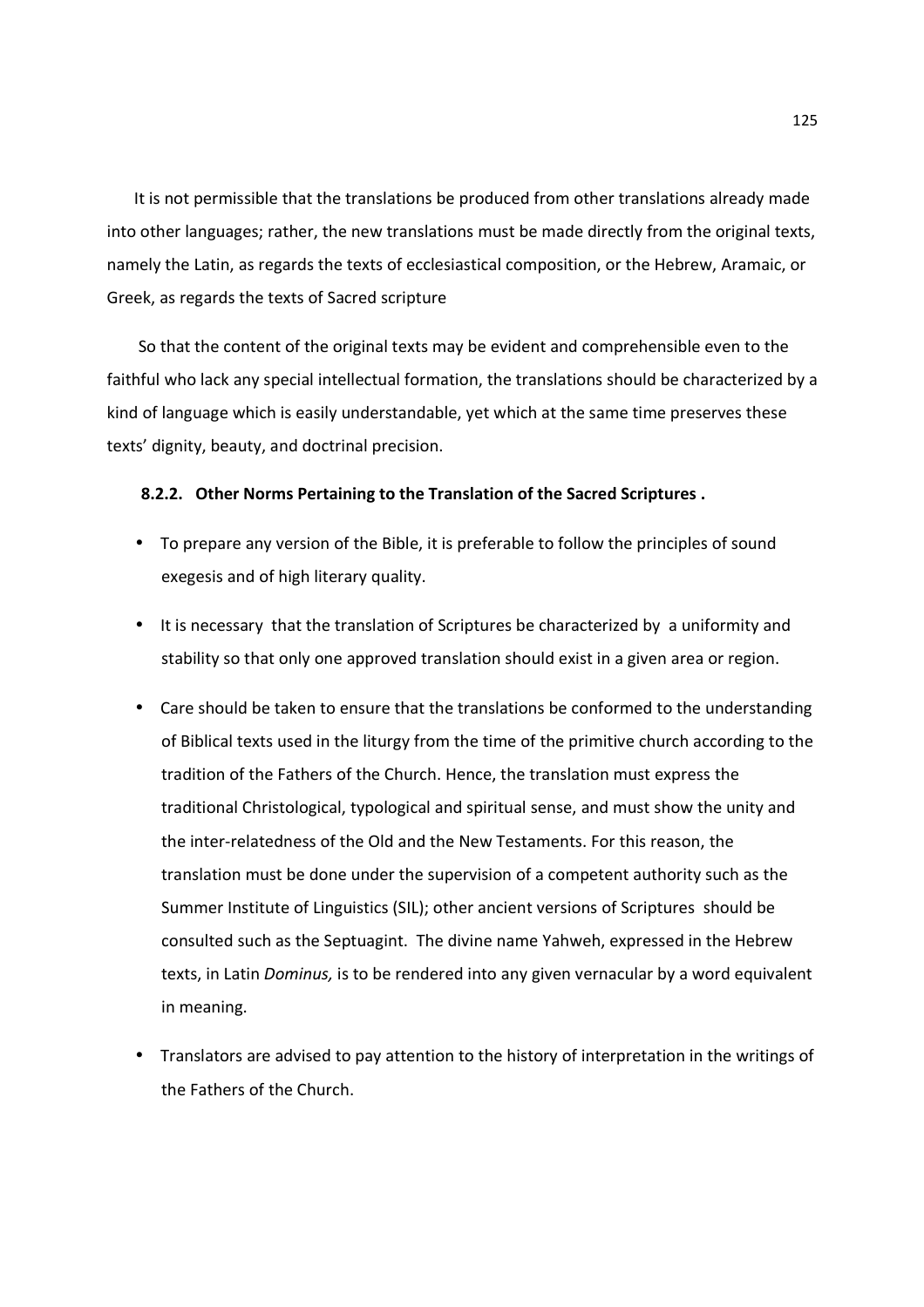It is not permissible that the translations be produced from other translations already made into other languages; rather, the new translations must be made directly from the original texts, namely the Latin, as regards the texts of ecclesiastical composition, or the Hebrew, Aramaic, or Greek, as regards the texts of Sacred scripture

So that the content of the original texts may be evident and comprehensible even to the faithful who lack any special intellectual formation, the translations should be characterized by a kind of language which is easily understandable, yet which at the same time preserves these texts' dignity, beauty, and doctrinal precision.

### 8.2.2. Other Norms Pertaining to the Translation of the Sacred Scriptures .

- To prepare any version of the Bible, it is preferable to follow the principles of sound exegesis and of high literary quality.
- It is necessary that the translation of Scriptures be characterized by a uniformity and stability so that only one approved translation should exist in a given area or region.
- Care should be taken to ensure that the translations be conformed to the understanding of Biblical texts used in the liturgy from the time of the primitive church according to the tradition of the Fathers of the Church. Hence, the translation must express the traditional Christological, typological and spiritual sense, and must show the unity and the inter-relatedness of the Old and the New Testaments. For this reason, the translation must be done under the supervision of a competent authority such as the Summer Institute of Linguistics (SIL); other ancient versions of Scriptures should be consulted such as the Septuagint. The divine name Yahweh, expressed in the Hebrew texts, in Latin *Dominus,* is to be rendered into any given vernacular by a word equivalent in meaning.
- Translators are advised to pay attention to the history of interpretation in the writings of the Fathers of the Church.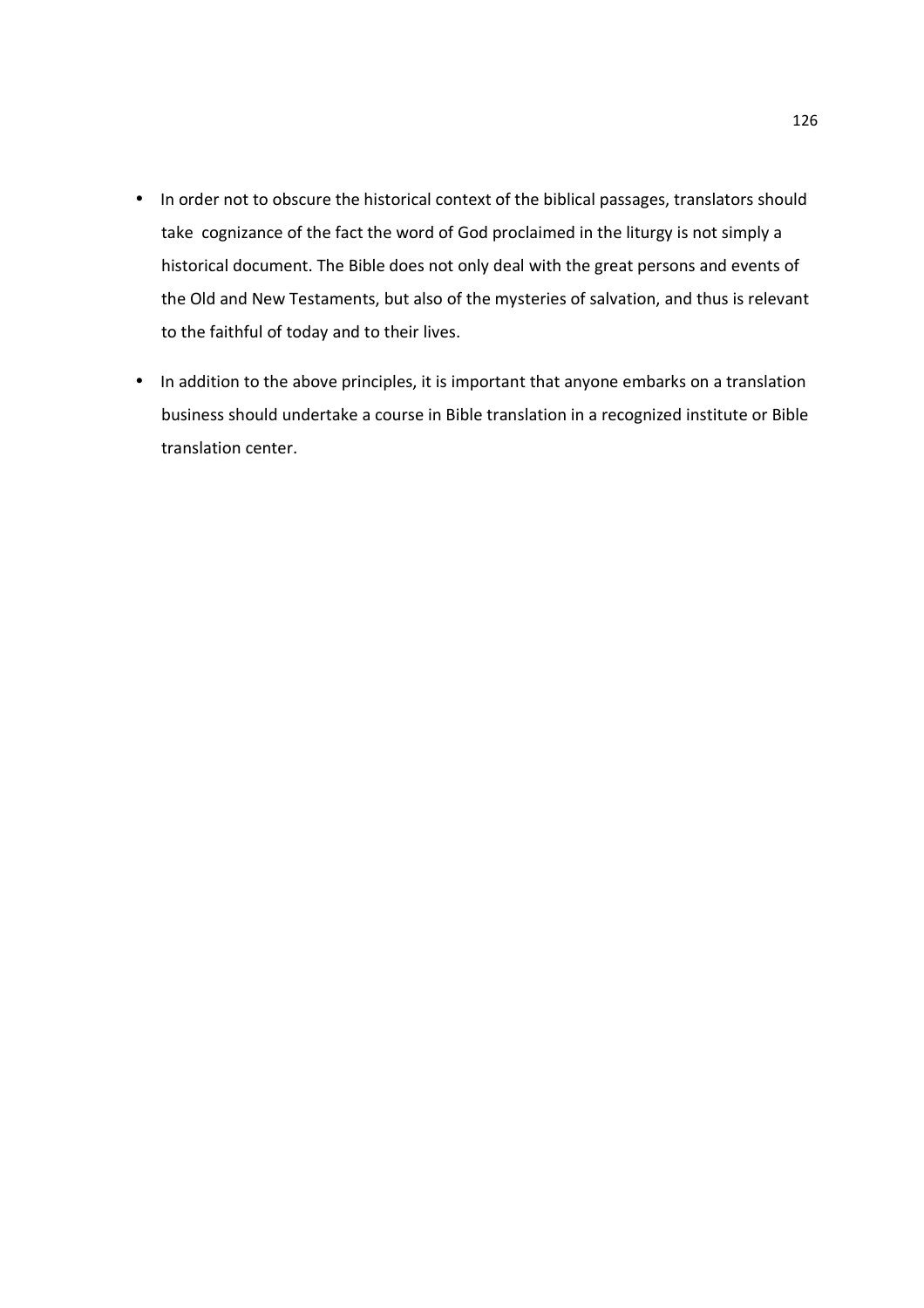- In order not to obscure the historical context of the biblical passages, translators should take cognizance of the fact the word of God proclaimed in the liturgy is not simply a historical document. The Bible does not only deal with the great persons and events of the Old and New Testaments, but also of the mysteries of salvation, and thus is relevant to the faithful of today and to their lives.

- In addition to the above principles, it is important that anyone embarks on a translation business should undertake a course in Bible translation in a recognized institute or Bible translation center.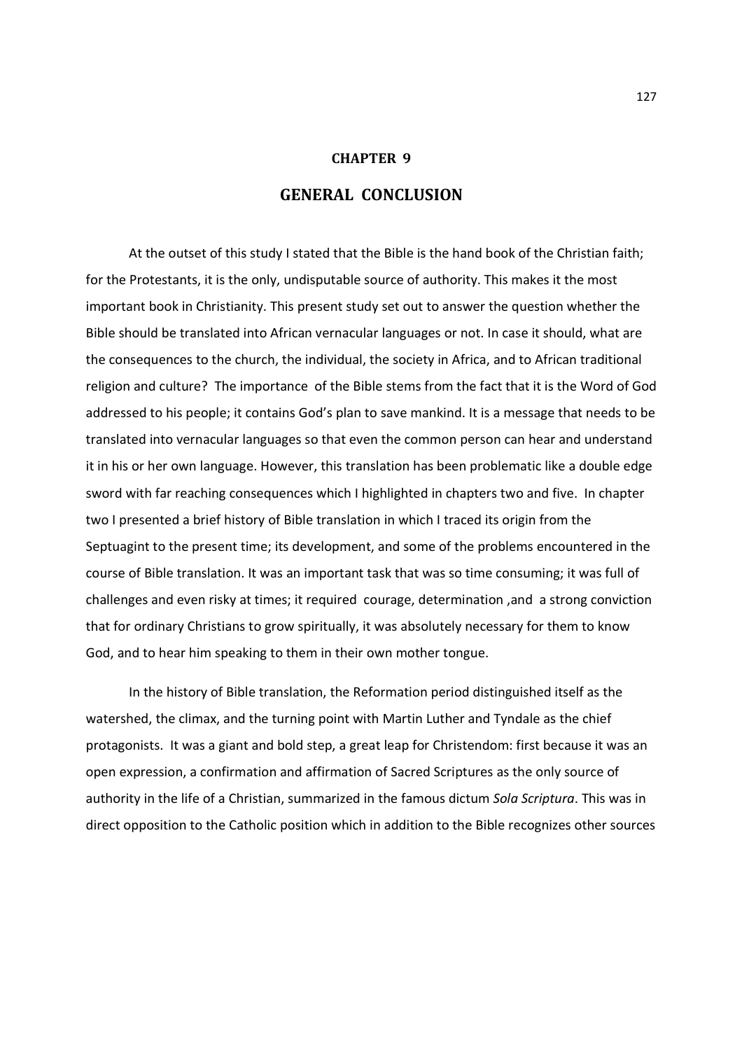# CHAPTER 9

## GENERAL CONCLUSION

At the outset of this study I stated that the Bible is the hand book of the Christian faith; for the Protestants, it is the only, undisputable source of authority. This makes it the most important book in Christianity. This present study set out to answer the question whether the Bible should be translated into African vernacular languages or not. In case it should, what are the consequences to the church, the individual, the society in Africa, and to African traditional religion and culture? The importance of the Bible stems from the fact that it is the Word of God addressed to his people; it contains God's plan to save mankind. It is a message that needs to be translated into vernacular languages so that even the common person can hear and understand it in his or her own language. However, this translation has been problematic like a double edge sword with far reaching consequences which I highlighted in chapters two and five. In chapter two I presented a brief history of Bible translation in which I traced its origin from the Septuagint to the present time; its development, and some of the problems encountered in the course of Bible translation. It was an important task that was so time consuming; it was full of challenges and even risky at times; it required courage, determination ,and a strong conviction that for ordinary Christians to grow spiritually, it was absolutely necessary for them to know God, and to hear him speaking to them in their own mother tongue.

In the history of Bible translation, the Reformation period distinguished itself as the watershed, the climax, and the turning point with Martin Luther and Tyndale as the chief protagonists. It was a giant and bold step, a great leap for Christendom: first because it was an open expression, a confirmation and affirmation of Sacred Scriptures as the only source of authority in the life of a Christian, summarized in the famous dictum *Sola Scriptura*. This was in direct opposition to the Catholic position which in addition to the Bible recognizes other sources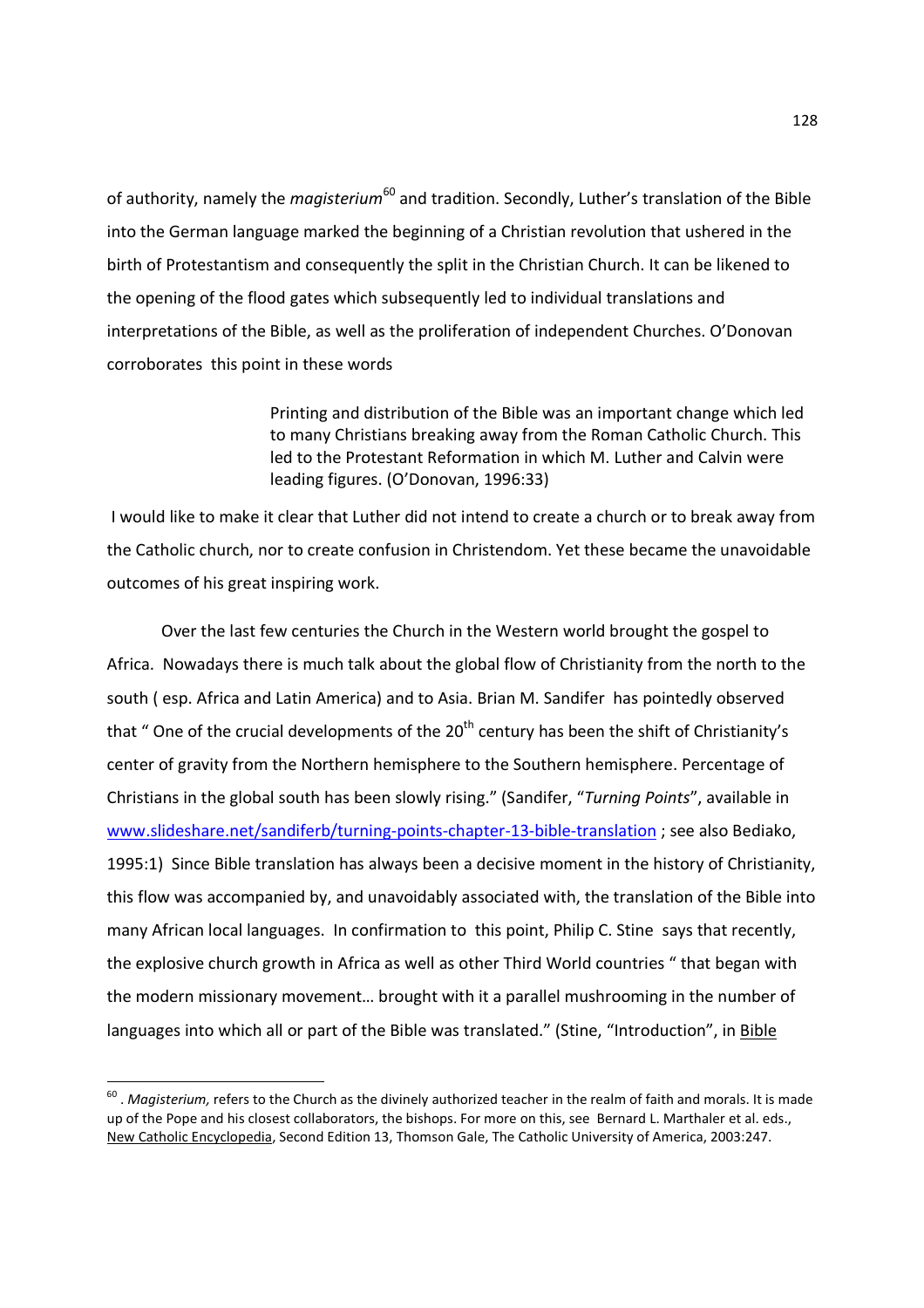of authority, namely the *magisterium*[60] and tradition. Secondly, Luther's translation of the Bible into the German language marked the beginning of a Christian revolution that ushered in the birth of Protestantism and consequently the split in the Christian Church. It can be likened to the opening of the flood gates which subsequently led to individual translations and interpretations of the Bible, as well as the proliferation of independent Churches. O'Donovan corroborates this point in these words

> Printing and distribution of the Bible was an important change which led to many Christians breaking away from the Roman Catholic Church. This led to the Protestant Reformation in which M. Luther and Calvin were leading figures. (O'Donovan, 1996:33)

I would like to make it clear that Luther did not intend to create a church or to break away from the Catholic church, nor to create confusion in Christendom. Yet these became the unavoidable outcomes of his great inspiring work.

Over the last few centuries the Church in the Western world brought the gospel to Africa. Nowadays there is much talk about the global flow of Christianity from the north to the south ( esp. Africa and Latin America) and to Asia. Brian M. Sandifer has pointedly observed that " One of the crucial developments of the 20th century has been the shift of Christianity's center of gravity from the Northern hemisphere to the Southern hemisphere. Percentage of Christians in the global south has been slowly rising." (Sandifer, "*Turning Points*", available in www.slideshare.net/sandiferb/turning-points-chapter-13-bible-translation ; see also Bediako, 1995:1) Since Bible translation has always been a decisive moment in the history of Christianity, this flow was accompanied by, and unavoidably associated with, the translation of the Bible into many African local languages. In confirmation to this point, Philip C. Stine says that recently, the explosive church growth in Africa as well as other Third World countries " that began with the modern missionary movement… brought with it a parallel mushrooming in the number of languages into which all or part of the Bible was translated." (Stine, "Introduction", in Bible

---

[60] . *Magisterium,* refers to the Church as the divinely authorized teacher in the realm of faith and morals. It is made up of the Pope and his closest collaborators, the bishops. For more on this, see Bernard L. Marthaler et al. eds., New Catholic Encyclopedia, Second Edition 13, Thomson Gale, The Catholic University of America, 2003:247.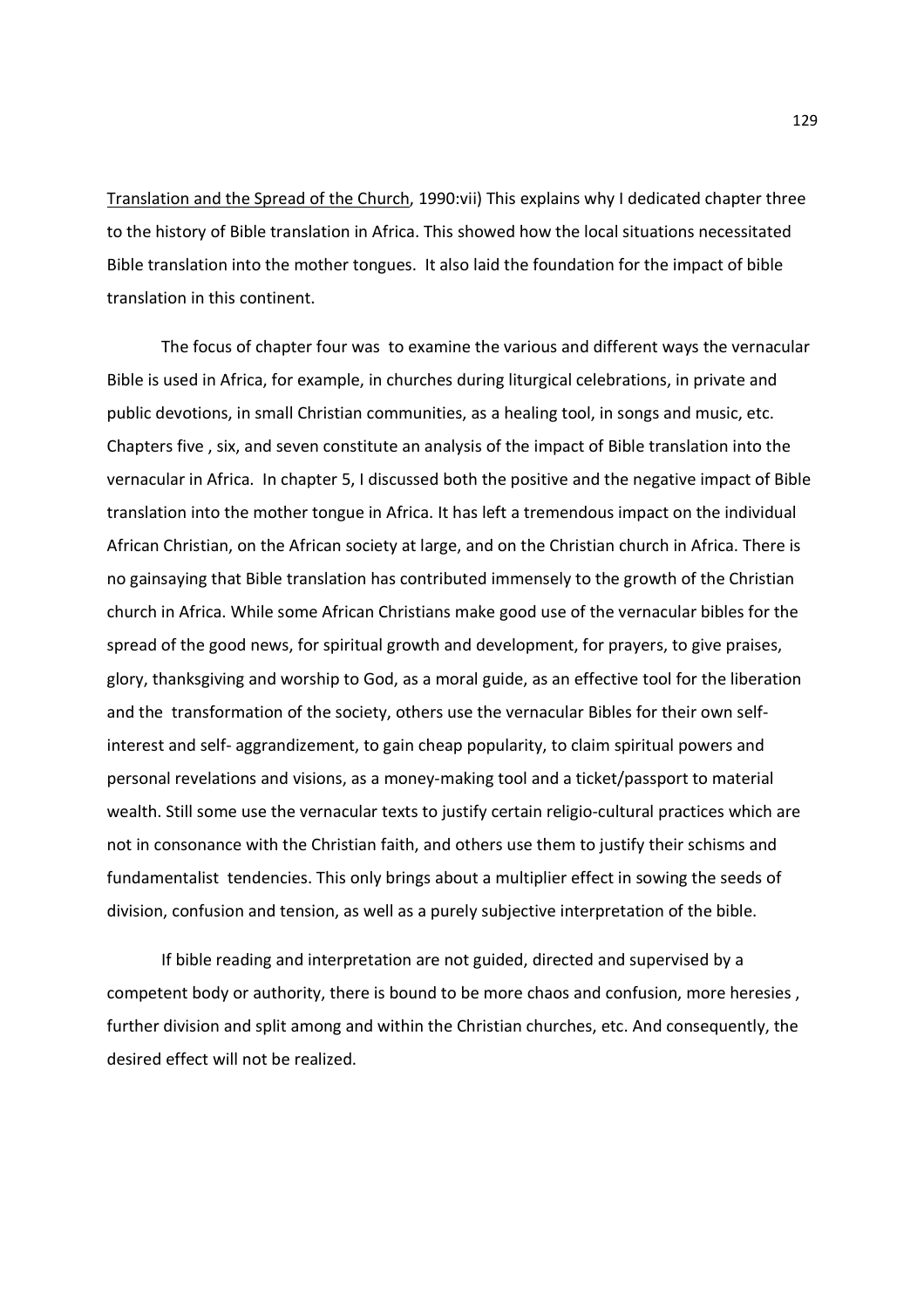Translation and the Spread of the Church, 1990:vii) This explains why I dedicated chapter three to the history of Bible translation in Africa. This showed how the local situations necessitated Bible translation into the mother tongues. It also laid the foundation for the impact of bible translation in this continent.

The focus of chapter four was to examine the various and different ways the vernacular Bible is used in Africa, for example, in churches during liturgical celebrations, in private and public devotions, in small Christian communities, as a healing tool, in songs and music, etc. Chapters five , six, and seven constitute an analysis of the impact of Bible translation into the vernacular in Africa. In chapter 5, I discussed both the positive and the negative impact of Bible translation into the mother tongue in Africa. It has left a tremendous impact on the individual African Christian, on the African society at large, and on the Christian church in Africa. There is no gainsaying that Bible translation has contributed immensely to the growth of the Christian church in Africa. While some African Christians make good use of the vernacular bibles for the spread of the good news, for spiritual growth and development, for prayers, to give praises, glory, thanksgiving and worship to God, as a moral guide, as an effective tool for the liberation and the transformation of the society, others use the vernacular Bibles for their own self-interest and self- aggrandizement, to gain cheap popularity, to claim spiritual powers and personal revelations and visions, as a money-making tool and a ticket/passport to material wealth. Still some use the vernacular texts to justify certain religio-cultural practices which are not in consonance with the Christian faith, and others use them to justify their schisms and fundamentalist tendencies. This only brings about a multiplier effect in sowing the seeds of division, confusion and tension, as well as a purely subjective interpretation of the bible.

If bible reading and interpretation are not guided, directed and supervised by a competent body or authority, there is bound to be more chaos and confusion, more heresies , further division and split among and within the Christian churches, etc. And consequently, the desired effect will not be realized.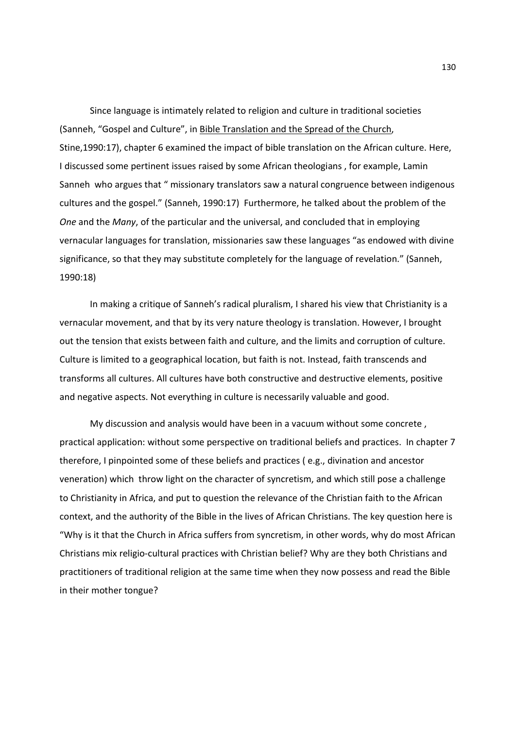Since language is intimately related to religion and culture in traditional societies (Sanneh, "Gospel and Culture", in Bible Translation and the Spread of the Church, Stine,1990:17), chapter 6 examined the impact of bible translation on the African culture. Here, I discussed some pertinent issues raised by some African theologians , for example, Lamin Sanneh who argues that " missionary translators saw a natural congruence between indigenous cultures and the gospel." (Sanneh, 1990:17) Furthermore, he talked about the problem of the *One* and the *Many*, of the particular and the universal, and concluded that in employing vernacular languages for translation, missionaries saw these languages "as endowed with divine significance, so that they may substitute completely for the language of revelation." (Sanneh, 1990:18)

In making a critique of Sanneh's radical pluralism, I shared his view that Christianity is a vernacular movement, and that by its very nature theology is translation. However, I brought out the tension that exists between faith and culture, and the limits and corruption of culture. Culture is limited to a geographical location, but faith is not. Instead, faith transcends and transforms all cultures. All cultures have both constructive and destructive elements, positive and negative aspects. Not everything in culture is necessarily valuable and good.

My discussion and analysis would have been in a vacuum without some concrete , practical application: without some perspective on traditional beliefs and practices. In chapter 7 therefore, I pinpointed some of these beliefs and practices ( e.g., divination and ancestor veneration) which throw light on the character of syncretism, and which still pose a challenge to Christianity in Africa, and put to question the relevance of the Christian faith to the African context, and the authority of the Bible in the lives of African Christians. The key question here is "Why is it that the Church in Africa suffers from syncretism, in other words, why do most African Christians mix religio-cultural practices with Christian belief? Why are they both Christians and practitioners of traditional religion at the same time when they now possess and read the Bible in their mother tongue?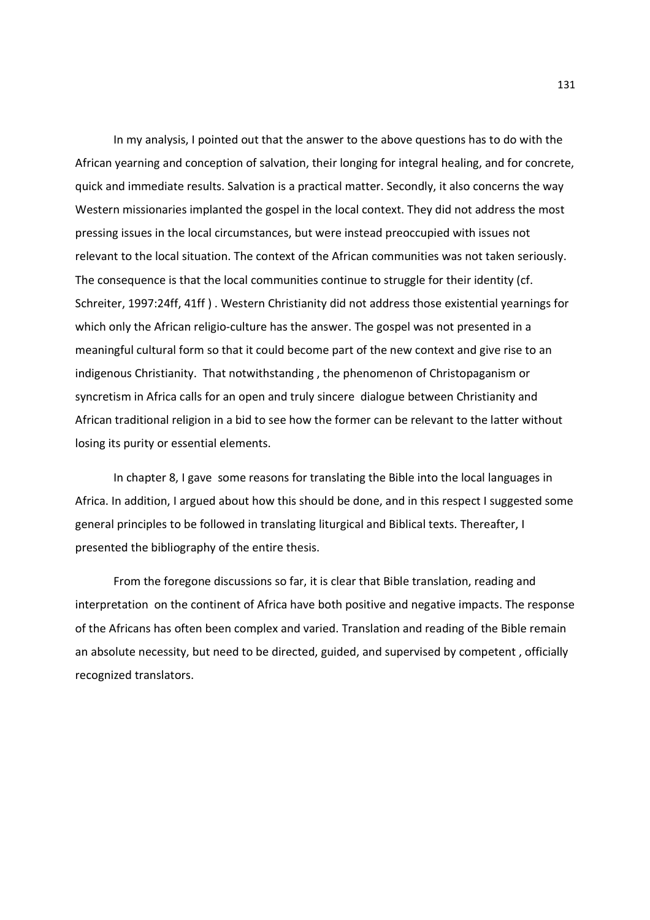In my analysis, I pointed out that the answer to the above questions has to do with the African yearning and conception of salvation, their longing for integral healing, and for concrete, quick and immediate results. Salvation is a practical matter. Secondly, it also concerns the way Western missionaries implanted the gospel in the local context. They did not address the most pressing issues in the local circumstances, but were instead preoccupied with issues not relevant to the local situation. The context of the African communities was not taken seriously. The consequence is that the local communities continue to struggle for their identity (cf. Schreiter, 1997:24ff, 41ff ) . Western Christianity did not address those existential yearnings for which only the African religio-culture has the answer. The gospel was not presented in a meaningful cultural form so that it could become part of the new context and give rise to an indigenous Christianity. That notwithstanding , the phenomenon of Christopaganism or syncretism in Africa calls for an open and truly sincere dialogue between Christianity and African traditional religion in a bid to see how the former can be relevant to the latter without losing its purity or essential elements.

In chapter 8, I gave some reasons for translating the Bible into the local languages in Africa. In addition, I argued about how this should be done, and in this respect I suggested some general principles to be followed in translating liturgical and Biblical texts. Thereafter, I presented the bibliography of the entire thesis.

From the foregone discussions so far, it is clear that Bible translation, reading and interpretation on the continent of Africa have both positive and negative impacts. The response of the Africans has often been complex and varied. Translation and reading of the Bible remain an absolute necessity, but need to be directed, guided, and supervised by competent , officially recognized translators.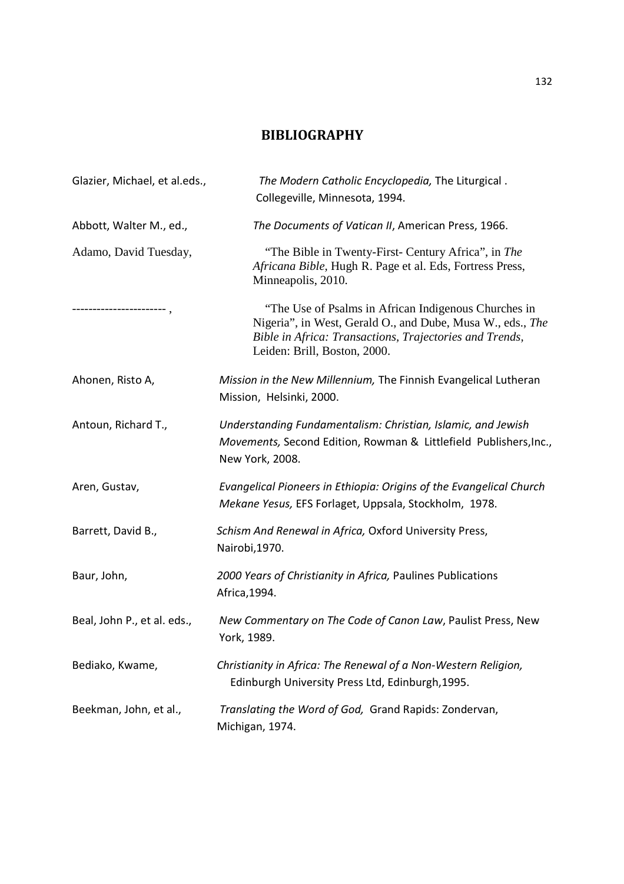# BIBLIOGRAPHY

Glazier, Michael, et al.eds., *The Modern Catholic Encyclopedia,* The Liturgical . Collegeville, Minnesota, 1994.

Abbott, Walter M., ed., *The Documents of Vatican II*, American Press, 1966.

Adamo, David Tuesday, "The Bible in Twenty-First- Century Africa", in *The Africana Bible*, Hugh R. Page et al. Eds, Fortress Press, Minneapolis, 2010.

---------------------- , "The Use of Psalms in African Indigenous Churches in Nigeria", in West, Gerald O., and Dube, Musa W., eds., *The Bible in Africa: Transactions, Trajectories and Trends*, Leiden: Brill, Boston, 2000.

Ahonen, Risto A, *Mission in the New Millennium,* The Finnish Evangelical Lutheran Mission, Helsinki, 2000.

Antoun, Richard T., *Understanding Fundamentalism: Christian, Islamic, and Jewish Movements,* Second Edition, Rowman & Littlefield Publishers,Inc., New York, 2008.

Aren, Gustav, *Evangelical Pioneers in Ethiopia: Origins of the Evangelical Church Mekane Yesus,* EFS Forlaget, Uppsala, Stockholm, 1978.

Barrett, David B., *Schism And Renewal in Africa,* Oxford University Press, Nairobi,1970.

Baur, John, *2000 Years of Christianity in Africa,* Paulines Publications Africa,1994.

Beal, John P., et al. eds., *New Commentary on The Code of Canon Law*, Paulist Press, New York, 1989.

Bediako, Kwame, *Christianity in Africa: The Renewal of a Non-Western Religion,* Edinburgh University Press Ltd, Edinburgh,1995.

Beekman, John, et al., *Translating the Word of God,* Grand Rapids: Zondervan, Michigan, 1974.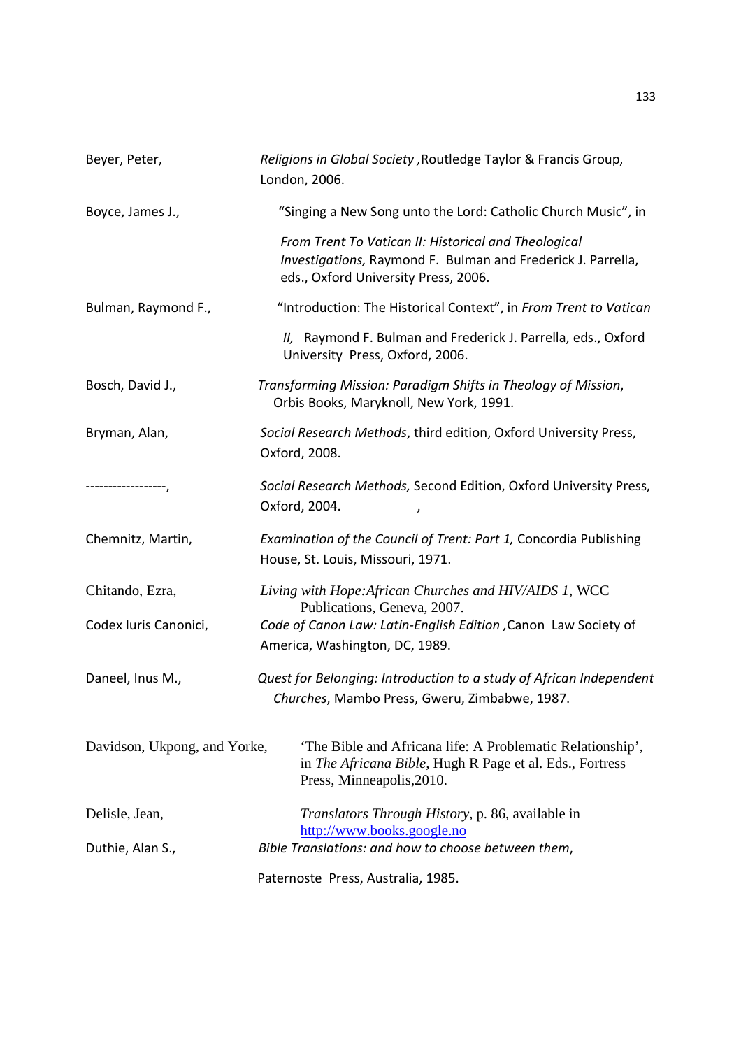Beyer, Peter, *Religions in Global Society* ,Routledge Taylor & Francis Group, London, 2006.

Boyce, James J., "Singing a New Song unto the Lord: Catholic Church Music", in *From Trent To Vatican II: Historical and Theological Investigations,* Raymond F. Bulman and Frederick J. Parrella, eds., Oxford University Press, 2006.

Bulman, Raymond F., "Introduction: The Historical Context", in *From Trent to Vatican II,* Raymond F. Bulman and Frederick J. Parrella, eds., Oxford University Press, Oxford, 2006.

Bosch, David J., *Transforming Mission: Paradigm Shifts in Theology of Mission*, Orbis Books, Maryknoll, New York, 1991.

Bryman, Alan, *Social Research Methods*, third edition, Oxford University Press, Oxford, 2008.

------------------, *Social Research Methods,* Second Edition, Oxford University Press, Oxford, 2004. ,

Chemnitz, Martin, *Examination of the Council of Trent: Part 1,* Concordia Publishing House, St. Louis, Missouri, 1971.

Chitando, Ezra, *Living with Hope:African Churches and HIV/AIDS 1*, WCC Publications, Geneva, 2007.

Codex Iuris Canonici, *Code of Canon Law: Latin-English Edition* ,Canon Law Society of America, Washington, DC, 1989.

Daneel, Inus M., *Quest for Belonging: Introduction to a study of African Independent Churches*, Mambo Press, Gweru, Zimbabwe, 1987.

Davidson, Ukpong, and Yorke, 'The Bible and Africana life: A Problematic Relationship', in *The Africana Bible*, Hugh R Page et al. Eds., Fortress Press, Minneapolis,2010.

Delisle, Jean, *Translators Through History*, p. 86, available in http://www.books.google.no

Duthie, Alan S., *Bible Translations: and how to choose between them*, Paternoste Press, Australia, 1985.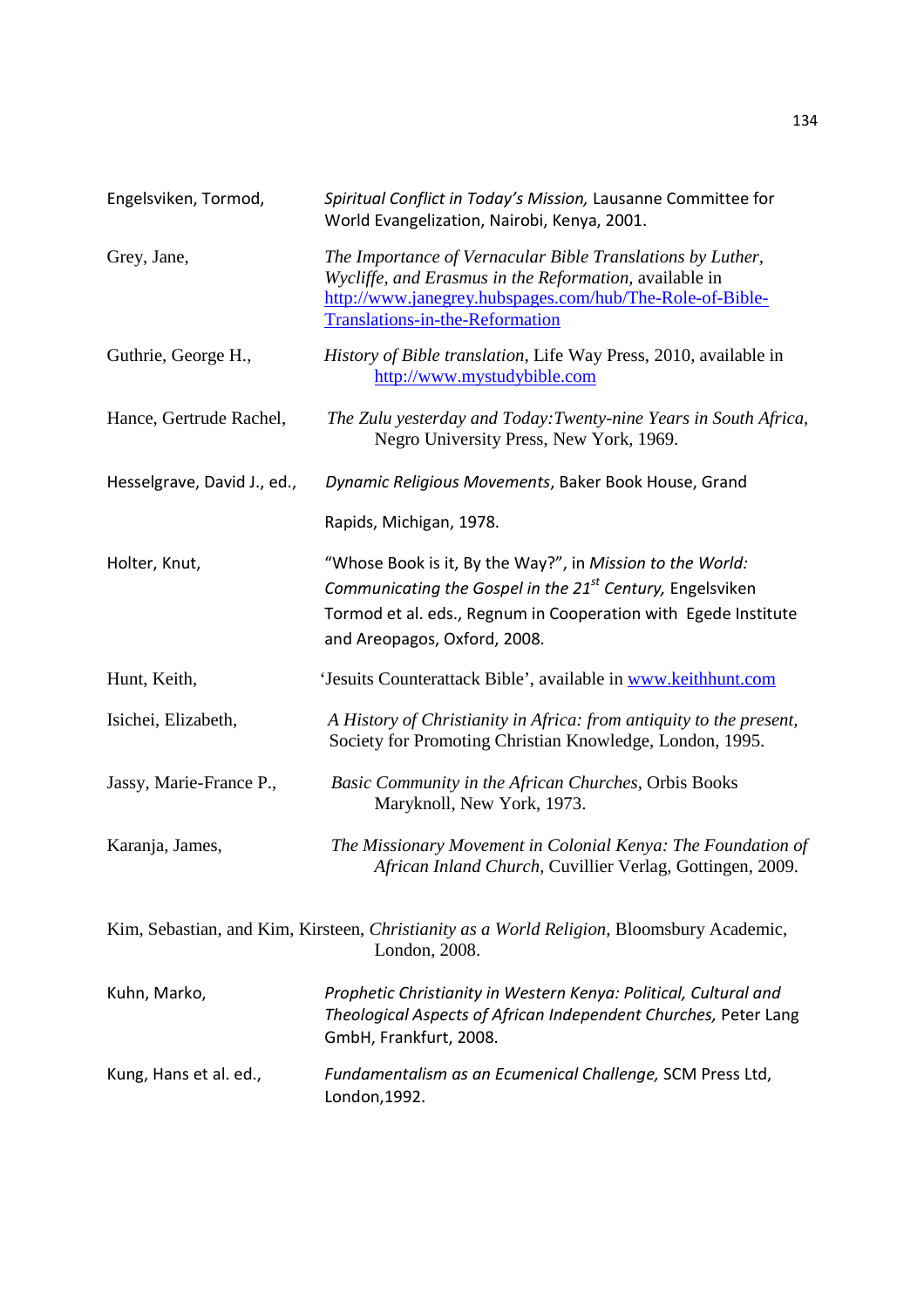Engelsviken, Tormod, *Spiritual Conflict in Today's Mission,* Lausanne Committee for World Evangelization, Nairobi, Kenya, 2001.

Grey, Jane, *The Importance of Vernacular Bible Translations by Luther, Wycliffe, and Erasmus in the Reformation*, available in http://www.janegrey.hubspages.com/hub/The-Role-of-Bible-Translations-in-the-Reformation

Guthrie, George H., *History of Bible translation*, Life Way Press, 2010, available in http://www.mystudybible.com

Hance, Gertrude Rachel, *The Zulu yesterday and Today:Twenty-nine Years in South Africa*, Negro University Press, New York, 1969.

Hesselgrave, David J., ed., *Dynamic Religious Movements*, Baker Book House, Grand Rapids, Michigan, 1978.

Holter, Knut, "Whose Book is it, By the Way?", in *Mission to the World: Communicating the Gospel in the 21st Century,* Engelsviken Tormod et al. eds., Regnum in Cooperation with Egede Institute and Areopagos, Oxford, 2008.

Hunt, Keith, 'Jesuits Counterattack Bible', available in www.keithhunt.com

Isichei, Elizabeth, *A History of Christianity in Africa: from antiquity to the present,* Society for Promoting Christian Knowledge, London, 1995.

Jassy, Marie-France P., *Basic Community in the African Churches*, Orbis Books Maryknoll, New York, 1973.

Karanja, James, *The Missionary Movement in Colonial Kenya: The Foundation of African Inland Church*, Cuvillier Verlag, Gottingen, 2009.

Kim, Sebastian, and Kim, Kirsteen, *Christianity as a World Religion*, Bloomsbury Academic, London, 2008.

Kuhn, Marko, *Prophetic Christianity in Western Kenya: Political, Cultural and Theological Aspects of African Independent Churches,* Peter Lang GmbH, Frankfurt, 2008.

Kung, Hans et al. ed., *Fundamentalism as an Ecumenical Challenge,* SCM Press Ltd, London,1992.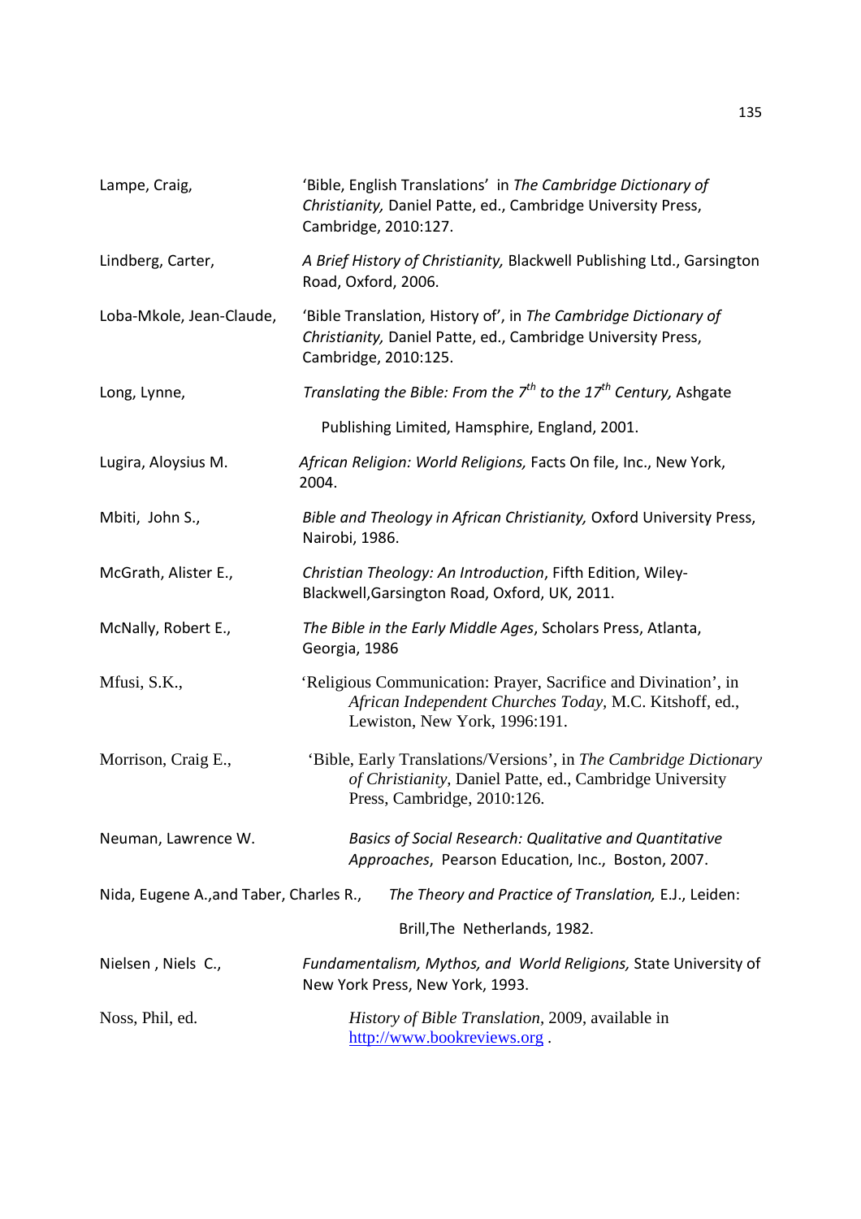Lampe, Craig, 'Bible, English Translations' in *The Cambridge Dictionary of Christianity,* Daniel Patte, ed., Cambridge University Press, Cambridge, 2010:127.

Lindberg, Carter, *A Brief History of Christianity,* Blackwell Publishing Ltd., Garsington Road, Oxford, 2006.

Loba-Mkole, Jean-Claude, 'Bible Translation, History of', in *The Cambridge Dictionary of Christianity,* Daniel Patte, ed., Cambridge University Press, Cambridge, 2010:125.

Long, Lynne, *Translating the Bible: From the 7th to the 17th Century,* Ashgate Publishing Limited, Hamsphire, England, 2001.

Lugira, Aloysius M. *African Religion: World Religions,* Facts On file, Inc., New York, 2004.

Mbiti, John S., *Bible and Theology in African Christianity,* Oxford University Press, Nairobi, 1986.

McGrath, Alister E., *Christian Theology: An Introduction*, Fifth Edition, Wiley-Blackwell,Garsington Road, Oxford, UK, 2011.

McNally, Robert E., *The Bible in the Early Middle Ages*, Scholars Press, Atlanta, Georgia, 1986

Mfusi, S.K., 'Religious Communication: Prayer, Sacrifice and Divination', in *African Independent Churches Today*, M.C. Kitshoff, ed., Lewiston, New York, 1996:191.

Morrison, Craig E., 'Bible, Early Translations/Versions', in *The Cambridge Dictionary of Christianity*, Daniel Patte, ed., Cambridge University Press, Cambridge, 2010:126.

Neuman, Lawrence W. *Basics of Social Research: Qualitative and Quantitative Approaches*, Pearson Education, Inc., Boston, 2007.

Nida, Eugene A.,and Taber, Charles R., *The Theory and Practice of Translation,* E.J., Leiden: Brill,The Netherlands, 1982.

Nielsen , Niels C., *Fundamentalism, Mythos, and World Religions,* State University of New York Press, New York, 1993.

Noss, Phil, ed. *History of Bible Translation*, 2009, available in http://www.bookreviews.org .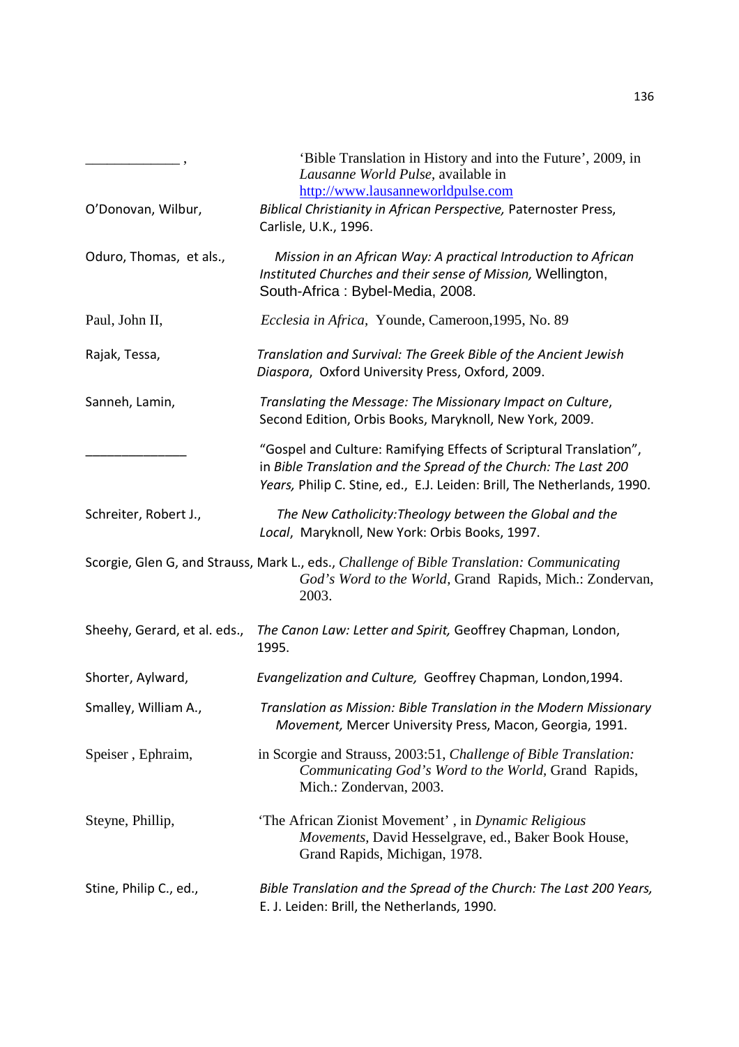_____________ , 'Bible Translation in History and into the Future', 2009, in *Lausanne World Pulse*, available in http://www.lausanneworldpulse.com

O'Donovan, Wilbur, *Biblical Christianity in African Perspective,* Paternoster Press, Carlisle, U.K., 1996.

Oduro, Thomas, et als., *Mission in an African Way: A practical Introduction to African Instituted Churches and their sense of Mission,* Wellington, South-Africa : Bybel-Media, 2008.

Paul, John II, *Ecclesia in Africa*, Younde, Cameroon,1995, No. 89

Rajak, Tessa, *Translation and Survival: The Greek Bible of the Ancient Jewish Diaspora*, Oxford University Press, Oxford, 2009.

Sanneh, Lamin, *Translating the Message: The Missionary Impact on Culture*, Second Edition, Orbis Books, Maryknoll, New York, 2009.

______________ "Gospel and Culture: Ramifying Effects of Scriptural Translation", in *Bible Translation and the Spread of the Church: The Last 200 Years,* Philip C. Stine, ed., E.J. Leiden: Brill, The Netherlands, 1990.

Schreiter, Robert J., *The New Catholicity:Theology between the Global and the Local*, Maryknoll, New York: Orbis Books, 1997.

Scorgie, Glen G, and Strauss, Mark L., eds., *Challenge of Bible Translation: Communicating God's Word to the World*, Grand Rapids, Mich.: Zondervan, 2003.

Sheehy, Gerard, et al. eds., *The Canon Law: Letter and Spirit,* Geoffrey Chapman, London, 1995.

Shorter, Aylward, *Evangelization and Culture,* Geoffrey Chapman, London,1994.

Smalley, William A., *Translation as Mission: Bible Translation in the Modern Missionary Movement,* Mercer University Press, Macon, Georgia, 1991.

Speiser , Ephraim, in Scorgie and Strauss, 2003:51, *Challenge of Bible Translation: Communicating God's Word to the World*, Grand Rapids, Mich.: Zondervan, 2003.

Steyne, Phillip, 'The African Zionist Movement' , in *Dynamic Religious Movements*, David Hesselgrave, ed., Baker Book House, Grand Rapids, Michigan, 1978.

Stine, Philip C., ed., *Bible Translation and the Spread of the Church: The Last 200 Years,* E. J. Leiden: Brill, the Netherlands, 1990.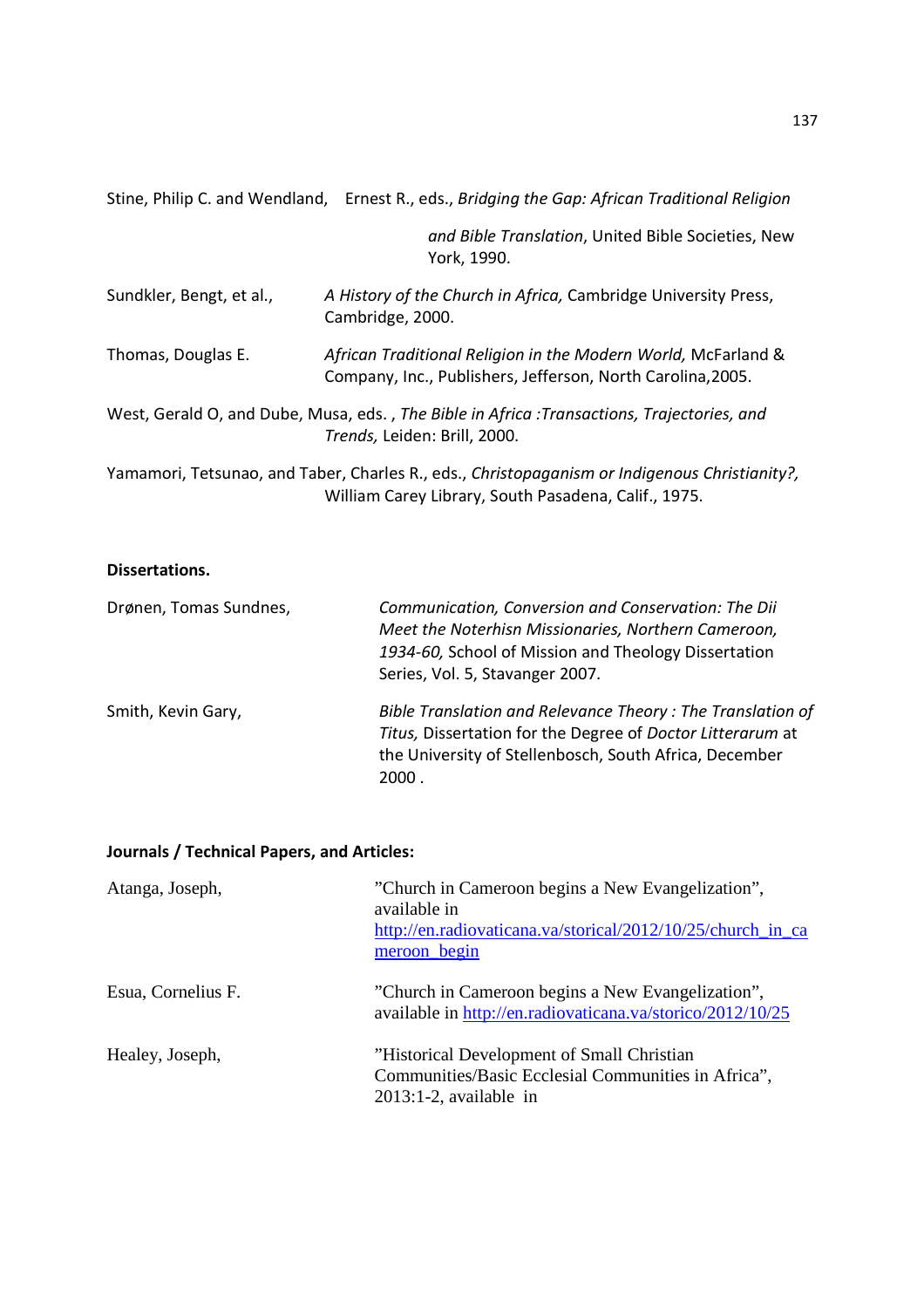Stine, Philip C. and Wendland, Ernest R., eds., *Bridging the Gap: African Traditional Religion and Bible Translation*, United Bible Societies, New York, 1990.

Sundkler, Bengt, et al., *A History of the Church in Africa,* Cambridge University Press, Cambridge, 2000.

Thomas, Douglas E. *African Traditional Religion in the Modern World,* McFarland & Company, Inc., Publishers, Jefferson, North Carolina,2005.

West, Gerald O, and Dube, Musa, eds. , *The Bible in Africa :Transactions, Trajectories, and Trends,* Leiden: Brill, 2000.

Yamamori, Tetsunao, and Taber, Charles R., eds., *Christopaganism or Indigenous Christianity?,* William Carey Library, South Pasadena, Calif., 1975.

**Dissertations.**

Drønen, Tomas Sundnes, *Communication, Conversion and Conservation: The Dii Meet the Noterhisn Missionaries, Northern Cameroon, 1934-60,* School of Mission and Theology Dissertation Series, Vol. 5, Stavanger 2007.

Smith, Kevin Gary, *Bible Translation and Relevance Theory : The Translation of Titus,* Dissertation for the Degree of *Doctor Litterarum* at the University of Stellenbosch, South Africa, December 2000 .

**Journals / Technical Papers, and Articles:**

Atanga, Joseph, "Church in Cameroon begins a New Evangelization", available in http://en.radiovaticana.va/storical/2012/10/25/church_in_cameroon_begin

Esua, Cornelius F. "Church in Cameroon begins a New Evangelization", available in http://en.radiovaticana.va/storico/2012/10/25

Healey, Joseph, "Historical Development of Small Christian Communities/Basic Ecclesial Communities in Africa", 2013:1-2, available in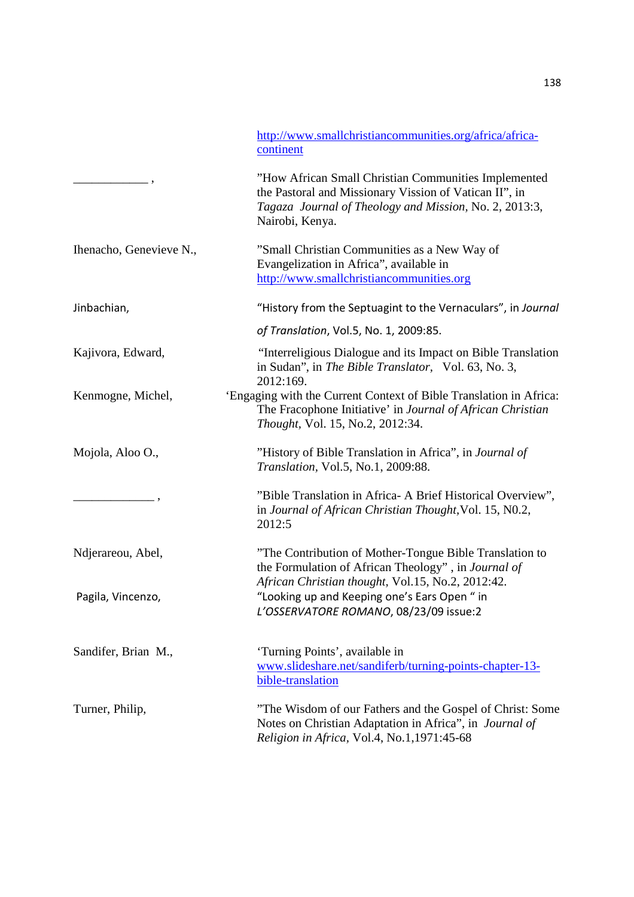http://www.smallchristiancommunities.org/africa/africa-continent

____________ , "How African Small Christian Communities Implemented the Pastoral and Missionary Vission of Vatican II", in *Tagaza Journal of Theology and Mission*, No. 2, 2013:3, Nairobi, Kenya.

Ihenacho, Genevieve N., "Small Christian Communities as a New Way of Evangelization in Africa", available in http://www.smallchristiancommunities.org

Jinbachian, "History from the Septuagint to the Vernaculars", in *Journal of Translation*, Vol.5, No. 1, 2009:85.

Kajivora, Edward, "Interreligious Dialogue and its Impact on Bible Translation in Sudan", in *The Bible Translator*, Vol. 63, No. 3, 2012:169.

Kenmogne, Michel, 'Engaging with the Current Context of Bible Translation in Africa: The Fracophone Initiative' in *Journal of African Christian Thought*, Vol. 15, No.2, 2012:34.

Mojola, Aloo O., "History of Bible Translation in Africa", in *Journal of Translation*, Vol.5, No.1, 2009:88.

_____________ , "Bible Translation in Africa- A Brief Historical Overview", in *Journal of African Christian Thought*,Vol. 15, N0.2, 2012:5

Ndjerareou, Abel, "The Contribution of Mother-Tongue Bible Translation to the Formulation of African Theology" , in *Journal of African Christian thought*, Vol.15, No.2, 2012:42.

Pagila, Vincenzo, "Looking up and Keeping one's Ears Open " in *L'OSSERVATORE ROMANO*, 08/23/09 issue:2

Sandifer, Brian M., 'Turning Points', available in www.slideshare.net/sandiferb/turning-points-chapter-13-bible-translation

Turner, Philip, "The Wisdom of our Fathers and the Gospel of Christ: Some Notes on Christian Adaptation in Africa", in *Journal of Religion in Africa*, Vol.4, No.1,1971:45-68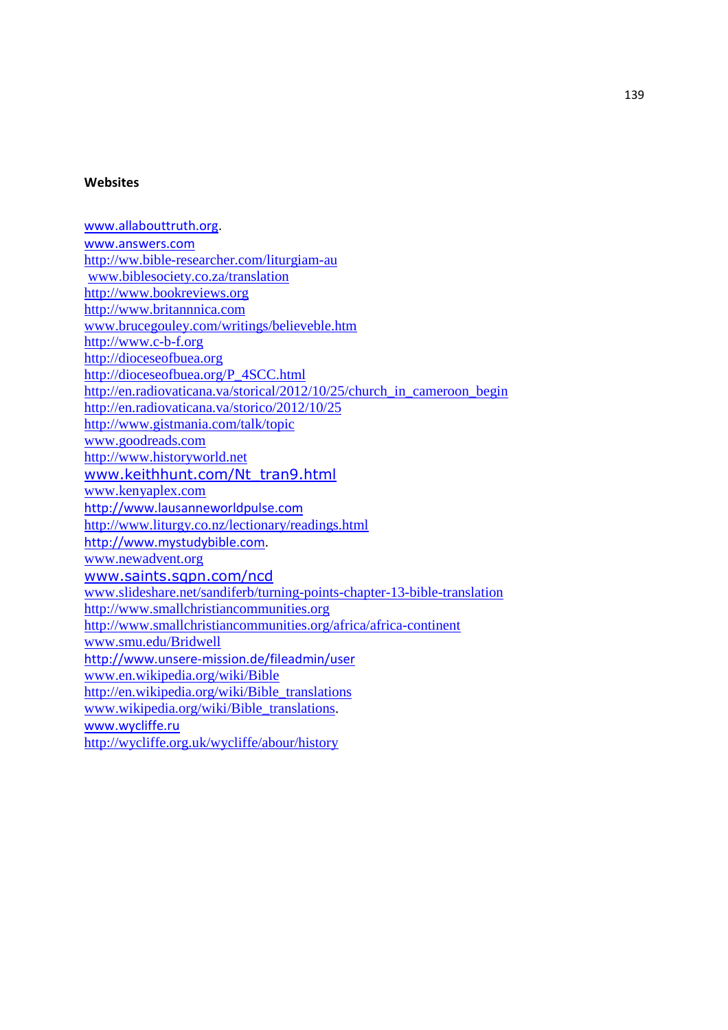**Websites**

www.allabouttruth.org.
www.answers.com
http://ww.bible-researcher.com/liturgiam-au
www.biblesociety.co.za/translation
http://www.bookreviews.org
http://www.britannnica.com
www.brucegouley.com/writings/believeble.htm
http://www.c-b-f.org
http://dioceseofbuea.org
http://dioceseofbuea.org/P_4SCC.html
http://en.radiovaticana.va/storical/2012/10/25/church_in_cameroon_begin
http://en.radiovaticana.va/storico/2012/10/25
http://www.gistmania.com/talk/topic
www.goodreads.com
http://www.historyworld.net
www.keithhunt.com/Nt_tran9.html
www.kenyaplex.com
http://www.lausanneworldpulse.com
http://www.liturgy.co.nz/lectionary/readings.html
http://www.mystudybible.com.
www.newadvent.org
www.saints.sqpn.com/ncd
www.slideshare.net/sandiferb/turning-points-chapter-13-bible-translation
http://www.smallchristiancommunities.org
http://www.smallchristiancommunities.org/africa/africa-continent
www.smu.edu/Bridwell
http://www.unsere-mission.de/fileadmin/user
www.en.wikipedia.org/wiki/Bible
http://en.wikipedia.org/wiki/Bible_translations
www.wikipedia.org/wiki/Bible_translations.
www.wycliffe.ru
http://wycliffe.org.uk/wycliffe/abour/history